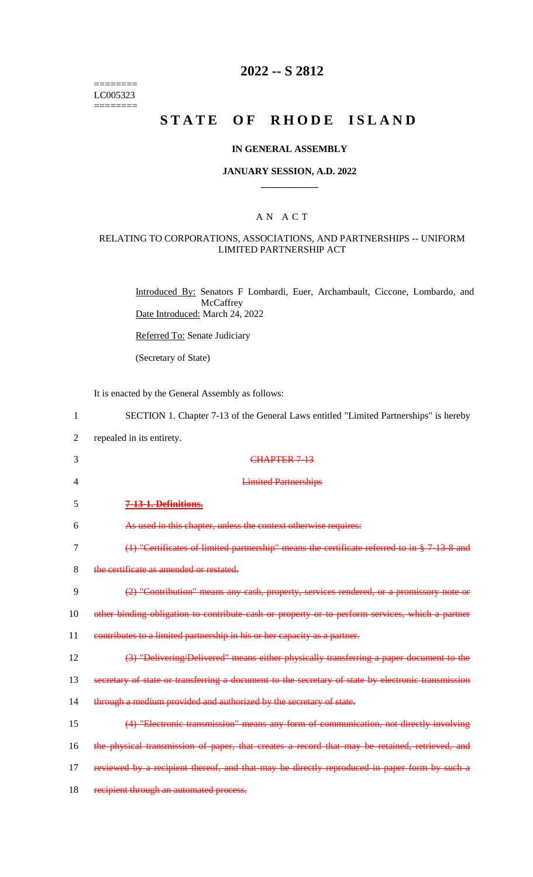========
LC005323
========

# 2022 -- S 2812

# STATE OF RHODE ISLAND

### IN GENERAL ASSEMBLY

### JANUARY SESSION, A.D. 2022

## A N A C T

### RELATING TO CORPORATIONS, ASSOCIATIONS, AND PARTNERSHIPS -- UNIFORM LIMITED PARTNERSHIP ACT

Introduced By: Senators F Lombardi, Euer, Archambault, Ciccone, Lombardo, and McCaffrey

Date Introduced: March 24, 2022

Referred To: Senate Judiciary

(Secretary of State)

It is enacted by the General Assembly as follows:

1 SECTION 1. Chapter 7-13 of the General Laws entitled "Limited Partnerships" is hereby

2 repealed in its entirety.

3 ~~CHAPTER 7-13~~

4 ~~Limited Partnerships~~

5 ~~**7-13-1. Definitions.**~~

6 ~~As used in this chapter, unless the context otherwise requires:~~

7 ~~(1) "Certificates of limited partnership" means the certificate referred to in § 7-13-8 and~~

8 ~~the certificate as amended or restated.~~

9 ~~(2) "Contribution" means any cash, property, services rendered, or a promissory note or~~

10 ~~other binding obligation to contribute cash or property or to perform services, which a partner~~

11 ~~contributes to a limited partnership in his or her capacity as a partner.~~

12 ~~(3) "Delivering/Delivered" means either physically transferring a paper document to the~~

13 ~~secretary of state or transferring a document to the secretary of state by electronic transmission~~

14 ~~through a medium provided and authorized by the secretary of state.~~

15 ~~(4) "Electronic transmission" means any form of communication, not directly involving~~

16 ~~the physical transmission of paper, that creates a record that may be retained, retrieved, and~~

17 ~~reviewed by a recipient thereof, and that may be directly reproduced in paper form by such a~~

18 ~~recipient through an automated process.~~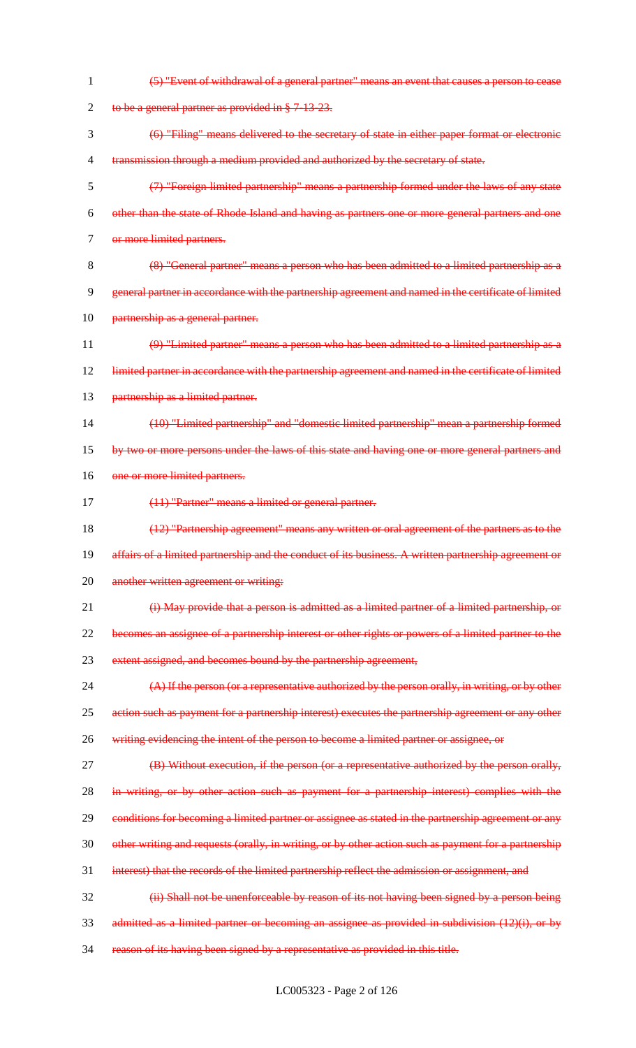~~(5) "Event of withdrawal of a general partner" means an event that causes a person to cease to be a general partner as provided in § 7-13-23.~~

~~(6) "Filing" means delivered to the secretary of state in either paper format or electronic transmission through a medium provided and authorized by the secretary of state.~~

~~(7) "Foreign limited partnership" means a partnership formed under the laws of any state other than the state of Rhode Island and having as partners one or more general partners and one or more limited partners.~~

~~(8) "General partner" means a person who has been admitted to a limited partnership as a general partner in accordance with the partnership agreement and named in the certificate of limited partnership as a general partner.~~

~~(9) "Limited partner" means a person who has been admitted to a limited partnership as a limited partner in accordance with the partnership agreement and named in the certificate of limited partnership as a limited partner.~~

~~(10) "Limited partnership" and "domestic limited partnership" mean a partnership formed by two or more persons under the laws of this state and having one or more general partners and one or more limited partners.~~

~~(11) "Partner" means a limited or general partner.~~

~~(12) "Partnership agreement" means any written or oral agreement of the partners as to the affairs of a limited partnership and the conduct of its business. A written partnership agreement or another written agreement or writing:~~

~~(i) May provide that a person is admitted as a limited partner of a limited partnership, or becomes an assignee of a partnership interest or other rights or powers of a limited partner to the extent assigned, and becomes bound by the partnership agreement,~~

~~(A) If the person (or a representative authorized by the person orally, in writing, or by other action such as payment for a partnership interest) executes the partnership agreement or any other writing evidencing the intent of the person to become a limited partner or assignee, or~~

~~(B) Without execution, if the person (or a representative authorized by the person orally, in writing, or by other action such as payment for a partnership interest) complies with the conditions for becoming a limited partner or assignee as stated in the partnership agreement or any other writing and requests (orally, in writing, or by other action such as payment for a partnership interest) that the records of the limited partnership reflect the admission or assignment, and~~

~~(ii) Shall not be unenforceable by reason of its not having been signed by a person being admitted as a limited partner or becoming an assignee as provided in subdivision (12)(i), or by reason of its having been signed by a representative as provided in this title.~~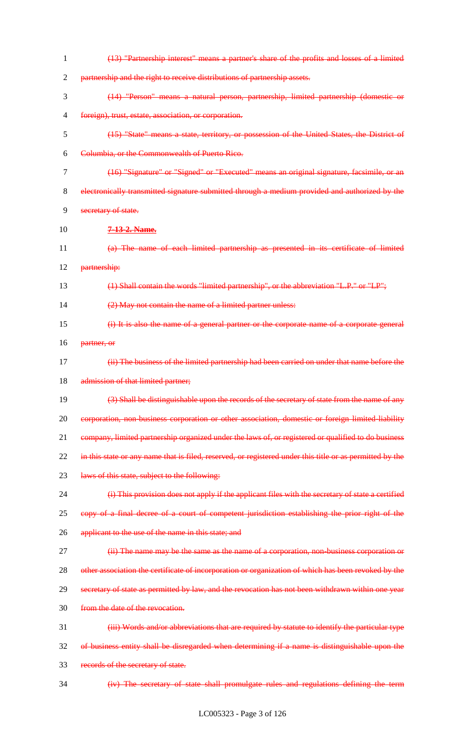~~(13) "Partnership interest" means a partner's share of the profits and losses of a limited partnership and the right to receive distributions of partnership assets.~~

~~(14) "Person" means a natural person, partnership, limited partnership (domestic or foreign), trust, estate, association, or corporation.~~

~~(15) "State" means a state, territory, or possession of the United States, the District of Columbia, or the Commonwealth of Puerto Rico.~~

~~(16) "Signature" or "Signed" or "Executed" means an original signature, facsimile, or an electronically transmitted signature submitted through a medium provided and authorized by the secretary of state.~~

~~**7-13-2. Name.**~~

~~(a) The name of each limited partnership as presented in its certificate of limited partnership:~~

~~(1) Shall contain the words "limited partnership", or the abbreviation "L.P." or "LP";~~

~~(2) May not contain the name of a limited partner unless:~~

~~(i) It is also the name of a general partner or the corporate name of a corporate general partner, or~~

~~(ii) The business of the limited partnership had been carried on under that name before the admission of that limited partner;~~

~~(3) Shall be distinguishable upon the records of the secretary of state from the name of any corporation, non-business corporation or other association, domestic or foreign limited-liability company, limited partnership organized under the laws of, or registered or qualified to do business in this state or any name that is filed, reserved, or registered under this title or as permitted by the laws of this state, subject to the following:~~

~~(i) This provision does not apply if the applicant files with the secretary of state a certified copy of a final decree of a court of competent jurisdiction establishing the prior right of the applicant to the use of the name in this state; and~~

~~(ii) The name may be the same as the name of a corporation, non-business corporation or other association the certificate of incorporation or organization of which has been revoked by the secretary of state as permitted by law, and the revocation has not been withdrawn within one year from the date of the revocation.~~

~~(iii) Words and/or abbreviations that are required by statute to identify the particular type of business entity shall be disregarded when determining if a name is distinguishable upon the records of the secretary of state.~~

~~(iv) The secretary of state shall promulgate rules and regulations defining the term~~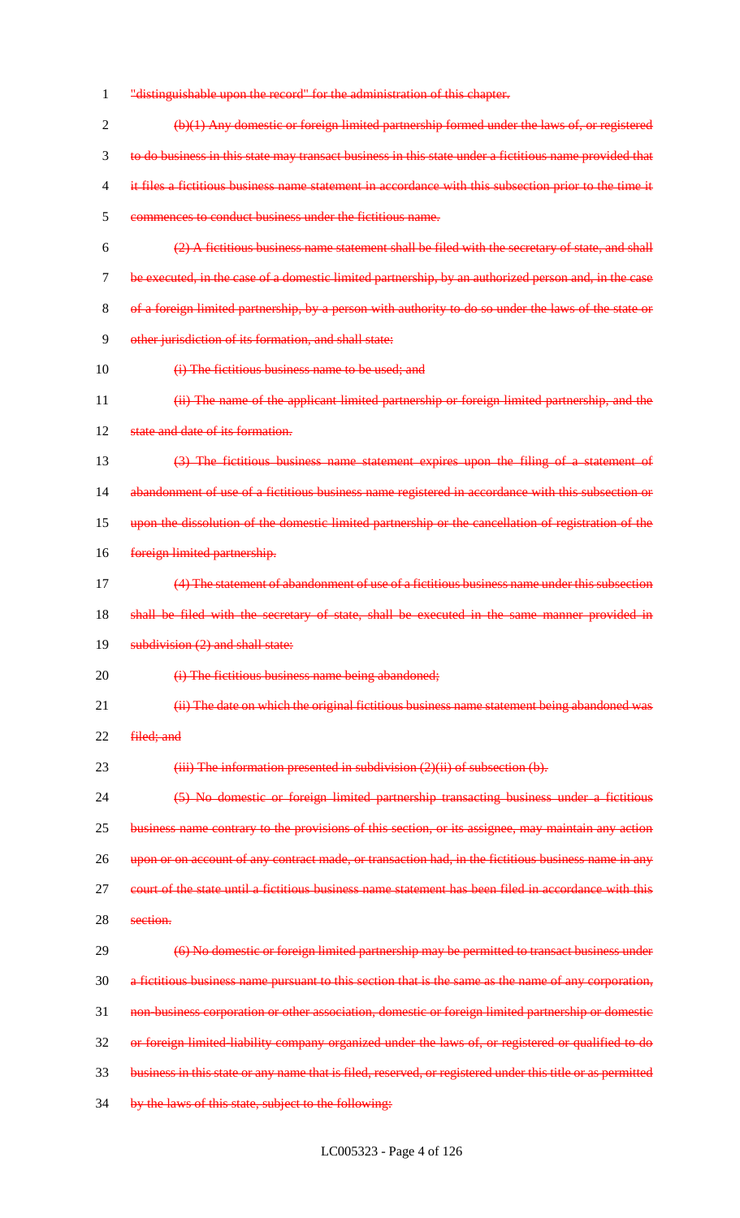"distinguishable upon the record" for the administration of this chapter.

~~(b)(1) Any domestic or foreign limited partnership formed under the laws of, or registered to do business in this state may transact business in this state under a fictitious name provided that it files a fictitious business name statement in accordance with this subsection prior to the time it commences to conduct business under the fictitious name.~~

~~(2) A fictitious business name statement shall be filed with the secretary of state, and shall be executed, in the case of a domestic limited partnership, by an authorized person and, in the case of a foreign limited partnership, by a person with authority to do so under the laws of the state or other jurisdiction of its formation, and shall state:~~

~~(i) The fictitious business name to be used; and~~

~~(ii) The name of the applicant limited partnership or foreign limited partnership, and the state and date of its formation.~~

~~(3) The fictitious business name statement expires upon the filing of a statement of abandonment of use of a fictitious business name registered in accordance with this subsection or upon the dissolution of the domestic limited partnership or the cancellation of registration of the foreign limited partnership.~~

~~(4) The statement of abandonment of use of a fictitious business name under this subsection shall be filed with the secretary of state, shall be executed in the same manner provided in subdivision (2) and shall state:~~

~~(i) The fictitious business name being abandoned;~~

~~(ii) The date on which the original fictitious business name statement being abandoned was filed; and~~

~~(iii) The information presented in subdivision (2)(ii) of subsection (b).~~

~~(5) No domestic or foreign limited partnership transacting business under a fictitious business name contrary to the provisions of this section, or its assignee, may maintain any action upon or on account of any contract made, or transaction had, in the fictitious business name in any court of the state until a fictitious business name statement has been filed in accordance with this section.~~

~~(6) No domestic or foreign limited partnership may be permitted to transact business under a fictitious business name pursuant to this section that is the same as the name of any corporation, non-business corporation or other association, domestic or foreign limited partnership or domestic or foreign limited-liability company organized under the laws of, or registered or qualified to do business in this state or any name that is filed, reserved, or registered under this title or as permitted by the laws of this state, subject to the following:~~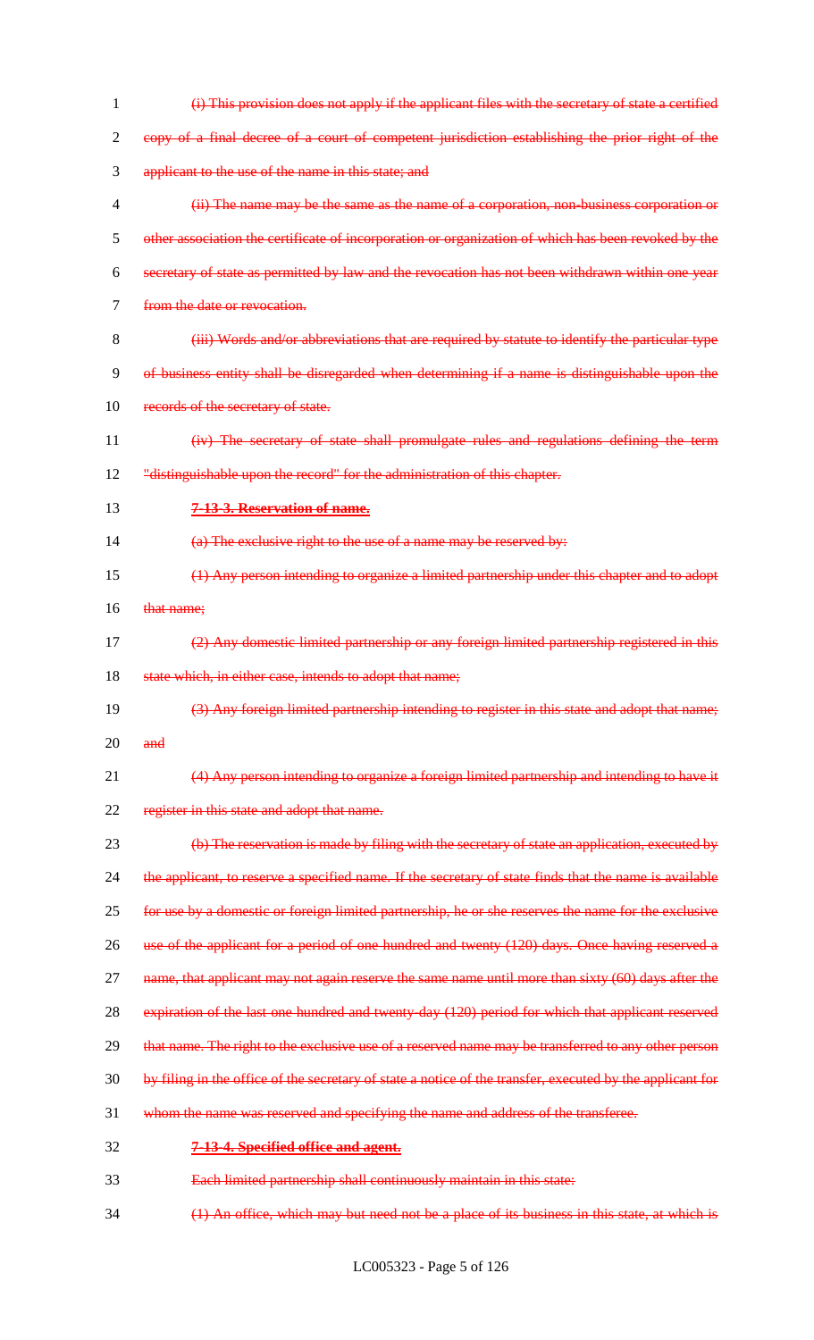(i) This provision does not apply if the applicant files with the secretary of state a certified copy of a final decree of a court of competent jurisdiction establishing the prior right of the applicant to the use of the name in this state; and

(ii) The name may be the same as the name of a corporation, non-business corporation or other association the certificate of incorporation or organization of which has been revoked by the secretary of state as permitted by law and the revocation has not been withdrawn within one year from the date or revocation.

(iii) Words and/or abbreviations that are required by statute to identify the particular type of business entity shall be disregarded when determining if a name is distinguishable upon the records of the secretary of state.

(iv) The secretary of state shall promulgate rules and regulations defining the term "distinguishable upon the record" for the administration of this chapter.

**7-13-3. Reservation of name.**

(a) The exclusive right to the use of a name may be reserved by:

(1) Any person intending to organize a limited partnership under this chapter and to adopt that name;

(2) Any domestic limited partnership or any foreign limited partnership registered in this state which, in either case, intends to adopt that name;

(3) Any foreign limited partnership intending to register in this state and adopt that name; and

(4) Any person intending to organize a foreign limited partnership and intending to have it register in this state and adopt that name.

(b) The reservation is made by filing with the secretary of state an application, executed by the applicant, to reserve a specified name. If the secretary of state finds that the name is available for use by a domestic or foreign limited partnership, he or she reserves the name for the exclusive use of the applicant for a period of one hundred and twenty (120) days. Once having reserved a name, that applicant may not again reserve the same name until more than sixty (60) days after the expiration of the last one hundred and twenty-day (120) period for which that applicant reserved that name. The right to the exclusive use of a reserved name may be transferred to any other person by filing in the office of the secretary of state a notice of the transfer, executed by the applicant for whom the name was reserved and specifying the name and address of the transferee.

**7-13-4. Specified office and agent.**

Each limited partnership shall continuously maintain in this state:

(1) An office, which may but need not be a place of its business in this state, at which is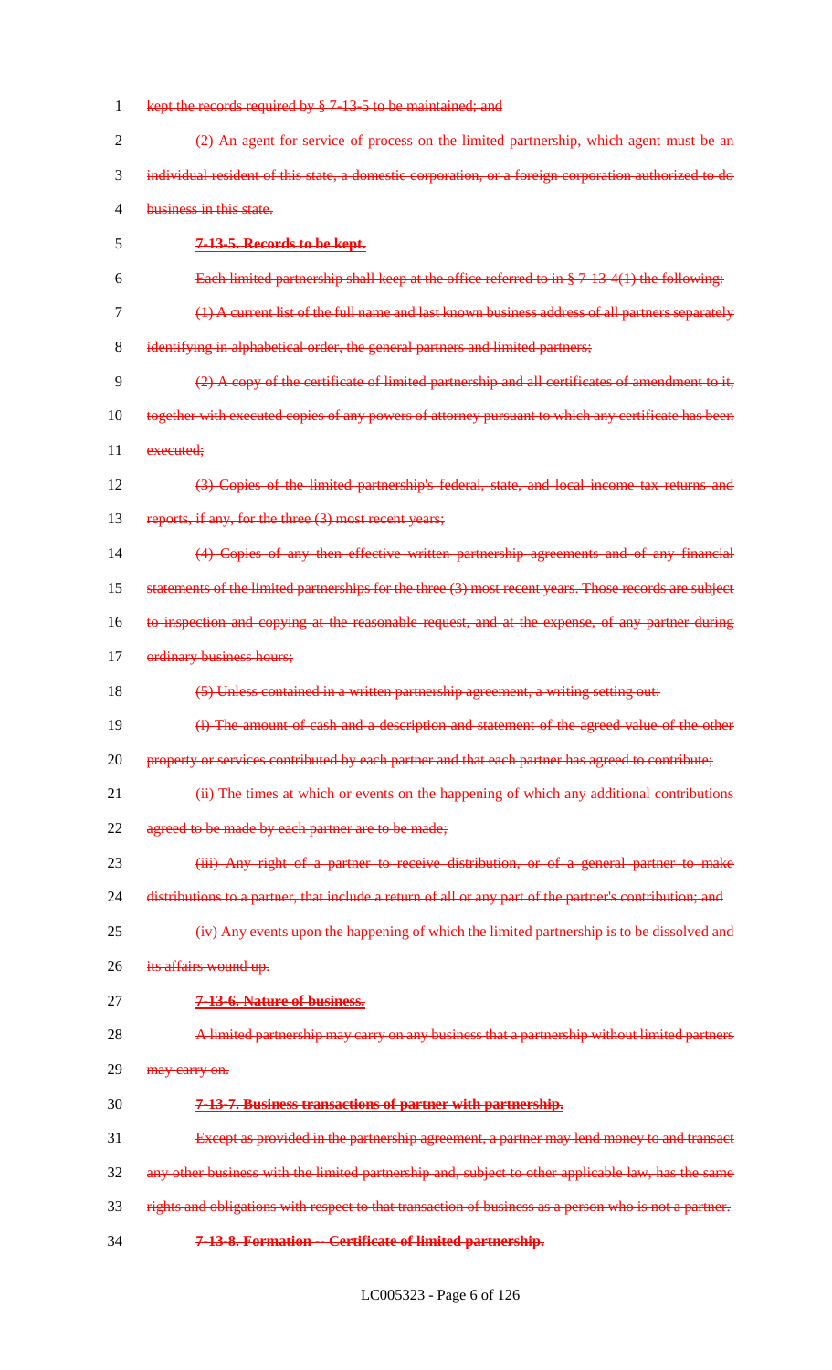kept the records required by § 7-13-5 to be maintained; and

(2) An agent for service of process on the limited partnership, which agent must be an individual resident of this state, a domestic corporation, or a foreign corporation authorized to do business in this state.

**7-13-5. Records to be kept.**

Each limited partnership shall keep at the office referred to in § 7-13-4(1) the following:

(1) A current list of the full name and last known business address of all partners separately identifying in alphabetical order, the general partners and limited partners;

(2) A copy of the certificate of limited partnership and all certificates of amendment to it, together with executed copies of any powers of attorney pursuant to which any certificate has been executed;

(3) Copies of the limited partnership's federal, state, and local income tax returns and reports, if any, for the three (3) most recent years;

(4) Copies of any then effective written partnership agreements and of any financial statements of the limited partnerships for the three (3) most recent years. Those records are subject to inspection and copying at the reasonable request, and at the expense, of any partner during ordinary business hours;

(5) Unless contained in a written partnership agreement, a writing setting out:

(i) The amount of cash and a description and statement of the agreed value of the other property or services contributed by each partner and that each partner has agreed to contribute;

(ii) The times at which or events on the happening of which any additional contributions agreed to be made by each partner are to be made;

(iii) Any right of a partner to receive distribution, or of a general partner to make distributions to a partner, that include a return of all or any part of the partner's contribution; and

(iv) Any events upon the happening of which the limited partnership is to be dissolved and its affairs wound up.

**7-13-6. Nature of business.**

A limited partnership may carry on any business that a partnership without limited partners may carry on.

**7-13-7. Business transactions of partner with partnership.**

Except as provided in the partnership agreement, a partner may lend money to and transact any other business with the limited partnership and, subject to other applicable law, has the same rights and obligations with respect to that transaction of business as a person who is not a partner.

**7-13-8. Formation -- Certificate of limited partnership.**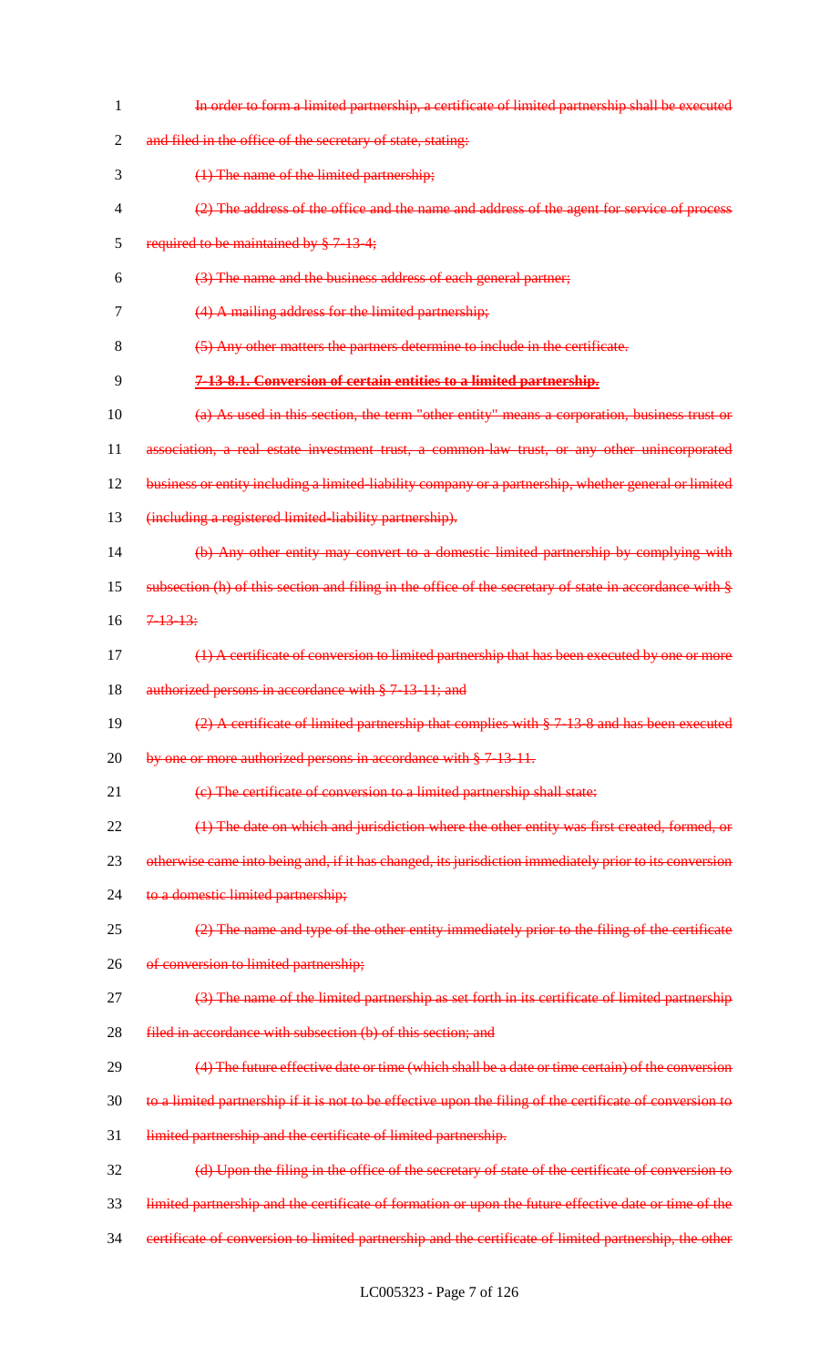In order to form a limited partnership, a certificate of limited partnership shall be executed and filed in the office of the secretary of state, stating:

(1) The name of the limited partnership;

(2) The address of the office and the name and address of the agent for service of process required to be maintained by § 7-13-4;

(3) The name and the business address of each general partner;

(4) A mailing address for the limited partnership;

(5) Any other matters the partners determine to include in the certificate.

**7-13-8.1. Conversion of certain entities to a limited partnership.**

(a) As used in this section, the term "other entity" means a corporation, business trust or association, a real estate investment trust, a common-law trust, or any other unincorporated business or entity including a limited-liability company or a partnership, whether general or limited (including a registered limited-liability partnership).

(b) Any other entity may convert to a domestic limited partnership by complying with subsection (h) of this section and filing in the office of the secretary of state in accordance with § 7-13-13:

(1) A certificate of conversion to limited partnership that has been executed by one or more authorized persons in accordance with § 7-13-11; and

(2) A certificate of limited partnership that complies with § 7-13-8 and has been executed by one or more authorized persons in accordance with § 7-13-11.

(c) The certificate of conversion to a limited partnership shall state:

(1) The date on which and jurisdiction where the other entity was first created, formed, or otherwise came into being and, if it has changed, its jurisdiction immediately prior to its conversion to a domestic limited partnership;

(2) The name and type of the other entity immediately prior to the filing of the certificate of conversion to limited partnership;

(3) The name of the limited partnership as set forth in its certificate of limited partnership filed in accordance with subsection (b) of this section; and

(4) The future effective date or time (which shall be a date or time certain) of the conversion to a limited partnership if it is not to be effective upon the filing of the certificate of conversion to limited partnership and the certificate of limited partnership.

(d) Upon the filing in the office of the secretary of state of the certificate of conversion to limited partnership and the certificate of formation or upon the future effective date or time of the certificate of conversion to limited partnership and the certificate of limited partnership, the other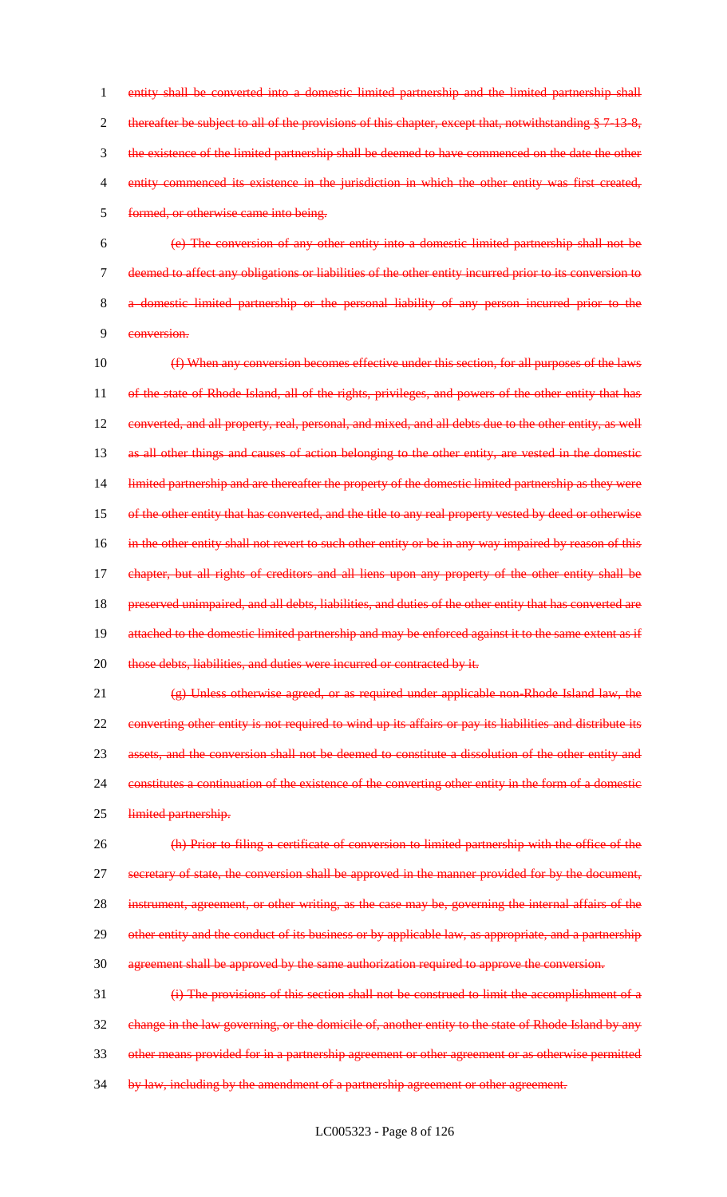~~entity shall be converted into a domestic limited partnership and the limited partnership shall thereafter be subject to all of the provisions of this chapter, except that, notwithstanding § 7-13-8, the existence of the limited partnership shall be deemed to have commenced on the date the other entity commenced its existence in the jurisdiction in which the other entity was first created, formed, or otherwise came into being.~~

~~(e) The conversion of any other entity into a domestic limited partnership shall not be deemed to affect any obligations or liabilities of the other entity incurred prior to its conversion to a domestic limited partnership or the personal liability of any person incurred prior to the conversion.~~

~~(f) When any conversion becomes effective under this section, for all purposes of the laws of the state of Rhode Island, all of the rights, privileges, and powers of the other entity that has converted, and all property, real, personal, and mixed, and all debts due to the other entity, as well as all other things and causes of action belonging to the other entity, are vested in the domestic limited partnership and are thereafter the property of the domestic limited partnership as they were of the other entity that has converted, and the title to any real property vested by deed or otherwise in the other entity shall not revert to such other entity or be in any way impaired by reason of this chapter, but all rights of creditors and all liens upon any property of the other entity shall be preserved unimpaired, and all debts, liabilities, and duties of the other entity that has converted are attached to the domestic limited partnership and may be enforced against it to the same extent as if those debts, liabilities, and duties were incurred or contracted by it.~~

~~(g) Unless otherwise agreed, or as required under applicable non-Rhode Island law, the converting other entity is not required to wind up its affairs or pay its liabilities and distribute its assets, and the conversion shall not be deemed to constitute a dissolution of the other entity and constitutes a continuation of the existence of the converting other entity in the form of a domestic limited partnership.~~

~~(h) Prior to filing a certificate of conversion to limited partnership with the office of the secretary of state, the conversion shall be approved in the manner provided for by the document, instrument, agreement, or other writing, as the case may be, governing the internal affairs of the other entity and the conduct of its business or by applicable law, as appropriate, and a partnership agreement shall be approved by the same authorization required to approve the conversion.~~

~~(i) The provisions of this section shall not be construed to limit the accomplishment of a change in the law governing, or the domicile of, another entity to the state of Rhode Island by any other means provided for in a partnership agreement or other agreement or as otherwise permitted by law, including by the amendment of a partnership agreement or other agreement.~~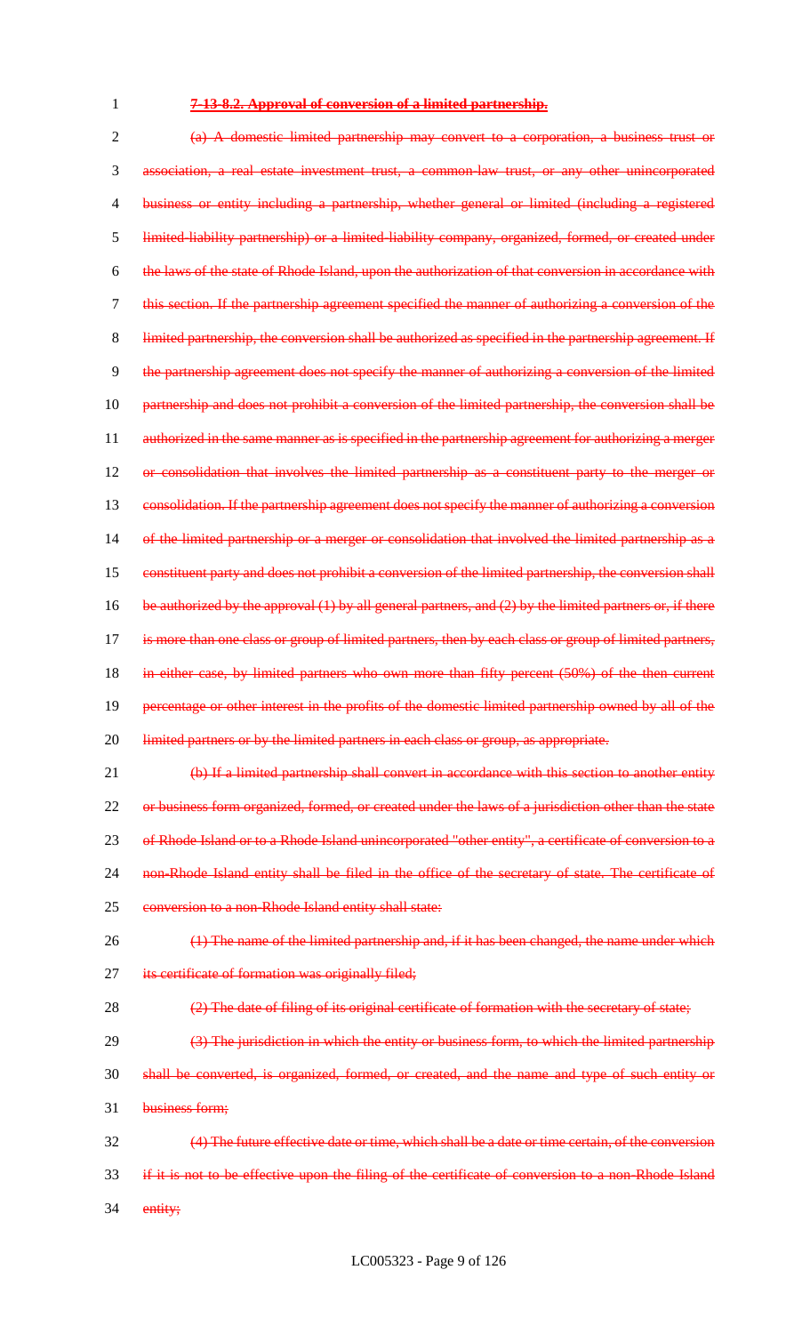~~**7-13-8.2. Approval of conversion of a limited partnership.**~~

~~(a) A domestic limited partnership may convert to a corporation, a business trust or association, a real estate investment trust, a common-law trust, or any other unincorporated business or entity including a partnership, whether general or limited (including a registered limited-liability partnership) or a limited-liability company, organized, formed, or created under the laws of the state of Rhode Island, upon the authorization of that conversion in accordance with this section. If the partnership agreement specified the manner of authorizing a conversion of the limited partnership, the conversion shall be authorized as specified in the partnership agreement. If the partnership agreement does not specify the manner of authorizing a conversion of the limited partnership and does not prohibit a conversion of the limited partnership, the conversion shall be authorized in the same manner as is specified in the partnership agreement for authorizing a merger or consolidation that involves the limited partnership as a constituent party to the merger or consolidation. If the partnership agreement does not specify the manner of authorizing a conversion of the limited partnership or a merger or consolidation that involved the limited partnership as a constituent party and does not prohibit a conversion of the limited partnership, the conversion shall be authorized by the approval (1) by all general partners, and (2) by the limited partners or, if there is more than one class or group of limited partners, then by each class or group of limited partners, in either case, by limited partners who own more than fifty percent (50%) of the then current percentage or other interest in the profits of the domestic limited partnership owned by all of the limited partners or by the limited partners in each class or group, as appropriate.~~

~~(b) If a limited partnership shall convert in accordance with this section to another entity or business form organized, formed, or created under the laws of a jurisdiction other than the state of Rhode Island or to a Rhode Island unincorporated "other entity", a certificate of conversion to a non-Rhode Island entity shall be filed in the office of the secretary of state. The certificate of conversion to a non-Rhode Island entity shall state:~~

~~(1) The name of the limited partnership and, if it has been changed, the name under which its certificate of formation was originally filed;~~

~~(2) The date of filing of its original certificate of formation with the secretary of state;~~

~~(3) The jurisdiction in which the entity or business form, to which the limited partnership shall be converted, is organized, formed, or created, and the name and type of such entity or business form;~~

~~(4) The future effective date or time, which shall be a date or time certain, of the conversion if it is not to be effective upon the filing of the certificate of conversion to a non-Rhode Island entity;~~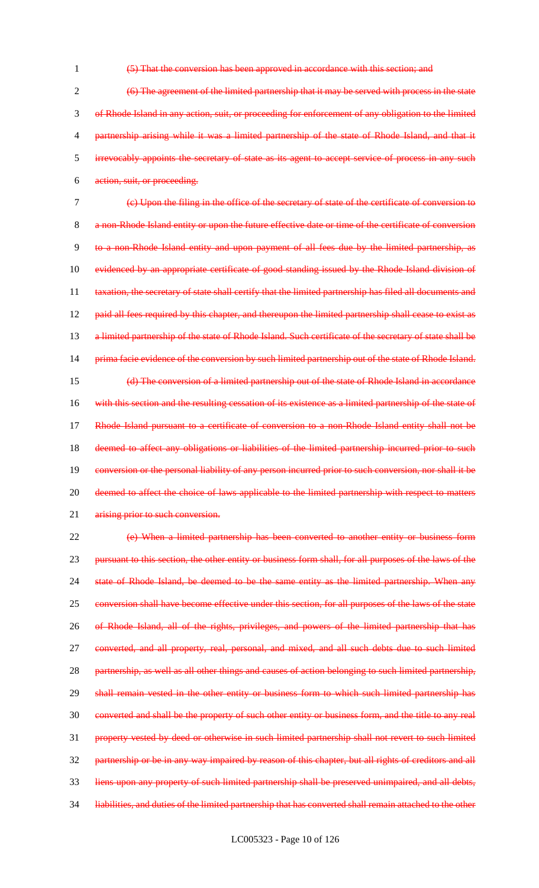(5) That the conversion has been approved in accordance with this section; and

(6) The agreement of the limited partnership that it may be served with process in the state of Rhode Island in any action, suit, or proceeding for enforcement of any obligation to the limited partnership arising while it was a limited partnership of the state of Rhode Island, and that it irrevocably appoints the secretary of state as its agent to accept service of process in any such action, suit, or proceeding.

(c) Upon the filing in the office of the secretary of state of the certificate of conversion to a non-Rhode Island entity or upon the future effective date or time of the certificate of conversion to a non-Rhode Island entity and upon payment of all fees due by the limited partnership, as evidenced by an appropriate certificate of good standing issued by the Rhode Island division of taxation, the secretary of state shall certify that the limited partnership has filed all documents and paid all fees required by this chapter, and thereupon the limited partnership shall cease to exist as a limited partnership of the state of Rhode Island. Such certificate of the secretary of state shall be prima facie evidence of the conversion by such limited partnership out of the state of Rhode Island.

(d) The conversion of a limited partnership out of the state of Rhode Island in accordance with this section and the resulting cessation of its existence as a limited partnership of the state of Rhode Island pursuant to a certificate of conversion to a non-Rhode Island entity shall not be deemed to affect any obligations or liabilities of the limited partnership incurred prior to such conversion or the personal liability of any person incurred prior to such conversion, nor shall it be deemed to affect the choice of laws applicable to the limited partnership with respect to matters arising prior to such conversion.

(e) When a limited partnership has been converted to another entity or business form pursuant to this section, the other entity or business form shall, for all purposes of the laws of the state of Rhode Island, be deemed to be the same entity as the limited partnership. When any conversion shall have become effective under this section, for all purposes of the laws of the state of Rhode Island, all of the rights, privileges, and powers of the limited partnership that has converted, and all property, real, personal, and mixed, and all such debts due to such limited partnership, as well as all other things and causes of action belonging to such limited partnership, shall remain vested in the other entity or business form to which such limited partnership has converted and shall be the property of such other entity or business form, and the title to any real property vested by deed or otherwise in such limited partnership shall not revert to such limited partnership or be in any way impaired by reason of this chapter, but all rights of creditors and all liens upon any property of such limited partnership shall be preserved unimpaired, and all debts, liabilities, and duties of the limited partnership that has converted shall remain attached to the other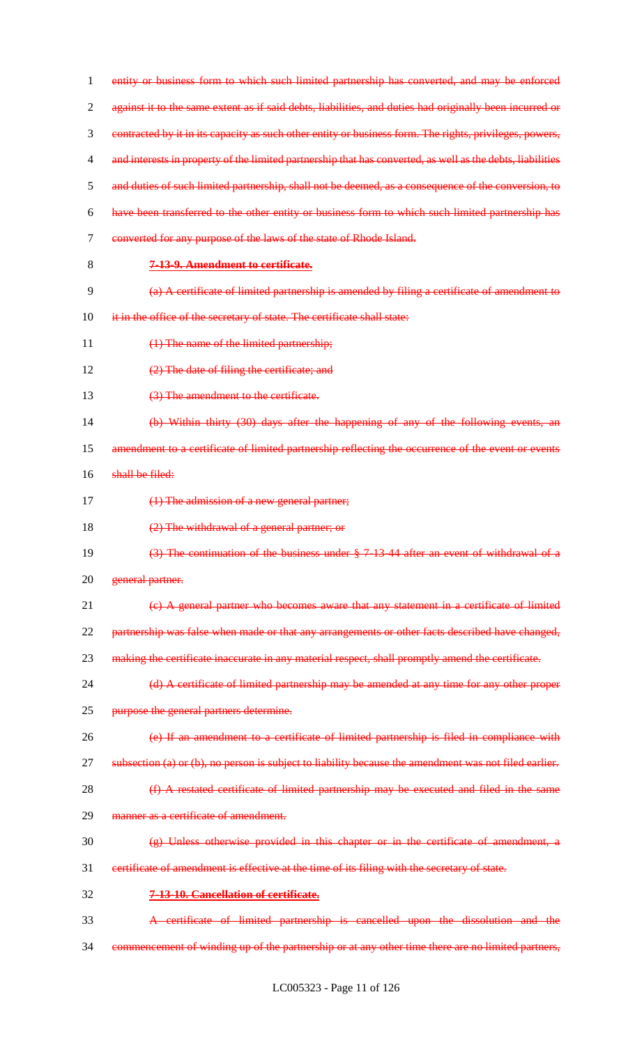entity or business form to which such limited partnership has converted, and may be enforced against it to the same extent as if said debts, liabilities, and duties had originally been incurred or contracted by it in its capacity as such other entity or business form. The rights, privileges, powers, and interests in property of the limited partnership that has converted, as well as the debts, liabilities and duties of such limited partnership, shall not be deemed, as a consequence of the conversion, to have been transferred to the other entity or business form to which such limited partnership has converted for any purpose of the laws of the state of Rhode Island.

**7-13-9. Amendment to certificate.**

(a) A certificate of limited partnership is amended by filing a certificate of amendment to it in the office of the secretary of state. The certificate shall state:

(1) The name of the limited partnership;

(2) The date of filing the certificate; and

(3) The amendment to the certificate.

(b) Within thirty (30) days after the happening of any of the following events, an amendment to a certificate of limited partnership reflecting the occurrence of the event or events shall be filed:

(1) The admission of a new general partner;

(2) The withdrawal of a general partner; or

(3) The continuation of the business under § 7-13-44 after an event of withdrawal of a general partner.

(c) A general partner who becomes aware that any statement in a certificate of limited partnership was false when made or that any arrangements or other facts described have changed, making the certificate inaccurate in any material respect, shall promptly amend the certificate.

(d) A certificate of limited partnership may be amended at any time for any other proper purpose the general partners determine.

(e) If an amendment to a certificate of limited partnership is filed in compliance with subsection (a) or (b), no person is subject to liability because the amendment was not filed earlier.

(f) A restated certificate of limited partnership may be executed and filed in the same manner as a certificate of amendment.

(g) Unless otherwise provided in this chapter or in the certificate of amendment, a certificate of amendment is effective at the time of its filing with the secretary of state.

**7-13-10. Cancellation of certificate.**

A certificate of limited partnership is cancelled upon the dissolution and the commencement of winding up of the partnership or at any other time there are no limited partners,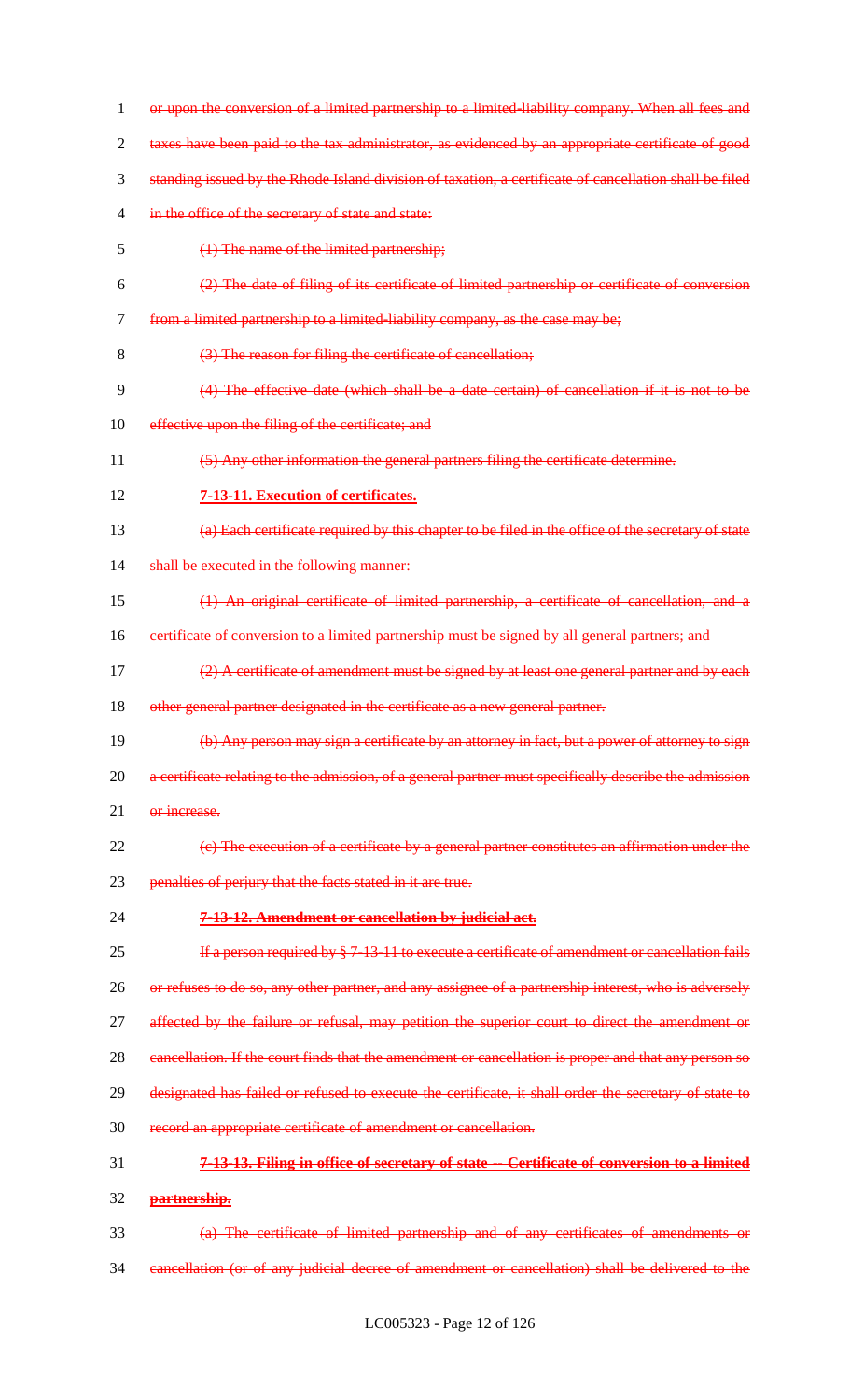or upon the conversion of a limited partnership to a limited-liability company. When all fees and taxes have been paid to the tax administrator, as evidenced by an appropriate certificate of good standing issued by the Rhode Island division of taxation, a certificate of cancellation shall be filed in the office of the secretary of state and state:

(1) The name of the limited partnership;

(2) The date of filing of its certificate of limited partnership or certificate of conversion from a limited partnership to a limited-liability company, as the case may be;

(3) The reason for filing the certificate of cancellation;

(4) The effective date (which shall be a date certain) of cancellation if it is not to be effective upon the filing of the certificate; and

(5) Any other information the general partners filing the certificate determine.

**7-13-11. Execution of certificates.**

(a) Each certificate required by this chapter to be filed in the office of the secretary of state shall be executed in the following manner:

(1) An original certificate of limited partnership, a certificate of cancellation, and a certificate of conversion to a limited partnership must be signed by all general partners; and

(2) A certificate of amendment must be signed by at least one general partner and by each other general partner designated in the certificate as a new general partner.

(b) Any person may sign a certificate by an attorney in fact, but a power of attorney to sign a certificate relating to the admission, of a general partner must specifically describe the admission or increase.

(c) The execution of a certificate by a general partner constitutes an affirmation under the penalties of perjury that the facts stated in it are true.

**7-13-12. Amendment or cancellation by judicial act.**

If a person required by § 7-13-11 to execute a certificate of amendment or cancellation fails or refuses to do so, any other partner, and any assignee of a partnership interest, who is adversely affected by the failure or refusal, may petition the superior court to direct the amendment or cancellation. If the court finds that the amendment or cancellation is proper and that any person so designated has failed or refused to execute the certificate, it shall order the secretary of state to record an appropriate certificate of amendment or cancellation.

**7-13-13. Filing in office of secretary of state -- Certificate of conversion to a limited partnership.**

(a) The certificate of limited partnership and of any certificates of amendments or cancellation (or of any judicial decree of amendment or cancellation) shall be delivered to the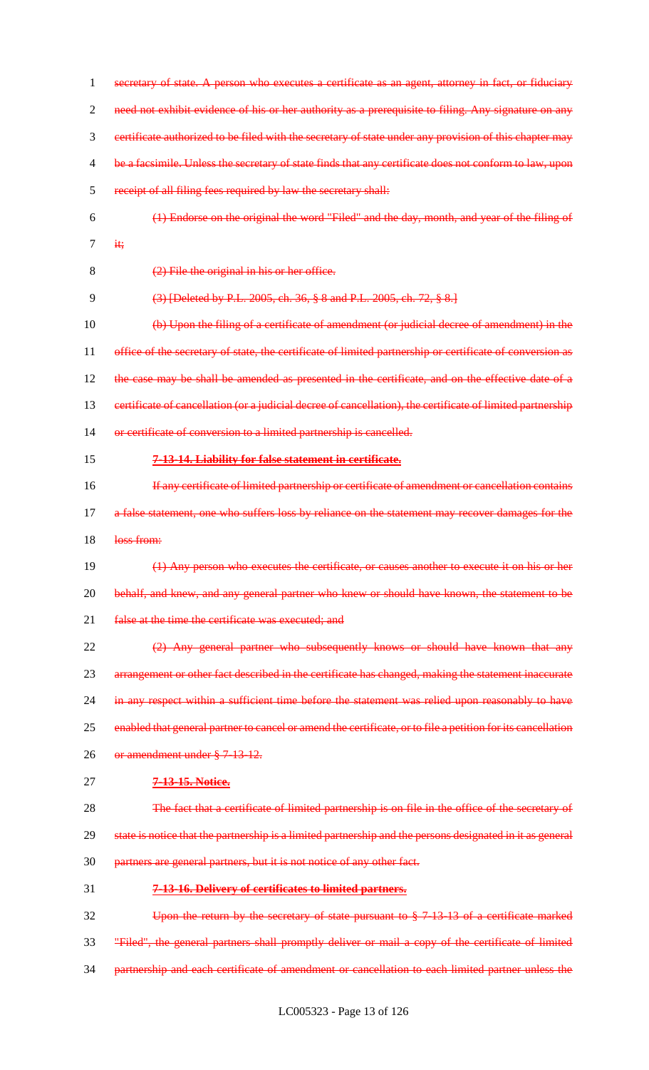secretary of state. A person who executes a certificate as an agent, attorney in fact, or fiduciary need not exhibit evidence of his or her authority as a prerequisite to filing. Any signature on any certificate authorized to be filed with the secretary of state under any provision of this chapter may be a facsimile. Unless the secretary of state finds that any certificate does not conform to law, upon receipt of all filing fees required by law the secretary shall:

(1) Endorse on the original the word "Filed" and the day, month, and year of the filing of it;

(2) File the original in his or her office.

(3) [Deleted by P.L. 2005, ch. 36, § 8 and P.L. 2005, ch. 72, § 8.]

(b) Upon the filing of a certificate of amendment (or judicial decree of amendment) in the office of the secretary of state, the certificate of limited partnership or certificate of conversion as the case may be shall be amended as presented in the certificate, and on the effective date of a certificate of cancellation (or a judicial decree of cancellation), the certificate of limited partnership or certificate of conversion to a limited partnership is cancelled.

**7-13-14. Liability for false statement in certificate.**

If any certificate of limited partnership or certificate of amendment or cancellation contains a false statement, one who suffers loss by reliance on the statement may recover damages for the loss from:

(1) Any person who executes the certificate, or causes another to execute it on his or her behalf, and knew, and any general partner who knew or should have known, the statement to be false at the time the certificate was executed; and

(2) Any general partner who subsequently knows or should have known that any arrangement or other fact described in the certificate has changed, making the statement inaccurate in any respect within a sufficient time before the statement was relied upon reasonably to have enabled that general partner to cancel or amend the certificate, or to file a petition for its cancellation or amendment under § 7-13-12.

**7-13-15. Notice.**

The fact that a certificate of limited partnership is on file in the office of the secretary of state is notice that the partnership is a limited partnership and the persons designated in it as general partners are general partners, but it is not notice of any other fact.

**7-13-16. Delivery of certificates to limited partners.**

Upon the return by the secretary of state pursuant to § 7-13-13 of a certificate marked "Filed", the general partners shall promptly deliver or mail a copy of the certificate of limited partnership and each certificate of amendment or cancellation to each limited partner unless the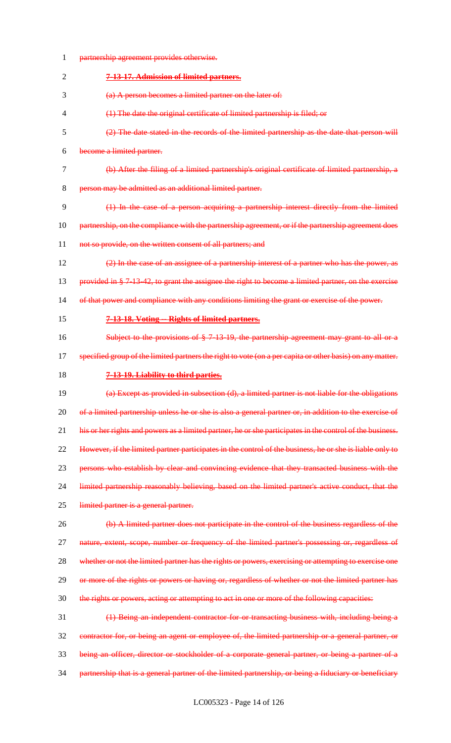partnership agreement provides otherwise.

**7-13-17. Admission of limited partners.**

(a) A person becomes a limited partner on the later of:

(1) The date the original certificate of limited partnership is filed; or

(2) The date stated in the records of the limited partnership as the date that person will become a limited partner.

(b) After the filing of a limited partnership's original certificate of limited partnership, a person may be admitted as an additional limited partner.

(1) In the case of a person acquiring a partnership interest directly from the limited partnership, on the compliance with the partnership agreement, or if the partnership agreement does not so provide, on the written consent of all partners; and

(2) In the case of an assignee of a partnership interest of a partner who has the power, as provided in § 7-13-42, to grant the assignee the right to become a limited partner, on the exercise of that power and compliance with any conditions limiting the grant or exercise of the power.

**7-13-18. Voting -- Rights of limited partners.**

Subject to the provisions of § 7-13-19, the partnership agreement may grant to all or a specified group of the limited partners the right to vote (on a per capita or other basis) on any matter.

**7-13-19. Liability to third parties.**

(a) Except as provided in subsection (d), a limited partner is not liable for the obligations of a limited partnership unless he or she is also a general partner or, in addition to the exercise of his or her rights and powers as a limited partner, he or she participates in the control of the business. However, if the limited partner participates in the control of the business, he or she is liable only to persons who establish by clear and convincing evidence that they transacted business with the limited partnership reasonably believing, based on the limited partner's active conduct, that the limited partner is a general partner.

(b) A limited partner does not participate in the control of the business regardless of the nature, extent, scope, number or frequency of the limited partner's possessing or, regardless of whether or not the limited partner has the rights or powers, exercising or attempting to exercise one or more of the rights or powers or having or, regardless of whether or not the limited partner has the rights or powers, acting or attempting to act in one or more of the following capacities:

(1) Being an independent contractor for or transacting business with, including being a contractor for, or being an agent or employee of, the limited partnership or a general partner, or being an officer, director or stockholder of a corporate general partner, or being a partner of a partnership that is a general partner of the limited partnership, or being a fiduciary or beneficiary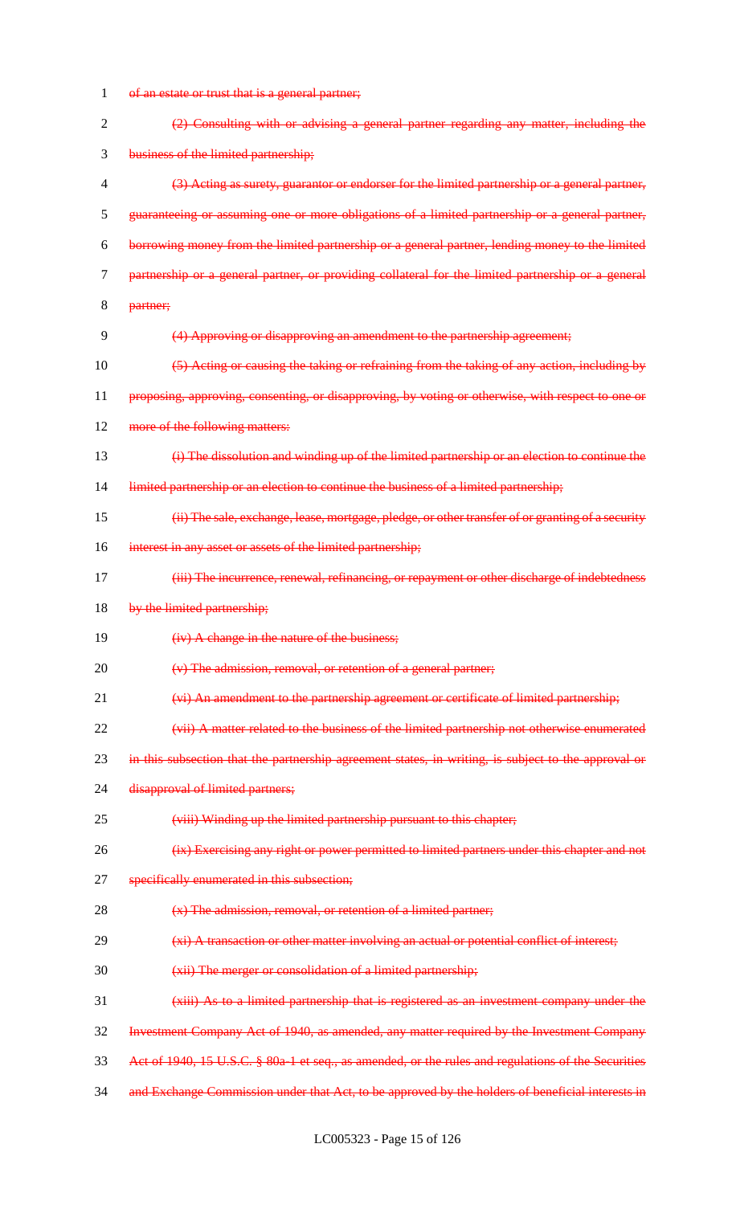of an estate or trust that is a general partner;

(2) Consulting with or advising a general partner regarding any matter, including the business of the limited partnership;

(3) Acting as surety, guarantor or endorser for the limited partnership or a general partner, guaranteeing or assuming one or more obligations of a limited partnership or a general partner, borrowing money from the limited partnership or a general partner, lending money to the limited partnership or a general partner, or providing collateral for the limited partnership or a general partner;

(4) Approving or disapproving an amendment to the partnership agreement;

(5) Acting or causing the taking or refraining from the taking of any action, including by proposing, approving, consenting, or disapproving, by voting or otherwise, with respect to one or more of the following matters:

(i) The dissolution and winding up of the limited partnership or an election to continue the limited partnership or an election to continue the business of a limited partnership;

(ii) The sale, exchange, lease, mortgage, pledge, or other transfer of or granting of a security interest in any asset or assets of the limited partnership;

(iii) The incurrence, renewal, refinancing, or repayment or other discharge of indebtedness by the limited partnership;

(iv) A change in the nature of the business;

(v) The admission, removal, or retention of a general partner;

(vi) An amendment to the partnership agreement or certificate of limited partnership;

(vii) A matter related to the business of the limited partnership not otherwise enumerated in this subsection that the partnership agreement states, in writing, is subject to the approval or disapproval of limited partners;

(viii) Winding up the limited partnership pursuant to this chapter;

(ix) Exercising any right or power permitted to limited partners under this chapter and not specifically enumerated in this subsection;

(x) The admission, removal, or retention of a limited partner;

(xi) A transaction or other matter involving an actual or potential conflict of interest;

(xii) The merger or consolidation of a limited partnership;

(xiii) As to a limited partnership that is registered as an investment company under the Investment Company Act of 1940, as amended, any matter required by the Investment Company Act of 1940, 15 U.S.C. § 80a-1 et seq., as amended, or the rules and regulations of the Securities and Exchange Commission under that Act, to be approved by the holders of beneficial interests in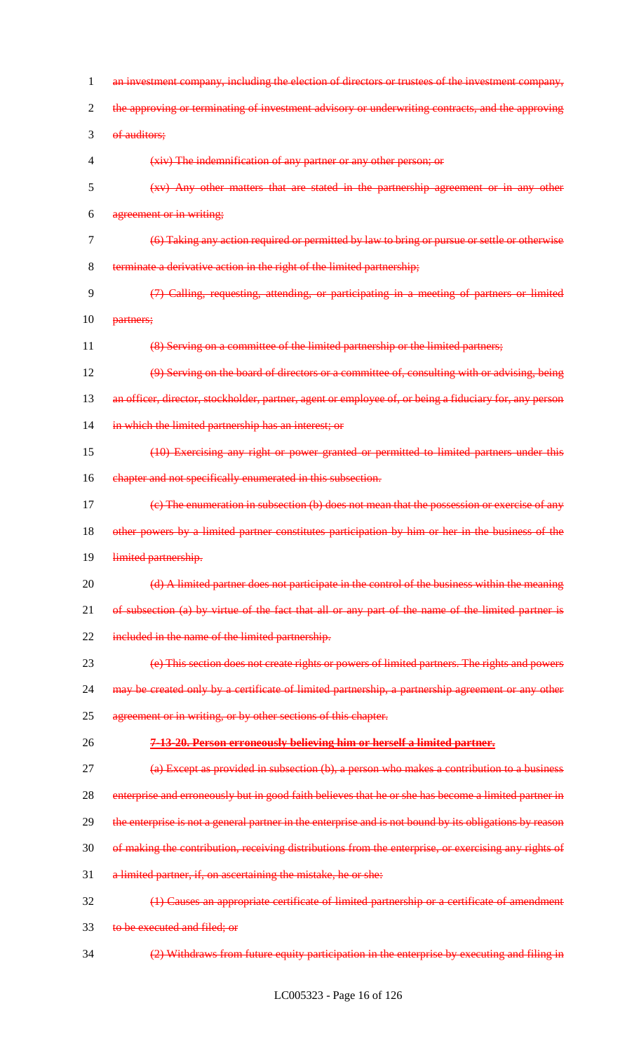~~an investment company, including the election of directors or trustees of the investment company, the approving or terminating of investment advisory or underwriting contracts, and the approving of auditors;~~

~~(xiv) The indemnification of any partner or any other person; or~~

~~(xv) Any other matters that are stated in the partnership agreement or in any other agreement or in writing;~~

~~(6) Taking any action required or permitted by law to bring or pursue or settle or otherwise terminate a derivative action in the right of the limited partnership;~~

~~(7) Calling, requesting, attending, or participating in a meeting of partners or limited partners;~~

~~(8) Serving on a committee of the limited partnership or the limited partners;~~

~~(9) Serving on the board of directors or a committee of, consulting with or advising, being an officer, director, stockholder, partner, agent or employee of, or being a fiduciary for, any person in which the limited partnership has an interest; or~~

~~(10) Exercising any right or power granted or permitted to limited partners under this chapter and not specifically enumerated in this subsection.~~

~~(c) The enumeration in subsection (b) does not mean that the possession or exercise of any other powers by a limited partner constitutes participation by him or her in the business of the limited partnership.~~

~~(d) A limited partner does not participate in the control of the business within the meaning of subsection (a) by virtue of the fact that all or any part of the name of the limited partner is included in the name of the limited partnership.~~

~~(e) This section does not create rights or powers of limited partners. The rights and powers may be created only by a certificate of limited partnership, a partnership agreement or any other agreement or in writing, or by other sections of this chapter.~~

~~**7-13-20. Person erroneously believing him or herself a limited partner.**~~

~~(a) Except as provided in subsection (b), a person who makes a contribution to a business enterprise and erroneously but in good faith believes that he or she has become a limited partner in the enterprise is not a general partner in the enterprise and is not bound by its obligations by reason of making the contribution, receiving distributions from the enterprise, or exercising any rights of a limited partner, if, on ascertaining the mistake, he or she:~~

~~(1) Causes an appropriate certificate of limited partnership or a certificate of amendment to be executed and filed; or~~

~~(2) Withdraws from future equity participation in the enterprise by executing and filing in~~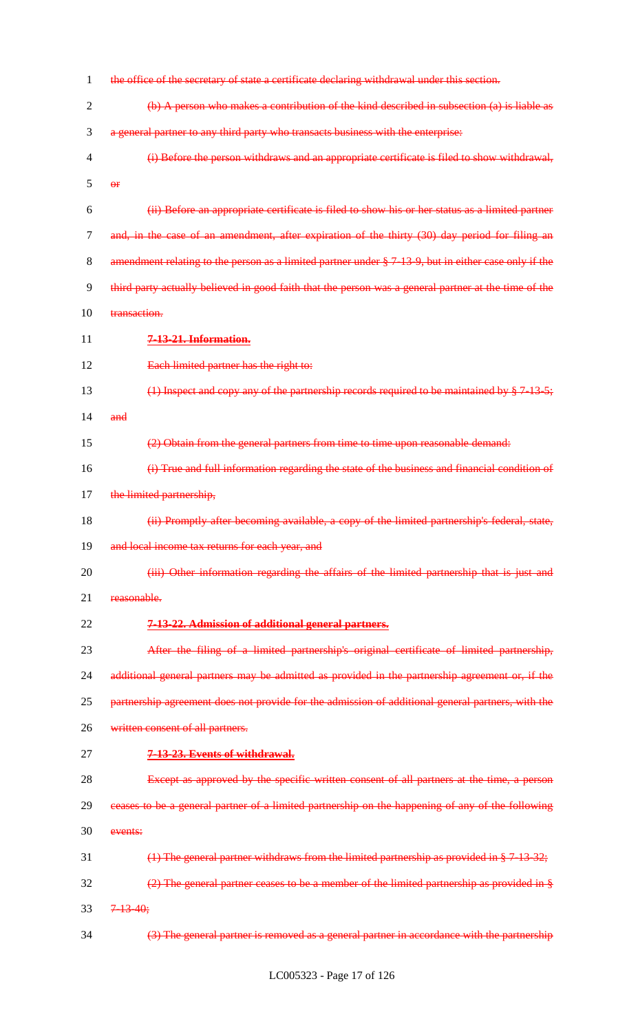the office of the secretary of state a certificate declaring withdrawal under this section.

(b) A person who makes a contribution of the kind described in subsection (a) is liable as a general partner to any third party who transacts business with the enterprise:

(i) Before the person withdraws and an appropriate certificate is filed to show withdrawal, or

(ii) Before an appropriate certificate is filed to show his or her status as a limited partner and, in the case of an amendment, after expiration of the thirty (30) day period for filing an amendment relating to the person as a limited partner under § 7-13-9, but in either case only if the third party actually believed in good faith that the person was a general partner at the time of the transaction.

**7-13-21. Information.**

Each limited partner has the right to:

(1) Inspect and copy any of the partnership records required to be maintained by § 7-13-5; and

(2) Obtain from the general partners from time to time upon reasonable demand:

(i) True and full information regarding the state of the business and financial condition of the limited partnership,

(ii) Promptly after becoming available, a copy of the limited partnership's federal, state, and local income tax returns for each year, and

(iii) Other information regarding the affairs of the limited partnership that is just and reasonable.

**7-13-22. Admission of additional general partners.**

After the filing of a limited partnership's original certificate of limited partnership, additional general partners may be admitted as provided in the partnership agreement or, if the partnership agreement does not provide for the admission of additional general partners, with the written consent of all partners.

**7-13-23. Events of withdrawal.**

Except as approved by the specific written consent of all partners at the time, a person ceases to be a general partner of a limited partnership on the happening of any of the following events:

(1) The general partner withdraws from the limited partnership as provided in § 7-13-32;

(2) The general partner ceases to be a member of the limited partnership as provided in § 7-13-40;

(3) The general partner is removed as a general partner in accordance with the partnership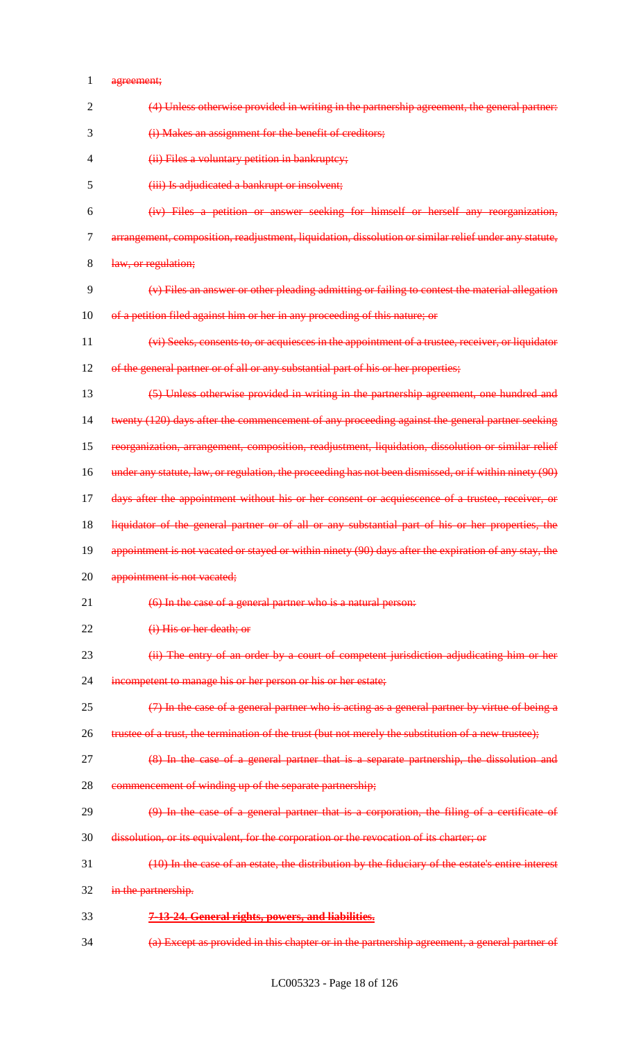agreement;

(4) Unless otherwise provided in writing in the partnership agreement, the general partner:

(i) Makes an assignment for the benefit of creditors;

(ii) Files a voluntary petition in bankruptcy;

(iii) Is adjudicated a bankrupt or insolvent;

(iv) Files a petition or answer seeking for himself or herself any reorganization, arrangement, composition, readjustment, liquidation, dissolution or similar relief under any statute, law, or regulation;

(v) Files an answer or other pleading admitting or failing to contest the material allegation of a petition filed against him or her in any proceeding of this nature; or

(vi) Seeks, consents to, or acquiesces in the appointment of a trustee, receiver, or liquidator of the general partner or of all or any substantial part of his or her properties;

(5) Unless otherwise provided in writing in the partnership agreement, one hundred and twenty (120) days after the commencement of any proceeding against the general partner seeking reorganization, arrangement, composition, readjustment, liquidation, dissolution or similar relief under any statute, law, or regulation, the proceeding has not been dismissed, or if within ninety (90) days after the appointment without his or her consent or acquiescence of a trustee, receiver, or liquidator of the general partner or of all or any substantial part of his or her properties, the appointment is not vacated or stayed or within ninety (90) days after the expiration of any stay, the appointment is not vacated;

(6) In the case of a general partner who is a natural person:

(i) His or her death; or

(ii) The entry of an order by a court of competent jurisdiction adjudicating him or her incompetent to manage his or her person or his or her estate;

(7) In the case of a general partner who is acting as a general partner by virtue of being a trustee of a trust, the termination of the trust (but not merely the substitution of a new trustee);

(8) In the case of a general partner that is a separate partnership, the dissolution and commencement of winding up of the separate partnership;

(9) In the case of a general partner that is a corporation, the filing of a certificate of dissolution, or its equivalent, for the corporation or the revocation of its charter; or

(10) In the case of an estate, the distribution by the fiduciary of the estate's entire interest in the partnership.

**7-13-24. General rights, powers, and liabilities.**

(a) Except as provided in this chapter or in the partnership agreement, a general partner of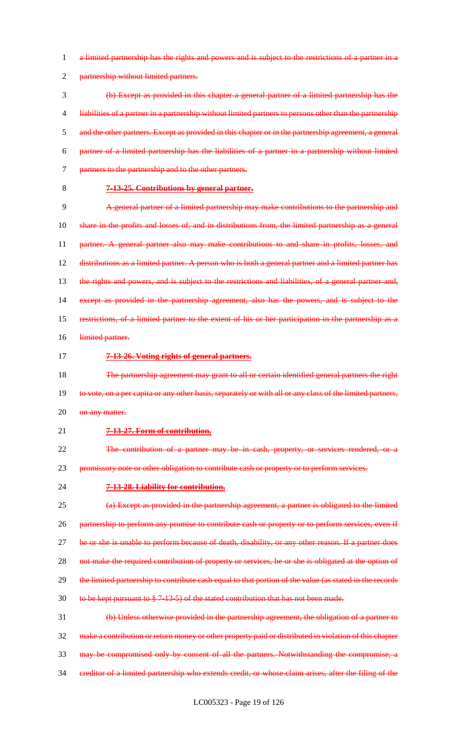a limited partnership has the rights and powers and is subject to the restrictions of a partner in a partnership without limited partners.

(b) Except as provided in this chapter a general partner of a limited partnership has the liabilities of a partner in a partnership without limited partners to persons other than the partnership and the other partners. Except as provided in this chapter or in the partnership agreement, a general partner of a limited partnership has the liabilities of a partner in a partnership without limited partners to the partnership and to the other partners.

**7-13-25. Contributions by general partner.**

A general partner of a limited partnership may make contributions to the partnership and share in the profits and losses of, and in distributions from, the limited partnership as a general partner. A general partner also may make contributions to and share in profits, losses, and distributions as a limited partner. A person who is both a general partner and a limited partner has the rights and powers, and is subject to the restrictions and liabilities, of a general partner and, except as provided in the partnership agreement, also has the powers, and is subject to the restrictions, of a limited partner to the extent of his or her participation in the partnership as a limited partner.

**7-13-26. Voting rights of general partners.**

The partnership agreement may grant to all or certain identified general partners the right to vote, on a per capita or any other basis, separately or with all or any class of the limited partners, on any matter.

**7-13-27. Form of contribution.**

The contribution of a partner may be in cash, property, or services rendered, or a promissory note or other obligation to contribute cash or property or to perform services.

**7-13-28. Liability for contribution.**

(a) Except as provided in the partnership agreement, a partner is obligated to the limited partnership to perform any promise to contribute cash or property or to perform services, even if he or she is unable to perform because of death, disability, or any other reason. If a partner does not make the required contribution of property or services, he or she is obligated at the option of the limited partnership to contribute cash equal to that portion of the value (as stated in the records to be kept pursuant to § 7-13-5) of the stated contribution that has not been made.

(b) Unless otherwise provided in the partnership agreement, the obligation of a partner to make a contribution or return money or other property paid or distributed in violation of this chapter may be compromised only by consent of all the partners. Notwithstanding the compromise, a creditor of a limited partnership who extends credit, or whose claim arises, after the filing of the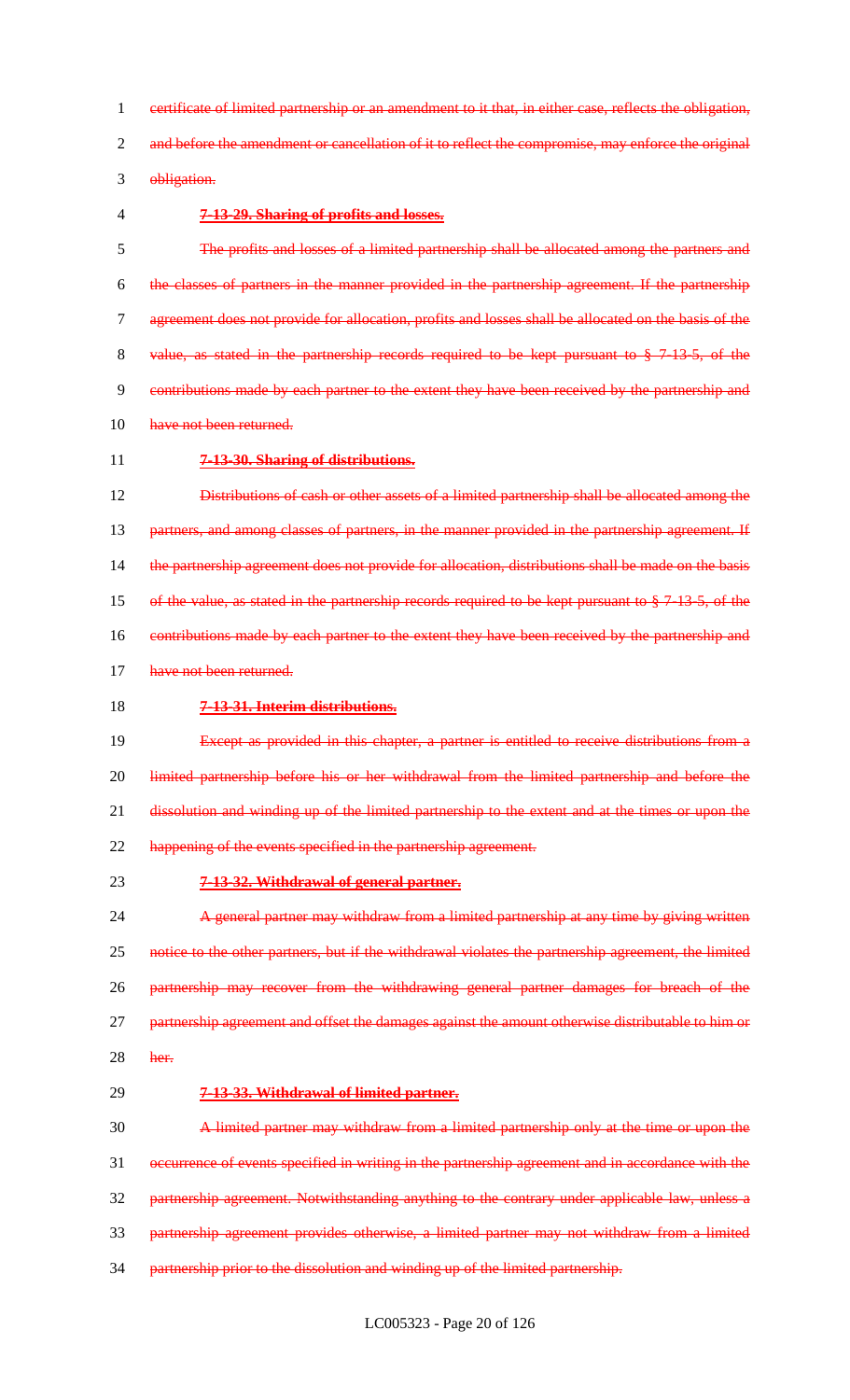certificate of limited partnership or an amendment to it that, in either case, reflects the obligation, and before the amendment or cancellation of it to reflect the compromise, may enforce the original obligation.

**7-13-29. Sharing of profits and losses.**

The profits and losses of a limited partnership shall be allocated among the partners and the classes of partners in the manner provided in the partnership agreement. If the partnership agreement does not provide for allocation, profits and losses shall be allocated on the basis of the value, as stated in the partnership records required to be kept pursuant to § 7-13-5, of the contributions made by each partner to the extent they have been received by the partnership and have not been returned.

**7-13-30. Sharing of distributions.**

Distributions of cash or other assets of a limited partnership shall be allocated among the partners, and among classes of partners, in the manner provided in the partnership agreement. If the partnership agreement does not provide for allocation, distributions shall be made on the basis of the value, as stated in the partnership records required to be kept pursuant to § 7-13-5, of the contributions made by each partner to the extent they have been received by the partnership and have not been returned.

**7-13-31. Interim distributions.**

Except as provided in this chapter, a partner is entitled to receive distributions from a limited partnership before his or her withdrawal from the limited partnership and before the dissolution and winding up of the limited partnership to the extent and at the times or upon the happening of the events specified in the partnership agreement.

**7-13-32. Withdrawal of general partner.**

A general partner may withdraw from a limited partnership at any time by giving written notice to the other partners, but if the withdrawal violates the partnership agreement, the limited partnership may recover from the withdrawing general partner damages for breach of the partnership agreement and offset the damages against the amount otherwise distributable to him or her.

**7-13-33. Withdrawal of limited partner.**

A limited partner may withdraw from a limited partnership only at the time or upon the occurrence of events specified in writing in the partnership agreement and in accordance with the partnership agreement. Notwithstanding anything to the contrary under applicable law, unless a partnership agreement provides otherwise, a limited partner may not withdraw from a limited partnership prior to the dissolution and winding up of the limited partnership.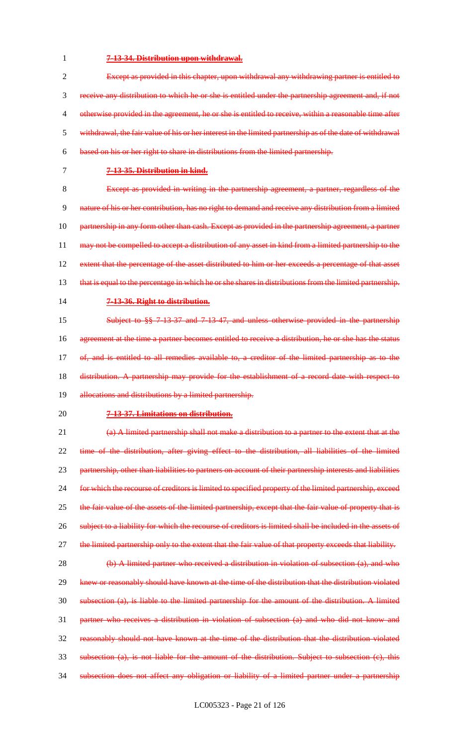**7-13-34. Distribution upon withdrawal.**

Except as provided in this chapter, upon withdrawal any withdrawing partner is entitled to receive any distribution to which he or she is entitled under the partnership agreement and, if not otherwise provided in the agreement, he or she is entitled to receive, within a reasonable time after withdrawal, the fair value of his or her interest in the limited partnership as of the date of withdrawal based on his or her right to share in distributions from the limited partnership.

**7-13-35. Distribution in kind.**

Except as provided in writing in the partnership agreement, a partner, regardless of the nature of his or her contribution, has no right to demand and receive any distribution from a limited partnership in any form other than cash. Except as provided in the partnership agreement, a partner may not be compelled to accept a distribution of any asset in kind from a limited partnership to the extent that the percentage of the asset distributed to him or her exceeds a percentage of that asset that is equal to the percentage in which he or she shares in distributions from the limited partnership.

**7-13-36. Right to distribution.**

Subject to §§ 7-13-37 and 7-13-47, and unless otherwise provided in the partnership agreement at the time a partner becomes entitled to receive a distribution, he or she has the status of, and is entitled to all remedies available to, a creditor of the limited partnership as to the distribution. A partnership may provide for the establishment of a record date with respect to allocations and distributions by a limited partnership.

**7-13-37. Limitations on distribution.**

(a) A limited partnership shall not make a distribution to a partner to the extent that at the time of the distribution, after giving effect to the distribution, all liabilities of the limited partnership, other than liabilities to partners on account of their partnership interests and liabilities for which the recourse of creditors is limited to specified property of the limited partnership, exceed the fair value of the assets of the limited partnership, except that the fair value of property that is subject to a liability for which the recourse of creditors is limited shall be included in the assets of the limited partnership only to the extent that the fair value of that property exceeds that liability.

(b) A limited partner who received a distribution in violation of subsection (a), and who knew or reasonably should have known at the time of the distribution that the distribution violated subsection (a), is liable to the limited partnership for the amount of the distribution. A limited partner who receives a distribution in violation of subsection (a) and who did not know and reasonably should not have known at the time of the distribution that the distribution violated subsection (a), is not liable for the amount of the distribution. Subject to subsection (c), this subsection does not affect any obligation or liability of a limited partner under a partnership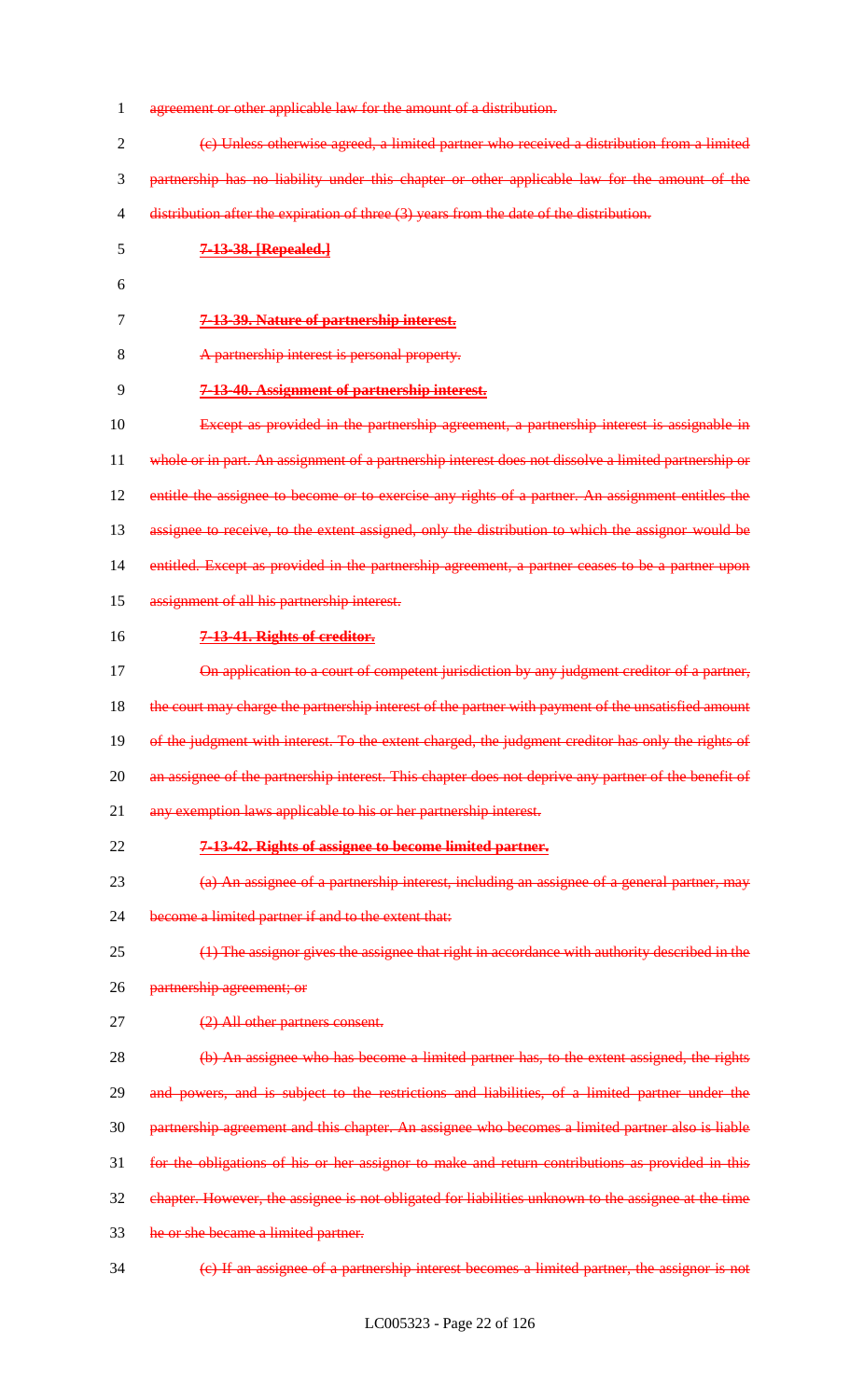agreement or other applicable law for the amount of a distribution.

(c) Unless otherwise agreed, a limited partner who received a distribution from a limited partnership has no liability under this chapter or other applicable law for the amount of the distribution after the expiration of three (3) years from the date of the distribution.

**7-13-38. [Repealed.]**

**7-13-39. Nature of partnership interest.**

A partnership interest is personal property.

**7-13-40. Assignment of partnership interest.**

Except as provided in the partnership agreement, a partnership interest is assignable in whole or in part. An assignment of a partnership interest does not dissolve a limited partnership or entitle the assignee to become or to exercise any rights of a partner. An assignment entitles the assignee to receive, to the extent assigned, only the distribution to which the assignor would be entitled. Except as provided in the partnership agreement, a partner ceases to be a partner upon assignment of all his partnership interest.

**7-13-41. Rights of creditor.**

On application to a court of competent jurisdiction by any judgment creditor of a partner, the court may charge the partnership interest of the partner with payment of the unsatisfied amount of the judgment with interest. To the extent charged, the judgment creditor has only the rights of an assignee of the partnership interest. This chapter does not deprive any partner of the benefit of any exemption laws applicable to his or her partnership interest.

**7-13-42. Rights of assignee to become limited partner.**

(a) An assignee of a partnership interest, including an assignee of a general partner, may become a limited partner if and to the extent that:

(1) The assignor gives the assignee that right in accordance with authority described in the partnership agreement; or

(2) All other partners consent.

(b) An assignee who has become a limited partner has, to the extent assigned, the rights and powers, and is subject to the restrictions and liabilities, of a limited partner under the partnership agreement and this chapter. An assignee who becomes a limited partner also is liable for the obligations of his or her assignor to make and return contributions as provided in this chapter. However, the assignee is not obligated for liabilities unknown to the assignee at the time he or she became a limited partner.

(c) If an assignee of a partnership interest becomes a limited partner, the assignor is not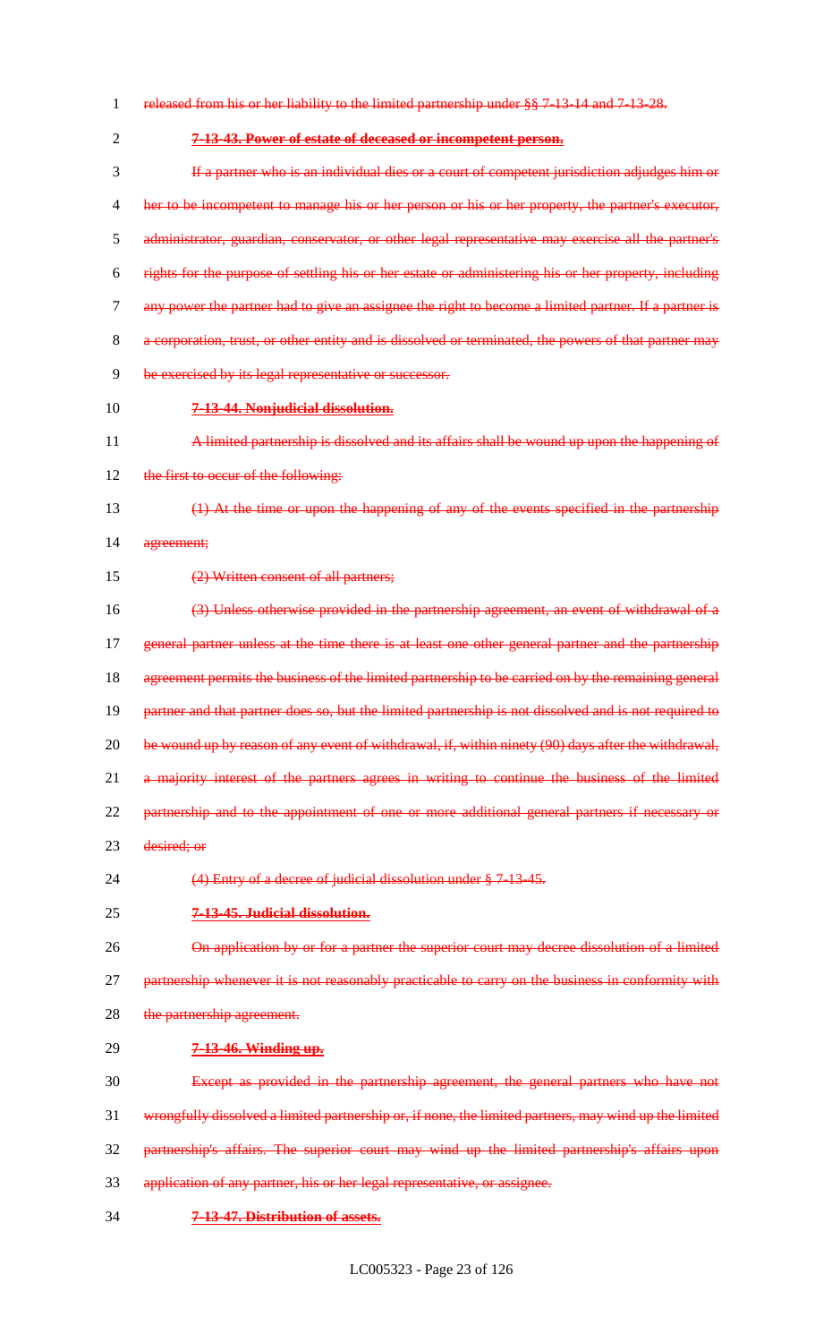~~released from his or her liability to the limited partnership under §§ 7-13-14 and 7-13-28.~~

**~~7-13-43. Power of estate of deceased or incompetent person.~~**

~~If a partner who is an individual dies or a court of competent jurisdiction adjudges him or her to be incompetent to manage his or her person or his or her property, the partner's executor, administrator, guardian, conservator, or other legal representative may exercise all the partner's rights for the purpose of settling his or her estate or administering his or her property, including any power the partner had to give an assignee the right to become a limited partner. If a partner is a corporation, trust, or other entity and is dissolved or terminated, the powers of that partner may be exercised by its legal representative or successor.~~

**~~7-13-44. Nonjudicial dissolution.~~**

~~A limited partnership is dissolved and its affairs shall be wound up upon the happening of the first to occur of the following:~~

~~(1) At the time or upon the happening of any of the events specified in the partnership agreement;~~

~~(2) Written consent of all partners;~~

~~(3) Unless otherwise provided in the partnership agreement, an event of withdrawal of a general partner unless at the time there is at least one other general partner and the partnership agreement permits the business of the limited partnership to be carried on by the remaining general partner and that partner does so, but the limited partnership is not dissolved and is not required to be wound up by reason of any event of withdrawal, if, within ninety (90) days after the withdrawal, a majority interest of the partners agrees in writing to continue the business of the limited partnership and to the appointment of one or more additional general partners if necessary or desired; or~~

~~(4) Entry of a decree of judicial dissolution under § 7-13-45.~~

**~~7-13-45. Judicial dissolution.~~**

~~On application by or for a partner the superior court may decree dissolution of a limited partnership whenever it is not reasonably practicable to carry on the business in conformity with the partnership agreement.~~

**~~7-13-46. Winding up.~~**

~~Except as provided in the partnership agreement, the general partners who have not wrongfully dissolved a limited partnership or, if none, the limited partners, may wind up the limited partnership's affairs. The superior court may wind up the limited partnership's affairs upon application of any partner, his or her legal representative, or assignee.~~

**~~7-13-47. Distribution of assets.~~**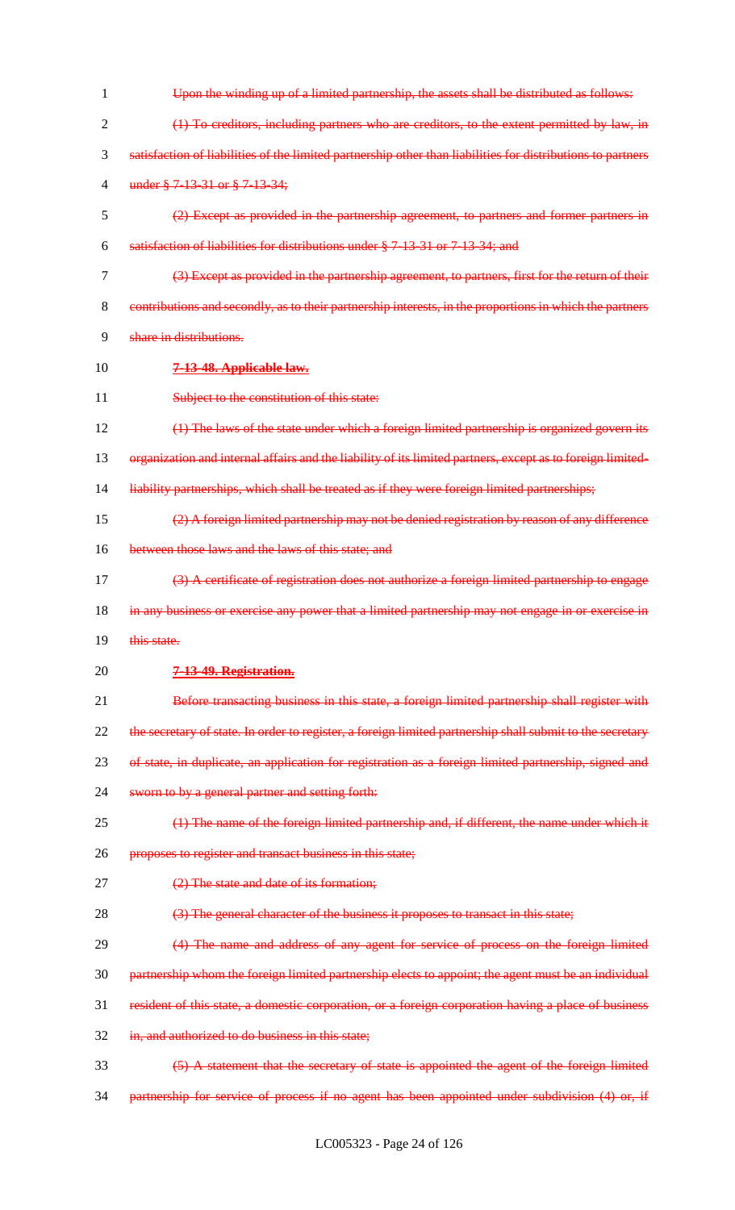Upon the winding up of a limited partnership, the assets shall be distributed as follows:

(1) To creditors, including partners who are creditors, to the extent permitted by law, in satisfaction of liabilities of the limited partnership other than liabilities for distributions to partners under § 7-13-31 or § 7-13-34;

(2) Except as provided in the partnership agreement, to partners and former partners in satisfaction of liabilities for distributions under § 7-13-31 or 7-13-34; and

(3) Except as provided in the partnership agreement, to partners, first for the return of their contributions and secondly, as to their partnership interests, in the proportions in which the partners share in distributions.

**7-13-48. Applicable law.**

Subject to the constitution of this state:

(1) The laws of the state under which a foreign limited partnership is organized govern its organization and internal affairs and the liability of its limited partners, except as to foreign limited-liability partnerships, which shall be treated as if they were foreign limited partnerships;

(2) A foreign limited partnership may not be denied registration by reason of any difference between those laws and the laws of this state; and

(3) A certificate of registration does not authorize a foreign limited partnership to engage in any business or exercise any power that a limited partnership may not engage in or exercise in this state.

**7-13-49. Registration.**

Before transacting business in this state, a foreign limited partnership shall register with the secretary of state. In order to register, a foreign limited partnership shall submit to the secretary of state, in duplicate, an application for registration as a foreign limited partnership, signed and sworn to by a general partner and setting forth:

(1) The name of the foreign limited partnership and, if different, the name under which it proposes to register and transact business in this state;

(2) The state and date of its formation;

(3) The general character of the business it proposes to transact in this state;

(4) The name and address of any agent for service of process on the foreign limited partnership whom the foreign limited partnership elects to appoint; the agent must be an individual resident of this state, a domestic corporation, or a foreign corporation having a place of business in, and authorized to do business in this state;

(5) A statement that the secretary of state is appointed the agent of the foreign limited partnership for service of process if no agent has been appointed under subdivision (4) or, if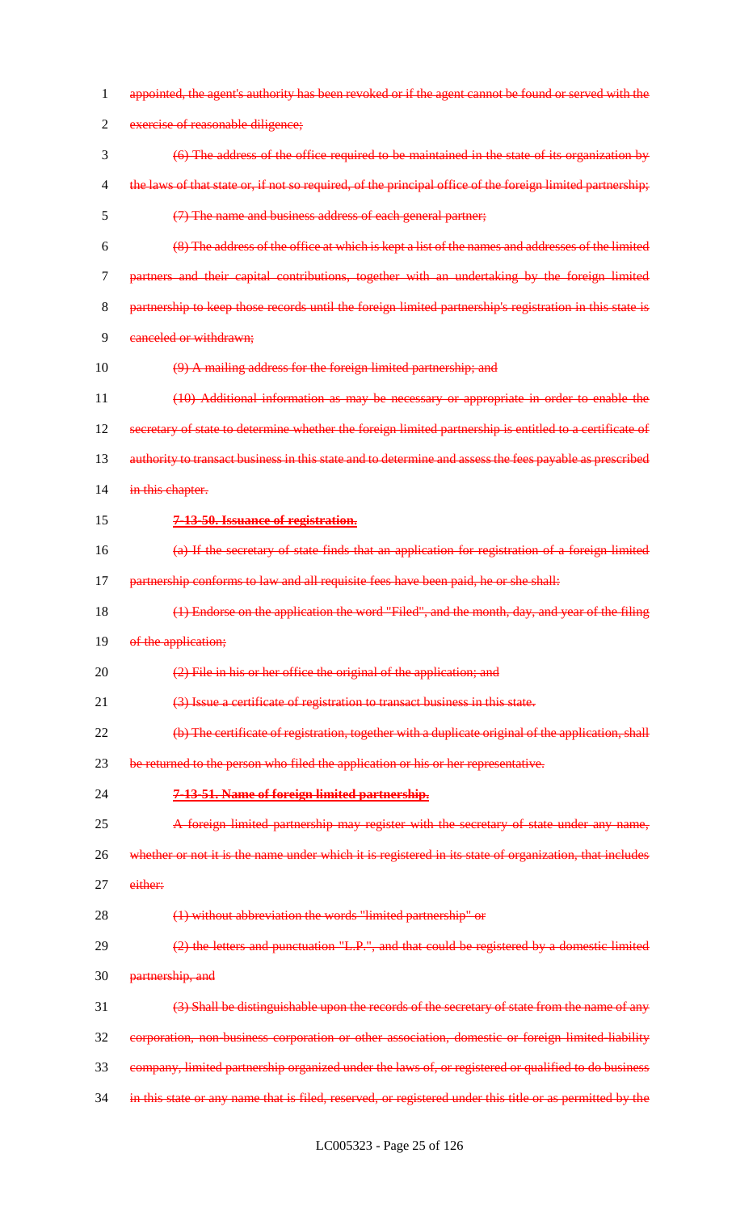appointed, the agent's authority has been revoked or if the agent cannot be found or served with the exercise of reasonable diligence;

(6) The address of the office required to be maintained in the state of its organization by the laws of that state or, if not so required, of the principal office of the foreign limited partnership;

(7) The name and business address of each general partner;

(8) The address of the office at which is kept a list of the names and addresses of the limited partners and their capital contributions, together with an undertaking by the foreign limited partnership to keep those records until the foreign limited partnership's registration in this state is canceled or withdrawn;

(9) A mailing address for the foreign limited partnership; and

(10) Additional information as may be necessary or appropriate in order to enable the secretary of state to determine whether the foreign limited partnership is entitled to a certificate of authority to transact business in this state and to determine and assess the fees payable as prescribed in this chapter.

**7-13-50. Issuance of registration.**

(a) If the secretary of state finds that an application for registration of a foreign limited partnership conforms to law and all requisite fees have been paid, he or she shall:

(1) Endorse on the application the word "Filed", and the month, day, and year of the filing of the application;

(2) File in his or her office the original of the application; and

(3) Issue a certificate of registration to transact business in this state.

(b) The certificate of registration, together with a duplicate original of the application, shall be returned to the person who filed the application or his or her representative.

**7-13-51. Name of foreign limited partnership.**

A foreign limited partnership may register with the secretary of state under any name, whether or not it is the name under which it is registered in its state of organization, that includes either:

(1) without abbreviation the words "limited partnership" or

(2) the letters and punctuation "L.P.", and that could be registered by a domestic limited partnership, and

(3) Shall be distinguishable upon the records of the secretary of state from the name of any corporation, non-business corporation or other association, domestic or foreign limited-liability company, limited partnership organized under the laws of, or registered or qualified to do business in this state or any name that is filed, reserved, or registered under this title or as permitted by the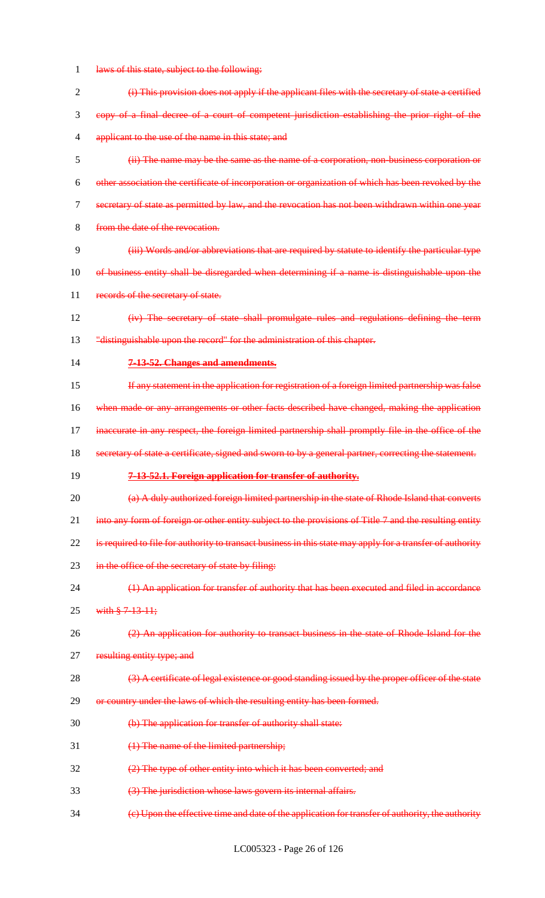laws of this state, subject to the following:

(i) This provision does not apply if the applicant files with the secretary of state a certified copy of a final decree of a court of competent jurisdiction establishing the prior right of the applicant to the use of the name in this state; and

(ii) The name may be the same as the name of a corporation, non-business corporation or other association the certificate of incorporation or organization of which has been revoked by the secretary of state as permitted by law, and the revocation has not been withdrawn within one year from the date of the revocation.

(iii) Words and/or abbreviations that are required by statute to identify the particular type of business entity shall be disregarded when determining if a name is distinguishable upon the records of the secretary of state.

(iv) The secretary of state shall promulgate rules and regulations defining the term "distinguishable upon the record" for the administration of this chapter.

**7-13-52. Changes and amendments.**

If any statement in the application for registration of a foreign limited partnership was false when made or any arrangements or other facts described have changed, making the application inaccurate in any respect, the foreign limited partnership shall promptly file in the office of the secretary of state a certificate, signed and sworn to by a general partner, correcting the statement.

**7-13-52.1. Foreign application for transfer of authority.**

(a) A duly authorized foreign limited partnership in the state of Rhode Island that converts into any form of foreign or other entity subject to the provisions of Title 7 and the resulting entity is required to file for authority to transact business in this state may apply for a transfer of authority in the office of the secretary of state by filing:

(1) An application for transfer of authority that has been executed and filed in accordance with § 7-13-11;

(2) An application for authority to transact business in the state of Rhode Island for the resulting entity type; and

(3) A certificate of legal existence or good standing issued by the proper officer of the state or country under the laws of which the resulting entity has been formed.

(b) The application for transfer of authority shall state:

(1) The name of the limited partnership;

(2) The type of other entity into which it has been converted; and

(3) The jurisdiction whose laws govern its internal affairs.

(c) Upon the effective time and date of the application for transfer of authority, the authority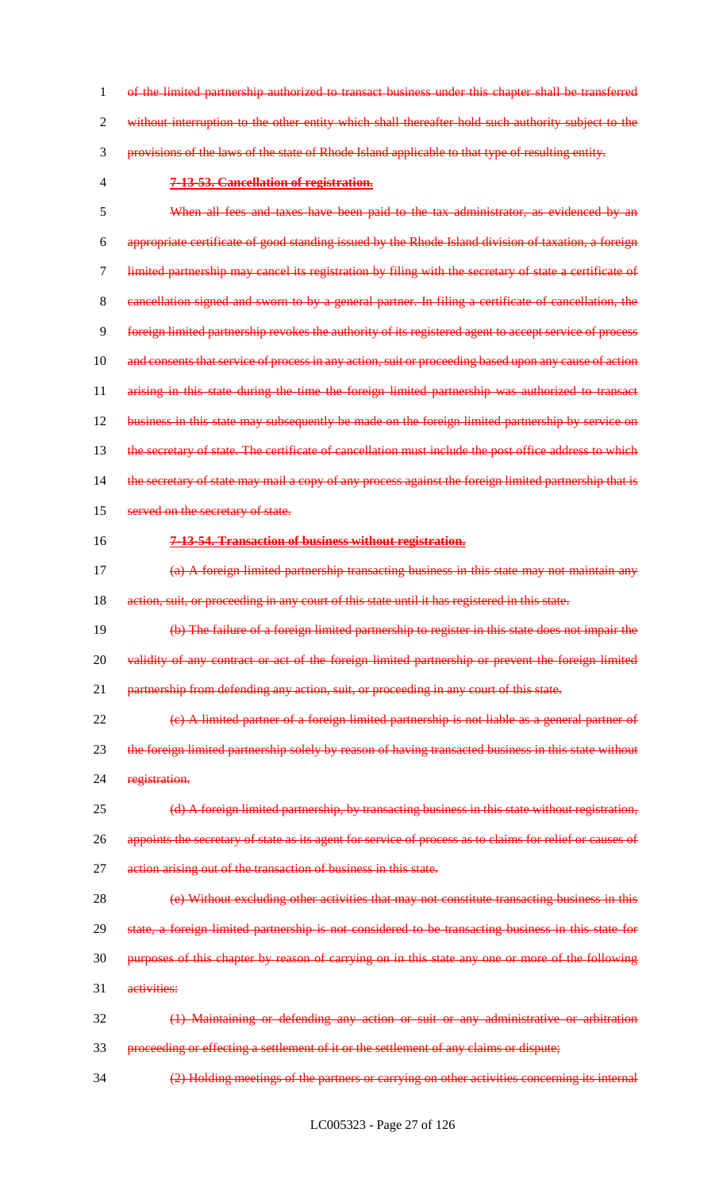of the limited partnership authorized to transact business under this chapter shall be transferred without interruption to the other entity which shall thereafter hold such authority subject to the provisions of the laws of the state of Rhode Island applicable to that type of resulting entity.

**7-13-53. Cancellation of registration.**

When all fees and taxes have been paid to the tax administrator, as evidenced by an appropriate certificate of good standing issued by the Rhode Island division of taxation, a foreign limited partnership may cancel its registration by filing with the secretary of state a certificate of cancellation signed and sworn to by a general partner. In filing a certificate of cancellation, the foreign limited partnership revokes the authority of its registered agent to accept service of process and consents that service of process in any action, suit or proceeding based upon any cause of action arising in this state during the time the foreign limited partnership was authorized to transact business in this state may subsequently be made on the foreign limited partnership by service on the secretary of state. The certificate of cancellation must include the post office address to which the secretary of state may mail a copy of any process against the foreign limited partnership that is served on the secretary of state.

**7-13-54. Transaction of business without registration.**

(a) A foreign limited partnership transacting business in this state may not maintain any action, suit, or proceeding in any court of this state until it has registered in this state.

(b) The failure of a foreign limited partnership to register in this state does not impair the validity of any contract or act of the foreign limited partnership or prevent the foreign limited partnership from defending any action, suit, or proceeding in any court of this state.

(c) A limited partner of a foreign limited partnership is not liable as a general partner of the foreign limited partnership solely by reason of having transacted business in this state without registration.

(d) A foreign limited partnership, by transacting business in this state without registration, appoints the secretary of state as its agent for service of process as to claims for relief or causes of action arising out of the transaction of business in this state.

(e) Without excluding other activities that may not constitute transacting business in this state, a foreign limited partnership is not considered to be transacting business in this state for purposes of this chapter by reason of carrying on in this state any one or more of the following activities:

(1) Maintaining or defending any action or suit or any administrative or arbitration proceeding or effecting a settlement of it or the settlement of any claims or dispute;

(2) Holding meetings of the partners or carrying on other activities concerning its internal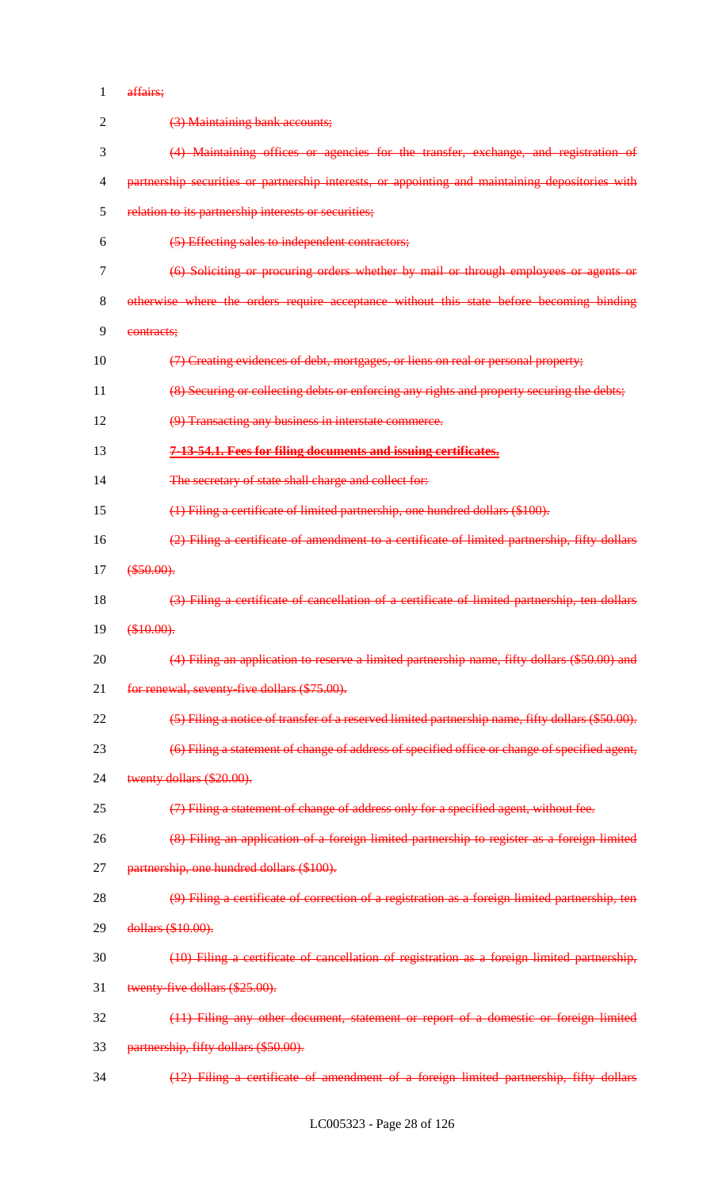~~affairs;~~

~~(3) Maintaining bank accounts;~~

~~(4) Maintaining offices or agencies for the transfer, exchange, and registration of partnership securities or partnership interests, or appointing and maintaining depositories with relation to its partnership interests or securities;~~

~~(5) Effecting sales to independent contractors;~~

~~(6) Soliciting or procuring orders whether by mail or through employees or agents or otherwise where the orders require acceptance without this state before becoming binding contracts;~~

~~(7) Creating evidences of debt, mortgages, or liens on real or personal property;~~

~~(8) Securing or collecting debts or enforcing any rights and property securing the debts;~~

~~(9) Transacting any business in interstate commerce.~~

~~**7-13-54.1. Fees for filing documents and issuing certificates.**~~

~~The secretary of state shall charge and collect for:~~

~~(1) Filing a certificate of limited partnership, one hundred dollars ($100).~~

~~(2) Filing a certificate of amendment to a certificate of limited partnership, fifty dollars ($50.00).~~

~~(3) Filing a certificate of cancellation of a certificate of limited partnership, ten dollars ($10.00).~~

~~(4) Filing an application to reserve a limited partnership name, fifty dollars ($50.00) and for renewal, seventy-five dollars ($75.00).~~

~~(5) Filing a notice of transfer of a reserved limited partnership name, fifty dollars ($50.00).~~

~~(6) Filing a statement of change of address of specified office or change of specified agent, twenty dollars ($20.00).~~

~~(7) Filing a statement of change of address only for a specified agent, without fee.~~

~~(8) Filing an application of a foreign limited partnership to register as a foreign limited partnership, one hundred dollars ($100).~~

~~(9) Filing a certificate of correction of a registration as a foreign limited partnership, ten dollars ($10.00).~~

~~(10) Filing a certificate of cancellation of registration as a foreign limited partnership, twenty-five dollars ($25.00).~~

~~(11) Filing any other document, statement or report of a domestic or foreign limited partnership, fifty dollars ($50.00).~~

~~(12) Filing a certificate of amendment of a foreign limited partnership, fifty dollars~~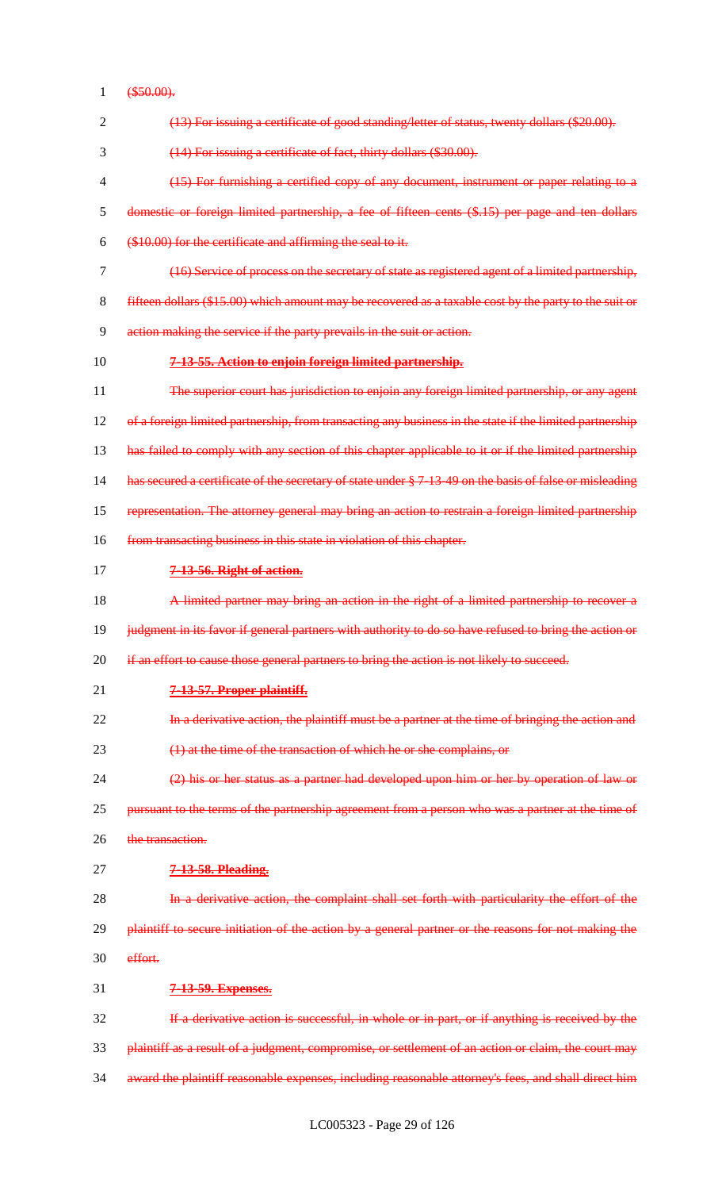($50.00).

(13) For issuing a certificate of good standing/letter of status, twenty dollars ($20.00).

(14) For issuing a certificate of fact, thirty dollars ($30.00).

(15) For furnishing a certified copy of any document, instrument or paper relating to a domestic or foreign limited partnership, a fee of fifteen cents ($.15) per page and ten dollars ($10.00) for the certificate and affirming the seal to it.

(16) Service of process on the secretary of state as registered agent of a limited partnership, fifteen dollars ($15.00) which amount may be recovered as a taxable cost by the party to the suit or action making the service if the party prevails in the suit or action.

**7-13-55. Action to enjoin foreign limited partnership.**

The superior court has jurisdiction to enjoin any foreign limited partnership, or any agent of a foreign limited partnership, from transacting any business in the state if the limited partnership has failed to comply with any section of this chapter applicable to it or if the limited partnership has secured a certificate of the secretary of state under § 7-13-49 on the basis of false or misleading representation. The attorney general may bring an action to restrain a foreign limited partnership from transacting business in this state in violation of this chapter.

**7-13-56. Right of action.**

A limited partner may bring an action in the right of a limited partnership to recover a judgment in its favor if general partners with authority to do so have refused to bring the action or if an effort to cause those general partners to bring the action is not likely to succeed.

**7-13-57. Proper plaintiff.**

In a derivative action, the plaintiff must be a partner at the time of bringing the action and

(1) at the time of the transaction of which he or she complains, or

(2) his or her status as a partner had developed upon him or her by operation of law or pursuant to the terms of the partnership agreement from a person who was a partner at the time of the transaction.

**7-13-58. Pleading.**

In a derivative action, the complaint shall set forth with particularity the effort of the plaintiff to secure initiation of the action by a general partner or the reasons for not making the effort.

**7-13-59. Expenses.**

If a derivative action is successful, in whole or in part, or if anything is received by the plaintiff as a result of a judgment, compromise, or settlement of an action or claim, the court may award the plaintiff reasonable expenses, including reasonable attorney's fees, and shall direct him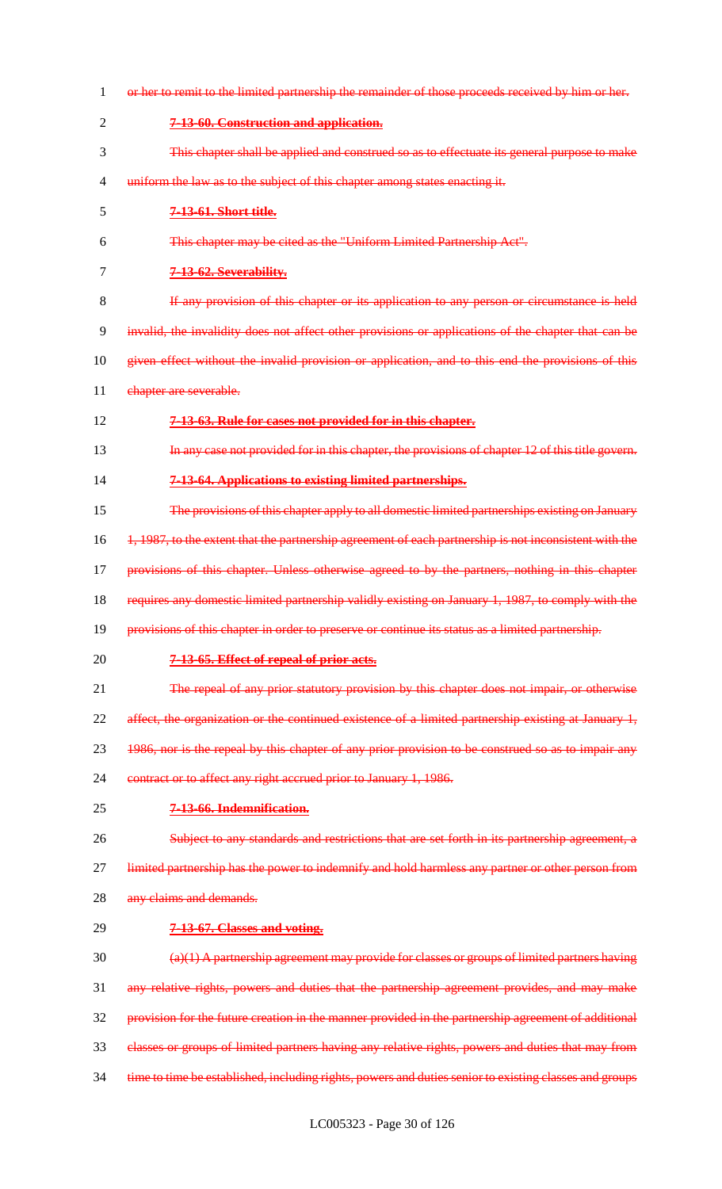~~or her to remit to the limited partnership the remainder of those proceeds received by him or her.~~

~~**7-13-60. Construction and application.**~~

~~This chapter shall be applied and construed so as to effectuate its general purpose to make uniform the law as to the subject of this chapter among states enacting it.~~

~~**7-13-61. Short title.**~~

~~This chapter may be cited as the "Uniform Limited Partnership Act".~~

~~**7-13-62. Severability.**~~

~~If any provision of this chapter or its application to any person or circumstance is held invalid, the invalidity does not affect other provisions or applications of the chapter that can be given effect without the invalid provision or application, and to this end the provisions of this chapter are severable.~~

~~**7-13-63. Rule for cases not provided for in this chapter.**~~

~~In any case not provided for in this chapter, the provisions of chapter 12 of this title govern.~~

~~**7-13-64. Applications to existing limited partnerships.**~~

~~The provisions of this chapter apply to all domestic limited partnerships existing on January 1, 1987, to the extent that the partnership agreement of each partnership is not inconsistent with the provisions of this chapter. Unless otherwise agreed to by the partners, nothing in this chapter requires any domestic limited partnership validly existing on January 1, 1987, to comply with the provisions of this chapter in order to preserve or continue its status as a limited partnership.~~

~~**7-13-65. Effect of repeal of prior acts.**~~

~~The repeal of any prior statutory provision by this chapter does not impair, or otherwise affect, the organization or the continued existence of a limited partnership existing at January 1, 1986, nor is the repeal by this chapter of any prior provision to be construed so as to impair any contract or to affect any right accrued prior to January 1, 1986.~~

~~**7-13-66. Indemnification.**~~

~~Subject to any standards and restrictions that are set forth in its partnership agreement, a limited partnership has the power to indemnify and hold harmless any partner or other person from any claims and demands.~~

~~**7-13-67. Classes and voting.**~~

~~(a)(1) A partnership agreement may provide for classes or groups of limited partners having any relative rights, powers and duties that the partnership agreement provides, and may make provision for the future creation in the manner provided in the partnership agreement of additional classes or groups of limited partners having any relative rights, powers and duties that may from time to time be established, including rights, powers and duties senior to existing classes and groups~~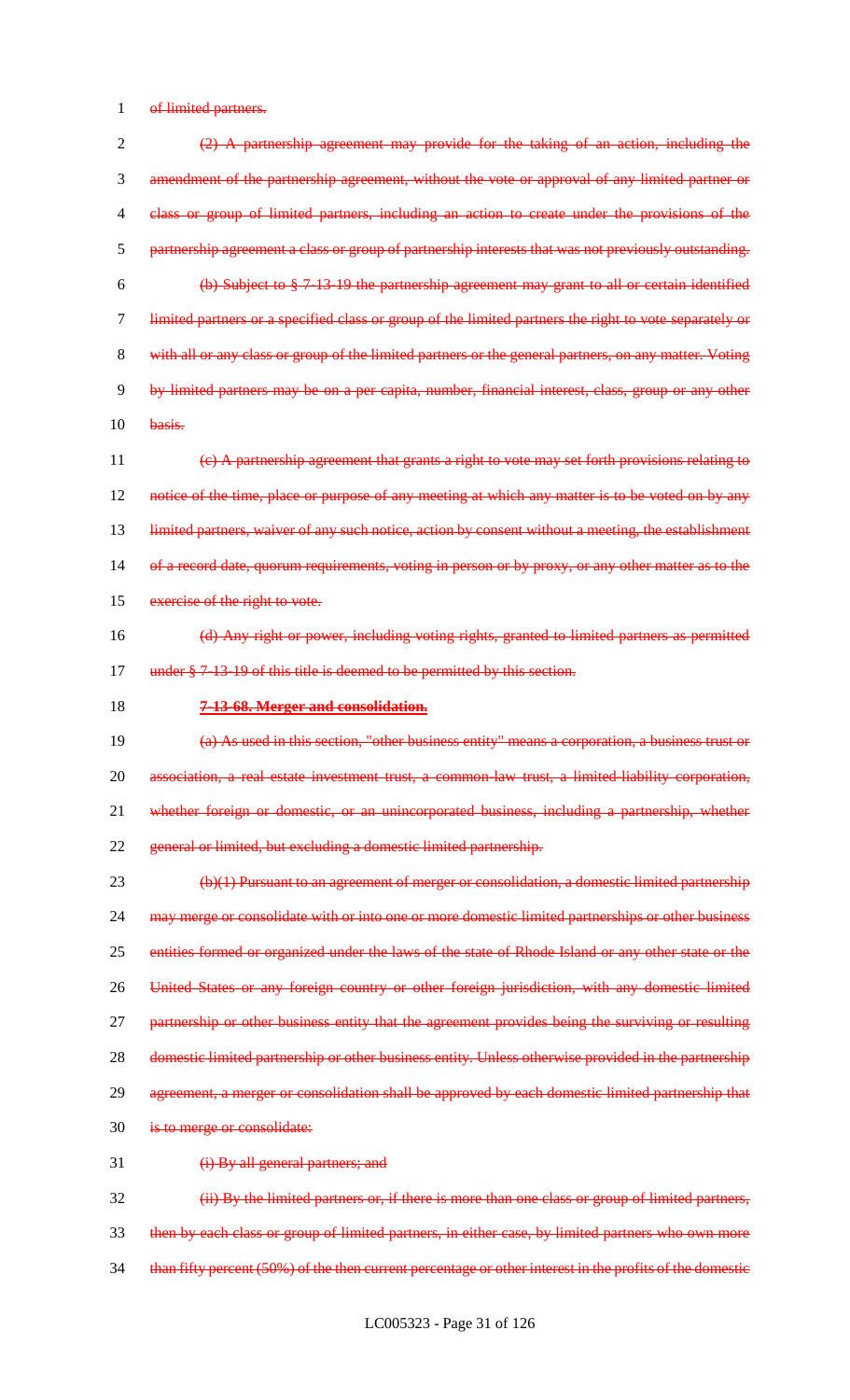of limited partners.

(2) A partnership agreement may provide for the taking of an action, including the amendment of the partnership agreement, without the vote or approval of any limited partner or class or group of limited partners, including an action to create under the provisions of the partnership agreement a class or group of partnership interests that was not previously outstanding.

(b) Subject to § 7-13-19 the partnership agreement may grant to all or certain identified limited partners or a specified class or group of the limited partners the right to vote separately or with all or any class or group of the limited partners or the general partners, on any matter. Voting by limited partners may be on a per capita, number, financial interest, class, group or any other basis.

(c) A partnership agreement that grants a right to vote may set forth provisions relating to notice of the time, place or purpose of any meeting at which any matter is to be voted on by any limited partners, waiver of any such notice, action by consent without a meeting, the establishment of a record date, quorum requirements, voting in person or by proxy, or any other matter as to the exercise of the right to vote.

(d) Any right or power, including voting rights, granted to limited partners as permitted under § 7-13-19 of this title is deemed to be permitted by this section.

**7-13-68. Merger and consolidation.**

(a) As used in this section, "other business entity" means a corporation, a business trust or association, a real estate investment trust, a common-law trust, a limited-liability corporation, whether foreign or domestic, or an unincorporated business, including a partnership, whether general or limited, but excluding a domestic limited partnership.

(b)(1) Pursuant to an agreement of merger or consolidation, a domestic limited partnership may merge or consolidate with or into one or more domestic limited partnerships or other business entities formed or organized under the laws of the state of Rhode Island or any other state or the United States or any foreign country or other foreign jurisdiction, with any domestic limited partnership or other business entity that the agreement provides being the surviving or resulting domestic limited partnership or other business entity. Unless otherwise provided in the partnership agreement, a merger or consolidation shall be approved by each domestic limited partnership that is to merge or consolidate:

(i) By all general partners; and

(ii) By the limited partners or, if there is more than one class or group of limited partners, then by each class or group of limited partners, in either case, by limited partners who own more than fifty percent (50%) of the then current percentage or other interest in the profits of the domestic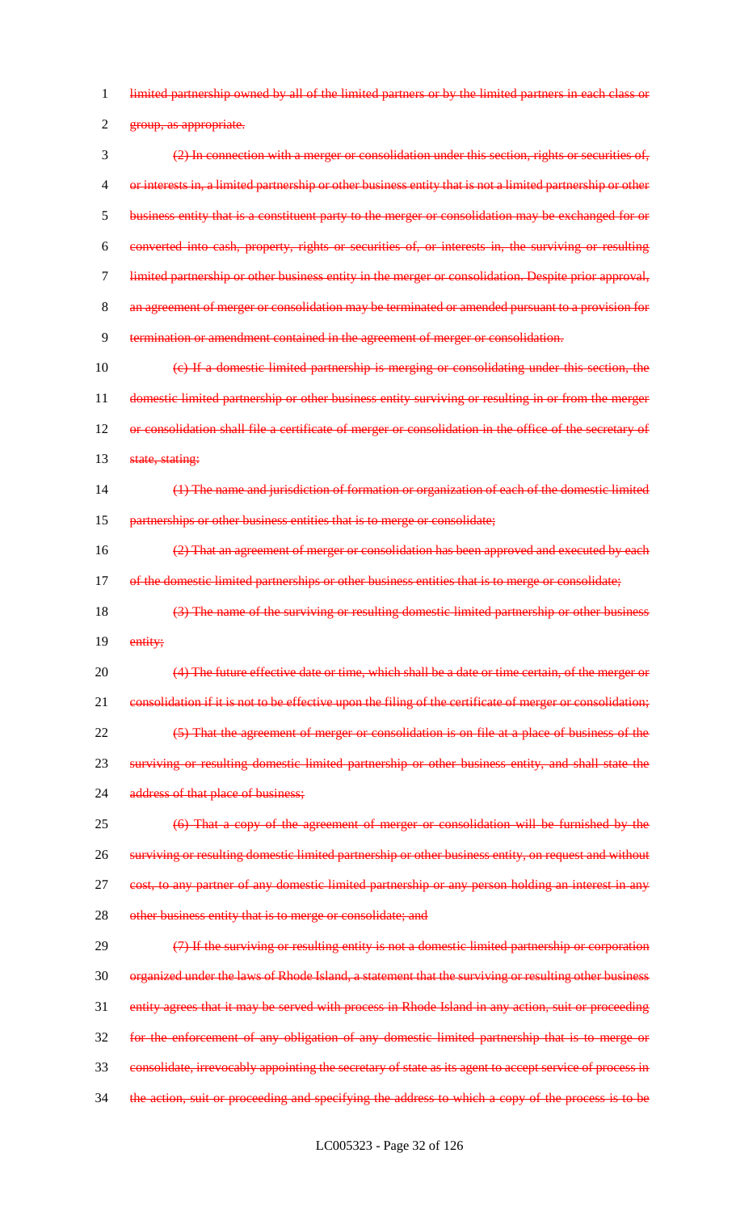limited partnership owned by all of the limited partners or by the limited partners in each class or group, as appropriate.

(2) In connection with a merger or consolidation under this section, rights or securities of, or interests in, a limited partnership or other business entity that is not a limited partnership or other business entity that is a constituent party to the merger or consolidation may be exchanged for or converted into cash, property, rights or securities of, or interests in, the surviving or resulting limited partnership or other business entity in the merger or consolidation. Despite prior approval, an agreement of merger or consolidation may be terminated or amended pursuant to a provision for termination or amendment contained in the agreement of merger or consolidation.

(c) If a domestic limited partnership is merging or consolidating under this section, the domestic limited partnership or other business entity surviving or resulting in or from the merger or consolidation shall file a certificate of merger or consolidation in the office of the secretary of state, stating:

(1) The name and jurisdiction of formation or organization of each of the domestic limited partnerships or other business entities that is to merge or consolidate;

(2) That an agreement of merger or consolidation has been approved and executed by each of the domestic limited partnerships or other business entities that is to merge or consolidate;

(3) The name of the surviving or resulting domestic limited partnership or other business entity;

(4) The future effective date or time, which shall be a date or time certain, of the merger or consolidation if it is not to be effective upon the filing of the certificate of merger or consolidation;

(5) That the agreement of merger or consolidation is on file at a place of business of the surviving or resulting domestic limited partnership or other business entity, and shall state the address of that place of business;

(6) That a copy of the agreement of merger or consolidation will be furnished by the surviving or resulting domestic limited partnership or other business entity, on request and without cost, to any partner of any domestic limited partnership or any person holding an interest in any other business entity that is to merge or consolidate; and

(7) If the surviving or resulting entity is not a domestic limited partnership or corporation organized under the laws of Rhode Island, a statement that the surviving or resulting other business entity agrees that it may be served with process in Rhode Island in any action, suit or proceeding for the enforcement of any obligation of any domestic limited partnership that is to merge or consolidate, irrevocably appointing the secretary of state as its agent to accept service of process in the action, suit or proceeding and specifying the address to which a copy of the process is to be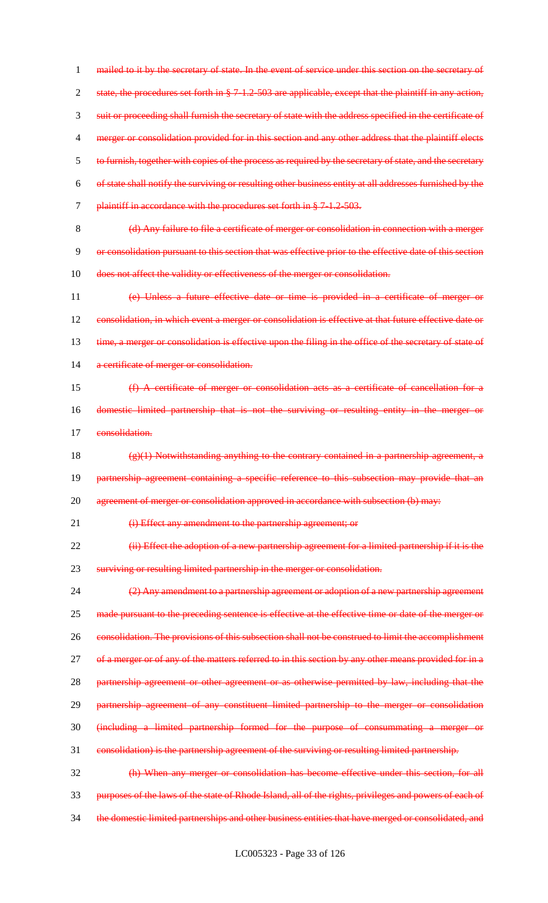mailed to it by the secretary of state. In the event of service under this section on the secretary of state, the procedures set forth in § 7-1.2-503 are applicable, except that the plaintiff in any action, suit or proceeding shall furnish the secretary of state with the address specified in the certificate of merger or consolidation provided for in this section and any other address that the plaintiff elects to furnish, together with copies of the process as required by the secretary of state, and the secretary of state shall notify the surviving or resulting other business entity at all addresses furnished by the plaintiff in accordance with the procedures set forth in § 7-1.2-503.

(d) Any failure to file a certificate of merger or consolidation in connection with a merger or consolidation pursuant to this section that was effective prior to the effective date of this section does not affect the validity or effectiveness of the merger or consolidation.

(e) Unless a future effective date or time is provided in a certificate of merger or consolidation, in which event a merger or consolidation is effective at that future effective date or time, a merger or consolidation is effective upon the filing in the office of the secretary of state of a certificate of merger or consolidation.

(f) A certificate of merger or consolidation acts as a certificate of cancellation for a domestic limited partnership that is not the surviving or resulting entity in the merger or consolidation.

(g)(1) Notwithstanding anything to the contrary contained in a partnership agreement, a partnership agreement containing a specific reference to this subsection may provide that an agreement of merger or consolidation approved in accordance with subsection (b) may:

(i) Effect any amendment to the partnership agreement; or

(ii) Effect the adoption of a new partnership agreement for a limited partnership if it is the surviving or resulting limited partnership in the merger or consolidation.

(2) Any amendment to a partnership agreement or adoption of a new partnership agreement made pursuant to the preceding sentence is effective at the effective time or date of the merger or consolidation. The provisions of this subsection shall not be construed to limit the accomplishment of a merger or of any of the matters referred to in this section by any other means provided for in a partnership agreement or other agreement or as otherwise permitted by law, including that the partnership agreement of any constituent limited partnership to the merger or consolidation (including a limited partnership formed for the purpose of consummating a merger or consolidation) is the partnership agreement of the surviving or resulting limited partnership.

(h) When any merger or consolidation has become effective under this section, for all purposes of the laws of the state of Rhode Island, all of the rights, privileges and powers of each of the domestic limited partnerships and other business entities that have merged or consolidated, and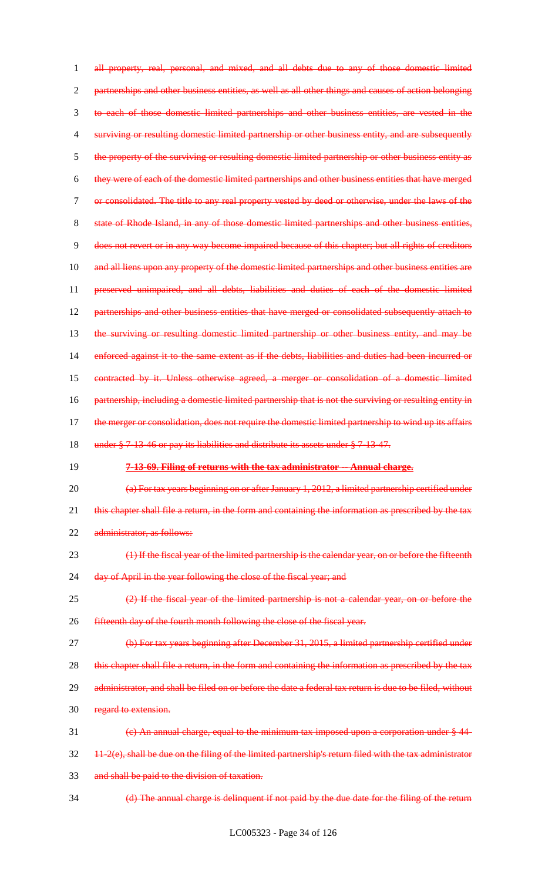all property, real, personal, and mixed, and all debts due to any of those domestic limited partnerships and other business entities, as well as all other things and causes of action belonging to each of those domestic limited partnerships and other business entities, are vested in the surviving or resulting domestic limited partnership or other business entity, and are subsequently the property of the surviving or resulting domestic limited partnership or other business entity as they were of each of the domestic limited partnerships and other business entities that have merged or consolidated. The title to any real property vested by deed or otherwise, under the laws of the state of Rhode Island, in any of those domestic limited partnerships and other business entities, does not revert or in any way become impaired because of this chapter; but all rights of creditors and all liens upon any property of the domestic limited partnerships and other business entities are preserved unimpaired, and all debts, liabilities and duties of each of the domestic limited partnerships and other business entities that have merged or consolidated subsequently attach to the surviving or resulting domestic limited partnership or other business entity, and may be enforced against it to the same extent as if the debts, liabilities and duties had been incurred or contracted by it. Unless otherwise agreed, a merger or consolidation of a domestic limited partnership, including a domestic limited partnership that is not the surviving or resulting entity in the merger or consolidation, does not require the domestic limited partnership to wind up its affairs under § 7-13-46 or pay its liabilities and distribute its assets under § 7-13-47.

**7-13-69. Filing of returns with the tax administrator -- Annual charge.**

(a) For tax years beginning on or after January 1, 2012, a limited partnership certified under this chapter shall file a return, in the form and containing the information as prescribed by the tax administrator, as follows:

(1) If the fiscal year of the limited partnership is the calendar year, on or before the fifteenth day of April in the year following the close of the fiscal year; and

(2) If the fiscal year of the limited partnership is not a calendar year, on or before the fifteenth day of the fourth month following the close of the fiscal year.

(b) For tax years beginning after December 31, 2015, a limited partnership certified under this chapter shall file a return, in the form and containing the information as prescribed by the tax administrator, and shall be filed on or before the date a federal tax return is due to be filed, without regard to extension.

(c) An annual charge, equal to the minimum tax imposed upon a corporation under § 44-11-2(e), shall be due on the filing of the limited partnership's return filed with the tax administrator and shall be paid to the division of taxation.

(d) The annual charge is delinquent if not paid by the due date for the filing of the return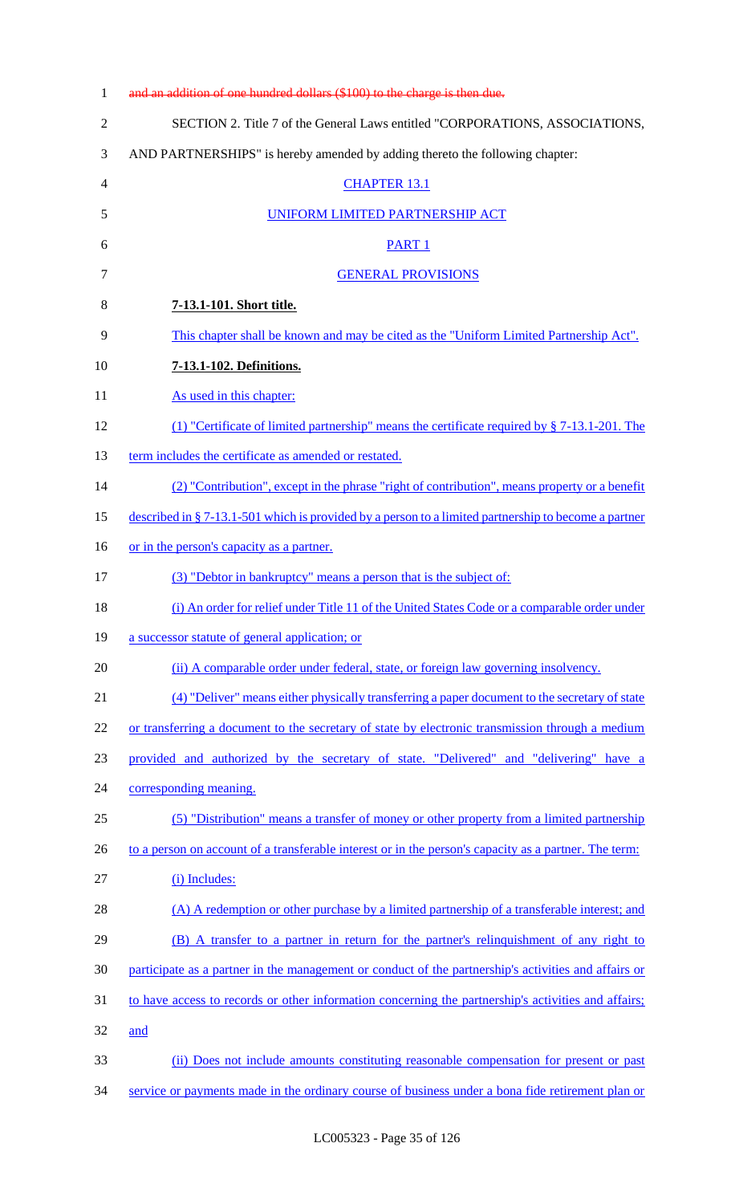~~and an addition of one hundred dollars ($100) to the charge is then due.~~

SECTION 2. Title 7 of the General Laws entitled "CORPORATIONS, ASSOCIATIONS, AND PARTNERSHIPS" is hereby amended by adding thereto the following chapter:

CHAPTER 13.1

UNIFORM LIMITED PARTNERSHIP ACT

PART 1

GENERAL PROVISIONS

**7-13.1-101. Short title.**

This chapter shall be known and may be cited as the "Uniform Limited Partnership Act".

**7-13.1-102. Definitions.**

As used in this chapter:

(1) "Certificate of limited partnership" means the certificate required by § 7-13.1-201. The term includes the certificate as amended or restated.

(2) "Contribution", except in the phrase "right of contribution", means property or a benefit described in § 7-13.1-501 which is provided by a person to a limited partnership to become a partner or in the person's capacity as a partner.

(3) "Debtor in bankruptcy" means a person that is the subject of:

(i) An order for relief under Title 11 of the United States Code or a comparable order under a successor statute of general application; or

(ii) A comparable order under federal, state, or foreign law governing insolvency.

(4) "Deliver" means either physically transferring a paper document to the secretary of state or transferring a document to the secretary of state by electronic transmission through a medium provided and authorized by the secretary of state. "Delivered" and "delivering" have a corresponding meaning.

(5) "Distribution" means a transfer of money or other property from a limited partnership to a person on account of a transferable interest or in the person's capacity as a partner. The term:

(i) Includes:

(A) A redemption or other purchase by a limited partnership of a transferable interest; and

(B) A transfer to a partner in return for the partner's relinquishment of any right to participate as a partner in the management or conduct of the partnership's activities and affairs or to have access to records or other information concerning the partnership's activities and affairs; and

(ii) Does not include amounts constituting reasonable compensation for present or past service or payments made in the ordinary course of business under a bona fide retirement plan or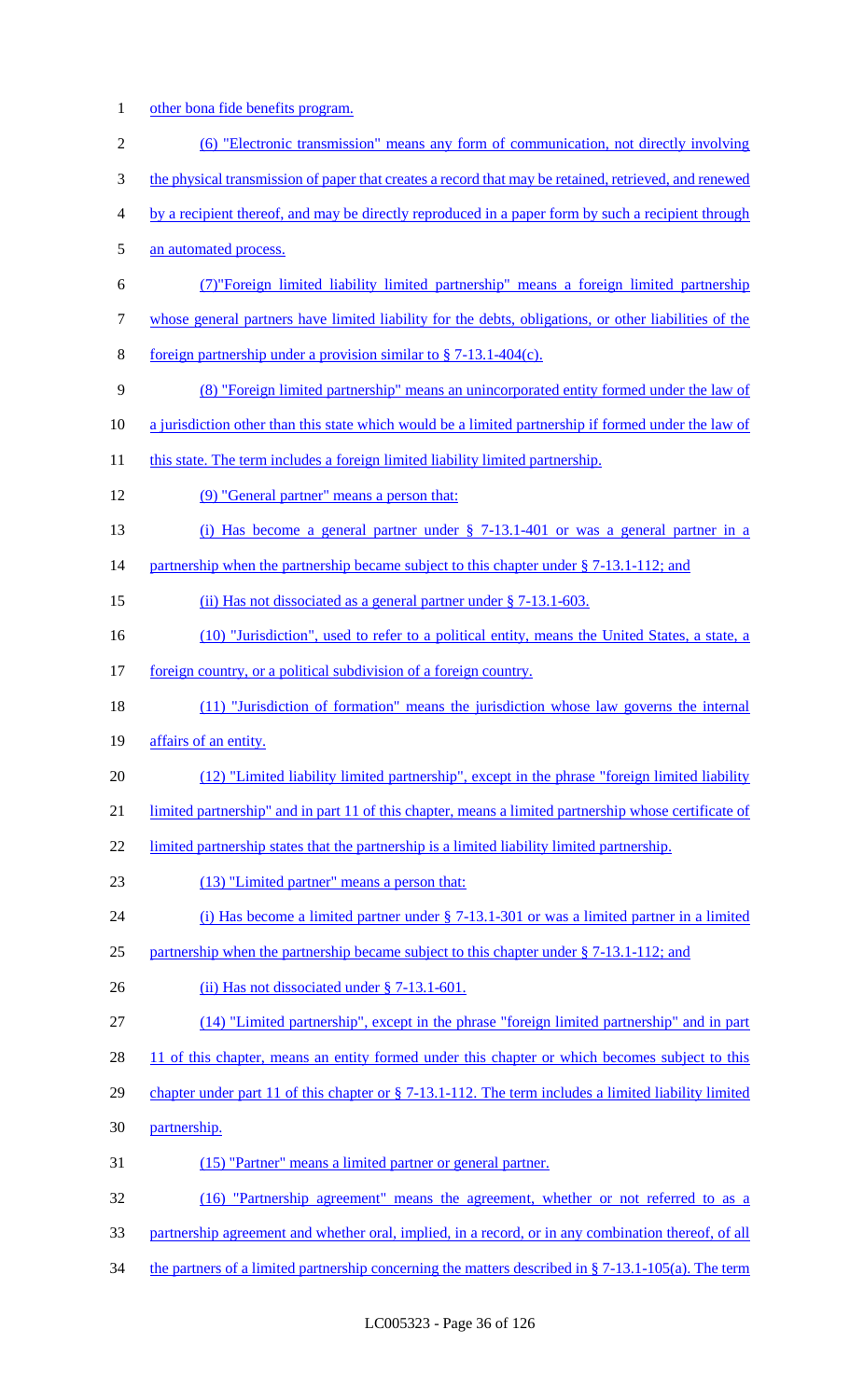other bona fide benefits program.

(6) "Electronic transmission" means any form of communication, not directly involving the physical transmission of paper that creates a record that may be retained, retrieved, and renewed by a recipient thereof, and may be directly reproduced in a paper form by such a recipient through an automated process.

(7)"Foreign limited liability limited partnership" means a foreign limited partnership whose general partners have limited liability for the debts, obligations, or other liabilities of the foreign partnership under a provision similar to § 7-13.1-404(c).

(8) "Foreign limited partnership" means an unincorporated entity formed under the law of a jurisdiction other than this state which would be a limited partnership if formed under the law of this state. The term includes a foreign limited liability limited partnership.

(9) "General partner" means a person that:

(i) Has become a general partner under § 7-13.1-401 or was a general partner in a partnership when the partnership became subject to this chapter under § 7-13.1-112; and

(ii) Has not dissociated as a general partner under § 7-13.1-603.

(10) "Jurisdiction", used to refer to a political entity, means the United States, a state, a foreign country, or a political subdivision of a foreign country.

(11) "Jurisdiction of formation" means the jurisdiction whose law governs the internal affairs of an entity.

(12) "Limited liability limited partnership", except in the phrase "foreign limited liability limited partnership" and in part 11 of this chapter, means a limited partnership whose certificate of limited partnership states that the partnership is a limited liability limited partnership.

(13) "Limited partner" means a person that:

(i) Has become a limited partner under § 7-13.1-301 or was a limited partner in a limited partnership when the partnership became subject to this chapter under § 7-13.1-112; and

(ii) Has not dissociated under § 7-13.1-601.

(14) "Limited partnership", except in the phrase "foreign limited partnership" and in part 11 of this chapter, means an entity formed under this chapter or which becomes subject to this chapter under part 11 of this chapter or § 7-13.1-112. The term includes a limited liability limited partnership.

(15) "Partner" means a limited partner or general partner.

(16) "Partnership agreement" means the agreement, whether or not referred to as a partnership agreement and whether oral, implied, in a record, or in any combination thereof, of all the partners of a limited partnership concerning the matters described in § 7-13.1-105(a). The term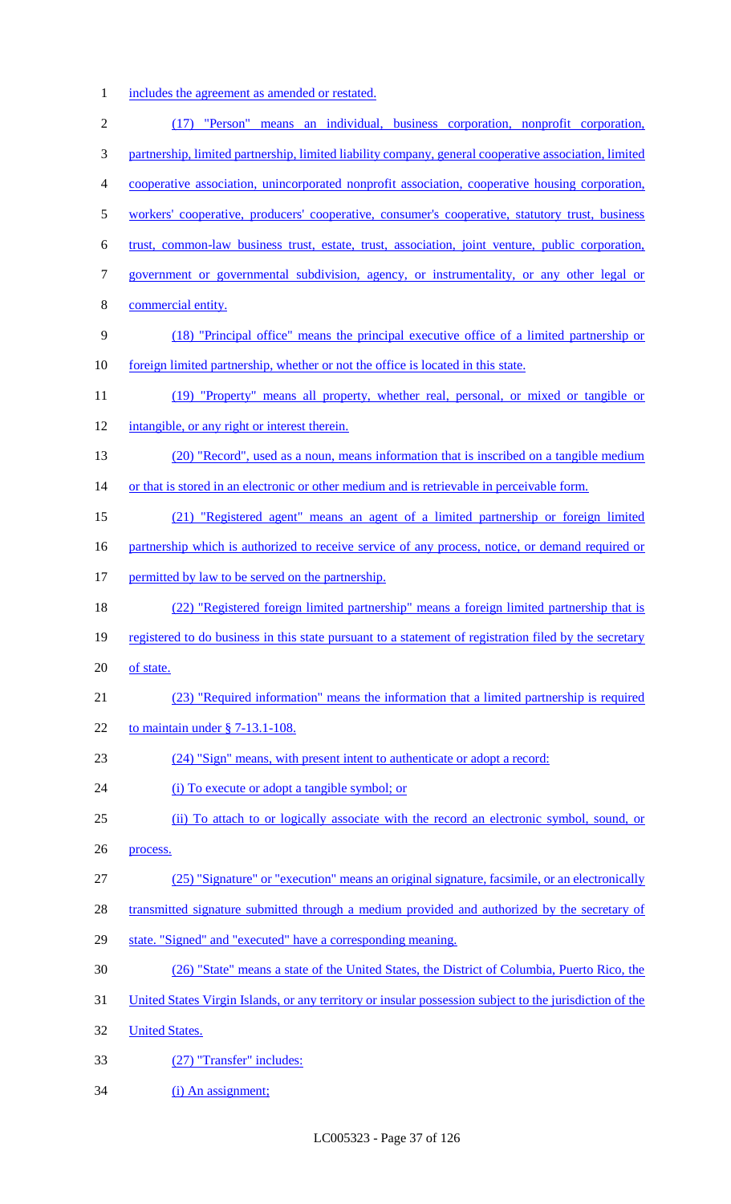includes the agreement as amended or restated.

(17) "Person" means an individual, business corporation, nonprofit corporation, partnership, limited partnership, limited liability company, general cooperative association, limited cooperative association, unincorporated nonprofit association, cooperative housing corporation, workers' cooperative, producers' cooperative, consumer's cooperative, statutory trust, business trust, common-law business trust, estate, trust, association, joint venture, public corporation, government or governmental subdivision, agency, or instrumentality, or any other legal or commercial entity.

(18) "Principal office" means the principal executive office of a limited partnership or foreign limited partnership, whether or not the office is located in this state.

(19) "Property" means all property, whether real, personal, or mixed or tangible or intangible, or any right or interest therein.

(20) "Record", used as a noun, means information that is inscribed on a tangible medium or that is stored in an electronic or other medium and is retrievable in perceivable form.

(21) "Registered agent" means an agent of a limited partnership or foreign limited partnership which is authorized to receive service of any process, notice, or demand required or permitted by law to be served on the partnership.

(22) "Registered foreign limited partnership" means a foreign limited partnership that is registered to do business in this state pursuant to a statement of registration filed by the secretary of state.

(23) "Required information" means the information that a limited partnership is required to maintain under § 7-13.1-108.

(24) "Sign" means, with present intent to authenticate or adopt a record:

(i) To execute or adopt a tangible symbol; or

(ii) To attach to or logically associate with the record an electronic symbol, sound, or process.

(25) "Signature" or "execution" means an original signature, facsimile, or an electronically transmitted signature submitted through a medium provided and authorized by the secretary of state. "Signed" and "executed" have a corresponding meaning.

(26) "State" means a state of the United States, the District of Columbia, Puerto Rico, the United States Virgin Islands, or any territory or insular possession subject to the jurisdiction of the United States.

(27) "Transfer" includes:

(i) An assignment;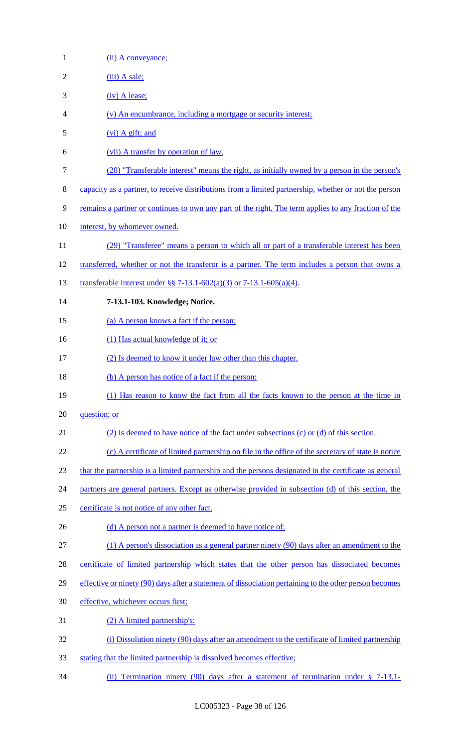(ii) A conveyance;

(iii) A sale;

(iv) A lease;

(v) An encumbrance, including a mortgage or security interest;

(vi) A gift; and

(vii) A transfer by operation of law.

(28) "Transferable interest" means the right, as initially owned by a person in the person's capacity as a partner, to receive distributions from a limited partnership, whether or not the person remains a partner or continues to own any part of the right. The term applies to any fraction of the interest, by whomever owned.

(29) "Transferee" means a person to which all or part of a transferable interest has been transferred, whether or not the transferor is a partner. The term includes a person that owns a transferable interest under §§ 7-13.1-602(a)(3) or 7-13.1-605(a)(4).

**7-13.1-103. Knowledge; Notice.**

(a) A person knows a fact if the person:

(1) Has actual knowledge of it; or

(2) Is deemed to know it under law other than this chapter.

(b) A person has notice of a fact if the person:

(1) Has reason to know the fact from all the facts known to the person at the time in question; or

(2) Is deemed to have notice of the fact under subsections (c) or (d) of this section.

(c) A certificate of limited partnership on file in the office of the secretary of state is notice that the partnership is a limited partnership and the persons designated in the certificate as general partners are general partners. Except as otherwise provided in subsection (d) of this section, the certificate is not notice of any other fact.

(d) A person not a partner is deemed to have notice of:

(1) A person's dissociation as a general partner ninety (90) days after an amendment to the certificate of limited partnership which states that the other person has dissociated becomes effective or ninety (90) days after a statement of dissociation pertaining to the other person becomes effective, whichever occurs first;

(2) A limited partnership's:

(i) Dissolution ninety (90) days after an amendment to the certificate of limited partnership stating that the limited partnership is dissolved becomes effective;

(ii) Termination ninety (90) days after a statement of termination under § 7-13.1-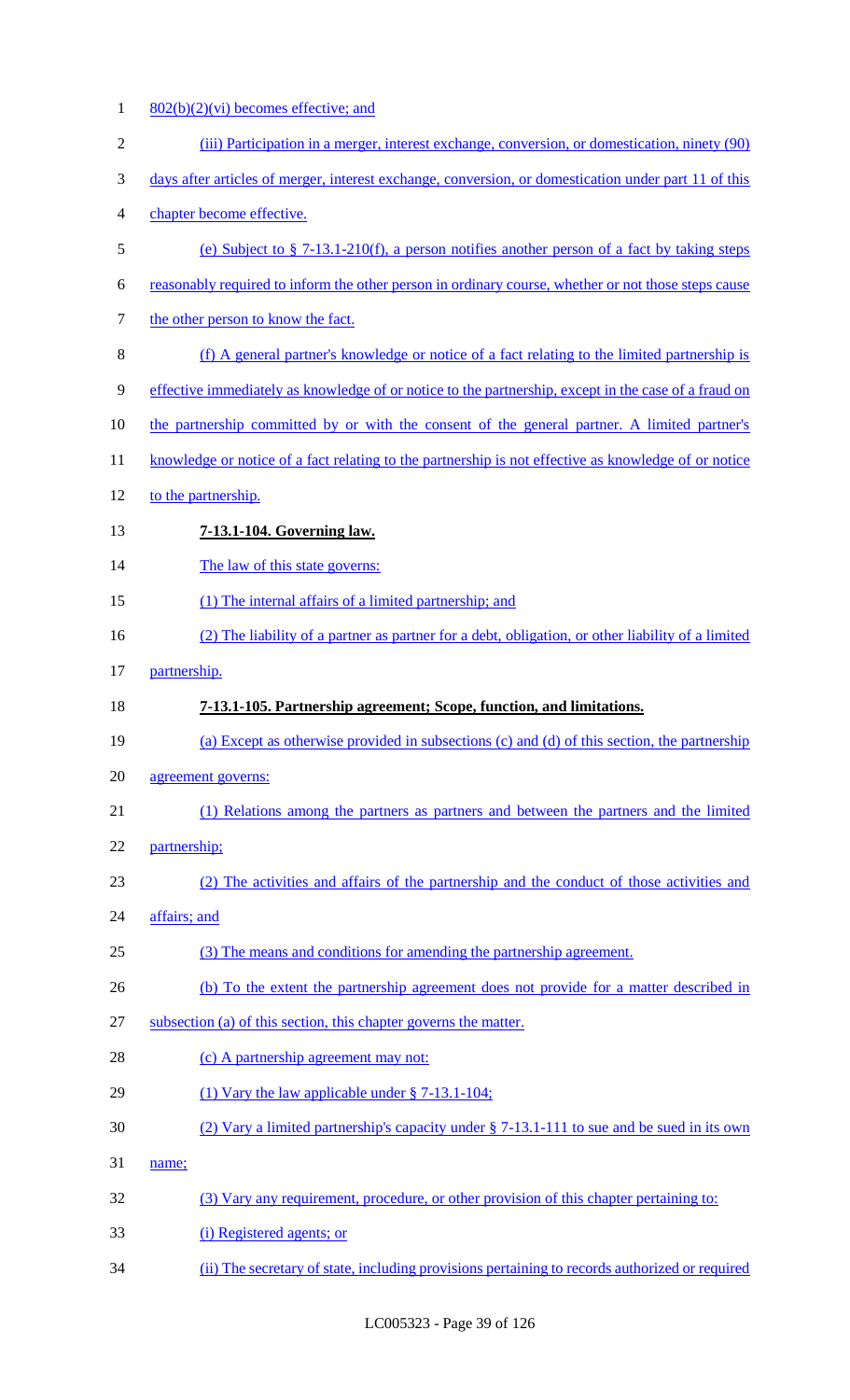802(b)(2)(vi) becomes effective; and

(iii) Participation in a merger, interest exchange, conversion, or domestication, ninety (90) days after articles of merger, interest exchange, conversion, or domestication under part 11 of this chapter become effective.

(e) Subject to § 7-13.1-210(f), a person notifies another person of a fact by taking steps reasonably required to inform the other person in ordinary course, whether or not those steps cause the other person to know the fact.

(f) A general partner's knowledge or notice of a fact relating to the limited partnership is effective immediately as knowledge of or notice to the partnership, except in the case of a fraud on the partnership committed by or with the consent of the general partner. A limited partner's knowledge or notice of a fact relating to the partnership is not effective as knowledge of or notice to the partnership.

**7-13.1-104. Governing law.**

The law of this state governs:

(1) The internal affairs of a limited partnership; and

(2) The liability of a partner as partner for a debt, obligation, or other liability of a limited partnership.

**7-13.1-105. Partnership agreement; Scope, function, and limitations.**

(a) Except as otherwise provided in subsections (c) and (d) of this section, the partnership agreement governs:

(1) Relations among the partners as partners and between the partners and the limited partnership;

(2) The activities and affairs of the partnership and the conduct of those activities and affairs; and

(3) The means and conditions for amending the partnership agreement.

(b) To the extent the partnership agreement does not provide for a matter described in subsection (a) of this section, this chapter governs the matter.

(c) A partnership agreement may not:

(1) Vary the law applicable under § 7-13.1-104;

(2) Vary a limited partnership's capacity under § 7-13.1-111 to sue and be sued in its own name;

(3) Vary any requirement, procedure, or other provision of this chapter pertaining to:

(i) Registered agents; or

(ii) The secretary of state, including provisions pertaining to records authorized or required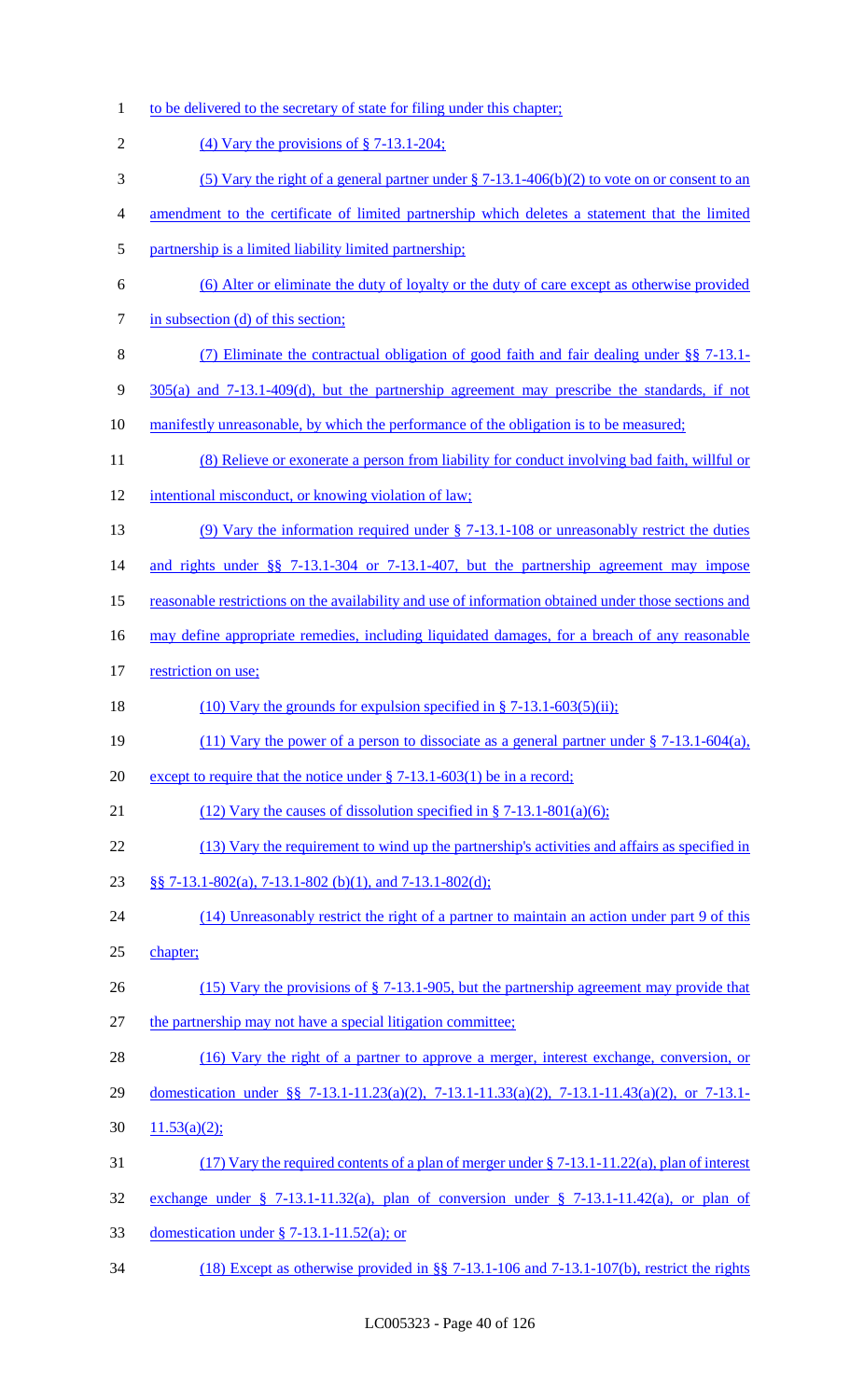to be delivered to the secretary of state for filing under this chapter;

(4) Vary the provisions of § 7-13.1-204;

(5) Vary the right of a general partner under § 7-13.1-406(b)(2) to vote on or consent to an amendment to the certificate of limited partnership which deletes a statement that the limited partnership is a limited liability limited partnership;

(6) Alter or eliminate the duty of loyalty or the duty of care except as otherwise provided in subsection (d) of this section;

(7) Eliminate the contractual obligation of good faith and fair dealing under §§ 7-13.1-305(a) and 7-13.1-409(d), but the partnership agreement may prescribe the standards, if not manifestly unreasonable, by which the performance of the obligation is to be measured;

(8) Relieve or exonerate a person from liability for conduct involving bad faith, willful or intentional misconduct, or knowing violation of law;

(9) Vary the information required under § 7-13.1-108 or unreasonably restrict the duties and rights under §§ 7-13.1-304 or 7-13.1-407, but the partnership agreement may impose reasonable restrictions on the availability and use of information obtained under those sections and may define appropriate remedies, including liquidated damages, for a breach of any reasonable restriction on use;

(10) Vary the grounds for expulsion specified in § 7-13.1-603(5)(ii);

(11) Vary the power of a person to dissociate as a general partner under § 7-13.1-604(a), except to require that the notice under § 7-13.1-603(1) be in a record;

(12) Vary the causes of dissolution specified in § 7-13.1-801(a)(6);

(13) Vary the requirement to wind up the partnership's activities and affairs as specified in §§ 7-13.1-802(a), 7-13.1-802 (b)(1), and 7-13.1-802(d);

(14) Unreasonably restrict the right of a partner to maintain an action under part 9 of this chapter;

(15) Vary the provisions of § 7-13.1-905, but the partnership agreement may provide that the partnership may not have a special litigation committee;

(16) Vary the right of a partner to approve a merger, interest exchange, conversion, or domestication under §§ 7-13.1-11.23(a)(2), 7-13.1-11.33(a)(2), 7-13.1-11.43(a)(2), or 7-13.1-11.53(a)(2);

(17) Vary the required contents of a plan of merger under § 7-13.1-11.22(a), plan of interest exchange under § 7-13.1-11.32(a), plan of conversion under § 7-13.1-11.42(a), or plan of domestication under § 7-13.1-11.52(a); or

(18) Except as otherwise provided in §§ 7-13.1-106 and 7-13.1-107(b), restrict the rights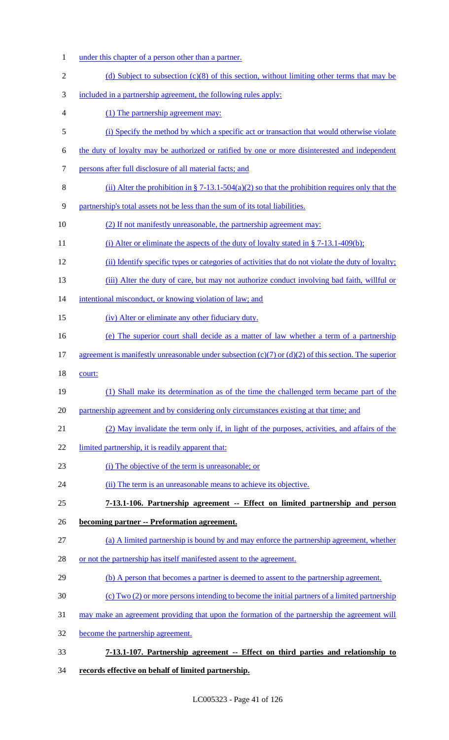under this chapter of a person other than a partner.

(d) Subject to subsection (c)(8) of this section, without limiting other terms that may be included in a partnership agreement, the following rules apply:

(1) The partnership agreement may:

(i) Specify the method by which a specific act or transaction that would otherwise violate the duty of loyalty may be authorized or ratified by one or more disinterested and independent persons after full disclosure of all material facts; and

(ii) Alter the prohibition in § 7-13.1-504(a)(2) so that the prohibition requires only that the partnership's total assets not be less than the sum of its total liabilities.

(2) If not manifestly unreasonable, the partnership agreement may:

(i) Alter or eliminate the aspects of the duty of loyalty stated in § 7-13.1-409(b);

(ii) Identify specific types or categories of activities that do not violate the duty of loyalty;

(iii) Alter the duty of care, but may not authorize conduct involving bad faith, willful or intentional misconduct, or knowing violation of law; and

(iv) Alter or eliminate any other fiduciary duty.

(e) The superior court shall decide as a matter of law whether a term of a partnership agreement is manifestly unreasonable under subsection (c)(7) or (d)(2) of this section. The superior court:

(1) Shall make its determination as of the time the challenged term became part of the partnership agreement and by considering only circumstances existing at that time; and

(2) May invalidate the term only if, in light of the purposes, activities, and affairs of the limited partnership, it is readily apparent that:

(i) The objective of the term is unreasonable; or

(ii) The term is an unreasonable means to achieve its objective.

**7-13.1-106. Partnership agreement -- Effect on limited partnership and person becoming partner -- Preformation agreement.**

(a) A limited partnership is bound by and may enforce the partnership agreement, whether or not the partnership has itself manifested assent to the agreement.

(b) A person that becomes a partner is deemed to assent to the partnership agreement.

(c) Two (2) or more persons intending to become the initial partners of a limited partnership may make an agreement providing that upon the formation of the partnership the agreement will become the partnership agreement.

**7-13.1-107. Partnership agreement -- Effect on third parties and relationship to records effective on behalf of limited partnership.**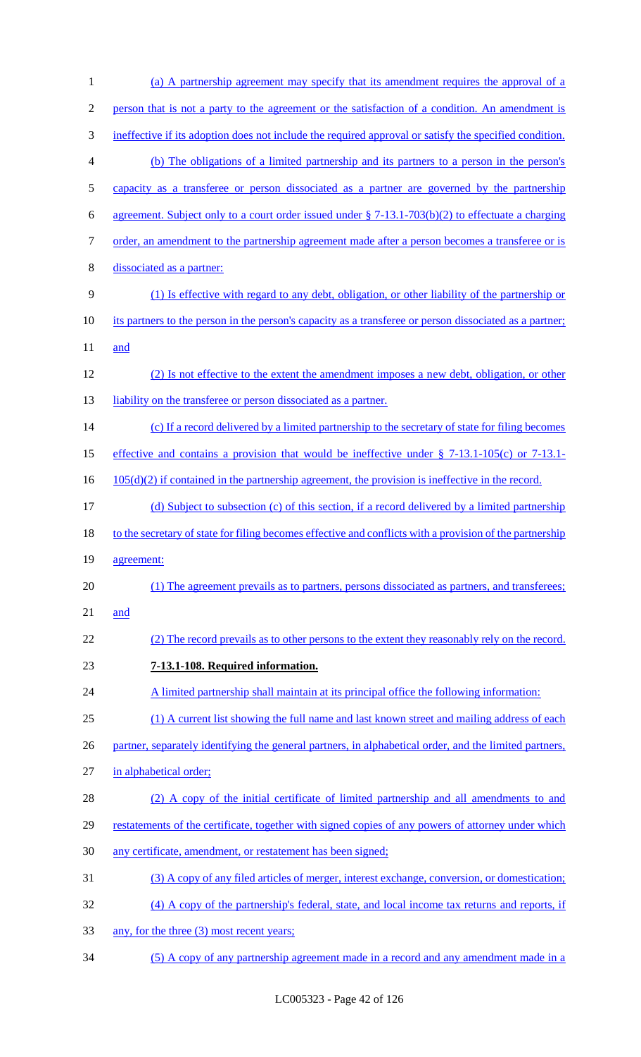(a) A partnership agreement may specify that its amendment requires the approval of a person that is not a party to the agreement or the satisfaction of a condition. An amendment is ineffective if its adoption does not include the required approval or satisfy the specified condition.

(b) The obligations of a limited partnership and its partners to a person in the person's capacity as a transferee or person dissociated as a partner are governed by the partnership agreement. Subject only to a court order issued under § 7-13.1-703(b)(2) to effectuate a charging order, an amendment to the partnership agreement made after a person becomes a transferee or is dissociated as a partner:

(1) Is effective with regard to any debt, obligation, or other liability of the partnership or its partners to the person in the person's capacity as a transferee or person dissociated as a partner; and

(2) Is not effective to the extent the amendment imposes a new debt, obligation, or other liability on the transferee or person dissociated as a partner.

(c) If a record delivered by a limited partnership to the secretary of state for filing becomes effective and contains a provision that would be ineffective under § 7-13.1-105(c) or 7-13.1-105(d)(2) if contained in the partnership agreement, the provision is ineffective in the record.

(d) Subject to subsection (c) of this section, if a record delivered by a limited partnership to the secretary of state for filing becomes effective and conflicts with a provision of the partnership agreement:

(1) The agreement prevails as to partners, persons dissociated as partners, and transferees; and

(2) The record prevails as to other persons to the extent they reasonably rely on the record.

**7-13.1-108. Required information.**

A limited partnership shall maintain at its principal office the following information:

(1) A current list showing the full name and last known street and mailing address of each partner, separately identifying the general partners, in alphabetical order, and the limited partners, in alphabetical order;

(2) A copy of the initial certificate of limited partnership and all amendments to and restatements of the certificate, together with signed copies of any powers of attorney under which any certificate, amendment, or restatement has been signed;

(3) A copy of any filed articles of merger, interest exchange, conversion, or domestication;

(4) A copy of the partnership's federal, state, and local income tax returns and reports, if any, for the three (3) most recent years;

(5) A copy of any partnership agreement made in a record and any amendment made in a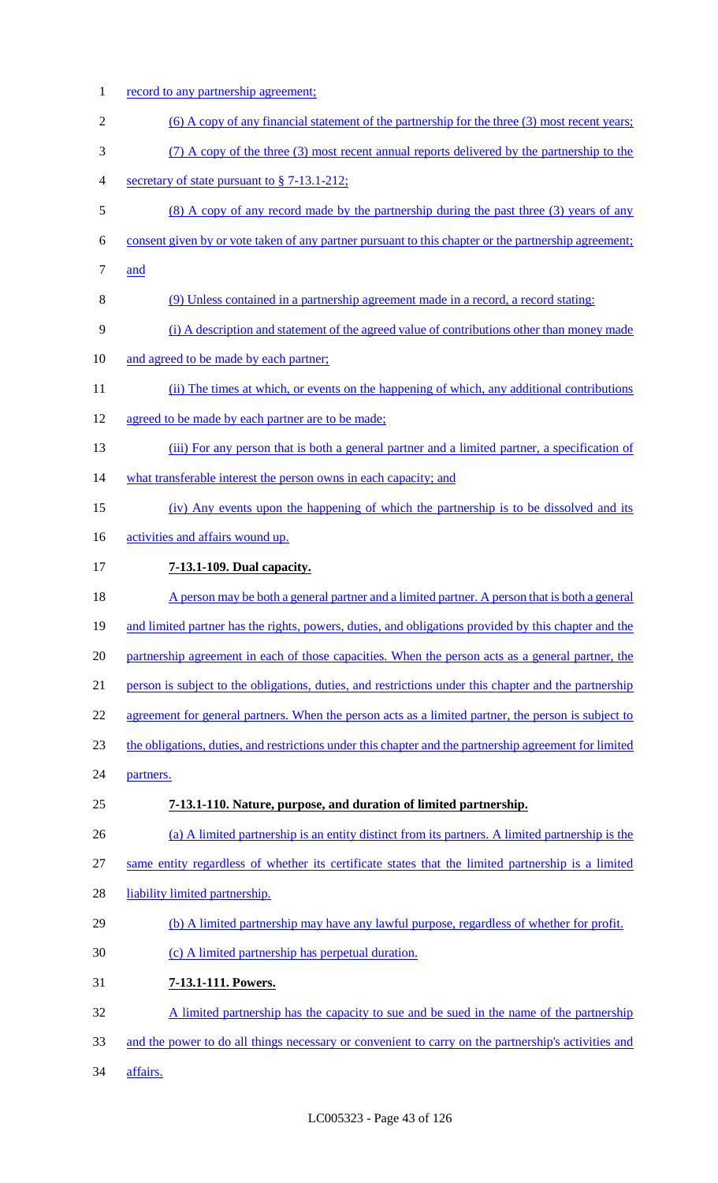record to any partnership agreement;

(6) A copy of any financial statement of the partnership for the three (3) most recent years;

(7) A copy of the three (3) most recent annual reports delivered by the partnership to the secretary of state pursuant to § 7-13.1-212;

(8) A copy of any record made by the partnership during the past three (3) years of any consent given by or vote taken of any partner pursuant to this chapter or the partnership agreement; and

(9) Unless contained in a partnership agreement made in a record, a record stating:

(i) A description and statement of the agreed value of contributions other than money made and agreed to be made by each partner;

(ii) The times at which, or events on the happening of which, any additional contributions agreed to be made by each partner are to be made;

(iii) For any person that is both a general partner and a limited partner, a specification of what transferable interest the person owns in each capacity; and

(iv) Any events upon the happening of which the partnership is to be dissolved and its activities and affairs wound up.

**7-13.1-109. Dual capacity.**

A person may be both a general partner and a limited partner. A person that is both a general and limited partner has the rights, powers, duties, and obligations provided by this chapter and the partnership agreement in each of those capacities. When the person acts as a general partner, the person is subject to the obligations, duties, and restrictions under this chapter and the partnership agreement for general partners. When the person acts as a limited partner, the person is subject to the obligations, duties, and restrictions under this chapter and the partnership agreement for limited partners.

**7-13.1-110. Nature, purpose, and duration of limited partnership.**

(a) A limited partnership is an entity distinct from its partners. A limited partnership is the same entity regardless of whether its certificate states that the limited partnership is a limited liability limited partnership.

(b) A limited partnership may have any lawful purpose, regardless of whether for profit.

(c) A limited partnership has perpetual duration.

**7-13.1-111. Powers.**

A limited partnership has the capacity to sue and be sued in the name of the partnership and the power to do all things necessary or convenient to carry on the partnership's activities and affairs.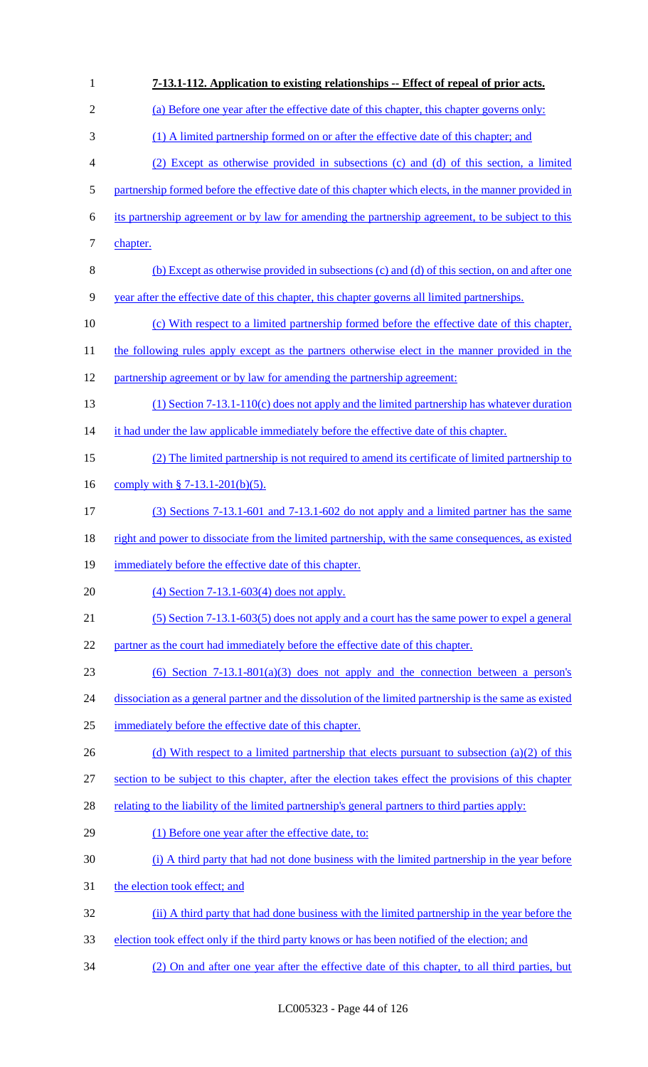**7-13.1-112. Application to existing relationships -- Effect of repeal of prior acts.**

(a) Before one year after the effective date of this chapter, this chapter governs only:

(1) A limited partnership formed on or after the effective date of this chapter; and

(2) Except as otherwise provided in subsections (c) and (d) of this section, a limited partnership formed before the effective date of this chapter which elects, in the manner provided in its partnership agreement or by law for amending the partnership agreement, to be subject to this chapter.

(b) Except as otherwise provided in subsections (c) and (d) of this section, on and after one year after the effective date of this chapter, this chapter governs all limited partnerships.

(c) With respect to a limited partnership formed before the effective date of this chapter, the following rules apply except as the partners otherwise elect in the manner provided in the partnership agreement or by law for amending the partnership agreement:

(1) Section 7-13.1-110(c) does not apply and the limited partnership has whatever duration it had under the law applicable immediately before the effective date of this chapter.

(2) The limited partnership is not required to amend its certificate of limited partnership to comply with § 7-13.1-201(b)(5).

(3) Sections 7-13.1-601 and 7-13.1-602 do not apply and a limited partner has the same right and power to dissociate from the limited partnership, with the same consequences, as existed immediately before the effective date of this chapter.

(4) Section 7-13.1-603(4) does not apply.

(5) Section 7-13.1-603(5) does not apply and a court has the same power to expel a general partner as the court had immediately before the effective date of this chapter.

(6) Section 7-13.1-801(a)(3) does not apply and the connection between a person's dissociation as a general partner and the dissolution of the limited partnership is the same as existed immediately before the effective date of this chapter.

(d) With respect to a limited partnership that elects pursuant to subsection (a)(2) of this section to be subject to this chapter, after the election takes effect the provisions of this chapter relating to the liability of the limited partnership's general partners to third parties apply:

(1) Before one year after the effective date, to:

(i) A third party that had not done business with the limited partnership in the year before the election took effect; and

(ii) A third party that had done business with the limited partnership in the year before the election took effect only if the third party knows or has been notified of the election; and

(2) On and after one year after the effective date of this chapter, to all third parties, but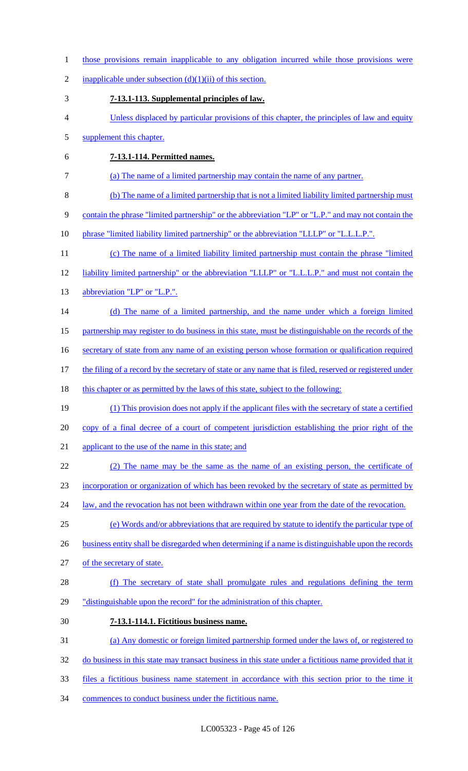those provisions remain inapplicable to any obligation incurred while those provisions were inapplicable under subsection (d)(1)(ii) of this section.

**7-13.1-113. Supplemental principles of law.**

Unless displaced by particular provisions of this chapter, the principles of law and equity supplement this chapter.

**7-13.1-114. Permitted names.**

(a) The name of a limited partnership may contain the name of any partner.

(b) The name of a limited partnership that is not a limited liability limited partnership must contain the phrase "limited partnership" or the abbreviation "LP" or "L.P." and may not contain the phrase "limited liability limited partnership" or the abbreviation "LLLP" or "L.L.L.P.".

(c) The name of a limited liability limited partnership must contain the phrase "limited liability limited partnership" or the abbreviation "LLLP" or "L.L.L.P." and must not contain the abbreviation "LP" or "L.P.".

(d) The name of a limited partnership, and the name under which a foreign limited partnership may register to do business in this state, must be distinguishable on the records of the secretary of state from any name of an existing person whose formation or qualification required the filing of a record by the secretary of state or any name that is filed, reserved or registered under this chapter or as permitted by the laws of this state, subject to the following:

(1) This provision does not apply if the applicant files with the secretary of state a certified copy of a final decree of a court of competent jurisdiction establishing the prior right of the applicant to the use of the name in this state; and

(2) The name may be the same as the name of an existing person, the certificate of incorporation or organization of which has been revoked by the secretary of state as permitted by law, and the revocation has not been withdrawn within one year from the date of the revocation.

(e) Words and/or abbreviations that are required by statute to identify the particular type of business entity shall be disregarded when determining if a name is distinguishable upon the records of the secretary of state.

(f) The secretary of state shall promulgate rules and regulations defining the term "distinguishable upon the record" for the administration of this chapter.

**7-13.1-114.1. Fictitious business name.**

(a) Any domestic or foreign limited partnership formed under the laws of, or registered to do business in this state may transact business in this state under a fictitious name provided that it files a fictitious business name statement in accordance with this section prior to the time it commences to conduct business under the fictitious name.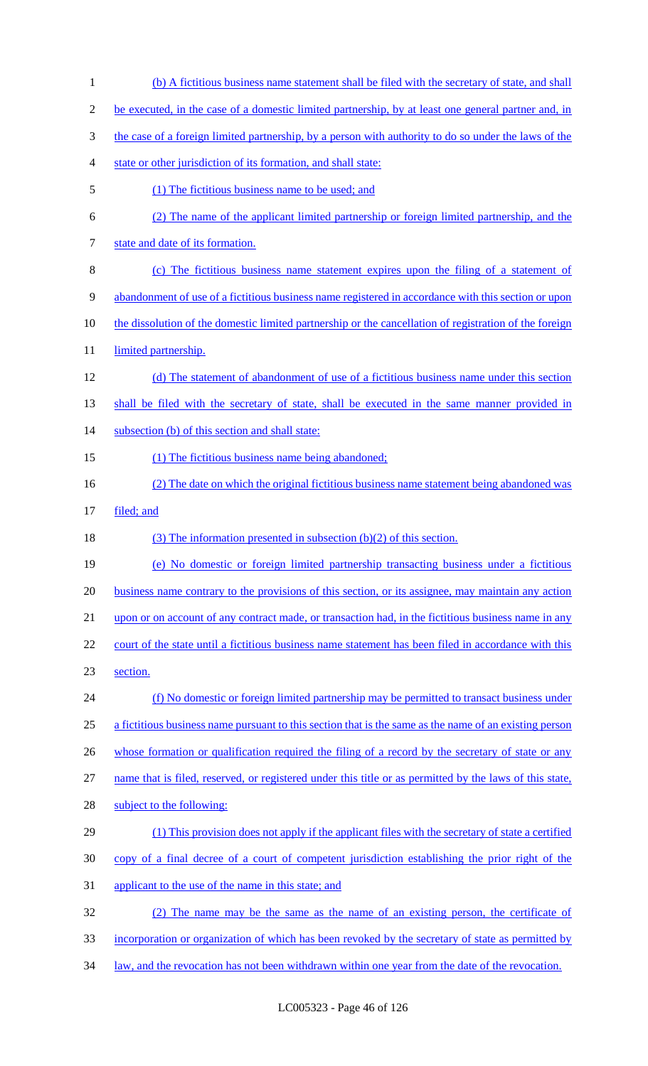(b) A fictitious business name statement shall be filed with the secretary of state, and shall be executed, in the case of a domestic limited partnership, by at least one general partner and, in the case of a foreign limited partnership, by a person with authority to do so under the laws of the state or other jurisdiction of its formation, and shall state:

(1) The fictitious business name to be used; and

(2) The name of the applicant limited partnership or foreign limited partnership, and the state and date of its formation.

(c) The fictitious business name statement expires upon the filing of a statement of abandonment of use of a fictitious business name registered in accordance with this section or upon the dissolution of the domestic limited partnership or the cancellation of registration of the foreign limited partnership.

(d) The statement of abandonment of use of a fictitious business name under this section shall be filed with the secretary of state, shall be executed in the same manner provided in subsection (b) of this section and shall state:

(1) The fictitious business name being abandoned;

(2) The date on which the original fictitious business name statement being abandoned was filed; and

(3) The information presented in subsection (b)(2) of this section.

(e) No domestic or foreign limited partnership transacting business under a fictitious business name contrary to the provisions of this section, or its assignee, may maintain any action upon or on account of any contract made, or transaction had, in the fictitious business name in any court of the state until a fictitious business name statement has been filed in accordance with this section.

(f) No domestic or foreign limited partnership may be permitted to transact business under a fictitious business name pursuant to this section that is the same as the name of an existing person whose formation or qualification required the filing of a record by the secretary of state or any name that is filed, reserved, or registered under this title or as permitted by the laws of this state, subject to the following:

(1) This provision does not apply if the applicant files with the secretary of state a certified copy of a final decree of a court of competent jurisdiction establishing the prior right of the applicant to the use of the name in this state; and

(2) The name may be the same as the name of an existing person, the certificate of incorporation or organization of which has been revoked by the secretary of state as permitted by law, and the revocation has not been withdrawn within one year from the date of the revocation.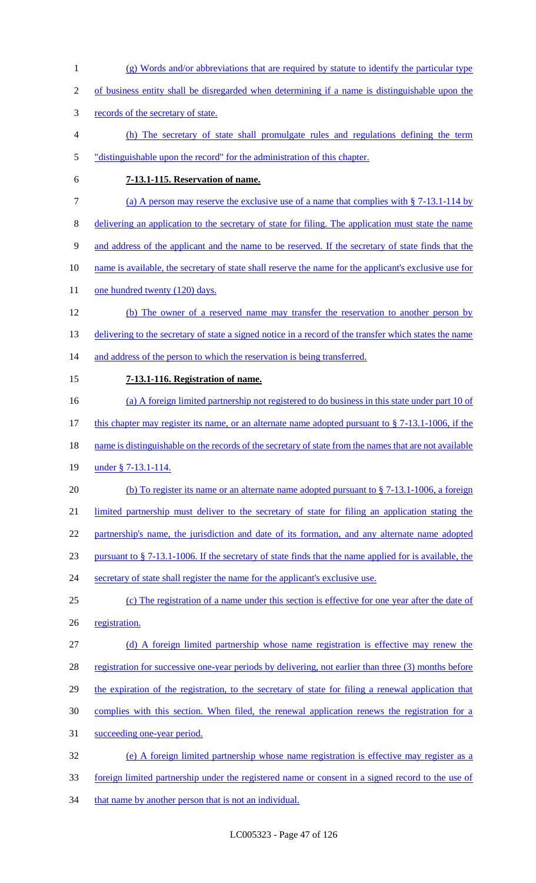(g) Words and/or abbreviations that are required by statute to identify the particular type of business entity shall be disregarded when determining if a name is distinguishable upon the records of the secretary of state.

(h) The secretary of state shall promulgate rules and regulations defining the term "distinguishable upon the record" for the administration of this chapter.

**7-13.1-115. Reservation of name.**

(a) A person may reserve the exclusive use of a name that complies with § 7-13.1-114 by delivering an application to the secretary of state for filing. The application must state the name and address of the applicant and the name to be reserved. If the secretary of state finds that the name is available, the secretary of state shall reserve the name for the applicant's exclusive use for one hundred twenty (120) days.

(b) The owner of a reserved name may transfer the reservation to another person by delivering to the secretary of state a signed notice in a record of the transfer which states the name and address of the person to which the reservation is being transferred.

**7-13.1-116. Registration of name.**

(a) A foreign limited partnership not registered to do business in this state under part 10 of this chapter may register its name, or an alternate name adopted pursuant to § 7-13.1-1006, if the name is distinguishable on the records of the secretary of state from the names that are not available under § 7-13.1-114.

(b) To register its name or an alternate name adopted pursuant to § 7-13.1-1006, a foreign limited partnership must deliver to the secretary of state for filing an application stating the partnership's name, the jurisdiction and date of its formation, and any alternate name adopted pursuant to § 7-13.1-1006. If the secretary of state finds that the name applied for is available, the secretary of state shall register the name for the applicant's exclusive use.

(c) The registration of a name under this section is effective for one year after the date of registration.

(d) A foreign limited partnership whose name registration is effective may renew the registration for successive one-year periods by delivering, not earlier than three (3) months before the expiration of the registration, to the secretary of state for filing a renewal application that complies with this section. When filed, the renewal application renews the registration for a succeeding one-year period.

(e) A foreign limited partnership whose name registration is effective may register as a foreign limited partnership under the registered name or consent in a signed record to the use of that name by another person that is not an individual.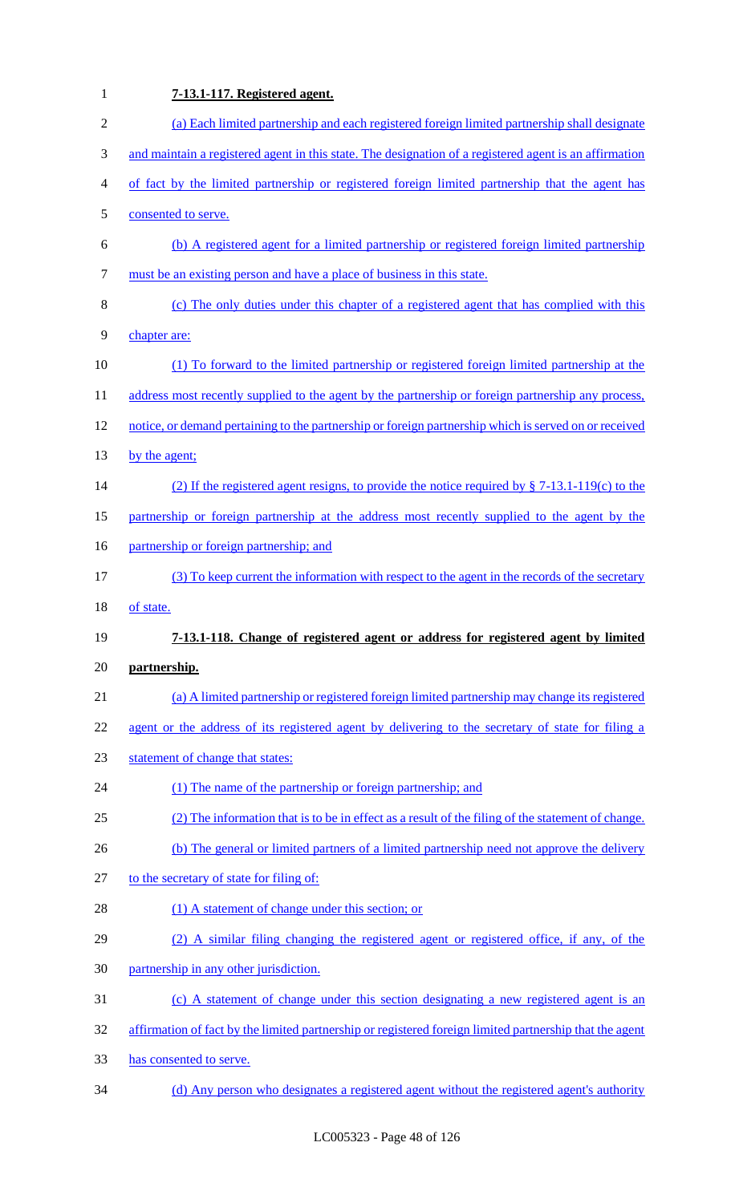**7-13.1-117. Registered agent.**

(a) Each limited partnership and each registered foreign limited partnership shall designate and maintain a registered agent in this state. The designation of a registered agent is an affirmation of fact by the limited partnership or registered foreign limited partnership that the agent has consented to serve.

(b) A registered agent for a limited partnership or registered foreign limited partnership must be an existing person and have a place of business in this state.

(c) The only duties under this chapter of a registered agent that has complied with this chapter are:

(1) To forward to the limited partnership or registered foreign limited partnership at the address most recently supplied to the agent by the partnership or foreign partnership any process, notice, or demand pertaining to the partnership or foreign partnership which is served on or received by the agent;

(2) If the registered agent resigns, to provide the notice required by § 7-13.1-119(c) to the partnership or foreign partnership at the address most recently supplied to the agent by the partnership or foreign partnership; and

(3) To keep current the information with respect to the agent in the records of the secretary of state.

**7-13.1-118. Change of registered agent or address for registered agent by limited partnership.**

(a) A limited partnership or registered foreign limited partnership may change its registered agent or the address of its registered agent by delivering to the secretary of state for filing a statement of change that states:

(1) The name of the partnership or foreign partnership; and

(2) The information that is to be in effect as a result of the filing of the statement of change.

(b) The general or limited partners of a limited partnership need not approve the delivery to the secretary of state for filing of:

(1) A statement of change under this section; or

(2) A similar filing changing the registered agent or registered office, if any, of the partnership in any other jurisdiction.

(c) A statement of change under this section designating a new registered agent is an affirmation of fact by the limited partnership or registered foreign limited partnership that the agent has consented to serve.

(d) Any person who designates a registered agent without the registered agent's authority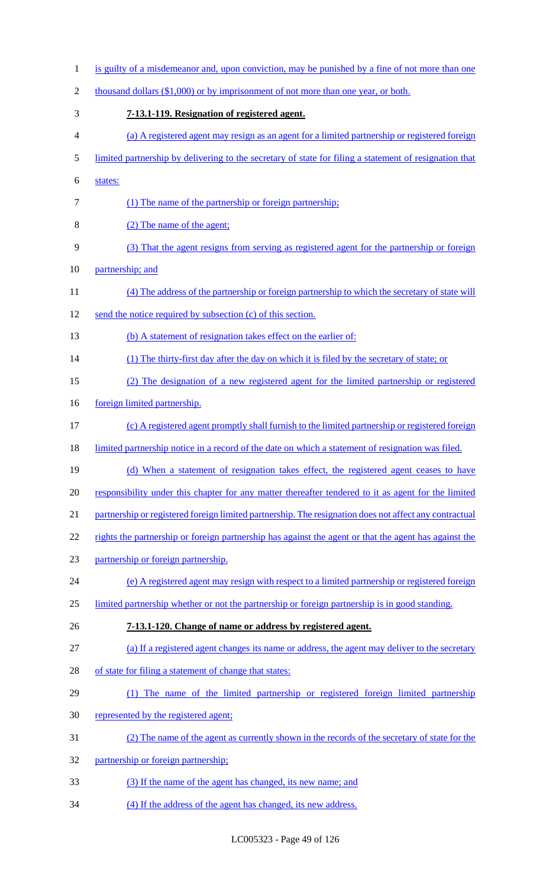is guilty of a misdemeanor and, upon conviction, may be punished by a fine of not more than one thousand dollars ($1,000) or by imprisonment of not more than one year, or both.

**7-13.1-119. Resignation of registered agent.**

(a) A registered agent may resign as an agent for a limited partnership or registered foreign limited partnership by delivering to the secretary of state for filing a statement of resignation that states:

(1) The name of the partnership or foreign partnership;

(2) The name of the agent;

(3) That the agent resigns from serving as registered agent for the partnership or foreign partnership; and

(4) The address of the partnership or foreign partnership to which the secretary of state will send the notice required by subsection (c) of this section.

(b) A statement of resignation takes effect on the earlier of:

(1) The thirty-first day after the day on which it is filed by the secretary of state; or

(2) The designation of a new registered agent for the limited partnership or registered foreign limited partnership.

(c) A registered agent promptly shall furnish to the limited partnership or registered foreign limited partnership notice in a record of the date on which a statement of resignation was filed.

(d) When a statement of resignation takes effect, the registered agent ceases to have responsibility under this chapter for any matter thereafter tendered to it as agent for the limited partnership or registered foreign limited partnership. The resignation does not affect any contractual rights the partnership or foreign partnership has against the agent or that the agent has against the partnership or foreign partnership.

(e) A registered agent may resign with respect to a limited partnership or registered foreign limited partnership whether or not the partnership or foreign partnership is in good standing.

**7-13.1-120. Change of name or address by registered agent.**

(a) If a registered agent changes its name or address, the agent may deliver to the secretary of state for filing a statement of change that states:

(1) The name of the limited partnership or registered foreign limited partnership represented by the registered agent;

(2) The name of the agent as currently shown in the records of the secretary of state for the partnership or foreign partnership;

(3) If the name of the agent has changed, its new name; and

(4) If the address of the agent has changed, its new address.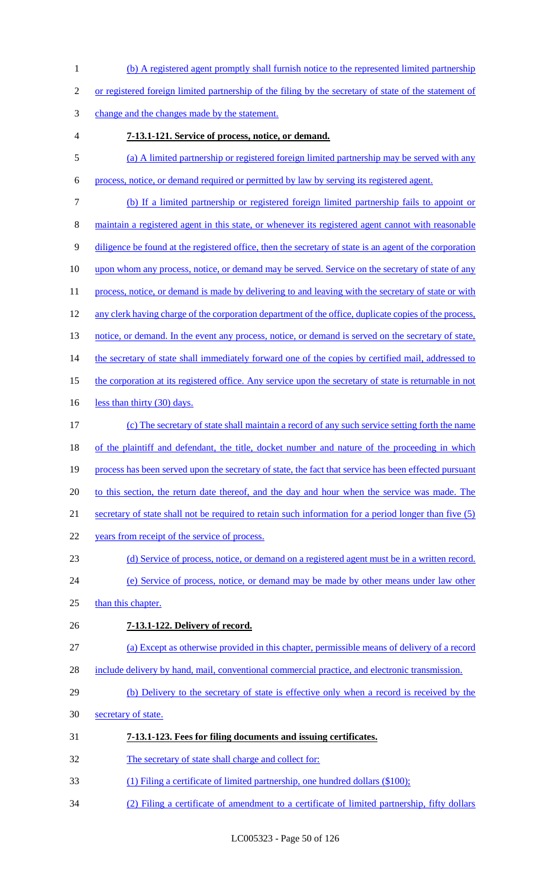(b) A registered agent promptly shall furnish notice to the represented limited partnership or registered foreign limited partnership of the filing by the secretary of state of the statement of change and the changes made by the statement.

**7-13.1-121. Service of process, notice, or demand.**

(a) A limited partnership or registered foreign limited partnership may be served with any process, notice, or demand required or permitted by law by serving its registered agent.

(b) If a limited partnership or registered foreign limited partnership fails to appoint or maintain a registered agent in this state, or whenever its registered agent cannot with reasonable diligence be found at the registered office, then the secretary of state is an agent of the corporation upon whom any process, notice, or demand may be served. Service on the secretary of state of any process, notice, or demand is made by delivering to and leaving with the secretary of state or with any clerk having charge of the corporation department of the office, duplicate copies of the process, notice, or demand. In the event any process, notice, or demand is served on the secretary of state, the secretary of state shall immediately forward one of the copies by certified mail, addressed to the corporation at its registered office. Any service upon the secretary of state is returnable in not less than thirty (30) days.

(c) The secretary of state shall maintain a record of any such service setting forth the name of the plaintiff and defendant, the title, docket number and nature of the proceeding in which process has been served upon the secretary of state, the fact that service has been effected pursuant to this section, the return date thereof, and the day and hour when the service was made. The secretary of state shall not be required to retain such information for a period longer than five (5) years from receipt of the service of process.

(d) Service of process, notice, or demand on a registered agent must be in a written record.

(e) Service of process, notice, or demand may be made by other means under law other than this chapter.

**7-13.1-122. Delivery of record.**

(a) Except as otherwise provided in this chapter, permissible means of delivery of a record include delivery by hand, mail, conventional commercial practice, and electronic transmission.

(b) Delivery to the secretary of state is effective only when a record is received by the secretary of state.

**7-13.1-123. Fees for filing documents and issuing certificates.**

The secretary of state shall charge and collect for:

(1) Filing a certificate of limited partnership, one hundred dollars ($100);

(2) Filing a certificate of amendment to a certificate of limited partnership, fifty dollars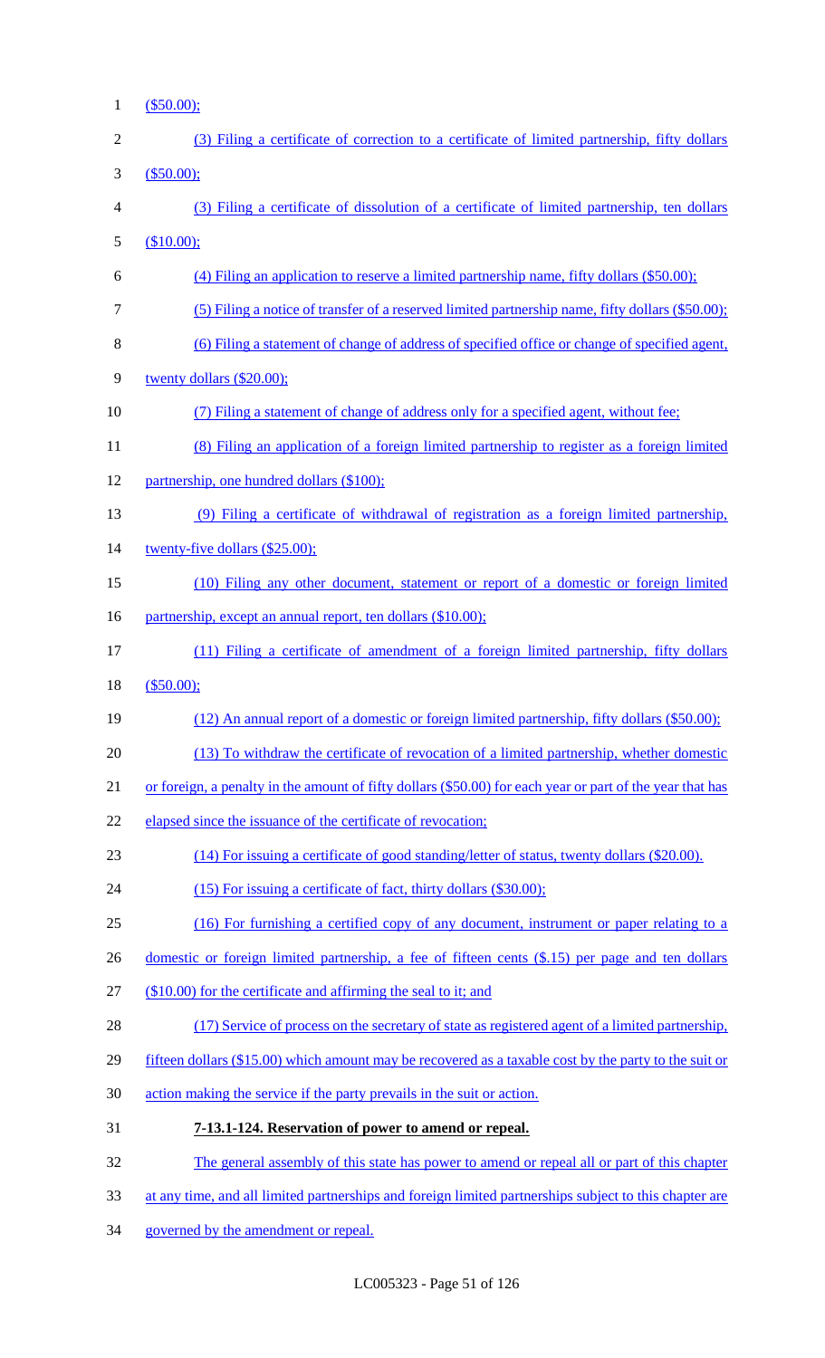($50.00);

(3) Filing a certificate of correction to a certificate of limited partnership, fifty dollars ($50.00);

(3) Filing a certificate of dissolution of a certificate of limited partnership, ten dollars ($10.00);

(4) Filing an application to reserve a limited partnership name, fifty dollars ($50.00);

(5) Filing a notice of transfer of a reserved limited partnership name, fifty dollars ($50.00);

(6) Filing a statement of change of address of specified office or change of specified agent, twenty dollars ($20.00);

(7) Filing a statement of change of address only for a specified agent, without fee;

(8) Filing an application of a foreign limited partnership to register as a foreign limited partnership, one hundred dollars ($100);

(9) Filing a certificate of withdrawal of registration as a foreign limited partnership, twenty-five dollars ($25.00);

(10) Filing any other document, statement or report of a domestic or foreign limited partnership, except an annual report, ten dollars ($10.00);

(11) Filing a certificate of amendment of a foreign limited partnership, fifty dollars ($50.00);

(12) An annual report of a domestic or foreign limited partnership, fifty dollars ($50.00);

(13) To withdraw the certificate of revocation of a limited partnership, whether domestic or foreign, a penalty in the amount of fifty dollars ($50.00) for each year or part of the year that has elapsed since the issuance of the certificate of revocation;

(14) For issuing a certificate of good standing/letter of status, twenty dollars ($20.00).

(15) For issuing a certificate of fact, thirty dollars ($30.00);

(16) For furnishing a certified copy of any document, instrument or paper relating to a domestic or foreign limited partnership, a fee of fifteen cents ($.15) per page and ten dollars ($10.00) for the certificate and affirming the seal to it; and

(17) Service of process on the secretary of state as registered agent of a limited partnership, fifteen dollars ($15.00) which amount may be recovered as a taxable cost by the party to the suit or action making the service if the party prevails in the suit or action.

**7-13.1-124. Reservation of power to amend or repeal.**

The general assembly of this state has power to amend or repeal all or part of this chapter at any time, and all limited partnerships and foreign limited partnerships subject to this chapter are governed by the amendment or repeal.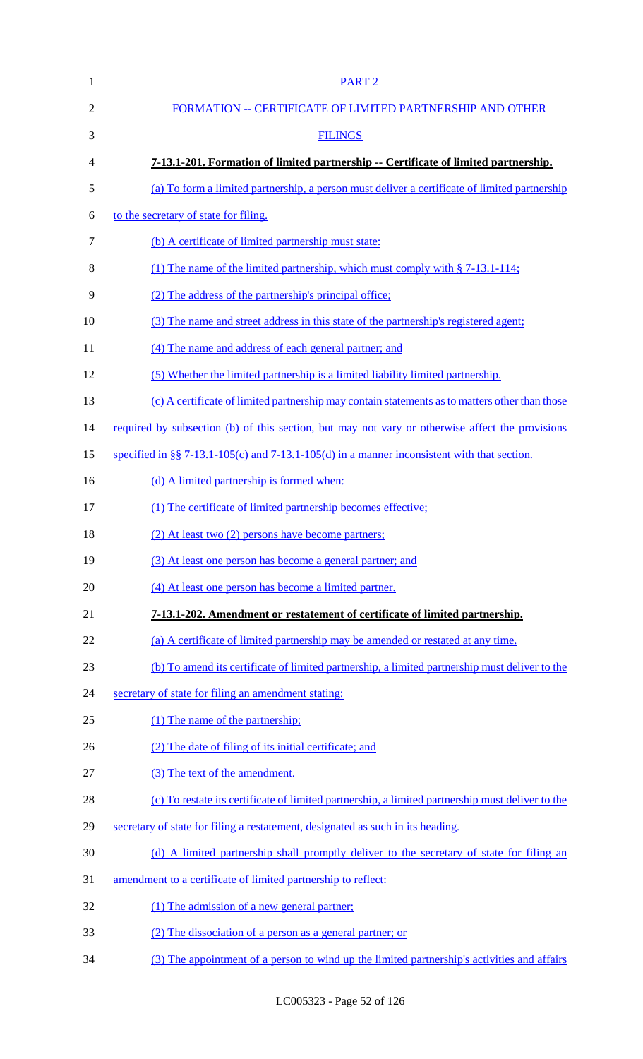PART 2

FORMATION -- CERTIFICATE OF LIMITED PARTNERSHIP AND OTHER FILINGS

**7-13.1-201. Formation of limited partnership -- Certificate of limited partnership.**

(a) To form a limited partnership, a person must deliver a certificate of limited partnership to the secretary of state for filing.

(b) A certificate of limited partnership must state:

(1) The name of the limited partnership, which must comply with § 7-13.1-114;

(2) The address of the partnership's principal office;

(3) The name and street address in this state of the partnership's registered agent;

(4) The name and address of each general partner; and

(5) Whether the limited partnership is a limited liability limited partnership.

(c) A certificate of limited partnership may contain statements as to matters other than those required by subsection (b) of this section, but may not vary or otherwise affect the provisions specified in §§ 7-13.1-105(c) and 7-13.1-105(d) in a manner inconsistent with that section.

(d) A limited partnership is formed when:

(1) The certificate of limited partnership becomes effective;

(2) At least two (2) persons have become partners;

(3) At least one person has become a general partner; and

(4) At least one person has become a limited partner.

**7-13.1-202. Amendment or restatement of certificate of limited partnership.**

(a) A certificate of limited partnership may be amended or restated at any time.

(b) To amend its certificate of limited partnership, a limited partnership must deliver to the secretary of state for filing an amendment stating:

(1) The name of the partnership;

(2) The date of filing of its initial certificate; and

(3) The text of the amendment.

(c) To restate its certificate of limited partnership, a limited partnership must deliver to the secretary of state for filing a restatement, designated as such in its heading.

(d) A limited partnership shall promptly deliver to the secretary of state for filing an amendment to a certificate of limited partnership to reflect:

(1) The admission of a new general partner;

(2) The dissociation of a person as a general partner; or

(3) The appointment of a person to wind up the limited partnership's activities and affairs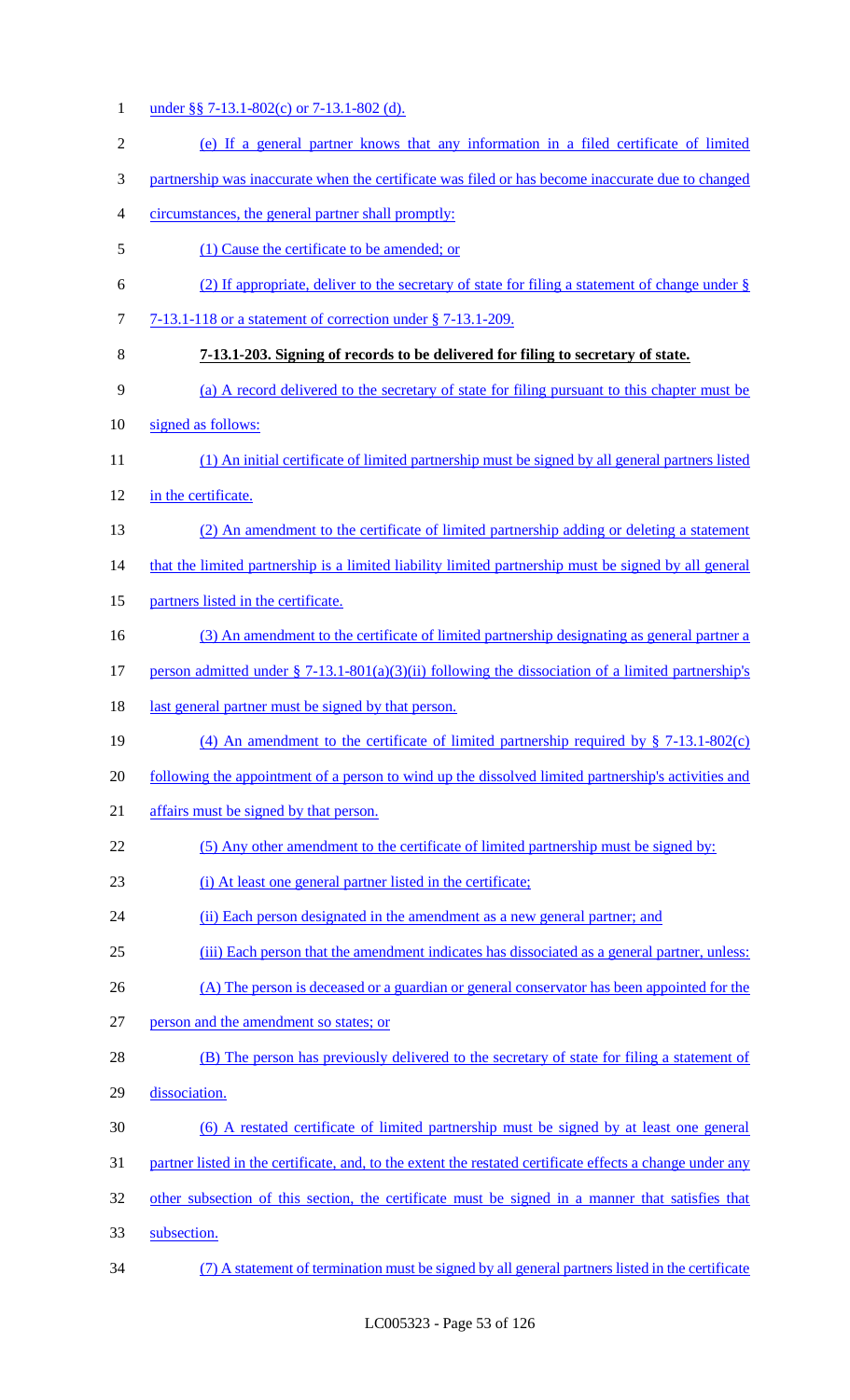under §§ 7-13.1-802(c) or 7-13.1-802 (d).

(e) If a general partner knows that any information in a filed certificate of limited partnership was inaccurate when the certificate was filed or has become inaccurate due to changed circumstances, the general partner shall promptly:

(1) Cause the certificate to be amended; or

(2) If appropriate, deliver to the secretary of state for filing a statement of change under § 7-13.1-118 or a statement of correction under § 7-13.1-209.

**7-13.1-203. Signing of records to be delivered for filing to secretary of state.**

(a) A record delivered to the secretary of state for filing pursuant to this chapter must be signed as follows:

(1) An initial certificate of limited partnership must be signed by all general partners listed in the certificate.

(2) An amendment to the certificate of limited partnership adding or deleting a statement that the limited partnership is a limited liability limited partnership must be signed by all general partners listed in the certificate.

(3) An amendment to the certificate of limited partnership designating as general partner a person admitted under § 7-13.1-801(a)(3)(ii) following the dissociation of a limited partnership's last general partner must be signed by that person.

(4) An amendment to the certificate of limited partnership required by § 7-13.1-802(c) following the appointment of a person to wind up the dissolved limited partnership's activities and affairs must be signed by that person.

(5) Any other amendment to the certificate of limited partnership must be signed by:

(i) At least one general partner listed in the certificate;

(ii) Each person designated in the amendment as a new general partner; and

(iii) Each person that the amendment indicates has dissociated as a general partner, unless:

(A) The person is deceased or a guardian or general conservator has been appointed for the person and the amendment so states; or

(B) The person has previously delivered to the secretary of state for filing a statement of dissociation.

(6) A restated certificate of limited partnership must be signed by at least one general partner listed in the certificate, and, to the extent the restated certificate effects a change under any other subsection of this section, the certificate must be signed in a manner that satisfies that subsection.

(7) A statement of termination must be signed by all general partners listed in the certificate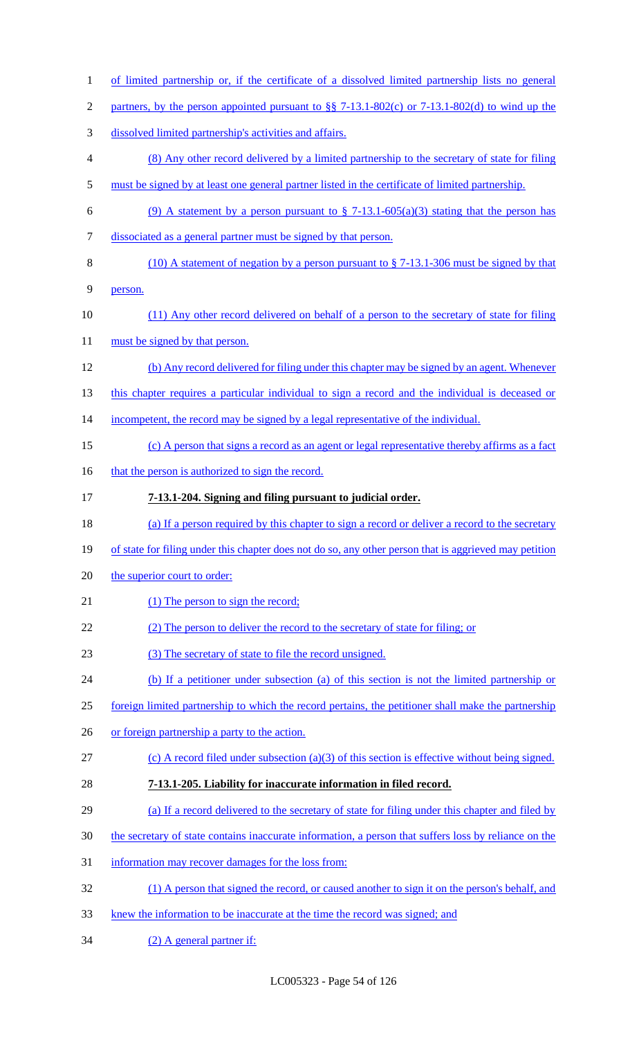of limited partnership or, if the certificate of a dissolved limited partnership lists no general partners, by the person appointed pursuant to §§ 7-13.1-802(c) or 7-13.1-802(d) to wind up the dissolved limited partnership's activities and affairs.

(8) Any other record delivered by a limited partnership to the secretary of state for filing must be signed by at least one general partner listed in the certificate of limited partnership.

(9) A statement by a person pursuant to § 7-13.1-605(a)(3) stating that the person has dissociated as a general partner must be signed by that person.

(10) A statement of negation by a person pursuant to § 7-13.1-306 must be signed by that person.

(11) Any other record delivered on behalf of a person to the secretary of state for filing must be signed by that person.

(b) Any record delivered for filing under this chapter may be signed by an agent. Whenever this chapter requires a particular individual to sign a record and the individual is deceased or incompetent, the record may be signed by a legal representative of the individual.

(c) A person that signs a record as an agent or legal representative thereby affirms as a fact that the person is authorized to sign the record.

**7-13.1-204. Signing and filing pursuant to judicial order.**

(a) If a person required by this chapter to sign a record or deliver a record to the secretary of state for filing under this chapter does not do so, any other person that is aggrieved may petition the superior court to order:

(1) The person to sign the record;

(2) The person to deliver the record to the secretary of state for filing; or

(3) The secretary of state to file the record unsigned.

(b) If a petitioner under subsection (a) of this section is not the limited partnership or foreign limited partnership to which the record pertains, the petitioner shall make the partnership or foreign partnership a party to the action.

(c) A record filed under subsection (a)(3) of this section is effective without being signed.

**7-13.1-205. Liability for inaccurate information in filed record.**

(a) If a record delivered to the secretary of state for filing under this chapter and filed by the secretary of state contains inaccurate information, a person that suffers loss by reliance on the information may recover damages for the loss from:

(1) A person that signed the record, or caused another to sign it on the person's behalf, and knew the information to be inaccurate at the time the record was signed; and

(2) A general partner if: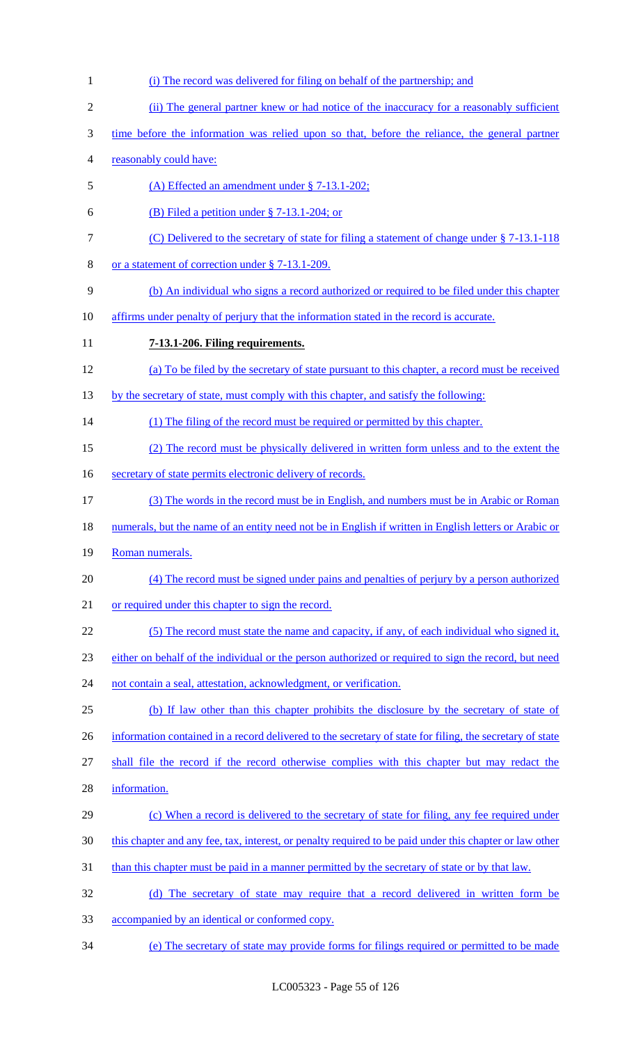(i) The record was delivered for filing on behalf of the partnership; and

(ii) The general partner knew or had notice of the inaccuracy for a reasonably sufficient time before the information was relied upon so that, before the reliance, the general partner reasonably could have:

(A) Effected an amendment under § 7-13.1-202;

(B) Filed a petition under § 7-13.1-204; or

(C) Delivered to the secretary of state for filing a statement of change under § 7-13.1-118 or a statement of correction under § 7-13.1-209.

(b) An individual who signs a record authorized or required to be filed under this chapter affirms under penalty of perjury that the information stated in the record is accurate.

**7-13.1-206. Filing requirements.**

(a) To be filed by the secretary of state pursuant to this chapter, a record must be received by the secretary of state, must comply with this chapter, and satisfy the following:

(1) The filing of the record must be required or permitted by this chapter.

(2) The record must be physically delivered in written form unless and to the extent the secretary of state permits electronic delivery of records.

(3) The words in the record must be in English, and numbers must be in Arabic or Roman numerals, but the name of an entity need not be in English if written in English letters or Arabic or Roman numerals.

(4) The record must be signed under pains and penalties of perjury by a person authorized or required under this chapter to sign the record.

(5) The record must state the name and capacity, if any, of each individual who signed it, either on behalf of the individual or the person authorized or required to sign the record, but need not contain a seal, attestation, acknowledgment, or verification.

(b) If law other than this chapter prohibits the disclosure by the secretary of state of information contained in a record delivered to the secretary of state for filing, the secretary of state shall file the record if the record otherwise complies with this chapter but may redact the information.

(c) When a record is delivered to the secretary of state for filing, any fee required under this chapter and any fee, tax, interest, or penalty required to be paid under this chapter or law other than this chapter must be paid in a manner permitted by the secretary of state or by that law.

(d) The secretary of state may require that a record delivered in written form be accompanied by an identical or conformed copy.

(e) The secretary of state may provide forms for filings required or permitted to be made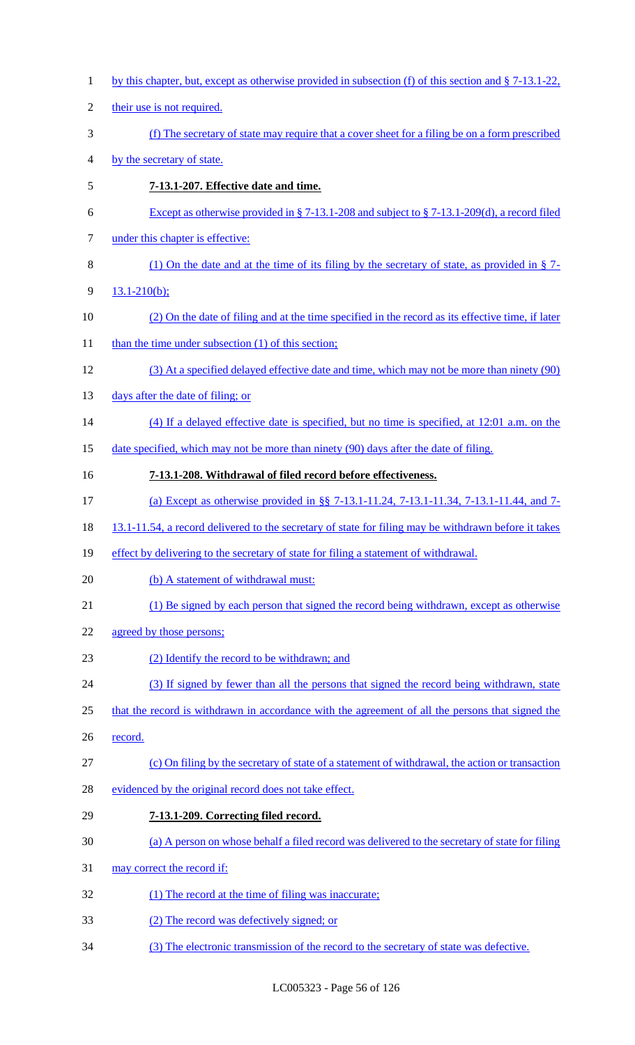by this chapter, but, except as otherwise provided in subsection (f) of this section and § 7-13.1-22, their use is not required.

(f) The secretary of state may require that a cover sheet for a filing be on a form prescribed by the secretary of state.

**7-13.1-207. Effective date and time.**

Except as otherwise provided in § 7-13.1-208 and subject to § 7-13.1-209(d), a record filed under this chapter is effective:

(1) On the date and at the time of its filing by the secretary of state, as provided in § 7-13.1-210(b);

(2) On the date of filing and at the time specified in the record as its effective time, if later than the time under subsection (1) of this section;

(3) At a specified delayed effective date and time, which may not be more than ninety (90) days after the date of filing; or

(4) If a delayed effective date is specified, but no time is specified, at 12:01 a.m. on the date specified, which may not be more than ninety (90) days after the date of filing.

**7-13.1-208. Withdrawal of filed record before effectiveness.**

(a) Except as otherwise provided in §§ 7-13.1-11.24, 7-13.1-11.34, 7-13.1-11.44, and 7-13.1-11.54, a record delivered to the secretary of state for filing may be withdrawn before it takes effect by delivering to the secretary of state for filing a statement of withdrawal.

(b) A statement of withdrawal must:

(1) Be signed by each person that signed the record being withdrawn, except as otherwise agreed by those persons;

(2) Identify the record to be withdrawn; and

(3) If signed by fewer than all the persons that signed the record being withdrawn, state that the record is withdrawn in accordance with the agreement of all the persons that signed the record.

(c) On filing by the secretary of state of a statement of withdrawal, the action or transaction evidenced by the original record does not take effect.

**7-13.1-209. Correcting filed record.**

(a) A person on whose behalf a filed record was delivered to the secretary of state for filing may correct the record if:

(1) The record at the time of filing was inaccurate;

(2) The record was defectively signed; or

(3) The electronic transmission of the record to the secretary of state was defective.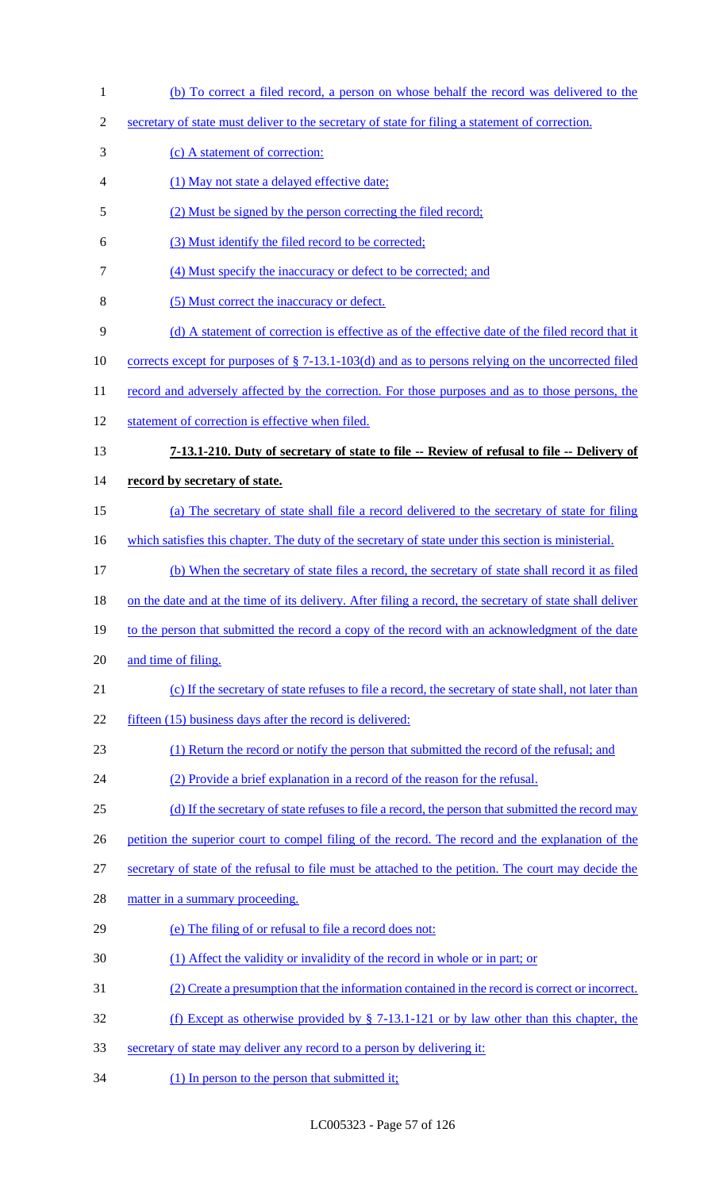(b) To correct a filed record, a person on whose behalf the record was delivered to the secretary of state must deliver to the secretary of state for filing a statement of correction.

(c) A statement of correction:

(1) May not state a delayed effective date;

(2) Must be signed by the person correcting the filed record;

(3) Must identify the filed record to be corrected;

(4) Must specify the inaccuracy or defect to be corrected; and

(5) Must correct the inaccuracy or defect.

(d) A statement of correction is effective as of the effective date of the filed record that it corrects except for purposes of § 7-13.1-103(d) and as to persons relying on the uncorrected filed record and adversely affected by the correction. For those purposes and as to those persons, the statement of correction is effective when filed.

**7-13.1-210. Duty of secretary of state to file -- Review of refusal to file -- Delivery of record by secretary of state.**

(a) The secretary of state shall file a record delivered to the secretary of state for filing which satisfies this chapter. The duty of the secretary of state under this section is ministerial.

(b) When the secretary of state files a record, the secretary of state shall record it as filed on the date and at the time of its delivery. After filing a record, the secretary of state shall deliver to the person that submitted the record a copy of the record with an acknowledgment of the date and time of filing.

(c) If the secretary of state refuses to file a record, the secretary of state shall, not later than fifteen (15) business days after the record is delivered:

(1) Return the record or notify the person that submitted the record of the refusal; and

(2) Provide a brief explanation in a record of the reason for the refusal.

(d) If the secretary of state refuses to file a record, the person that submitted the record may petition the superior court to compel filing of the record. The record and the explanation of the secretary of state of the refusal to file must be attached to the petition. The court may decide the matter in a summary proceeding.

(e) The filing of or refusal to file a record does not:

(1) Affect the validity or invalidity of the record in whole or in part; or

(2) Create a presumption that the information contained in the record is correct or incorrect.

(f) Except as otherwise provided by § 7-13.1-121 or by law other than this chapter, the secretary of state may deliver any record to a person by delivering it:

(1) In person to the person that submitted it;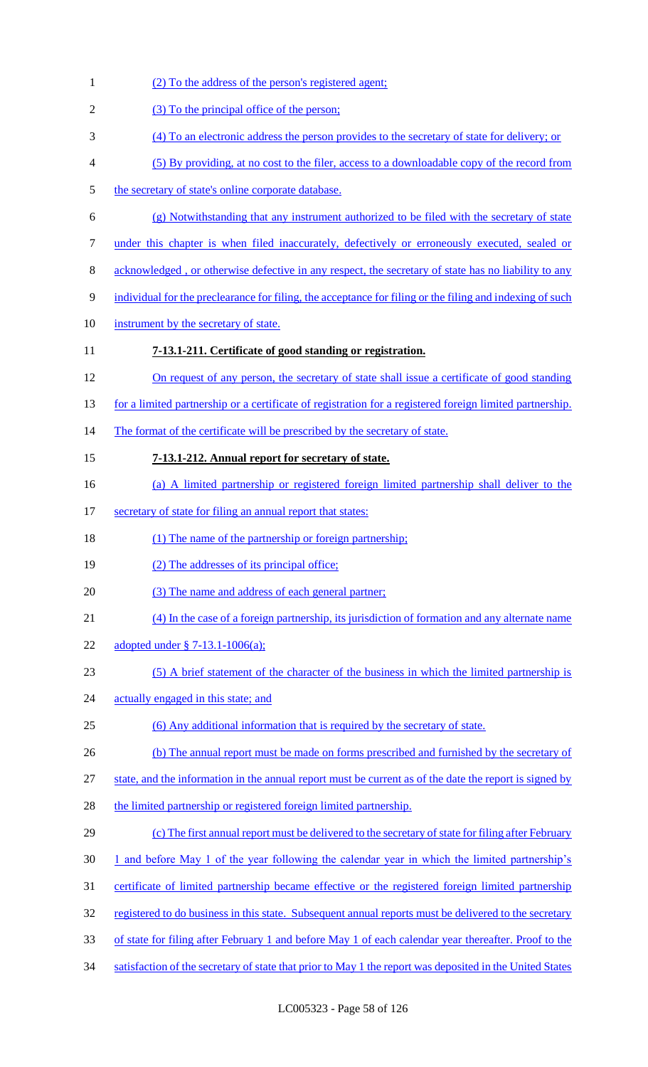(2) To the address of the person's registered agent;

(3) To the principal office of the person;

(4) To an electronic address the person provides to the secretary of state for delivery; or

(5) By providing, at no cost to the filer, access to a downloadable copy of the record from the secretary of state's online corporate database.

(g) Notwithstanding that any instrument authorized to be filed with the secretary of state under this chapter is when filed inaccurately, defectively or erroneously executed, sealed or acknowledged , or otherwise defective in any respect, the secretary of state has no liability to any individual for the preclearance for filing, the acceptance for filing or the filing and indexing of such instrument by the secretary of state.

**7-13.1-211. Certificate of good standing or registration.**

On request of any person, the secretary of state shall issue a certificate of good standing for a limited partnership or a certificate of registration for a registered foreign limited partnership. The format of the certificate will be prescribed by the secretary of state.

**7-13.1-212. Annual report for secretary of state.**

(a) A limited partnership or registered foreign limited partnership shall deliver to the secretary of state for filing an annual report that states:

(1) The name of the partnership or foreign partnership;

(2) The addresses of its principal office;

(3) The name and address of each general partner;

(4) In the case of a foreign partnership, its jurisdiction of formation and any alternate name adopted under § 7-13.1-1006(a);

(5) A brief statement of the character of the business in which the limited partnership is actually engaged in this state; and

(6) Any additional information that is required by the secretary of state.

(b) The annual report must be made on forms prescribed and furnished by the secretary of state, and the information in the annual report must be current as of the date the report is signed by the limited partnership or registered foreign limited partnership.

(c) The first annual report must be delivered to the secretary of state for filing after February 1 and before May 1 of the year following the calendar year in which the limited partnership's certificate of limited partnership became effective or the registered foreign limited partnership registered to do business in this state. Subsequent annual reports must be delivered to the secretary of state for filing after February 1 and before May 1 of each calendar year thereafter. Proof to the satisfaction of the secretary of state that prior to May 1 the report was deposited in the United States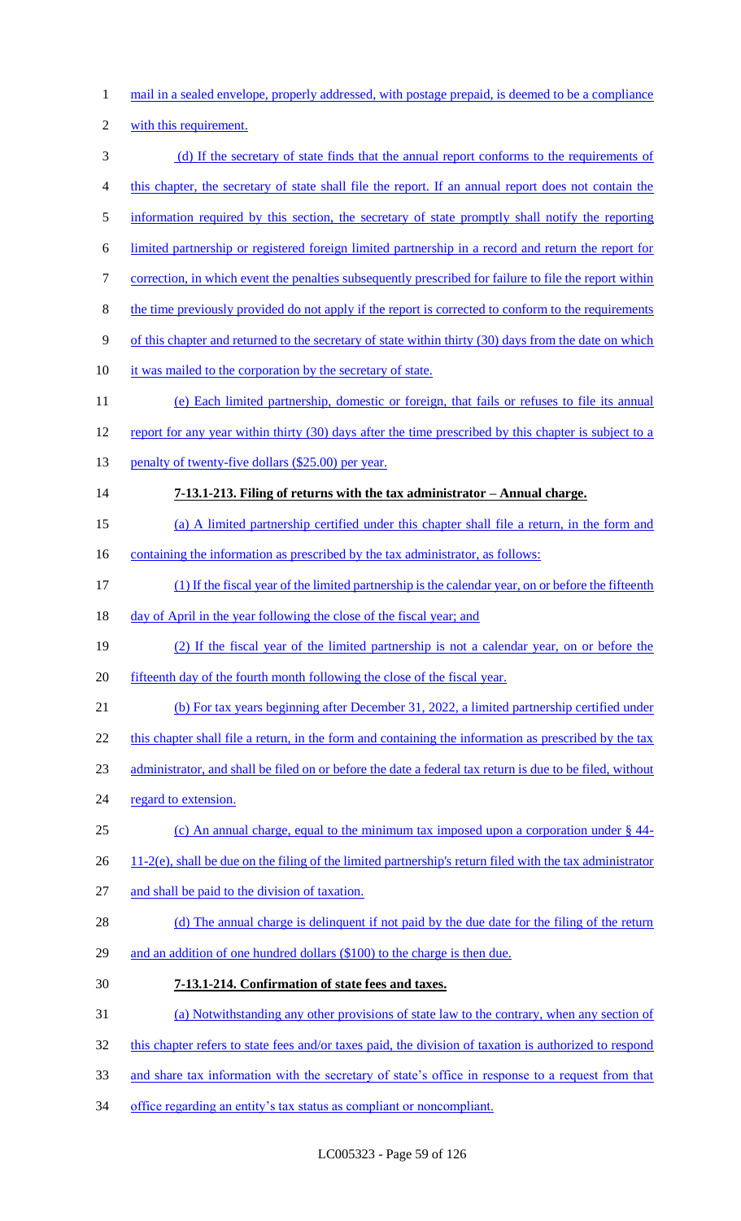mail in a sealed envelope, properly addressed, with postage prepaid, is deemed to be a compliance with this requirement.

(d) If the secretary of state finds that the annual report conforms to the requirements of this chapter, the secretary of state shall file the report. If an annual report does not contain the information required by this section, the secretary of state promptly shall notify the reporting limited partnership or registered foreign limited partnership in a record and return the report for correction, in which event the penalties subsequently prescribed for failure to file the report within the time previously provided do not apply if the report is corrected to conform to the requirements of this chapter and returned to the secretary of state within thirty (30) days from the date on which it was mailed to the corporation by the secretary of state.

(e) Each limited partnership, domestic or foreign, that fails or refuses to file its annual report for any year within thirty (30) days after the time prescribed by this chapter is subject to a penalty of twenty-five dollars ($25.00) per year.

**7-13.1-213. Filing of returns with the tax administrator – Annual charge.**

(a) A limited partnership certified under this chapter shall file a return, in the form and containing the information as prescribed by the tax administrator, as follows:

(1) If the fiscal year of the limited partnership is the calendar year, on or before the fifteenth day of April in the year following the close of the fiscal year; and

(2) If the fiscal year of the limited partnership is not a calendar year, on or before the fifteenth day of the fourth month following the close of the fiscal year.

(b) For tax years beginning after December 31, 2022, a limited partnership certified under this chapter shall file a return, in the form and containing the information as prescribed by the tax administrator, and shall be filed on or before the date a federal tax return is due to be filed, without regard to extension.

(c) An annual charge, equal to the minimum tax imposed upon a corporation under § 44-11-2(e), shall be due on the filing of the limited partnership's return filed with the tax administrator and shall be paid to the division of taxation.

(d) The annual charge is delinquent if not paid by the due date for the filing of the return and an addition of one hundred dollars ($100) to the charge is then due.

**7-13.1-214. Confirmation of state fees and taxes.**

(a) Notwithstanding any other provisions of state law to the contrary, when any section of this chapter refers to state fees and/or taxes paid, the division of taxation is authorized to respond and share tax information with the secretary of state's office in response to a request from that office regarding an entity's tax status as compliant or noncompliant.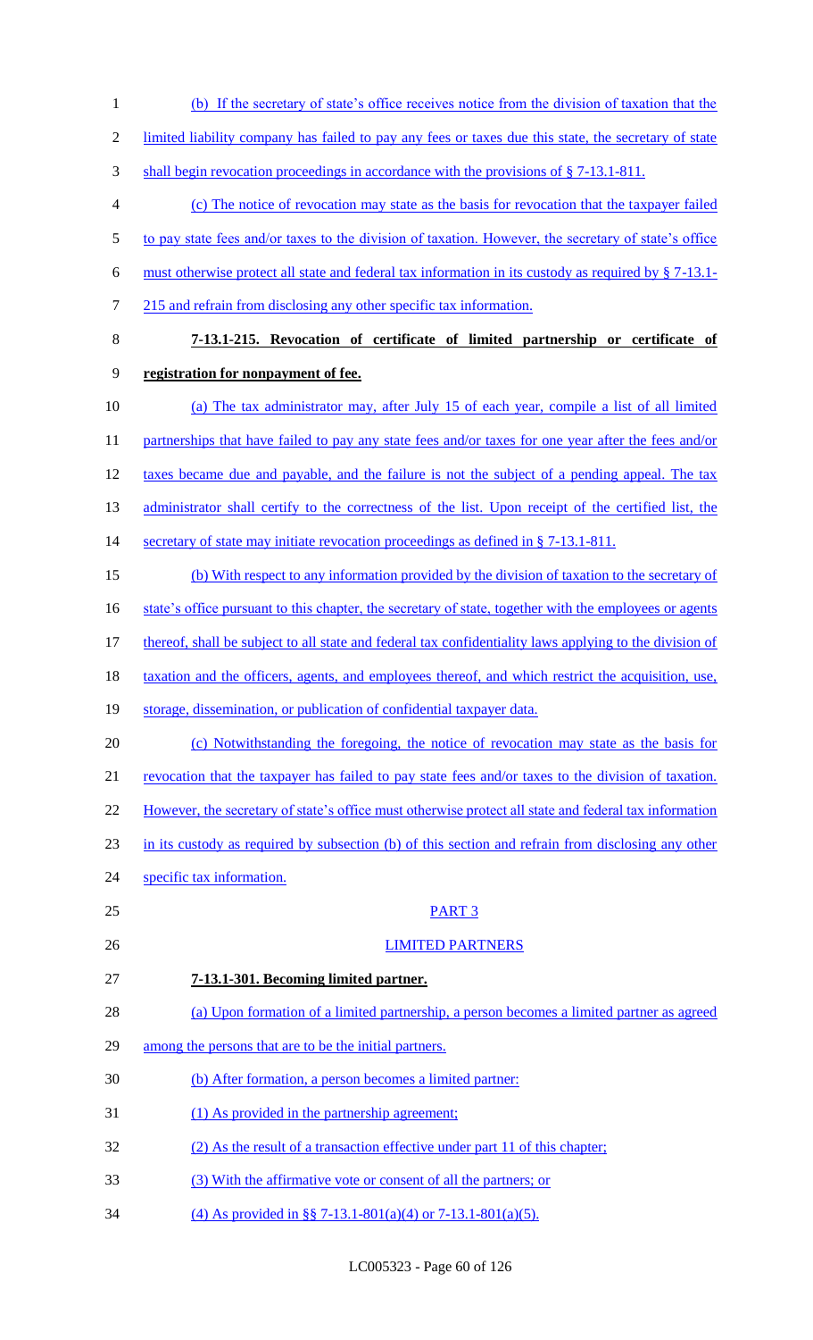(b) If the secretary of state's office receives notice from the division of taxation that the limited liability company has failed to pay any fees or taxes due this state, the secretary of state shall begin revocation proceedings in accordance with the provisions of § 7-13.1-811.

(c) The notice of revocation may state as the basis for revocation that the taxpayer failed to pay state fees and/or taxes to the division of taxation. However, the secretary of state's office must otherwise protect all state and federal tax information in its custody as required by § 7-13.1-215 and refrain from disclosing any other specific tax information.

**7-13.1-215. Revocation of certificate of limited partnership or certificate of registration for nonpayment of fee.**

(a) The tax administrator may, after July 15 of each year, compile a list of all limited partnerships that have failed to pay any state fees and/or taxes for one year after the fees and/or taxes became due and payable, and the failure is not the subject of a pending appeal. The tax administrator shall certify to the correctness of the list. Upon receipt of the certified list, the secretary of state may initiate revocation proceedings as defined in § 7-13.1-811.

(b) With respect to any information provided by the division of taxation to the secretary of state's office pursuant to this chapter, the secretary of state, together with the employees or agents thereof, shall be subject to all state and federal tax confidentiality laws applying to the division of taxation and the officers, agents, and employees thereof, and which restrict the acquisition, use, storage, dissemination, or publication of confidential taxpayer data.

(c) Notwithstanding the foregoing, the notice of revocation may state as the basis for revocation that the taxpayer has failed to pay state fees and/or taxes to the division of taxation. However, the secretary of state's office must otherwise protect all state and federal tax information in its custody as required by subsection (b) of this section and refrain from disclosing any other specific tax information.

PART 3

LIMITED PARTNERS

**7-13.1-301. Becoming limited partner.**

(a) Upon formation of a limited partnership, a person becomes a limited partner as agreed among the persons that are to be the initial partners.

(b) After formation, a person becomes a limited partner:

(1) As provided in the partnership agreement;

(2) As the result of a transaction effective under part 11 of this chapter;

(3) With the affirmative vote or consent of all the partners; or

(4) As provided in §§ 7-13.1-801(a)(4) or 7-13.1-801(a)(5).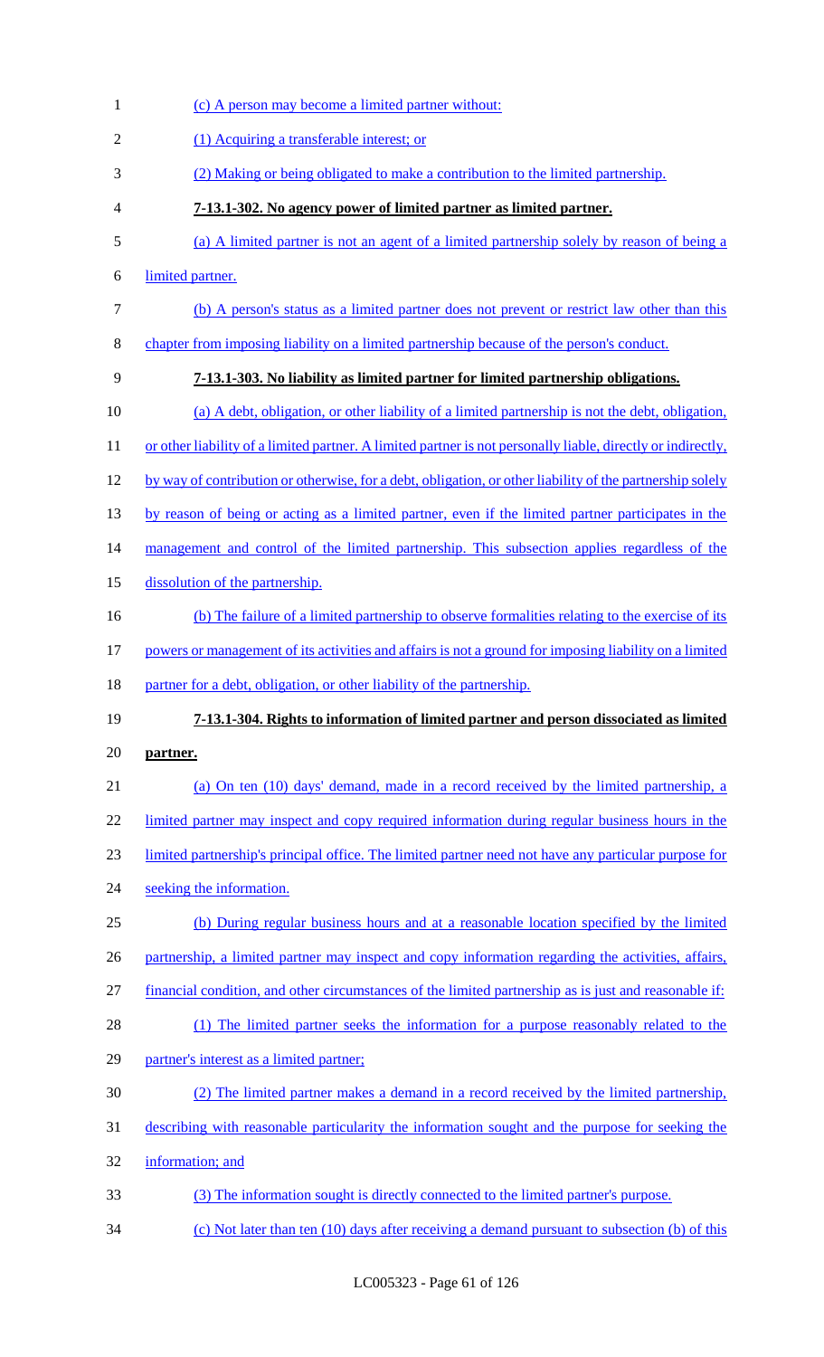(c) A person may become a limited partner without:

(1) Acquiring a transferable interest; or

(2) Making or being obligated to make a contribution to the limited partnership.

**7-13.1-302. No agency power of limited partner as limited partner.**

(a) A limited partner is not an agent of a limited partnership solely by reason of being a limited partner.

(b) A person's status as a limited partner does not prevent or restrict law other than this chapter from imposing liability on a limited partnership because of the person's conduct.

**7-13.1-303. No liability as limited partner for limited partnership obligations.**

(a) A debt, obligation, or other liability of a limited partnership is not the debt, obligation, or other liability of a limited partner. A limited partner is not personally liable, directly or indirectly, by way of contribution or otherwise, for a debt, obligation, or other liability of the partnership solely by reason of being or acting as a limited partner, even if the limited partner participates in the management and control of the limited partnership. This subsection applies regardless of the dissolution of the partnership.

(b) The failure of a limited partnership to observe formalities relating to the exercise of its powers or management of its activities and affairs is not a ground for imposing liability on a limited partner for a debt, obligation, or other liability of the partnership.

**7-13.1-304. Rights to information of limited partner and person dissociated as limited partner.**

(a) On ten (10) days' demand, made in a record received by the limited partnership, a limited partner may inspect and copy required information during regular business hours in the limited partnership's principal office. The limited partner need not have any particular purpose for seeking the information.

(b) During regular business hours and at a reasonable location specified by the limited partnership, a limited partner may inspect and copy information regarding the activities, affairs, financial condition, and other circumstances of the limited partnership as is just and reasonable if:

(1) The limited partner seeks the information for a purpose reasonably related to the partner's interest as a limited partner;

(2) The limited partner makes a demand in a record received by the limited partnership, describing with reasonable particularity the information sought and the purpose for seeking the information; and

(3) The information sought is directly connected to the limited partner's purpose.

(c) Not later than ten (10) days after receiving a demand pursuant to subsection (b) of this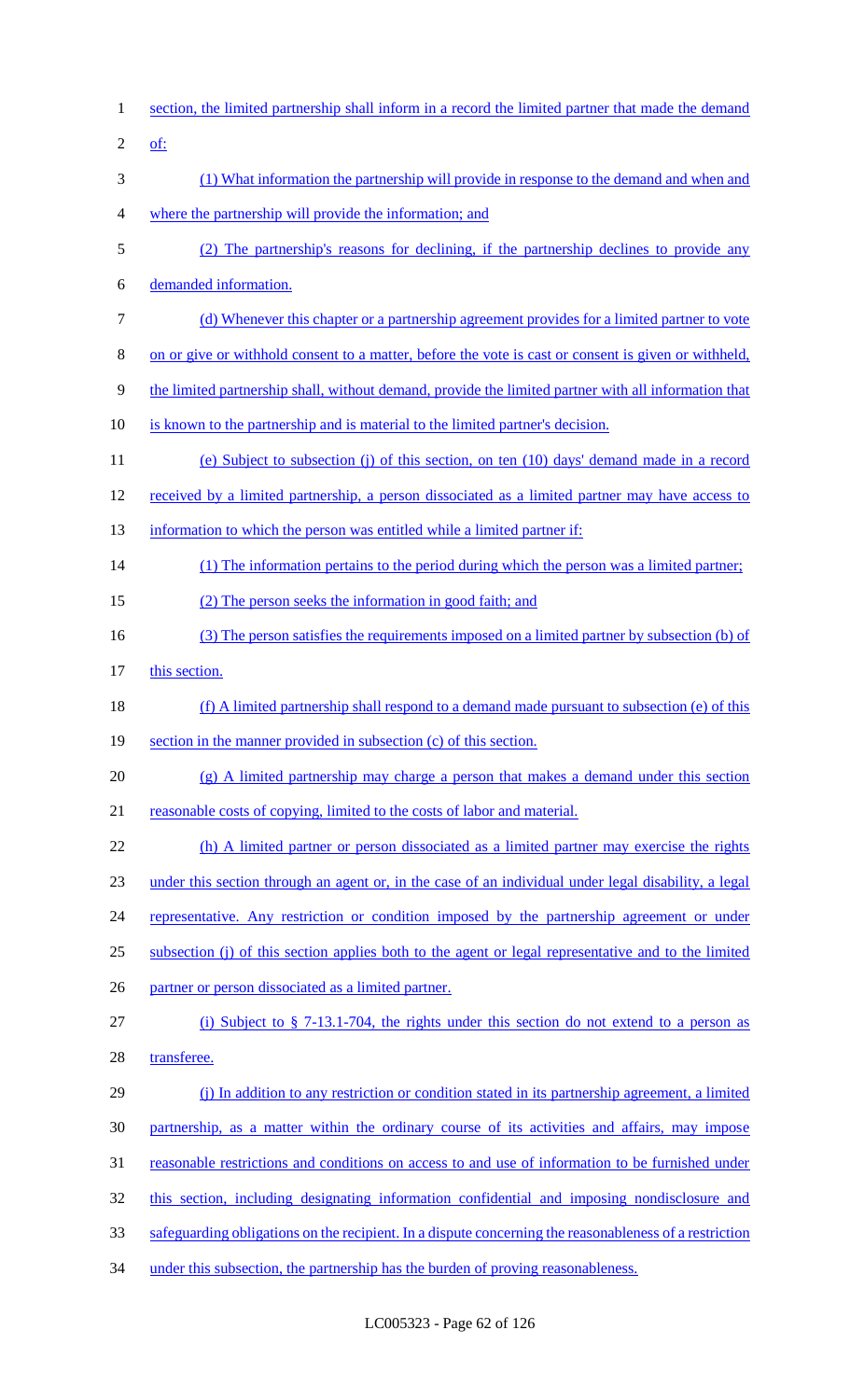section, the limited partnership shall inform in a record the limited partner that made the demand of:

(1) What information the partnership will provide in response to the demand and when and where the partnership will provide the information; and

(2) The partnership's reasons for declining, if the partnership declines to provide any demanded information.

(d) Whenever this chapter or a partnership agreement provides for a limited partner to vote on or give or withhold consent to a matter, before the vote is cast or consent is given or withheld, the limited partnership shall, without demand, provide the limited partner with all information that is known to the partnership and is material to the limited partner's decision.

(e) Subject to subsection (j) of this section, on ten (10) days' demand made in a record received by a limited partnership, a person dissociated as a limited partner may have access to information to which the person was entitled while a limited partner if:

(1) The information pertains to the period during which the person was a limited partner;

(2) The person seeks the information in good faith; and

(3) The person satisfies the requirements imposed on a limited partner by subsection (b) of this section.

(f) A limited partnership shall respond to a demand made pursuant to subsection (e) of this section in the manner provided in subsection (c) of this section.

(g) A limited partnership may charge a person that makes a demand under this section reasonable costs of copying, limited to the costs of labor and material.

(h) A limited partner or person dissociated as a limited partner may exercise the rights under this section through an agent or, in the case of an individual under legal disability, a legal representative. Any restriction or condition imposed by the partnership agreement or under subsection (j) of this section applies both to the agent or legal representative and to the limited partner or person dissociated as a limited partner.

(i) Subject to § 7-13.1-704, the rights under this section do not extend to a person as transferee.

(j) In addition to any restriction or condition stated in its partnership agreement, a limited partnership, as a matter within the ordinary course of its activities and affairs, may impose reasonable restrictions and conditions on access to and use of information to be furnished under this section, including designating information confidential and imposing nondisclosure and safeguarding obligations on the recipient. In a dispute concerning the reasonableness of a restriction under this subsection, the partnership has the burden of proving reasonableness.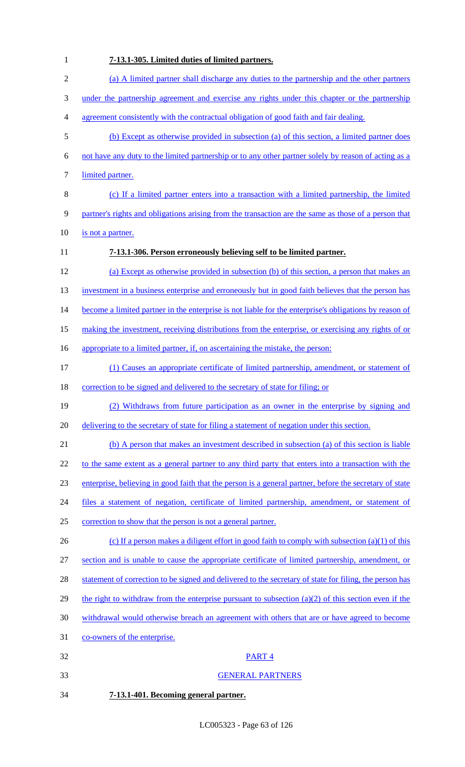**7-13.1-305. Limited duties of limited partners.**

(a) A limited partner shall discharge any duties to the partnership and the other partners under the partnership agreement and exercise any rights under this chapter or the partnership agreement consistently with the contractual obligation of good faith and fair dealing.

(b) Except as otherwise provided in subsection (a) of this section, a limited partner does not have any duty to the limited partnership or to any other partner solely by reason of acting as a limited partner.

(c) If a limited partner enters into a transaction with a limited partnership, the limited partner's rights and obligations arising from the transaction are the same as those of a person that is not a partner.

**7-13.1-306. Person erroneously believing self to be limited partner.**

(a) Except as otherwise provided in subsection (b) of this section, a person that makes an investment in a business enterprise and erroneously but in good faith believes that the person has become a limited partner in the enterprise is not liable for the enterprise's obligations by reason of making the investment, receiving distributions from the enterprise, or exercising any rights of or appropriate to a limited partner, if, on ascertaining the mistake, the person:

(1) Causes an appropriate certificate of limited partnership, amendment, or statement of correction to be signed and delivered to the secretary of state for filing; or

(2) Withdraws from future participation as an owner in the enterprise by signing and delivering to the secretary of state for filing a statement of negation under this section.

(b) A person that makes an investment described in subsection (a) of this section is liable to the same extent as a general partner to any third party that enters into a transaction with the enterprise, believing in good faith that the person is a general partner, before the secretary of state files a statement of negation, certificate of limited partnership, amendment, or statement of correction to show that the person is not a general partner.

(c) If a person makes a diligent effort in good faith to comply with subsection (a)(1) of this section and is unable to cause the appropriate certificate of limited partnership, amendment, or statement of correction to be signed and delivered to the secretary of state for filing, the person has the right to withdraw from the enterprise pursuant to subsection (a)(2) of this section even if the withdrawal would otherwise breach an agreement with others that are or have agreed to become co-owners of the enterprise.

PART 4

GENERAL PARTNERS

**7-13.1-401. Becoming general partner.**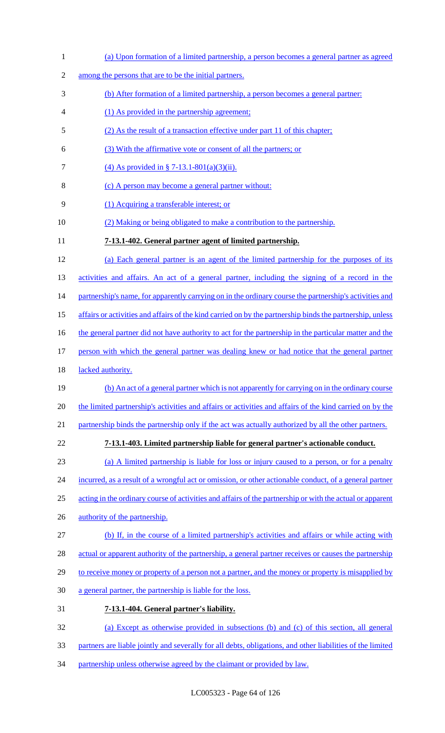(a) Upon formation of a limited partnership, a person becomes a general partner as agreed among the persons that are to be the initial partners.

(b) After formation of a limited partnership, a person becomes a general partner:

(1) As provided in the partnership agreement;

(2) As the result of a transaction effective under part 11 of this chapter;

(3) With the affirmative vote or consent of all the partners; or

(4) As provided in § 7-13.1-801(a)(3)(ii).

(c) A person may become a general partner without:

(1) Acquiring a transferable interest; or

(2) Making or being obligated to make a contribution to the partnership.

**7-13.1-402. General partner agent of limited partnership.**

(a) Each general partner is an agent of the limited partnership for the purposes of its activities and affairs. An act of a general partner, including the signing of a record in the partnership's name, for apparently carrying on in the ordinary course the partnership's activities and affairs or activities and affairs of the kind carried on by the partnership binds the partnership, unless the general partner did not have authority to act for the partnership in the particular matter and the person with which the general partner was dealing knew or had notice that the general partner lacked authority.

(b) An act of a general partner which is not apparently for carrying on in the ordinary course the limited partnership's activities and affairs or activities and affairs of the kind carried on by the partnership binds the partnership only if the act was actually authorized by all the other partners.

**7-13.1-403. Limited partnership liable for general partner's actionable conduct.**

(a) A limited partnership is liable for loss or injury caused to a person, or for a penalty incurred, as a result of a wrongful act or omission, or other actionable conduct, of a general partner acting in the ordinary course of activities and affairs of the partnership or with the actual or apparent authority of the partnership.

(b) If, in the course of a limited partnership's activities and affairs or while acting with actual or apparent authority of the partnership, a general partner receives or causes the partnership to receive money or property of a person not a partner, and the money or property is misapplied by a general partner, the partnership is liable for the loss.

**7-13.1-404. General partner's liability.**

(a) Except as otherwise provided in subsections (b) and (c) of this section, all general partners are liable jointly and severally for all debts, obligations, and other liabilities of the limited partnership unless otherwise agreed by the claimant or provided by law.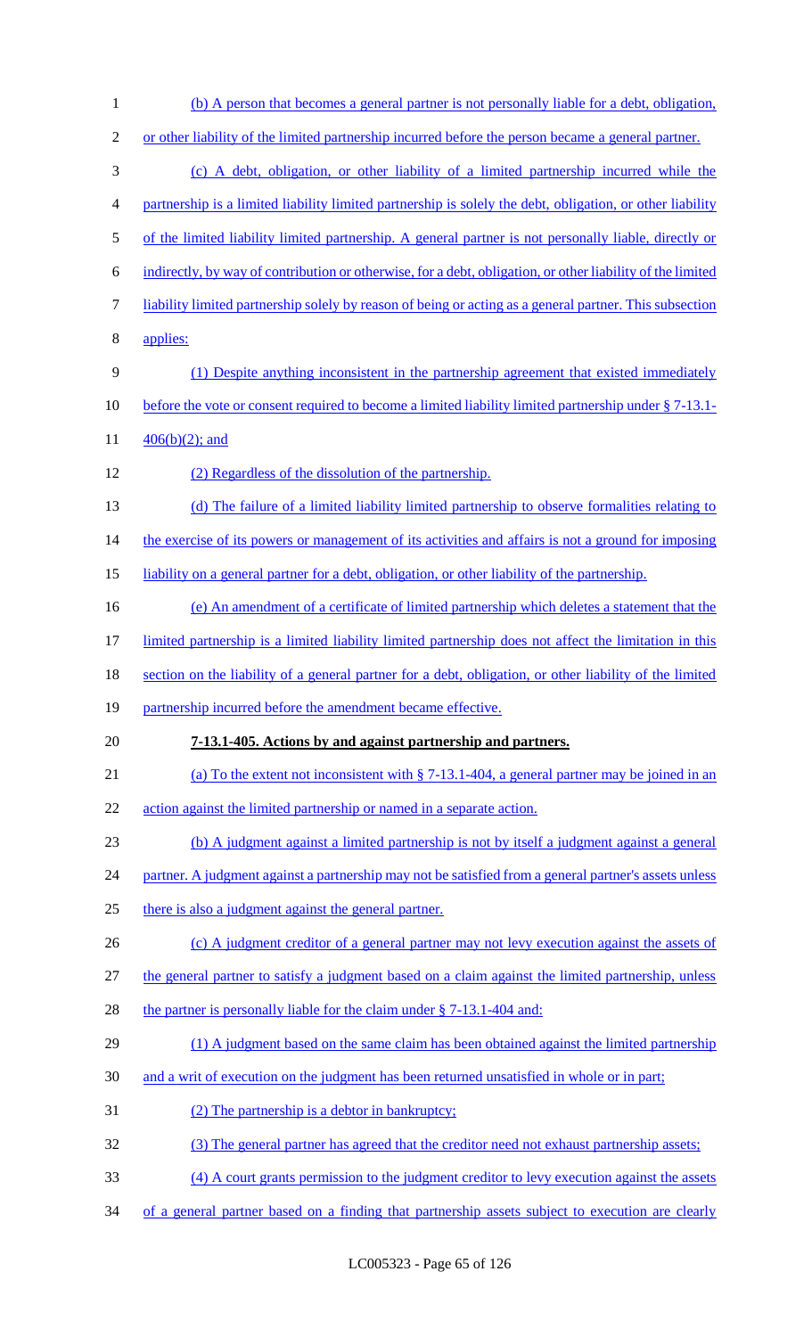(b) A person that becomes a general partner is not personally liable for a debt, obligation, or other liability of the limited partnership incurred before the person became a general partner.

(c) A debt, obligation, or other liability of a limited partnership incurred while the partnership is a limited liability limited partnership is solely the debt, obligation, or other liability of the limited liability limited partnership. A general partner is not personally liable, directly or indirectly, by way of contribution or otherwise, for a debt, obligation, or other liability of the limited liability limited partnership solely by reason of being or acting as a general partner. This subsection applies:

(1) Despite anything inconsistent in the partnership agreement that existed immediately before the vote or consent required to become a limited liability limited partnership under § 7-13.1-406(b)(2); and

(2) Regardless of the dissolution of the partnership.

(d) The failure of a limited liability limited partnership to observe formalities relating to the exercise of its powers or management of its activities and affairs is not a ground for imposing liability on a general partner for a debt, obligation, or other liability of the partnership.

(e) An amendment of a certificate of limited partnership which deletes a statement that the limited partnership is a limited liability limited partnership does not affect the limitation in this section on the liability of a general partner for a debt, obligation, or other liability of the limited partnership incurred before the amendment became effective.

**7-13.1-405. Actions by and against partnership and partners.**

(a) To the extent not inconsistent with § 7-13.1-404, a general partner may be joined in an action against the limited partnership or named in a separate action.

(b) A judgment against a limited partnership is not by itself a judgment against a general partner. A judgment against a partnership may not be satisfied from a general partner's assets unless there is also a judgment against the general partner.

(c) A judgment creditor of a general partner may not levy execution against the assets of the general partner to satisfy a judgment based on a claim against the limited partnership, unless the partner is personally liable for the claim under § 7-13.1-404 and:

(1) A judgment based on the same claim has been obtained against the limited partnership and a writ of execution on the judgment has been returned unsatisfied in whole or in part;

(2) The partnership is a debtor in bankruptcy;

(3) The general partner has agreed that the creditor need not exhaust partnership assets;

(4) A court grants permission to the judgment creditor to levy execution against the assets of a general partner based on a finding that partnership assets subject to execution are clearly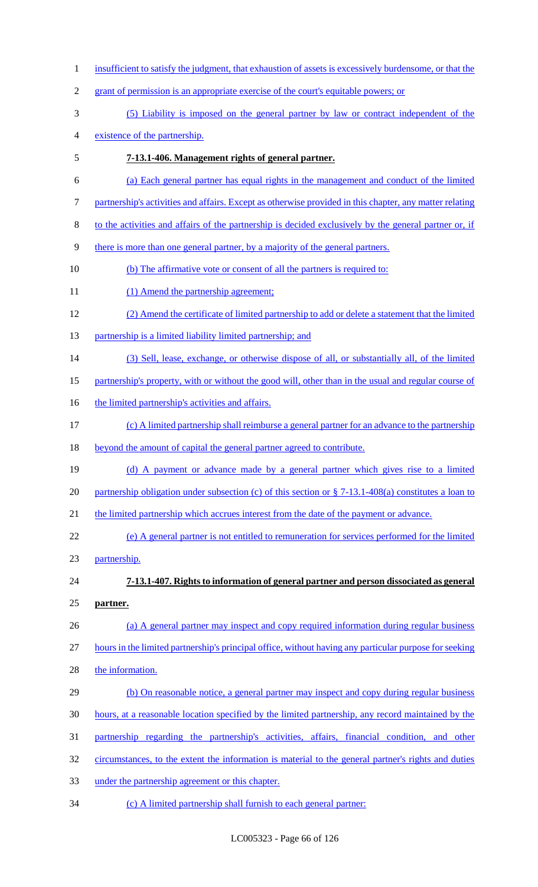insufficient to satisfy the judgment, that exhaustion of assets is excessively burdensome, or that the grant of permission is an appropriate exercise of the court's equitable powers; or

(5) Liability is imposed on the general partner by law or contract independent of the existence of the partnership.

**7-13.1-406. Management rights of general partner.**

(a) Each general partner has equal rights in the management and conduct of the limited partnership's activities and affairs. Except as otherwise provided in this chapter, any matter relating to the activities and affairs of the partnership is decided exclusively by the general partner or, if there is more than one general partner, by a majority of the general partners.

(b) The affirmative vote or consent of all the partners is required to:

(1) Amend the partnership agreement;

(2) Amend the certificate of limited partnership to add or delete a statement that the limited partnership is a limited liability limited partnership; and

(3) Sell, lease, exchange, or otherwise dispose of all, or substantially all, of the limited partnership's property, with or without the good will, other than in the usual and regular course of the limited partnership's activities and affairs.

(c) A limited partnership shall reimburse a general partner for an advance to the partnership beyond the amount of capital the general partner agreed to contribute.

(d) A payment or advance made by a general partner which gives rise to a limited partnership obligation under subsection (c) of this section or § 7-13.1-408(a) constitutes a loan to the limited partnership which accrues interest from the date of the payment or advance.

(e) A general partner is not entitled to remuneration for services performed for the limited partnership.

**7-13.1-407. Rights to information of general partner and person dissociated as general partner.**

(a) A general partner may inspect and copy required information during regular business hours in the limited partnership's principal office, without having any particular purpose for seeking the information.

(b) On reasonable notice, a general partner may inspect and copy during regular business hours, at a reasonable location specified by the limited partnership, any record maintained by the partnership regarding the partnership's activities, affairs, financial condition, and other circumstances, to the extent the information is material to the general partner's rights and duties under the partnership agreement or this chapter.

(c) A limited partnership shall furnish to each general partner: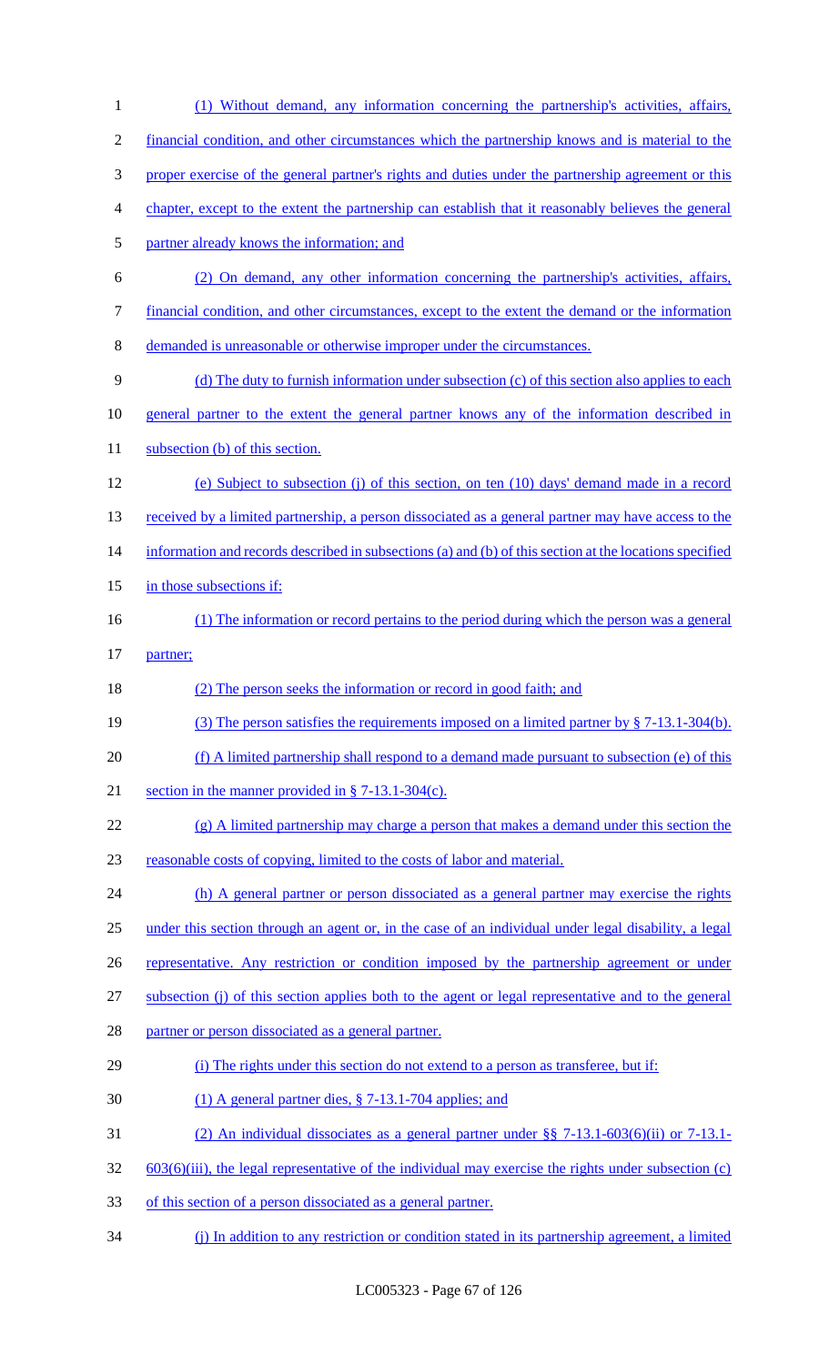(1) Without demand, any information concerning the partnership's activities, affairs, financial condition, and other circumstances which the partnership knows and is material to the proper exercise of the general partner's rights and duties under the partnership agreement or this chapter, except to the extent the partnership can establish that it reasonably believes the general partner already knows the information; and

(2) On demand, any other information concerning the partnership's activities, affairs, financial condition, and other circumstances, except to the extent the demand or the information demanded is unreasonable or otherwise improper under the circumstances.

(d) The duty to furnish information under subsection (c) of this section also applies to each general partner to the extent the general partner knows any of the information described in subsection (b) of this section.

(e) Subject to subsection (j) of this section, on ten (10) days' demand made in a record received by a limited partnership, a person dissociated as a general partner may have access to the information and records described in subsections (a) and (b) of this section at the locations specified in those subsections if:

(1) The information or record pertains to the period during which the person was a general partner;

(2) The person seeks the information or record in good faith; and

(3) The person satisfies the requirements imposed on a limited partner by § 7-13.1-304(b).

(f) A limited partnership shall respond to a demand made pursuant to subsection (e) of this section in the manner provided in § 7-13.1-304(c).

(g) A limited partnership may charge a person that makes a demand under this section the reasonable costs of copying, limited to the costs of labor and material.

(h) A general partner or person dissociated as a general partner may exercise the rights under this section through an agent or, in the case of an individual under legal disability, a legal representative. Any restriction or condition imposed by the partnership agreement or under subsection (j) of this section applies both to the agent or legal representative and to the general partner or person dissociated as a general partner.

(i) The rights under this section do not extend to a person as transferee, but if:

(1) A general partner dies, § 7-13.1-704 applies; and

(2) An individual dissociates as a general partner under §§ 7-13.1-603(6)(ii) or 7-13.1-603(6)(iii), the legal representative of the individual may exercise the rights under subsection (c) of this section of a person dissociated as a general partner.

(j) In addition to any restriction or condition stated in its partnership agreement, a limited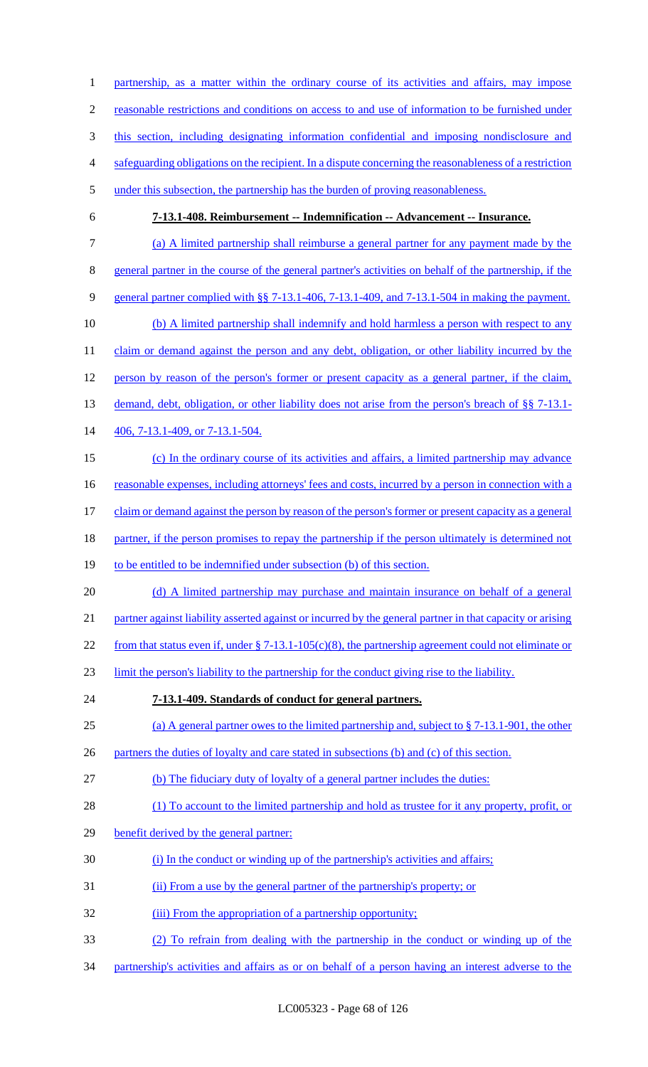partnership, as a matter within the ordinary course of its activities and affairs, may impose reasonable restrictions and conditions on access to and use of information to be furnished under this section, including designating information confidential and imposing nondisclosure and safeguarding obligations on the recipient. In a dispute concerning the reasonableness of a restriction under this subsection, the partnership has the burden of proving reasonableness.

**7-13.1-408. Reimbursement -- Indemnification -- Advancement -- Insurance.**

(a) A limited partnership shall reimburse a general partner for any payment made by the general partner in the course of the general partner's activities on behalf of the partnership, if the general partner complied with §§ 7-13.1-406, 7-13.1-409, and 7-13.1-504 in making the payment.

(b) A limited partnership shall indemnify and hold harmless a person with respect to any claim or demand against the person and any debt, obligation, or other liability incurred by the person by reason of the person's former or present capacity as a general partner, if the claim, demand, debt, obligation, or other liability does not arise from the person's breach of §§ 7-13.1-406, 7-13.1-409, or 7-13.1-504.

(c) In the ordinary course of its activities and affairs, a limited partnership may advance reasonable expenses, including attorneys' fees and costs, incurred by a person in connection with a claim or demand against the person by reason of the person's former or present capacity as a general partner, if the person promises to repay the partnership if the person ultimately is determined not to be entitled to be indemnified under subsection (b) of this section.

(d) A limited partnership may purchase and maintain insurance on behalf of a general partner against liability asserted against or incurred by the general partner in that capacity or arising from that status even if, under § 7-13.1-105(c)(8), the partnership agreement could not eliminate or limit the person's liability to the partnership for the conduct giving rise to the liability.

**7-13.1-409. Standards of conduct for general partners.**

(a) A general partner owes to the limited partnership and, subject to § 7-13.1-901, the other partners the duties of loyalty and care stated in subsections (b) and (c) of this section.

(b) The fiduciary duty of loyalty of a general partner includes the duties:

(1) To account to the limited partnership and hold as trustee for it any property, profit, or benefit derived by the general partner:

(i) In the conduct or winding up of the partnership's activities and affairs;

(ii) From a use by the general partner of the partnership's property; or

(iii) From the appropriation of a partnership opportunity;

(2) To refrain from dealing with the partnership in the conduct or winding up of the partnership's activities and affairs as or on behalf of a person having an interest adverse to the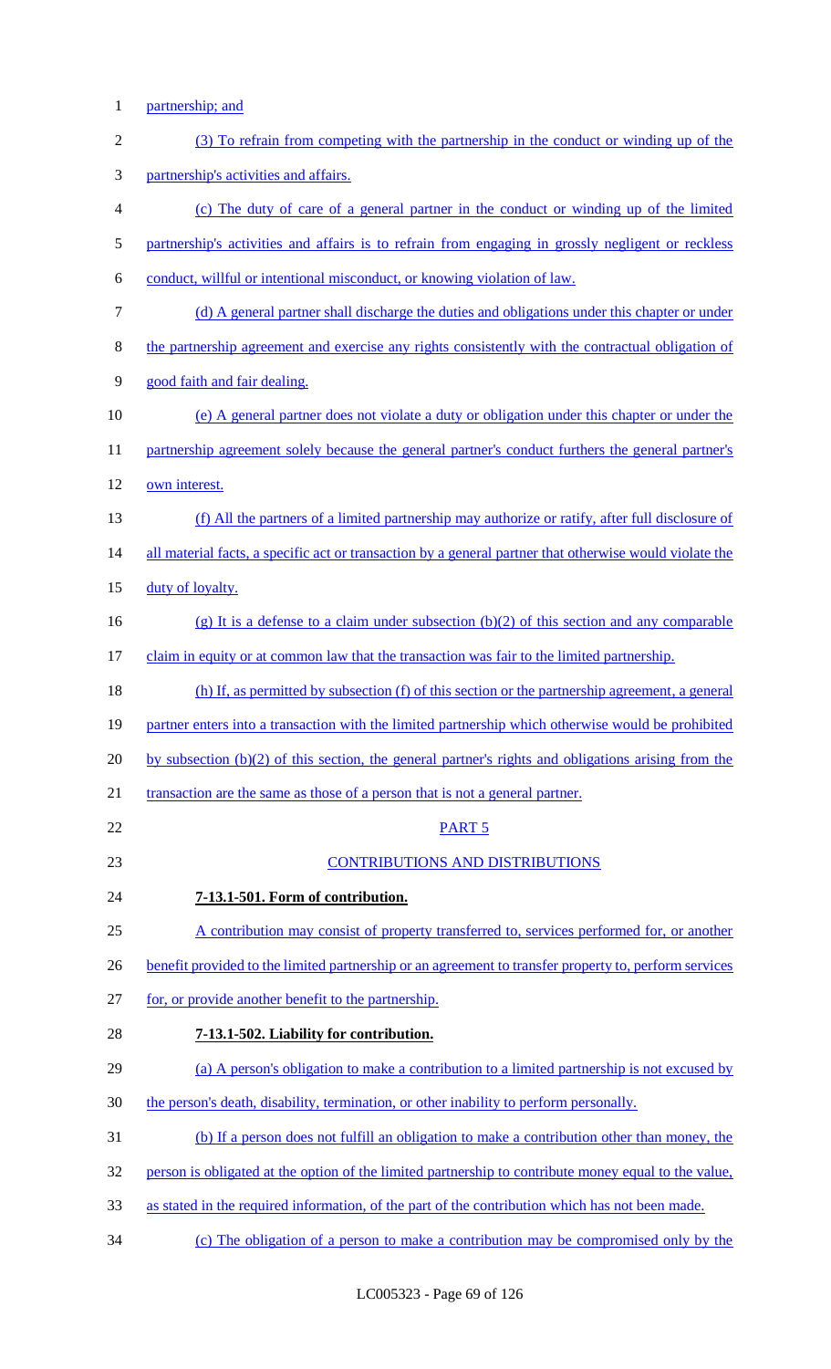partnership; and

(3) To refrain from competing with the partnership in the conduct or winding up of the partnership's activities and affairs.

(c) The duty of care of a general partner in the conduct or winding up of the limited partnership's activities and affairs is to refrain from engaging in grossly negligent or reckless conduct, willful or intentional misconduct, or knowing violation of law.

(d) A general partner shall discharge the duties and obligations under this chapter or under the partnership agreement and exercise any rights consistently with the contractual obligation of good faith and fair dealing.

(e) A general partner does not violate a duty or obligation under this chapter or under the partnership agreement solely because the general partner's conduct furthers the general partner's own interest.

(f) All the partners of a limited partnership may authorize or ratify, after full disclosure of all material facts, a specific act or transaction by a general partner that otherwise would violate the duty of loyalty.

(g) It is a defense to a claim under subsection (b)(2) of this section and any comparable claim in equity or at common law that the transaction was fair to the limited partnership.

(h) If, as permitted by subsection (f) of this section or the partnership agreement, a general partner enters into a transaction with the limited partnership which otherwise would be prohibited by subsection (b)(2) of this section, the general partner's rights and obligations arising from the transaction are the same as those of a person that is not a general partner.

PART 5

CONTRIBUTIONS AND DISTRIBUTIONS

**7-13.1-501. Form of contribution.**

A contribution may consist of property transferred to, services performed for, or another benefit provided to the limited partnership or an agreement to transfer property to, perform services for, or provide another benefit to the partnership.

**7-13.1-502. Liability for contribution.**

(a) A person's obligation to make a contribution to a limited partnership is not excused by the person's death, disability, termination, or other inability to perform personally.

(b) If a person does not fulfill an obligation to make a contribution other than money, the person is obligated at the option of the limited partnership to contribute money equal to the value, as stated in the required information, of the part of the contribution which has not been made.

(c) The obligation of a person to make a contribution may be compromised only by the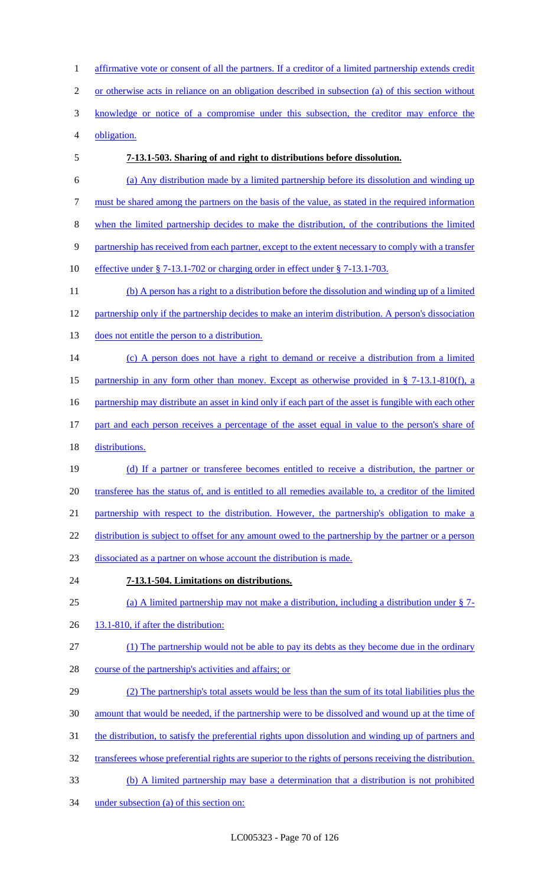affirmative vote or consent of all the partners. If a creditor of a limited partnership extends credit or otherwise acts in reliance on an obligation described in subsection (a) of this section without knowledge or notice of a compromise under this subsection, the creditor may enforce the obligation.

**7-13.1-503. Sharing of and right to distributions before dissolution.**

(a) Any distribution made by a limited partnership before its dissolution and winding up must be shared among the partners on the basis of the value, as stated in the required information when the limited partnership decides to make the distribution, of the contributions the limited partnership has received from each partner, except to the extent necessary to comply with a transfer effective under § 7-13.1-702 or charging order in effect under § 7-13.1-703.

(b) A person has a right to a distribution before the dissolution and winding up of a limited partnership only if the partnership decides to make an interim distribution. A person's dissociation does not entitle the person to a distribution.

(c) A person does not have a right to demand or receive a distribution from a limited partnership in any form other than money. Except as otherwise provided in § 7-13.1-810(f), a partnership may distribute an asset in kind only if each part of the asset is fungible with each other part and each person receives a percentage of the asset equal in value to the person's share of distributions.

(d) If a partner or transferee becomes entitled to receive a distribution, the partner or transferee has the status of, and is entitled to all remedies available to, a creditor of the limited partnership with respect to the distribution. However, the partnership's obligation to make a distribution is subject to offset for any amount owed to the partnership by the partner or a person dissociated as a partner on whose account the distribution is made.

**7-13.1-504. Limitations on distributions.**

(a) A limited partnership may not make a distribution, including a distribution under § 7-13.1-810, if after the distribution:

(1) The partnership would not be able to pay its debts as they become due in the ordinary course of the partnership's activities and affairs; or

(2) The partnership's total assets would be less than the sum of its total liabilities plus the amount that would be needed, if the partnership were to be dissolved and wound up at the time of the distribution, to satisfy the preferential rights upon dissolution and winding up of partners and transferees whose preferential rights are superior to the rights of persons receiving the distribution.

(b) A limited partnership may base a determination that a distribution is not prohibited under subsection (a) of this section on: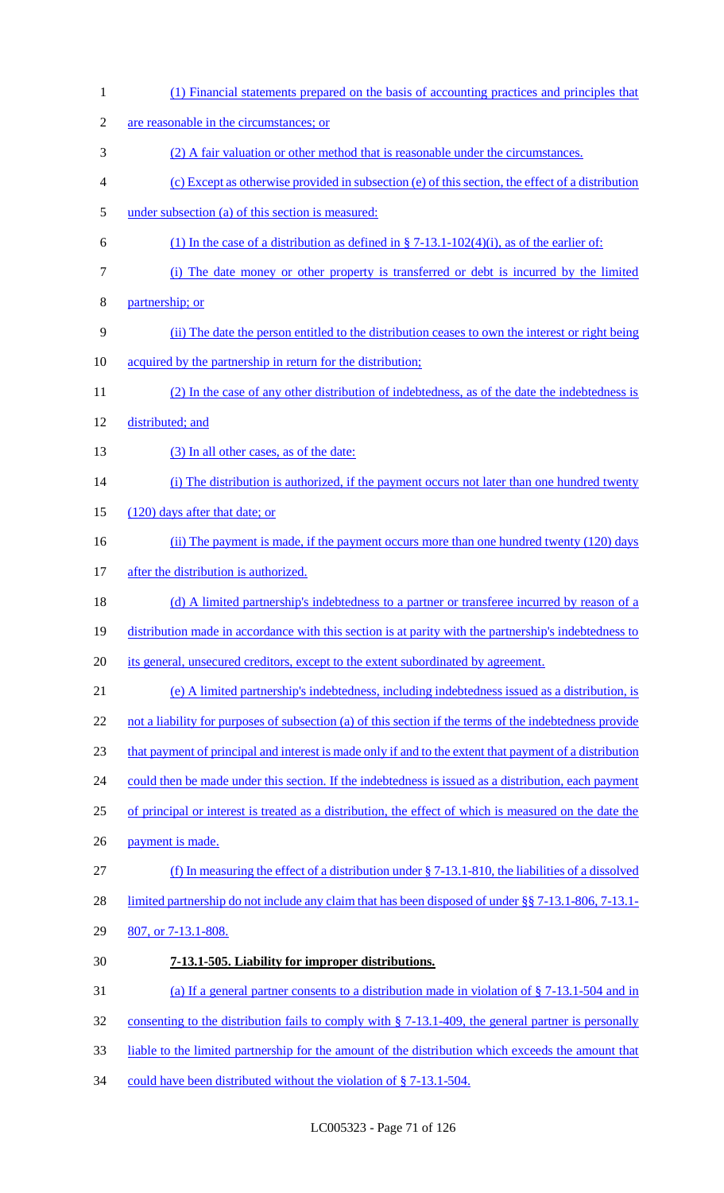(1) Financial statements prepared on the basis of accounting practices and principles that are reasonable in the circumstances; or

(2) A fair valuation or other method that is reasonable under the circumstances.

(c) Except as otherwise provided in subsection (e) of this section, the effect of a distribution under subsection (a) of this section is measured:

(1) In the case of a distribution as defined in § 7-13.1-102(4)(i), as of the earlier of:

(i) The date money or other property is transferred or debt is incurred by the limited partnership; or

(ii) The date the person entitled to the distribution ceases to own the interest or right being acquired by the partnership in return for the distribution;

(2) In the case of any other distribution of indebtedness, as of the date the indebtedness is distributed; and

(3) In all other cases, as of the date:

(i) The distribution is authorized, if the payment occurs not later than one hundred twenty (120) days after that date; or

(ii) The payment is made, if the payment occurs more than one hundred twenty (120) days after the distribution is authorized.

(d) A limited partnership's indebtedness to a partner or transferee incurred by reason of a distribution made in accordance with this section is at parity with the partnership's indebtedness to its general, unsecured creditors, except to the extent subordinated by agreement.

(e) A limited partnership's indebtedness, including indebtedness issued as a distribution, is not a liability for purposes of subsection (a) of this section if the terms of the indebtedness provide that payment of principal and interest is made only if and to the extent that payment of a distribution could then be made under this section. If the indebtedness is issued as a distribution, each payment of principal or interest is treated as a distribution, the effect of which is measured on the date the payment is made.

(f) In measuring the effect of a distribution under § 7-13.1-810, the liabilities of a dissolved limited partnership do not include any claim that has been disposed of under §§ 7-13.1-806, 7-13.1-807, or 7-13.1-808.

**7-13.1-505. Liability for improper distributions.**

(a) If a general partner consents to a distribution made in violation of § 7-13.1-504 and in consenting to the distribution fails to comply with § 7-13.1-409, the general partner is personally liable to the limited partnership for the amount of the distribution which exceeds the amount that could have been distributed without the violation of § 7-13.1-504.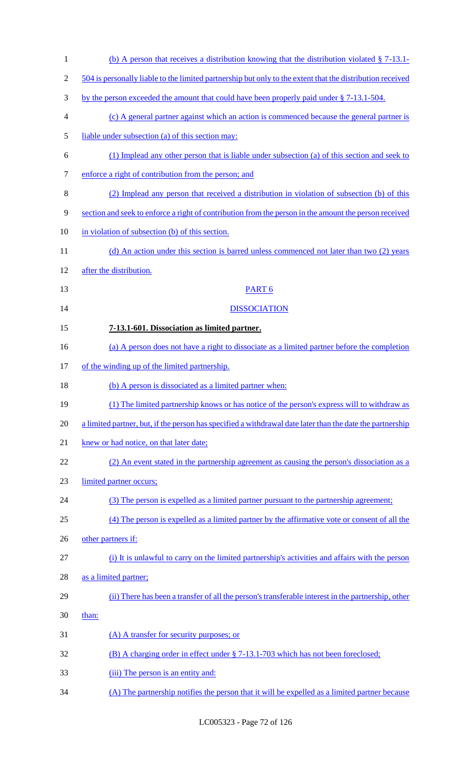(b) A person that receives a distribution knowing that the distribution violated § 7-13.1-504 is personally liable to the limited partnership but only to the extent that the distribution received by the person exceeded the amount that could have been properly paid under § 7-13.1-504.

(c) A general partner against which an action is commenced because the general partner is liable under subsection (a) of this section may:

(1) Implead any other person that is liable under subsection (a) of this section and seek to enforce a right of contribution from the person; and

(2) Implead any person that received a distribution in violation of subsection (b) of this section and seek to enforce a right of contribution from the person in the amount the person received in violation of subsection (b) of this section.

(d) An action under this section is barred unless commenced not later than two (2) years after the distribution.

PART 6

DISSOCIATION

**7-13.1-601. Dissociation as limited partner.**

(a) A person does not have a right to dissociate as a limited partner before the completion of the winding up of the limited partnership.

(b) A person is dissociated as a limited partner when:

(1) The limited partnership knows or has notice of the person's express will to withdraw as a limited partner, but, if the person has specified a withdrawal date later than the date the partnership knew or had notice, on that later date;

(2) An event stated in the partnership agreement as causing the person's dissociation as a limited partner occurs;

(3) The person is expelled as a limited partner pursuant to the partnership agreement;

(4) The person is expelled as a limited partner by the affirmative vote or consent of all the other partners if:

(i) It is unlawful to carry on the limited partnership's activities and affairs with the person as a limited partner;

(ii) There has been a transfer of all the person's transferable interest in the partnership, other than:

(A) A transfer for security purposes; or

(B) A charging order in effect under § 7-13.1-703 which has not been foreclosed;

(iii) The person is an entity and:

(A) The partnership notifies the person that it will be expelled as a limited partner because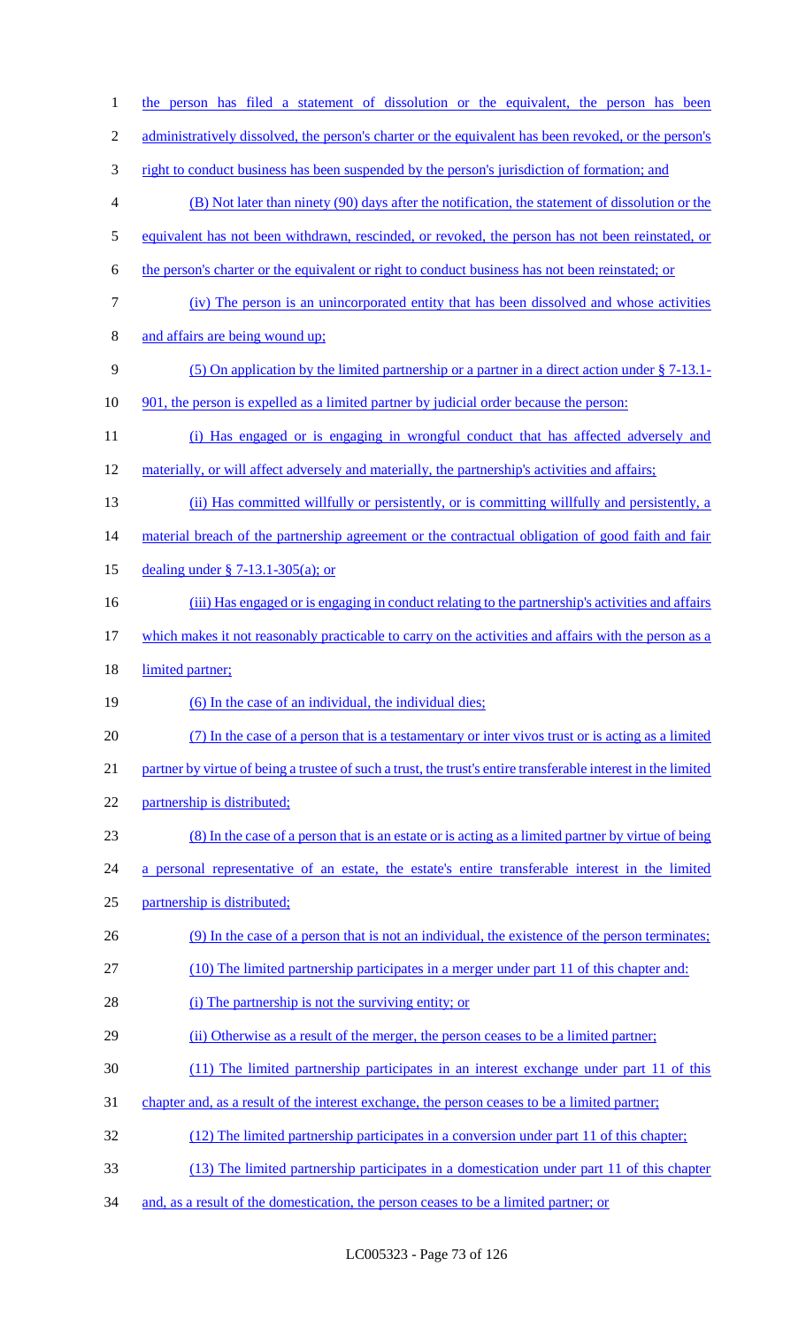the person has filed a statement of dissolution or the equivalent, the person has been administratively dissolved, the person's charter or the equivalent has been revoked, or the person's right to conduct business has been suspended by the person's jurisdiction of formation; and

(B) Not later than ninety (90) days after the notification, the statement of dissolution or the equivalent has not been withdrawn, rescinded, or revoked, the person has not been reinstated, or the person's charter or the equivalent or right to conduct business has not been reinstated; or

(iv) The person is an unincorporated entity that has been dissolved and whose activities and affairs are being wound up;

(5) On application by the limited partnership or a partner in a direct action under § 7-13.1-901, the person is expelled as a limited partner by judicial order because the person:

(i) Has engaged or is engaging in wrongful conduct that has affected adversely and materially, or will affect adversely and materially, the partnership's activities and affairs;

(ii) Has committed willfully or persistently, or is committing willfully and persistently, a material breach of the partnership agreement or the contractual obligation of good faith and fair dealing under § 7-13.1-305(a); or

(iii) Has engaged or is engaging in conduct relating to the partnership's activities and affairs which makes it not reasonably practicable to carry on the activities and affairs with the person as a limited partner;

(6) In the case of an individual, the individual dies;

(7) In the case of a person that is a testamentary or inter vivos trust or is acting as a limited partner by virtue of being a trustee of such a trust, the trust's entire transferable interest in the limited partnership is distributed;

(8) In the case of a person that is an estate or is acting as a limited partner by virtue of being a personal representative of an estate, the estate's entire transferable interest in the limited partnership is distributed;

(9) In the case of a person that is not an individual, the existence of the person terminates;

(10) The limited partnership participates in a merger under part 11 of this chapter and:

(i) The partnership is not the surviving entity; or

(ii) Otherwise as a result of the merger, the person ceases to be a limited partner;

(11) The limited partnership participates in an interest exchange under part 11 of this chapter and, as a result of the interest exchange, the person ceases to be a limited partner;

(12) The limited partnership participates in a conversion under part 11 of this chapter;

(13) The limited partnership participates in a domestication under part 11 of this chapter and, as a result of the domestication, the person ceases to be a limited partner; or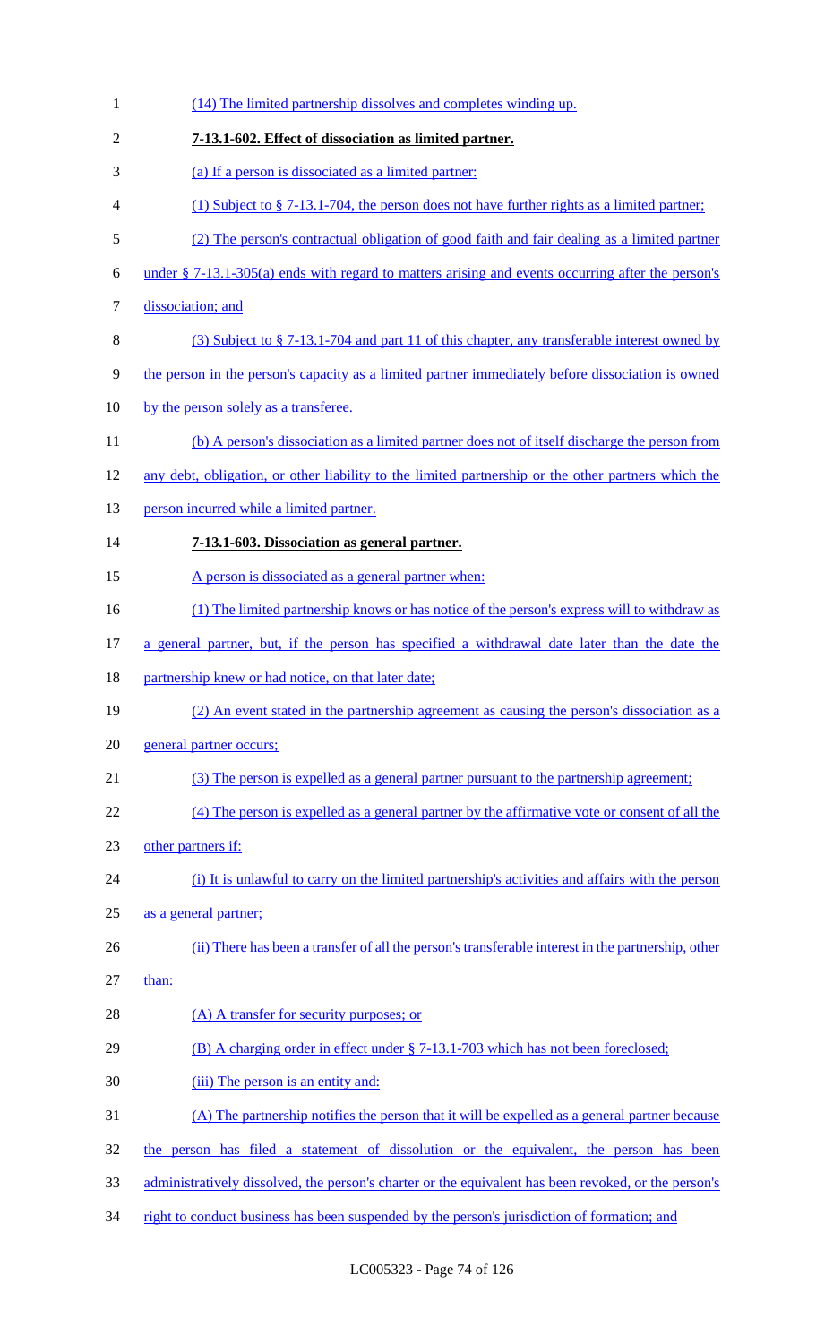(14) The limited partnership dissolves and completes winding up.

**7-13.1-602. Effect of dissociation as limited partner.**

(a) If a person is dissociated as a limited partner:

(1) Subject to § 7-13.1-704, the person does not have further rights as a limited partner;

(2) The person's contractual obligation of good faith and fair dealing as a limited partner under § 7-13.1-305(a) ends with regard to matters arising and events occurring after the person's dissociation; and

(3) Subject to § 7-13.1-704 and part 11 of this chapter, any transferable interest owned by the person in the person's capacity as a limited partner immediately before dissociation is owned by the person solely as a transferee.

(b) A person's dissociation as a limited partner does not of itself discharge the person from any debt, obligation, or other liability to the limited partnership or the other partners which the person incurred while a limited partner.

**7-13.1-603. Dissociation as general partner.**

A person is dissociated as a general partner when:

(1) The limited partnership knows or has notice of the person's express will to withdraw as a general partner, but, if the person has specified a withdrawal date later than the date the partnership knew or had notice, on that later date;

(2) An event stated in the partnership agreement as causing the person's dissociation as a general partner occurs;

(3) The person is expelled as a general partner pursuant to the partnership agreement;

(4) The person is expelled as a general partner by the affirmative vote or consent of all the other partners if:

(i) It is unlawful to carry on the limited partnership's activities and affairs with the person as a general partner;

(ii) There has been a transfer of all the person's transferable interest in the partnership, other than:

(A) A transfer for security purposes; or

(B) A charging order in effect under § 7-13.1-703 which has not been foreclosed;

(iii) The person is an entity and:

(A) The partnership notifies the person that it will be expelled as a general partner because the person has filed a statement of dissolution or the equivalent, the person has been administratively dissolved, the person's charter or the equivalent has been revoked, or the person's right to conduct business has been suspended by the person's jurisdiction of formation; and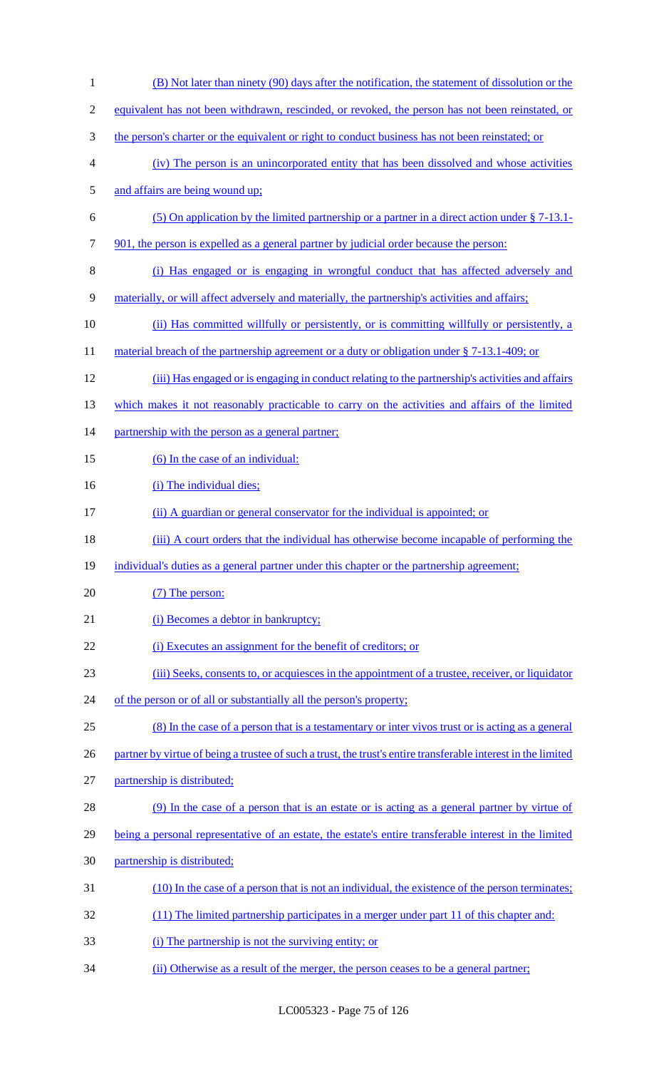(B) Not later than ninety (90) days after the notification, the statement of dissolution or the equivalent has not been withdrawn, rescinded, or revoked, the person has not been reinstated, or the person's charter or the equivalent or right to conduct business has not been reinstated; or

(iv) The person is an unincorporated entity that has been dissolved and whose activities and affairs are being wound up;

(5) On application by the limited partnership or a partner in a direct action under § 7-13.1-901, the person is expelled as a general partner by judicial order because the person:

(i) Has engaged or is engaging in wrongful conduct that has affected adversely and materially, or will affect adversely and materially, the partnership's activities and affairs;

(ii) Has committed willfully or persistently, or is committing willfully or persistently, a material breach of the partnership agreement or a duty or obligation under § 7-13.1-409; or

(iii) Has engaged or is engaging in conduct relating to the partnership's activities and affairs which makes it not reasonably practicable to carry on the activities and affairs of the limited partnership with the person as a general partner;

(6) In the case of an individual:

(i) The individual dies;

(ii) A guardian or general conservator for the individual is appointed; or

(iii) A court orders that the individual has otherwise become incapable of performing the individual's duties as a general partner under this chapter or the partnership agreement;

(7) The person:

(i) Becomes a debtor in bankruptcy;

(i) Executes an assignment for the benefit of creditors; or

(iii) Seeks, consents to, or acquiesces in the appointment of a trustee, receiver, or liquidator of the person or of all or substantially all the person's property;

(8) In the case of a person that is a testamentary or inter vivos trust or is acting as a general partner by virtue of being a trustee of such a trust, the trust's entire transferable interest in the limited partnership is distributed;

(9) In the case of a person that is an estate or is acting as a general partner by virtue of being a personal representative of an estate, the estate's entire transferable interest in the limited partnership is distributed;

(10) In the case of a person that is not an individual, the existence of the person terminates;

(11) The limited partnership participates in a merger under part 11 of this chapter and:

(i) The partnership is not the surviving entity; or

(ii) Otherwise as a result of the merger, the person ceases to be a general partner;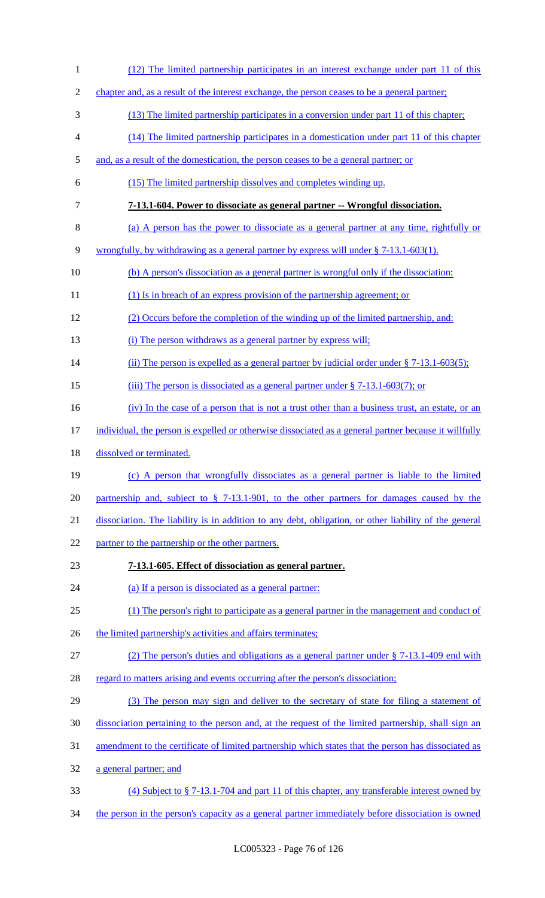(12) The limited partnership participates in an interest exchange under part 11 of this chapter and, as a result of the interest exchange, the person ceases to be a general partner;

(13) The limited partnership participates in a conversion under part 11 of this chapter;

(14) The limited partnership participates in a domestication under part 11 of this chapter and, as a result of the domestication, the person ceases to be a general partner; or

(15) The limited partnership dissolves and completes winding up.

**7-13.1-604. Power to dissociate as general partner -- Wrongful dissociation.**

(a) A person has the power to dissociate as a general partner at any time, rightfully or wrongfully, by withdrawing as a general partner by express will under § 7-13.1-603(1).

(b) A person's dissociation as a general partner is wrongful only if the dissociation:

(1) Is in breach of an express provision of the partnership agreement; or

(2) Occurs before the completion of the winding up of the limited partnership, and:

(i) The person withdraws as a general partner by express will;

(ii) The person is expelled as a general partner by judicial order under § 7-13.1-603(5);

(iii) The person is dissociated as a general partner under § 7-13.1-603(7); or

(iv) In the case of a person that is not a trust other than a business trust, an estate, or an individual, the person is expelled or otherwise dissociated as a general partner because it willfully dissolved or terminated.

(c) A person that wrongfully dissociates as a general partner is liable to the limited partnership and, subject to § 7-13.1-901, to the other partners for damages caused by the dissociation. The liability is in addition to any debt, obligation, or other liability of the general partner to the partnership or the other partners.

**7-13.1-605. Effect of dissociation as general partner.**

(a) If a person is dissociated as a general partner:

(1) The person's right to participate as a general partner in the management and conduct of the limited partnership's activities and affairs terminates;

(2) The person's duties and obligations as a general partner under § 7-13.1-409 end with regard to matters arising and events occurring after the person's dissociation;

(3) The person may sign and deliver to the secretary of state for filing a statement of dissociation pertaining to the person and, at the request of the limited partnership, shall sign an amendment to the certificate of limited partnership which states that the person has dissociated as a general partner; and

(4) Subject to § 7-13.1-704 and part 11 of this chapter, any transferable interest owned by the person in the person's capacity as a general partner immediately before dissociation is owned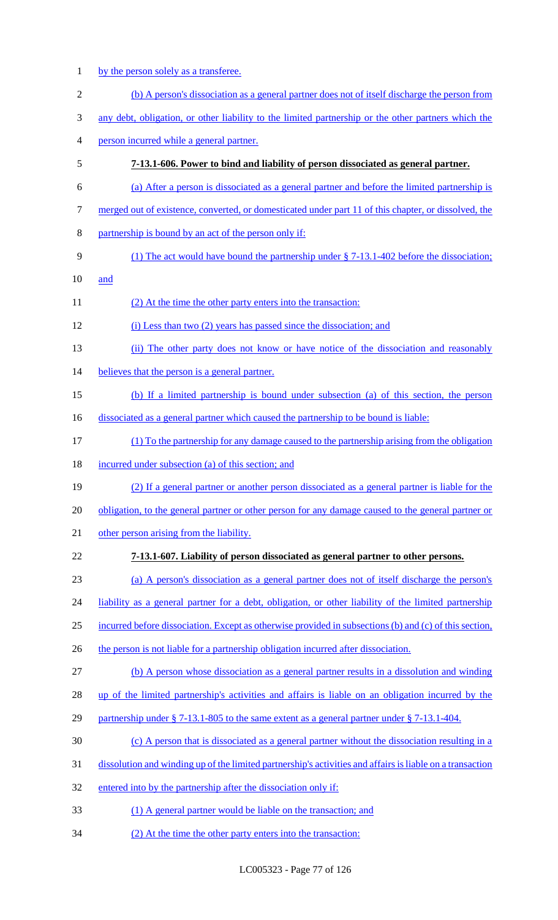by the person solely as a transferee.

(b) A person's dissociation as a general partner does not of itself discharge the person from any debt, obligation, or other liability to the limited partnership or the other partners which the person incurred while a general partner.

**7-13.1-606. Power to bind and liability of person dissociated as general partner.**

(a) After a person is dissociated as a general partner and before the limited partnership is merged out of existence, converted, or domesticated under part 11 of this chapter, or dissolved, the partnership is bound by an act of the person only if:

(1) The act would have bound the partnership under § 7-13.1-402 before the dissociation; and

(2) At the time the other party enters into the transaction:

(i) Less than two (2) years has passed since the dissociation; and

(ii) The other party does not know or have notice of the dissociation and reasonably believes that the person is a general partner.

(b) If a limited partnership is bound under subsection (a) of this section, the person dissociated as a general partner which caused the partnership to be bound is liable:

(1) To the partnership for any damage caused to the partnership arising from the obligation incurred under subsection (a) of this section; and

(2) If a general partner or another person dissociated as a general partner is liable for the obligation, to the general partner or other person for any damage caused to the general partner or other person arising from the liability.

**7-13.1-607. Liability of person dissociated as general partner to other persons.**

(a) A person's dissociation as a general partner does not of itself discharge the person's liability as a general partner for a debt, obligation, or other liability of the limited partnership incurred before dissociation. Except as otherwise provided in subsections (b) and (c) of this section, the person is not liable for a partnership obligation incurred after dissociation.

(b) A person whose dissociation as a general partner results in a dissolution and winding up of the limited partnership's activities and affairs is liable on an obligation incurred by the partnership under § 7-13.1-805 to the same extent as a general partner under § 7-13.1-404.

(c) A person that is dissociated as a general partner without the dissociation resulting in a dissolution and winding up of the limited partnership's activities and affairs is liable on a transaction entered into by the partnership after the dissociation only if:

(1) A general partner would be liable on the transaction; and

(2) At the time the other party enters into the transaction: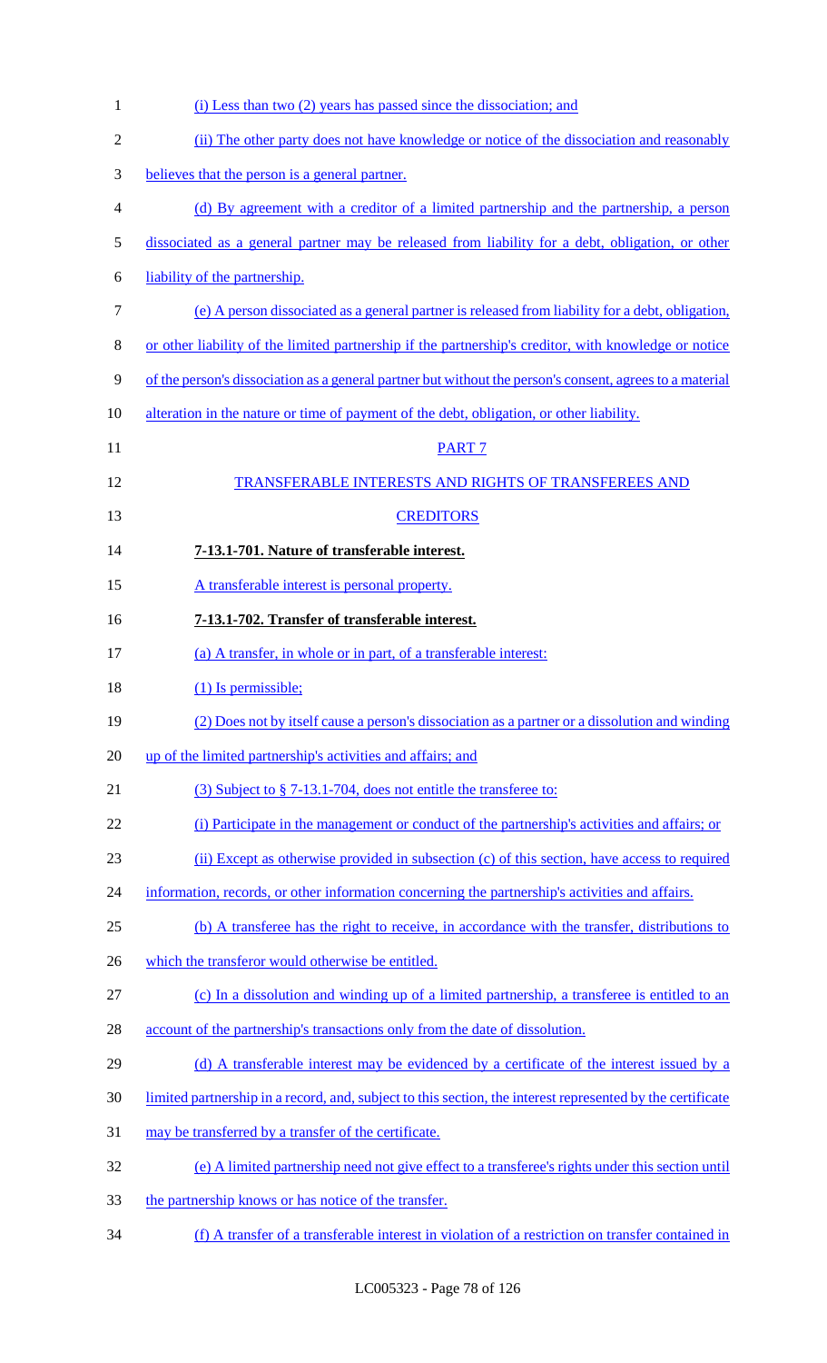(i) Less than two (2) years has passed since the dissociation; and

(ii) The other party does not have knowledge or notice of the dissociation and reasonably believes that the person is a general partner.

(d) By agreement with a creditor of a limited partnership and the partnership, a person dissociated as a general partner may be released from liability for a debt, obligation, or other liability of the partnership.

(e) A person dissociated as a general partner is released from liability for a debt, obligation, or other liability of the limited partnership if the partnership's creditor, with knowledge or notice of the person's dissociation as a general partner but without the person's consent, agrees to a material alteration in the nature or time of payment of the debt, obligation, or other liability.

PART 7

TRANSFERABLE INTERESTS AND RIGHTS OF TRANSFEREES AND CREDITORS

**7-13.1-701. Nature of transferable interest.**

A transferable interest is personal property.

**7-13.1-702. Transfer of transferable interest.**

(a) A transfer, in whole or in part, of a transferable interest:

(1) Is permissible;

(2) Does not by itself cause a person's dissociation as a partner or a dissolution and winding up of the limited partnership's activities and affairs; and

(3) Subject to § 7-13.1-704, does not entitle the transferee to:

(i) Participate in the management or conduct of the partnership's activities and affairs; or

(ii) Except as otherwise provided in subsection (c) of this section, have access to required information, records, or other information concerning the partnership's activities and affairs.

(b) A transferee has the right to receive, in accordance with the transfer, distributions to which the transferor would otherwise be entitled.

(c) In a dissolution and winding up of a limited partnership, a transferee is entitled to an account of the partnership's transactions only from the date of dissolution.

(d) A transferable interest may be evidenced by a certificate of the interest issued by a limited partnership in a record, and, subject to this section, the interest represented by the certificate may be transferred by a transfer of the certificate.

(e) A limited partnership need not give effect to a transferee's rights under this section until the partnership knows or has notice of the transfer.

(f) A transfer of a transferable interest in violation of a restriction on transfer contained in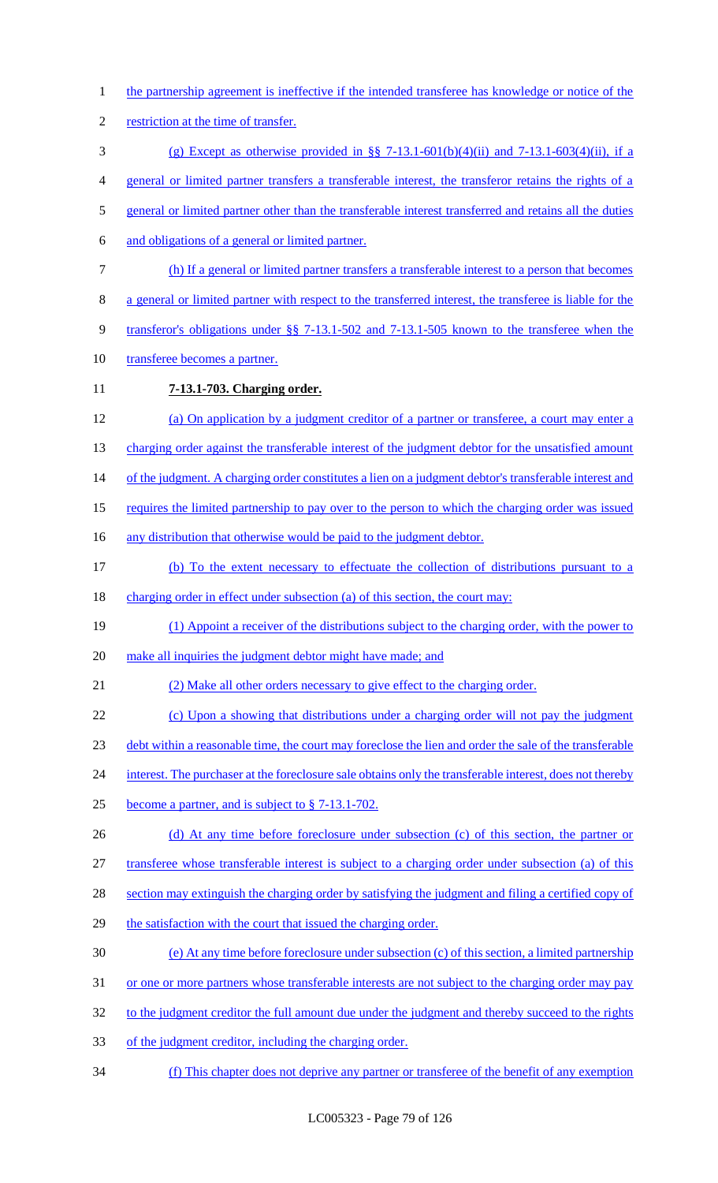the partnership agreement is ineffective if the intended transferee has knowledge or notice of the restriction at the time of transfer.

(g) Except as otherwise provided in §§ 7-13.1-601(b)(4)(ii) and 7-13.1-603(4)(ii), if a general or limited partner transfers a transferable interest, the transferor retains the rights of a general or limited partner other than the transferable interest transferred and retains all the duties and obligations of a general or limited partner.

(h) If a general or limited partner transfers a transferable interest to a person that becomes a general or limited partner with respect to the transferred interest, the transferee is liable for the transferor's obligations under §§ 7-13.1-502 and 7-13.1-505 known to the transferee when the transferee becomes a partner.

**7-13.1-703. Charging order.**

(a) On application by a judgment creditor of a partner or transferee, a court may enter a charging order against the transferable interest of the judgment debtor for the unsatisfied amount of the judgment. A charging order constitutes a lien on a judgment debtor's transferable interest and requires the limited partnership to pay over to the person to which the charging order was issued any distribution that otherwise would be paid to the judgment debtor.

(b) To the extent necessary to effectuate the collection of distributions pursuant to a charging order in effect under subsection (a) of this section, the court may:

(1) Appoint a receiver of the distributions subject to the charging order, with the power to make all inquiries the judgment debtor might have made; and

(2) Make all other orders necessary to give effect to the charging order.

(c) Upon a showing that distributions under a charging order will not pay the judgment debt within a reasonable time, the court may foreclose the lien and order the sale of the transferable interest. The purchaser at the foreclosure sale obtains only the transferable interest, does not thereby become a partner, and is subject to § 7-13.1-702.

(d) At any time before foreclosure under subsection (c) of this section, the partner or transferee whose transferable interest is subject to a charging order under subsection (a) of this section may extinguish the charging order by satisfying the judgment and filing a certified copy of the satisfaction with the court that issued the charging order.

(e) At any time before foreclosure under subsection (c) of this section, a limited partnership or one or more partners whose transferable interests are not subject to the charging order may pay to the judgment creditor the full amount due under the judgment and thereby succeed to the rights of the judgment creditor, including the charging order.

(f) This chapter does not deprive any partner or transferee of the benefit of any exemption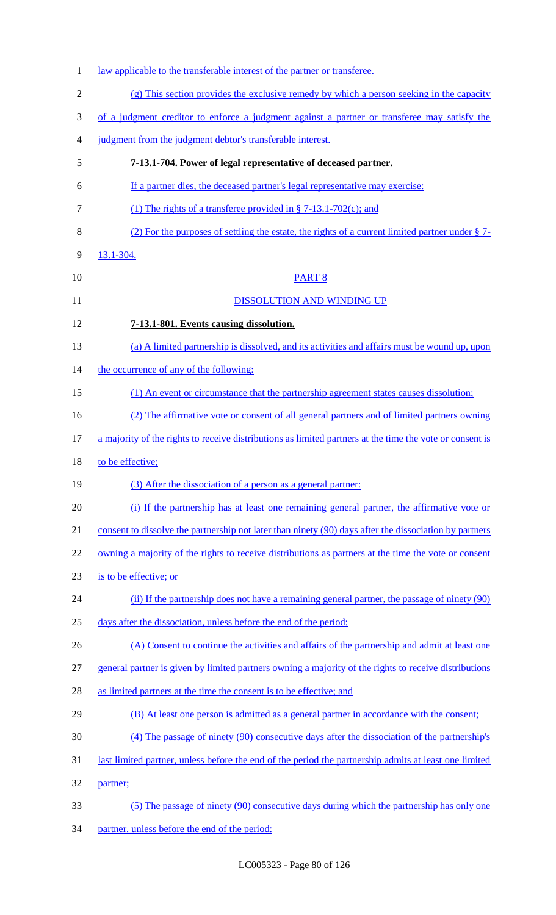law applicable to the transferable interest of the partner or transferee.

(g) This section provides the exclusive remedy by which a person seeking in the capacity of a judgment creditor to enforce a judgment against a partner or transferee may satisfy the judgment from the judgment debtor's transferable interest.

**7-13.1-704. Power of legal representative of deceased partner.**

If a partner dies, the deceased partner's legal representative may exercise:

(1) The rights of a transferee provided in § 7-13.1-702(c); and

(2) For the purposes of settling the estate, the rights of a current limited partner under § 7-13.1-304.

PART 8

DISSOLUTION AND WINDING UP

**7-13.1-801. Events causing dissolution.**

(a) A limited partnership is dissolved, and its activities and affairs must be wound up, upon the occurrence of any of the following:

(1) An event or circumstance that the partnership agreement states causes dissolution;

(2) The affirmative vote or consent of all general partners and of limited partners owning a majority of the rights to receive distributions as limited partners at the time the vote or consent is to be effective;

(3) After the dissociation of a person as a general partner:

(i) If the partnership has at least one remaining general partner, the affirmative vote or consent to dissolve the partnership not later than ninety (90) days after the dissociation by partners owning a majority of the rights to receive distributions as partners at the time the vote or consent is to be effective; or

(ii) If the partnership does not have a remaining general partner, the passage of ninety (90) days after the dissociation, unless before the end of the period:

(A) Consent to continue the activities and affairs of the partnership and admit at least one general partner is given by limited partners owning a majority of the rights to receive distributions as limited partners at the time the consent is to be effective; and

(B) At least one person is admitted as a general partner in accordance with the consent;

(4) The passage of ninety (90) consecutive days after the dissociation of the partnership's last limited partner, unless before the end of the period the partnership admits at least one limited partner;

(5) The passage of ninety (90) consecutive days during which the partnership has only one partner, unless before the end of the period: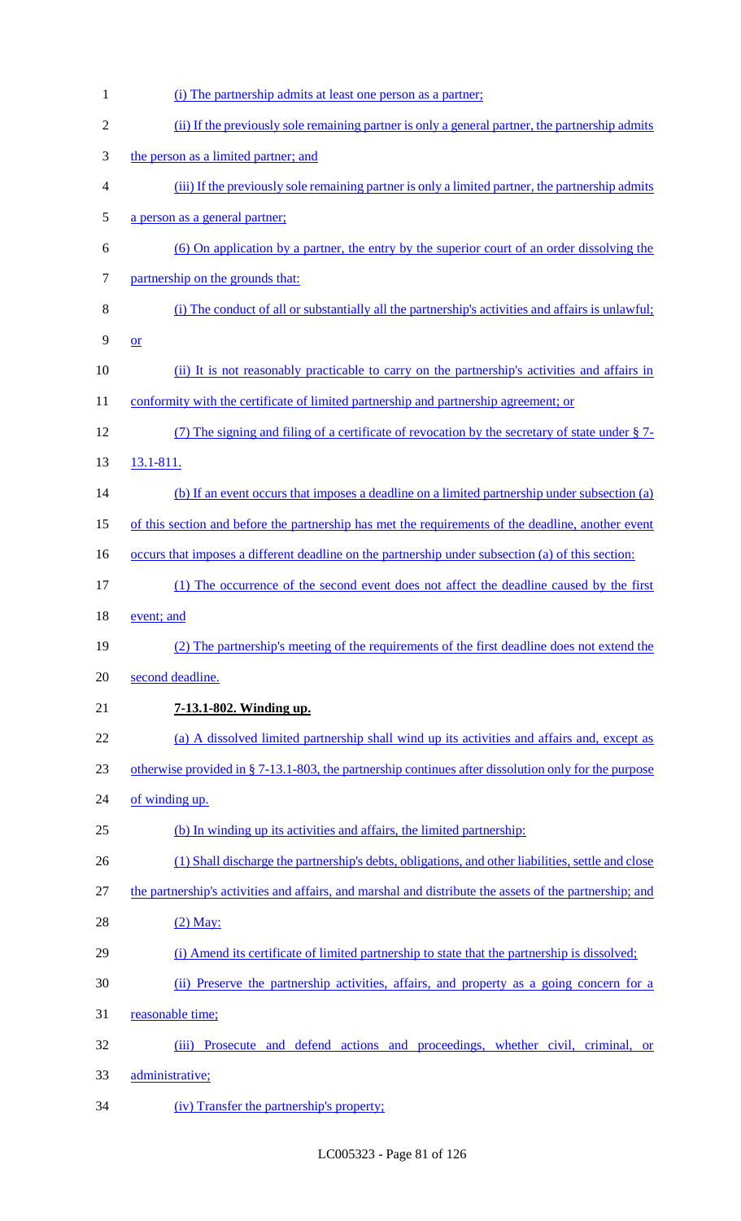(i) The partnership admits at least one person as a partner;

(ii) If the previously sole remaining partner is only a general partner, the partnership admits the person as a limited partner; and

(iii) If the previously sole remaining partner is only a limited partner, the partnership admits a person as a general partner;

(6) On application by a partner, the entry by the superior court of an order dissolving the partnership on the grounds that:

(i) The conduct of all or substantially all the partnership's activities and affairs is unlawful; or

(ii) It is not reasonably practicable to carry on the partnership's activities and affairs in conformity with the certificate of limited partnership and partnership agreement; or

(7) The signing and filing of a certificate of revocation by the secretary of state under § 7-13.1-811.

(b) If an event occurs that imposes a deadline on a limited partnership under subsection (a) of this section and before the partnership has met the requirements of the deadline, another event occurs that imposes a different deadline on the partnership under subsection (a) of this section:

(1) The occurrence of the second event does not affect the deadline caused by the first event; and

(2) The partnership's meeting of the requirements of the first deadline does not extend the second deadline.

**7-13.1-802. Winding up.**

(a) A dissolved limited partnership shall wind up its activities and affairs and, except as otherwise provided in § 7-13.1-803, the partnership continues after dissolution only for the purpose of winding up.

(b) In winding up its activities and affairs, the limited partnership:

(1) Shall discharge the partnership's debts, obligations, and other liabilities, settle and close the partnership's activities and affairs, and marshal and distribute the assets of the partnership; and

(2) May:

(i) Amend its certificate of limited partnership to state that the partnership is dissolved;

(ii) Preserve the partnership activities, affairs, and property as a going concern for a reasonable time;

(iii) Prosecute and defend actions and proceedings, whether civil, criminal, or administrative;

(iv) Transfer the partnership's property;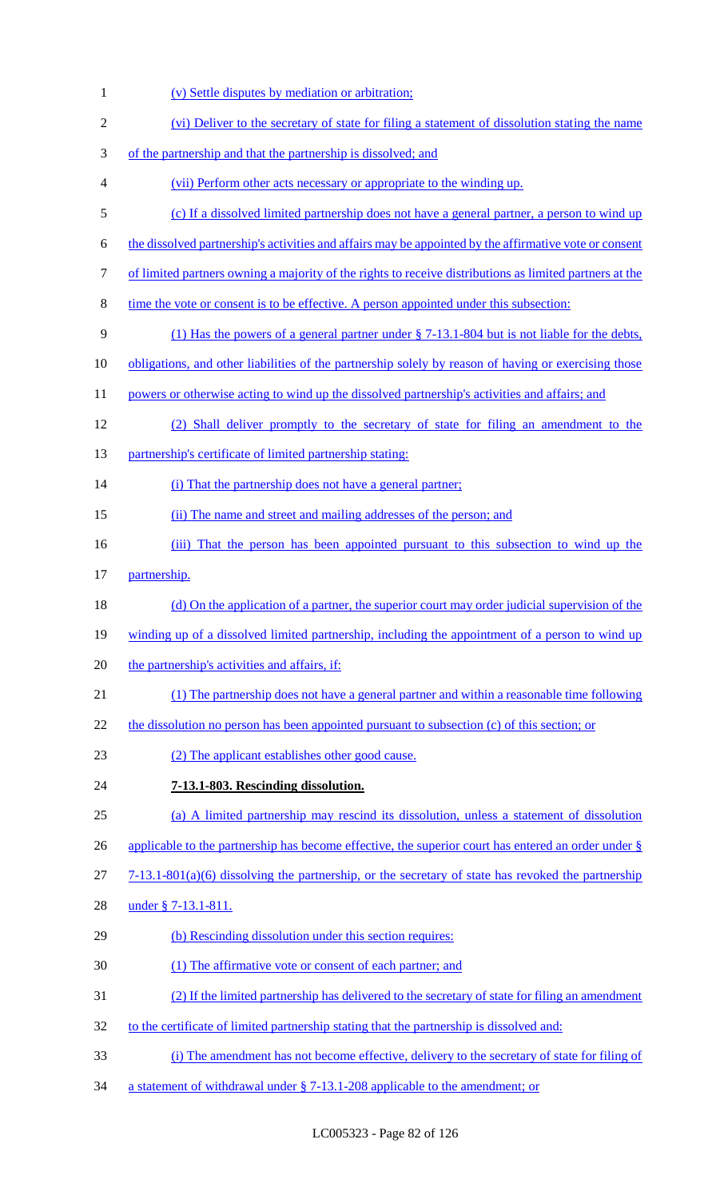(v) Settle disputes by mediation or arbitration;

(vi) Deliver to the secretary of state for filing a statement of dissolution stating the name of the partnership and that the partnership is dissolved; and

(vii) Perform other acts necessary or appropriate to the winding up.

(c) If a dissolved limited partnership does not have a general partner, a person to wind up the dissolved partnership's activities and affairs may be appointed by the affirmative vote or consent of limited partners owning a majority of the rights to receive distributions as limited partners at the time the vote or consent is to be effective. A person appointed under this subsection:

(1) Has the powers of a general partner under § 7-13.1-804 but is not liable for the debts, obligations, and other liabilities of the partnership solely by reason of having or exercising those powers or otherwise acting to wind up the dissolved partnership's activities and affairs; and

(2) Shall deliver promptly to the secretary of state for filing an amendment to the partnership's certificate of limited partnership stating:

(i) That the partnership does not have a general partner;

(ii) The name and street and mailing addresses of the person; and

(iii) That the person has been appointed pursuant to this subsection to wind up the partnership.

(d) On the application of a partner, the superior court may order judicial supervision of the winding up of a dissolved limited partnership, including the appointment of a person to wind up the partnership's activities and affairs, if:

(1) The partnership does not have a general partner and within a reasonable time following the dissolution no person has been appointed pursuant to subsection (c) of this section; or

(2) The applicant establishes other good cause.

**7-13.1-803. Rescinding dissolution.**

(a) A limited partnership may rescind its dissolution, unless a statement of dissolution applicable to the partnership has become effective, the superior court has entered an order under § 7-13.1-801(a)(6) dissolving the partnership, or the secretary of state has revoked the partnership under § 7-13.1-811.

(b) Rescinding dissolution under this section requires:

(1) The affirmative vote or consent of each partner; and

(2) If the limited partnership has delivered to the secretary of state for filing an amendment to the certificate of limited partnership stating that the partnership is dissolved and:

(i) The amendment has not become effective, delivery to the secretary of state for filing of a statement of withdrawal under § 7-13.1-208 applicable to the amendment; or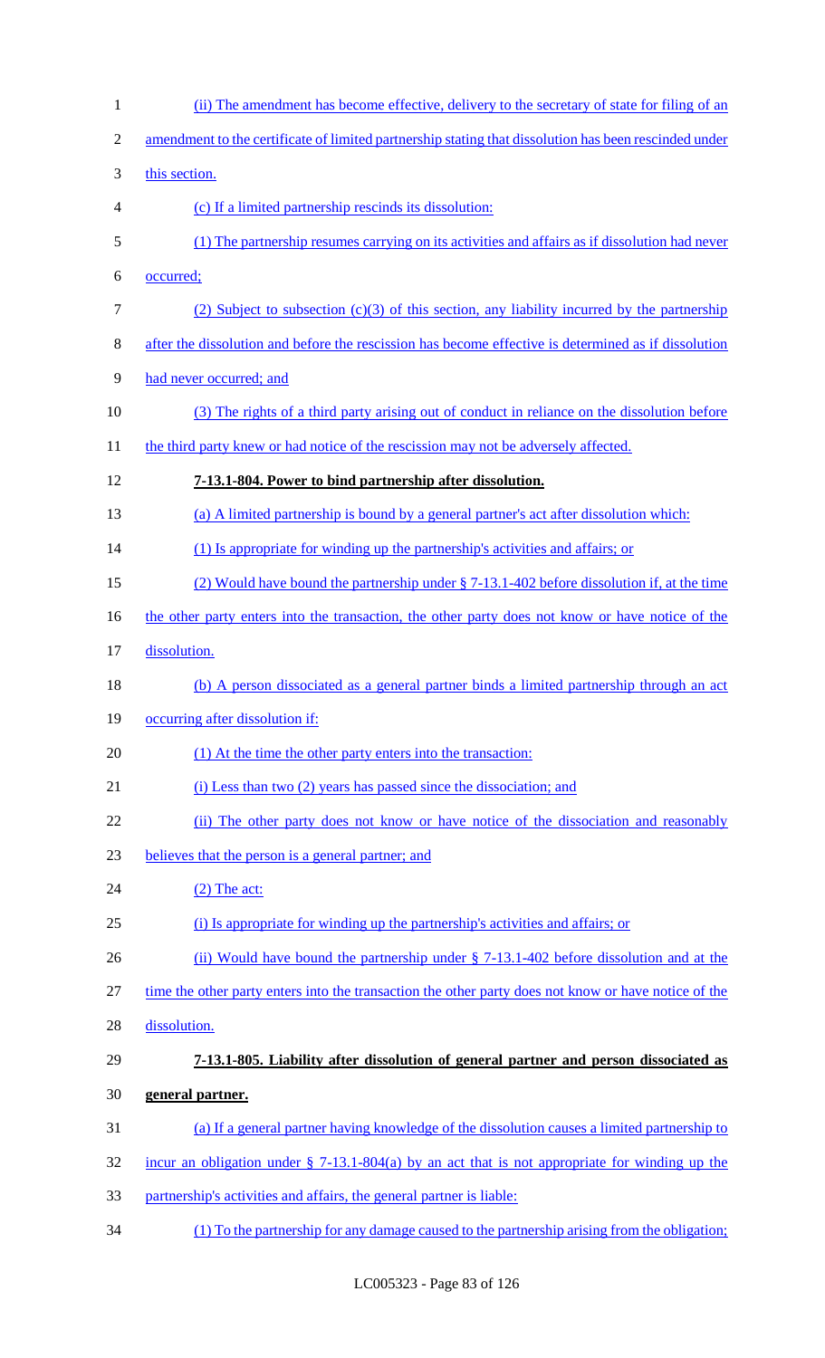(ii) The amendment has become effective, delivery to the secretary of state for filing of an amendment to the certificate of limited partnership stating that dissolution has been rescinded under this section.

(c) If a limited partnership rescinds its dissolution:

(1) The partnership resumes carrying on its activities and affairs as if dissolution had never occurred;

(2) Subject to subsection (c)(3) of this section, any liability incurred by the partnership after the dissolution and before the rescission has become effective is determined as if dissolution had never occurred; and

(3) The rights of a third party arising out of conduct in reliance on the dissolution before the third party knew or had notice of the rescission may not be adversely affected.

**7-13.1-804. Power to bind partnership after dissolution.**

(a) A limited partnership is bound by a general partner's act after dissolution which:

(1) Is appropriate for winding up the partnership's activities and affairs; or

(2) Would have bound the partnership under § 7-13.1-402 before dissolution if, at the time the other party enters into the transaction, the other party does not know or have notice of the dissolution.

(b) A person dissociated as a general partner binds a limited partnership through an act occurring after dissolution if:

(1) At the time the other party enters into the transaction:

(i) Less than two (2) years has passed since the dissociation; and

(ii) The other party does not know or have notice of the dissociation and reasonably believes that the person is a general partner; and

(2) The act:

(i) Is appropriate for winding up the partnership's activities and affairs; or

(ii) Would have bound the partnership under § 7-13.1-402 before dissolution and at the time the other party enters into the transaction the other party does not know or have notice of the dissolution.

**7-13.1-805. Liability after dissolution of general partner and person dissociated as general partner.**

(a) If a general partner having knowledge of the dissolution causes a limited partnership to incur an obligation under § 7-13.1-804(a) by an act that is not appropriate for winding up the partnership's activities and affairs, the general partner is liable:

(1) To the partnership for any damage caused to the partnership arising from the obligation;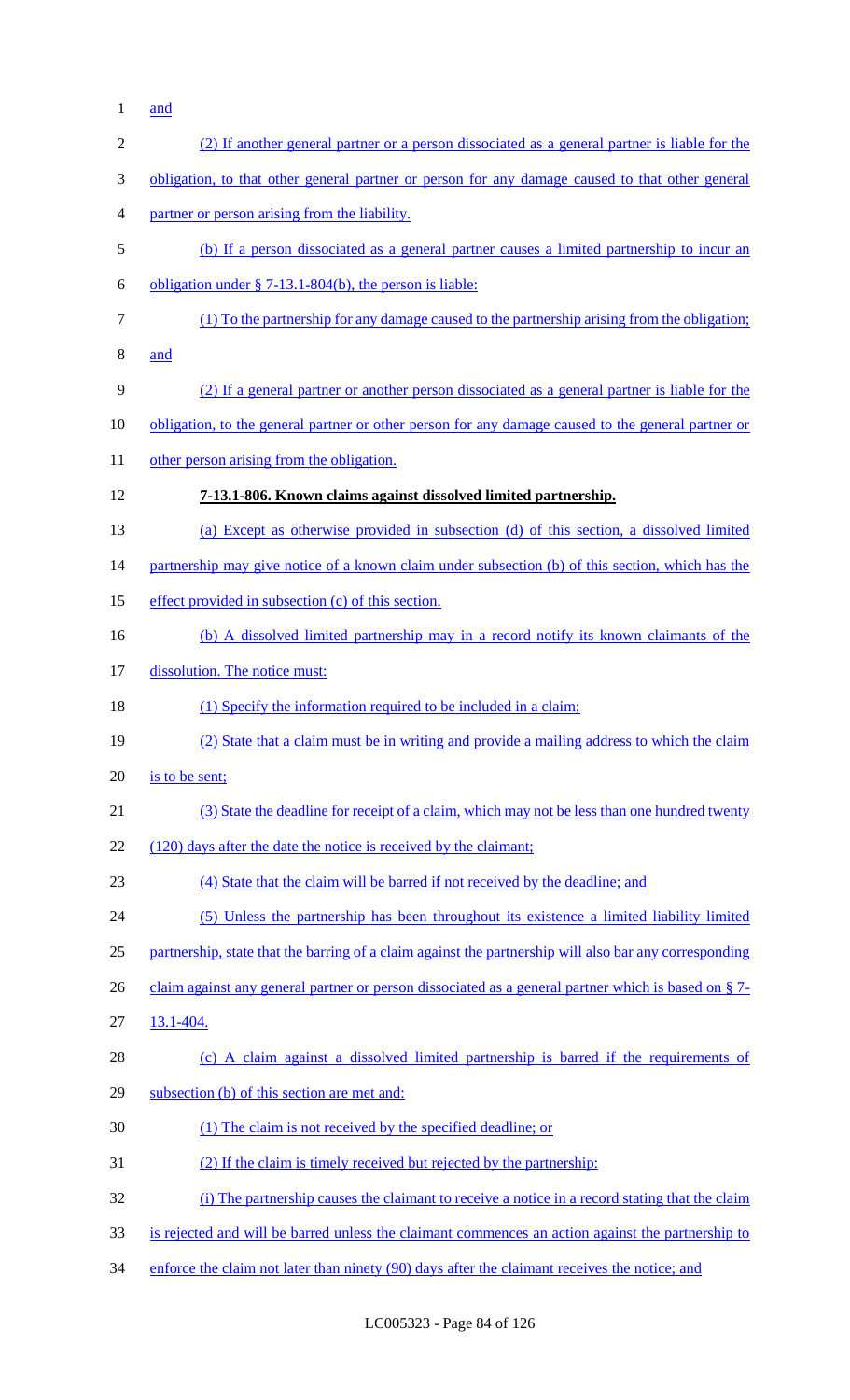and

(2) If another general partner or a person dissociated as a general partner is liable for the obligation, to that other general partner or person for any damage caused to that other general partner or person arising from the liability.

(b) If a person dissociated as a general partner causes a limited partnership to incur an obligation under § 7-13.1-804(b), the person is liable:

(1) To the partnership for any damage caused to the partnership arising from the obligation; and

(2) If a general partner or another person dissociated as a general partner is liable for the obligation, to the general partner or other person for any damage caused to the general partner or other person arising from the obligation.

**7-13.1-806. Known claims against dissolved limited partnership.**

(a) Except as otherwise provided in subsection (d) of this section, a dissolved limited partnership may give notice of a known claim under subsection (b) of this section, which has the effect provided in subsection (c) of this section.

(b) A dissolved limited partnership may in a record notify its known claimants of the dissolution. The notice must:

(1) Specify the information required to be included in a claim;

(2) State that a claim must be in writing and provide a mailing address to which the claim is to be sent;

(3) State the deadline for receipt of a claim, which may not be less than one hundred twenty (120) days after the date the notice is received by the claimant;

(4) State that the claim will be barred if not received by the deadline; and

(5) Unless the partnership has been throughout its existence a limited liability limited partnership, state that the barring of a claim against the partnership will also bar any corresponding claim against any general partner or person dissociated as a general partner which is based on § 7-13.1-404.

(c) A claim against a dissolved limited partnership is barred if the requirements of subsection (b) of this section are met and:

(1) The claim is not received by the specified deadline; or

(2) If the claim is timely received but rejected by the partnership:

(i) The partnership causes the claimant to receive a notice in a record stating that the claim is rejected and will be barred unless the claimant commences an action against the partnership to enforce the claim not later than ninety (90) days after the claimant receives the notice; and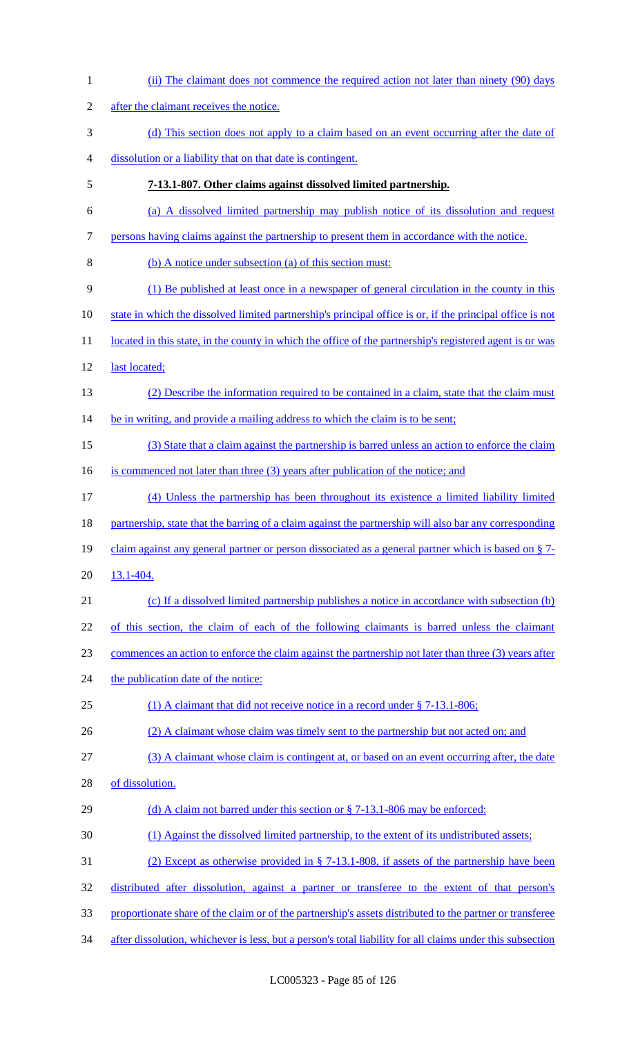(ii) The claimant does not commence the required action not later than ninety (90) days after the claimant receives the notice.

(d) This section does not apply to a claim based on an event occurring after the date of dissolution or a liability that on that date is contingent.

**7-13.1-807. Other claims against dissolved limited partnership.**

(a) A dissolved limited partnership may publish notice of its dissolution and request persons having claims against the partnership to present them in accordance with the notice.

(b) A notice under subsection (a) of this section must:

(1) Be published at least once in a newspaper of general circulation in the county in this state in which the dissolved limited partnership's principal office is or, if the principal office is not located in this state, in the county in which the office of the partnership's registered agent is or was last located;

(2) Describe the information required to be contained in a claim, state that the claim must be in writing, and provide a mailing address to which the claim is to be sent;

(3) State that a claim against the partnership is barred unless an action to enforce the claim is commenced not later than three (3) years after publication of the notice; and

(4) Unless the partnership has been throughout its existence a limited liability limited partnership, state that the barring of a claim against the partnership will also bar any corresponding claim against any general partner or person dissociated as a general partner which is based on § 7-13.1-404.

(c) If a dissolved limited partnership publishes a notice in accordance with subsection (b) of this section, the claim of each of the following claimants is barred unless the claimant commences an action to enforce the claim against the partnership not later than three (3) years after the publication date of the notice:

(1) A claimant that did not receive notice in a record under § 7-13.1-806;

(2) A claimant whose claim was timely sent to the partnership but not acted on; and

(3) A claimant whose claim is contingent at, or based on an event occurring after, the date of dissolution.

(d) A claim not barred under this section or § 7-13.1-806 may be enforced:

(1) Against the dissolved limited partnership, to the extent of its undistributed assets;

(2) Except as otherwise provided in § 7-13.1-808, if assets of the partnership have been distributed after dissolution, against a partner or transferee to the extent of that person's proportionate share of the claim or of the partnership's assets distributed to the partner or transferee after dissolution, whichever is less, but a person's total liability for all claims under this subsection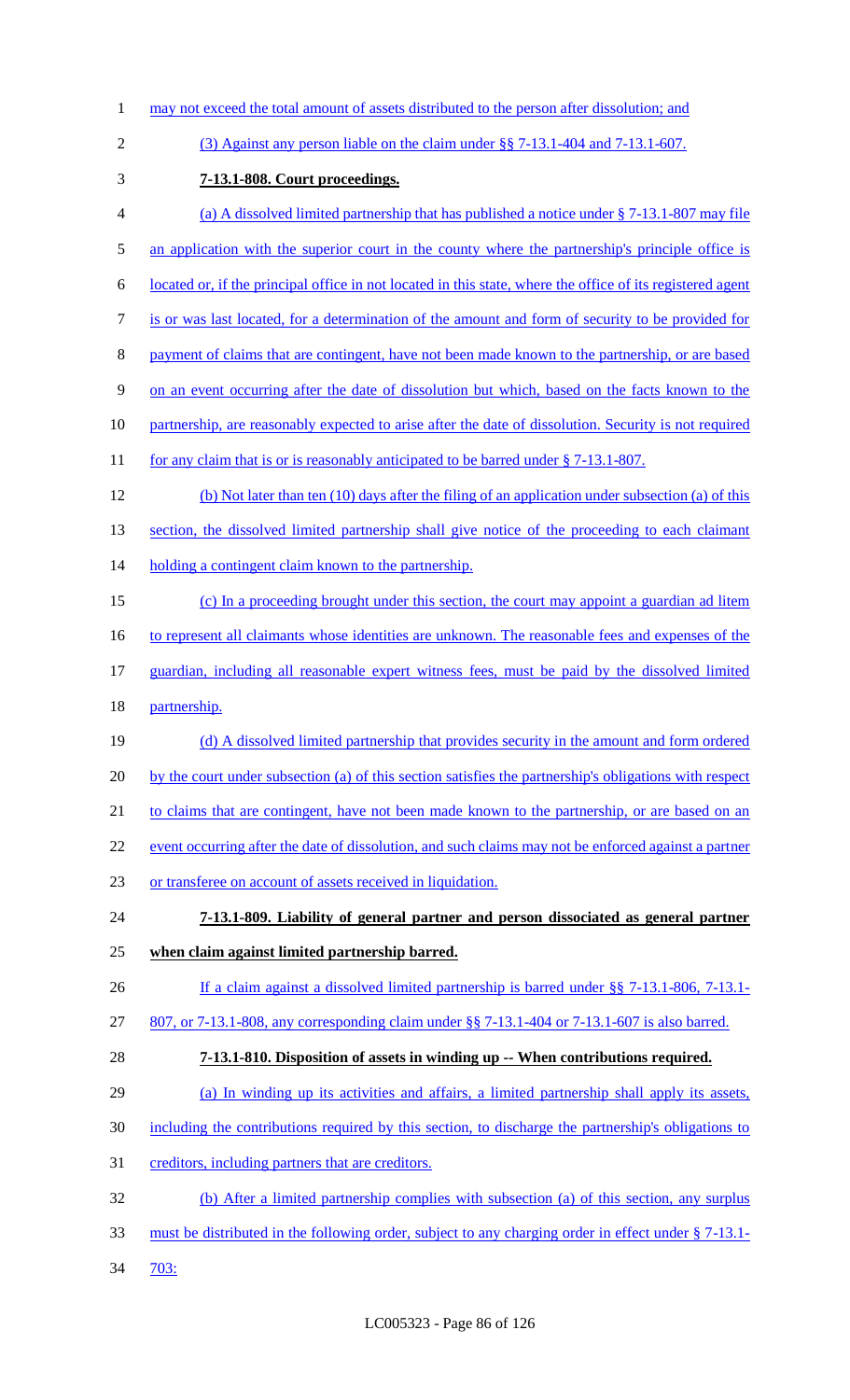may not exceed the total amount of assets distributed to the person after dissolution; and

(3) Against any person liable on the claim under §§ 7-13.1-404 and 7-13.1-607.

**7-13.1-808. Court proceedings.**

(a) A dissolved limited partnership that has published a notice under § 7-13.1-807 may file an application with the superior court in the county where the partnership's principle office is located or, if the principal office in not located in this state, where the office of its registered agent is or was last located, for a determination of the amount and form of security to be provided for payment of claims that are contingent, have not been made known to the partnership, or are based on an event occurring after the date of dissolution but which, based on the facts known to the partnership, are reasonably expected to arise after the date of dissolution. Security is not required for any claim that is or is reasonably anticipated to be barred under § 7-13.1-807.

(b) Not later than ten (10) days after the filing of an application under subsection (a) of this section, the dissolved limited partnership shall give notice of the proceeding to each claimant holding a contingent claim known to the partnership.

(c) In a proceeding brought under this section, the court may appoint a guardian ad litem to represent all claimants whose identities are unknown. The reasonable fees and expenses of the guardian, including all reasonable expert witness fees, must be paid by the dissolved limited partnership.

(d) A dissolved limited partnership that provides security in the amount and form ordered by the court under subsection (a) of this section satisfies the partnership's obligations with respect to claims that are contingent, have not been made known to the partnership, or are based on an event occurring after the date of dissolution, and such claims may not be enforced against a partner or transferee on account of assets received in liquidation.

**7-13.1-809. Liability of general partner and person dissociated as general partner when claim against limited partnership barred.**

If a claim against a dissolved limited partnership is barred under §§ 7-13.1-806, 7-13.1-807, or 7-13.1-808, any corresponding claim under §§ 7-13.1-404 or 7-13.1-607 is also barred.

**7-13.1-810. Disposition of assets in winding up -- When contributions required.**

(a) In winding up its activities and affairs, a limited partnership shall apply its assets, including the contributions required by this section, to discharge the partnership's obligations to creditors, including partners that are creditors.

(b) After a limited partnership complies with subsection (a) of this section, any surplus must be distributed in the following order, subject to any charging order in effect under § 7-13.1-703: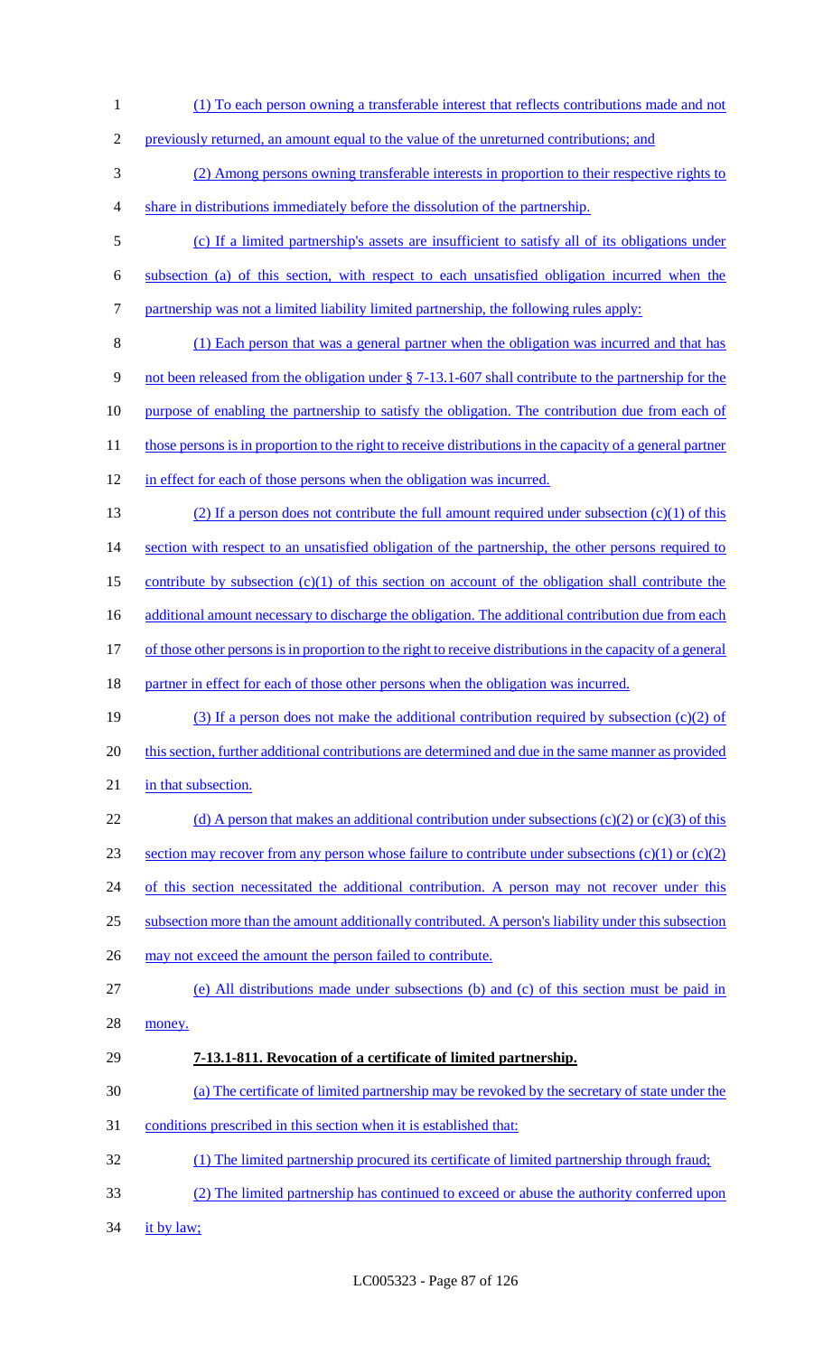(1) To each person owning a transferable interest that reflects contributions made and not previously returned, an amount equal to the value of the unreturned contributions; and

(2) Among persons owning transferable interests in proportion to their respective rights to share in distributions immediately before the dissolution of the partnership.

(c) If a limited partnership's assets are insufficient to satisfy all of its obligations under subsection (a) of this section, with respect to each unsatisfied obligation incurred when the partnership was not a limited liability limited partnership, the following rules apply:

(1) Each person that was a general partner when the obligation was incurred and that has not been released from the obligation under § 7-13.1-607 shall contribute to the partnership for the purpose of enabling the partnership to satisfy the obligation. The contribution due from each of those persons is in proportion to the right to receive distributions in the capacity of a general partner in effect for each of those persons when the obligation was incurred.

(2) If a person does not contribute the full amount required under subsection (c)(1) of this section with respect to an unsatisfied obligation of the partnership, the other persons required to contribute by subsection (c)(1) of this section on account of the obligation shall contribute the additional amount necessary to discharge the obligation. The additional contribution due from each of those other persons is in proportion to the right to receive distributions in the capacity of a general partner in effect for each of those other persons when the obligation was incurred.

(3) If a person does not make the additional contribution required by subsection (c)(2) of this section, further additional contributions are determined and due in the same manner as provided in that subsection.

(d) A person that makes an additional contribution under subsections (c)(2) or (c)(3) of this section may recover from any person whose failure to contribute under subsections (c)(1) or (c)(2) of this section necessitated the additional contribution. A person may not recover under this subsection more than the amount additionally contributed. A person's liability under this subsection may not exceed the amount the person failed to contribute.

(e) All distributions made under subsections (b) and (c) of this section must be paid in money.

**7-13.1-811. Revocation of a certificate of limited partnership.**

(a) The certificate of limited partnership may be revoked by the secretary of state under the conditions prescribed in this section when it is established that:

(1) The limited partnership procured its certificate of limited partnership through fraud;

(2) The limited partnership has continued to exceed or abuse the authority conferred upon it by law;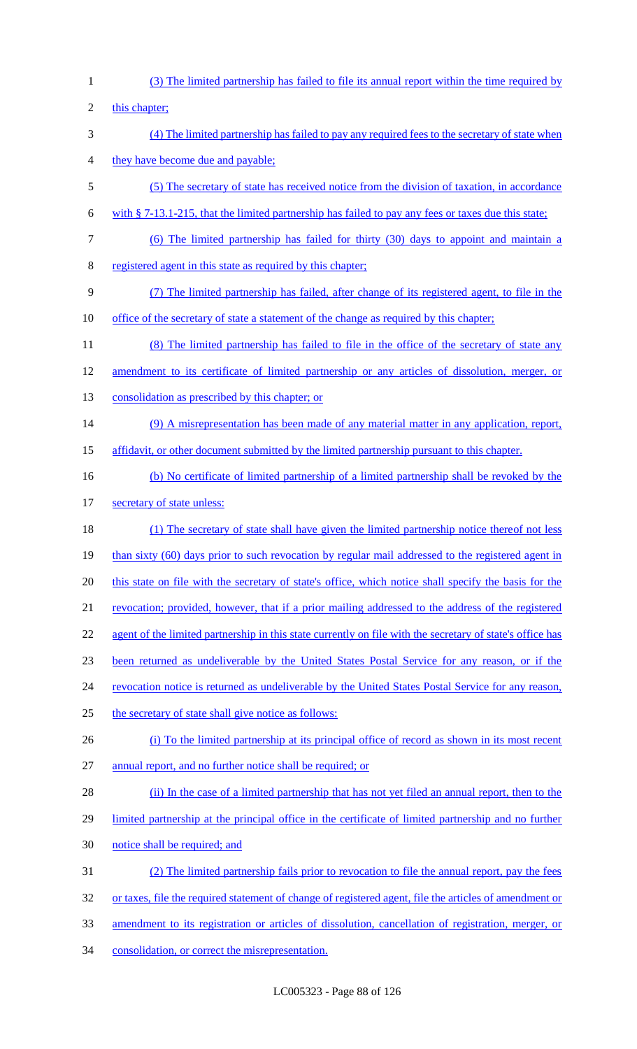(3) The limited partnership has failed to file its annual report within the time required by this chapter;

(4) The limited partnership has failed to pay any required fees to the secretary of state when they have become due and payable;

(5) The secretary of state has received notice from the division of taxation, in accordance with § 7-13.1-215, that the limited partnership has failed to pay any fees or taxes due this state;

(6) The limited partnership has failed for thirty (30) days to appoint and maintain a registered agent in this state as required by this chapter;

(7) The limited partnership has failed, after change of its registered agent, to file in the office of the secretary of state a statement of the change as required by this chapter;

(8) The limited partnership has failed to file in the office of the secretary of state any amendment to its certificate of limited partnership or any articles of dissolution, merger, or consolidation as prescribed by this chapter; or

(9) A misrepresentation has been made of any material matter in any application, report, affidavit, or other document submitted by the limited partnership pursuant to this chapter.

(b) No certificate of limited partnership of a limited partnership shall be revoked by the secretary of state unless:

(1) The secretary of state shall have given the limited partnership notice thereof not less than sixty (60) days prior to such revocation by regular mail addressed to the registered agent in this state on file with the secretary of state's office, which notice shall specify the basis for the revocation; provided, however, that if a prior mailing addressed to the address of the registered agent of the limited partnership in this state currently on file with the secretary of state's office has been returned as undeliverable by the United States Postal Service for any reason, or if the revocation notice is returned as undeliverable by the United States Postal Service for any reason, the secretary of state shall give notice as follows:

(i) To the limited partnership at its principal office of record as shown in its most recent annual report, and no further notice shall be required; or

(ii) In the case of a limited partnership that has not yet filed an annual report, then to the limited partnership at the principal office in the certificate of limited partnership and no further notice shall be required; and

(2) The limited partnership fails prior to revocation to file the annual report, pay the fees or taxes, file the required statement of change of registered agent, file the articles of amendment or amendment to its registration or articles of dissolution, cancellation of registration, merger, or consolidation, or correct the misrepresentation.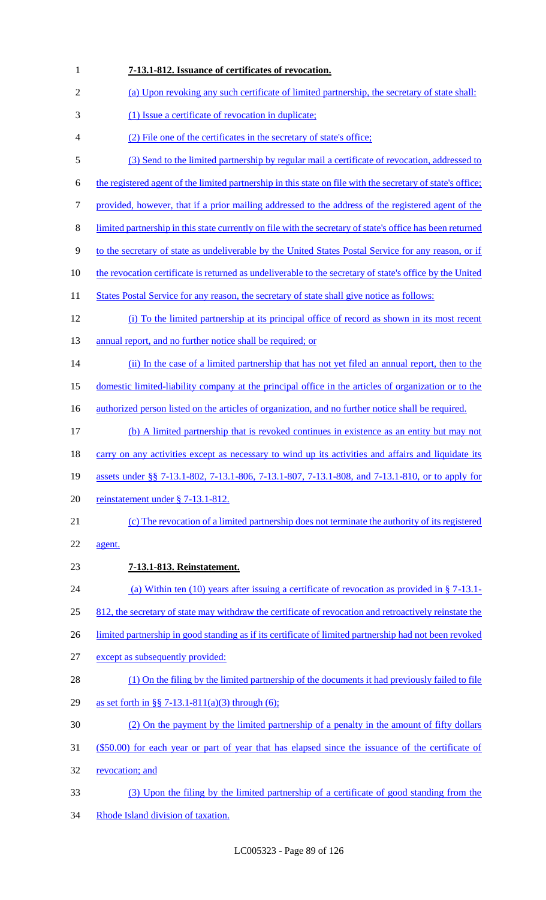**7-13.1-812. Issuance of certificates of revocation.**

(a) Upon revoking any such certificate of limited partnership, the secretary of state shall:

(1) Issue a certificate of revocation in duplicate;

(2) File one of the certificates in the secretary of state's office;

(3) Send to the limited partnership by regular mail a certificate of revocation, addressed to the registered agent of the limited partnership in this state on file with the secretary of state's office; provided, however, that if a prior mailing addressed to the address of the registered agent of the limited partnership in this state currently on file with the secretary of state's office has been returned to the secretary of state as undeliverable by the United States Postal Service for any reason, or if the revocation certificate is returned as undeliverable to the secretary of state's office by the United States Postal Service for any reason, the secretary of state shall give notice as follows:

(i) To the limited partnership at its principal office of record as shown in its most recent annual report, and no further notice shall be required; or

(ii) In the case of a limited partnership that has not yet filed an annual report, then to the domestic limited-liability company at the principal office in the articles of organization or to the authorized person listed on the articles of organization, and no further notice shall be required.

(b) A limited partnership that is revoked continues in existence as an entity but may not carry on any activities except as necessary to wind up its activities and affairs and liquidate its assets under §§ 7-13.1-802, 7-13.1-806, 7-13.1-807, 7-13.1-808, and 7-13.1-810, or to apply for reinstatement under § 7-13.1-812.

(c) The revocation of a limited partnership does not terminate the authority of its registered agent.

**7-13.1-813. Reinstatement.**

(a) Within ten (10) years after issuing a certificate of revocation as provided in § 7-13.1-812, the secretary of state may withdraw the certificate of revocation and retroactively reinstate the limited partnership in good standing as if its certificate of limited partnership had not been revoked except as subsequently provided:

(1) On the filing by the limited partnership of the documents it had previously failed to file as set forth in §§ 7-13.1-811(a)(3) through (6);

(2) On the payment by the limited partnership of a penalty in the amount of fifty dollars ($50.00) for each year or part of year that has elapsed since the issuance of the certificate of revocation; and

(3) Upon the filing by the limited partnership of a certificate of good standing from the Rhode Island division of taxation.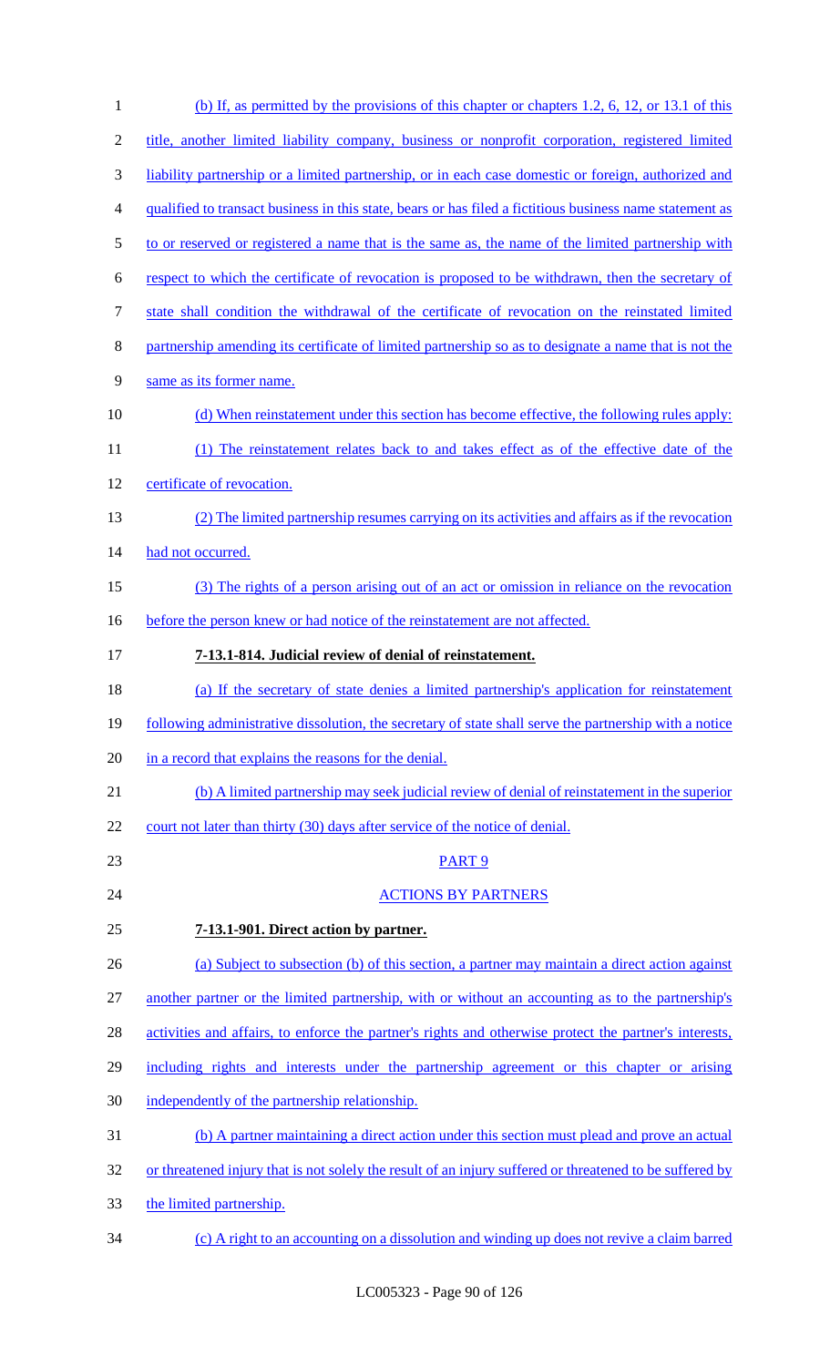(b) If, as permitted by the provisions of this chapter or chapters 1.2, 6, 12, or 13.1 of this title, another limited liability company, business or nonprofit corporation, registered limited liability partnership or a limited partnership, or in each case domestic or foreign, authorized and qualified to transact business in this state, bears or has filed a fictitious business name statement as to or reserved or registered a name that is the same as, the name of the limited partnership with respect to which the certificate of revocation is proposed to be withdrawn, then the secretary of state shall condition the withdrawal of the certificate of revocation on the reinstated limited partnership amending its certificate of limited partnership so as to designate a name that is not the same as its former name.

(d) When reinstatement under this section has become effective, the following rules apply:

(1) The reinstatement relates back to and takes effect as of the effective date of the certificate of revocation.

(2) The limited partnership resumes carrying on its activities and affairs as if the revocation had not occurred.

(3) The rights of a person arising out of an act or omission in reliance on the revocation before the person knew or had notice of the reinstatement are not affected.

**7-13.1-814. Judicial review of denial of reinstatement.**

(a) If the secretary of state denies a limited partnership's application for reinstatement following administrative dissolution, the secretary of state shall serve the partnership with a notice in a record that explains the reasons for the denial.

(b) A limited partnership may seek judicial review of denial of reinstatement in the superior court not later than thirty (30) days after service of the notice of denial.

PART 9

ACTIONS BY PARTNERS

**7-13.1-901. Direct action by partner.**

(a) Subject to subsection (b) of this section, a partner may maintain a direct action against another partner or the limited partnership, with or without an accounting as to the partnership's activities and affairs, to enforce the partner's rights and otherwise protect the partner's interests, including rights and interests under the partnership agreement or this chapter or arising independently of the partnership relationship.

(b) A partner maintaining a direct action under this section must plead and prove an actual or threatened injury that is not solely the result of an injury suffered or threatened to be suffered by the limited partnership.

(c) A right to an accounting on a dissolution and winding up does not revive a claim barred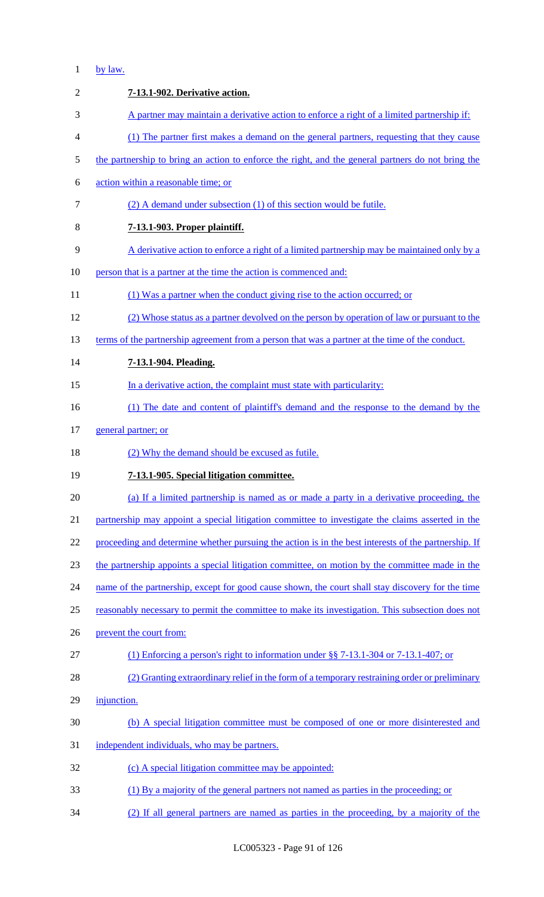by law.

**7-13.1-902. Derivative action.**

A partner may maintain a derivative action to enforce a right of a limited partnership if:

(1) The partner first makes a demand on the general partners, requesting that they cause the partnership to bring an action to enforce the right, and the general partners do not bring the action within a reasonable time; or

(2) A demand under subsection (1) of this section would be futile.

**7-13.1-903. Proper plaintiff.**

A derivative action to enforce a right of a limited partnership may be maintained only by a person that is a partner at the time the action is commenced and:

(1) Was a partner when the conduct giving rise to the action occurred; or

(2) Whose status as a partner devolved on the person by operation of law or pursuant to the terms of the partnership agreement from a person that was a partner at the time of the conduct.

**7-13.1-904. Pleading.**

In a derivative action, the complaint must state with particularity:

(1) The date and content of plaintiff's demand and the response to the demand by the general partner; or

(2) Why the demand should be excused as futile.

**7-13.1-905. Special litigation committee.**

(a) If a limited partnership is named as or made a party in a derivative proceeding, the partnership may appoint a special litigation committee to investigate the claims asserted in the proceeding and determine whether pursuing the action is in the best interests of the partnership. If the partnership appoints a special litigation committee, on motion by the committee made in the name of the partnership, except for good cause shown, the court shall stay discovery for the time reasonably necessary to permit the committee to make its investigation. This subsection does not prevent the court from:

(1) Enforcing a person's right to information under §§ 7-13.1-304 or 7-13.1-407; or

(2) Granting extraordinary relief in the form of a temporary restraining order or preliminary injunction.

(b) A special litigation committee must be composed of one or more disinterested and independent individuals, who may be partners.

(c) A special litigation committee may be appointed:

(1) By a majority of the general partners not named as parties in the proceeding; or

(2) If all general partners are named as parties in the proceeding, by a majority of the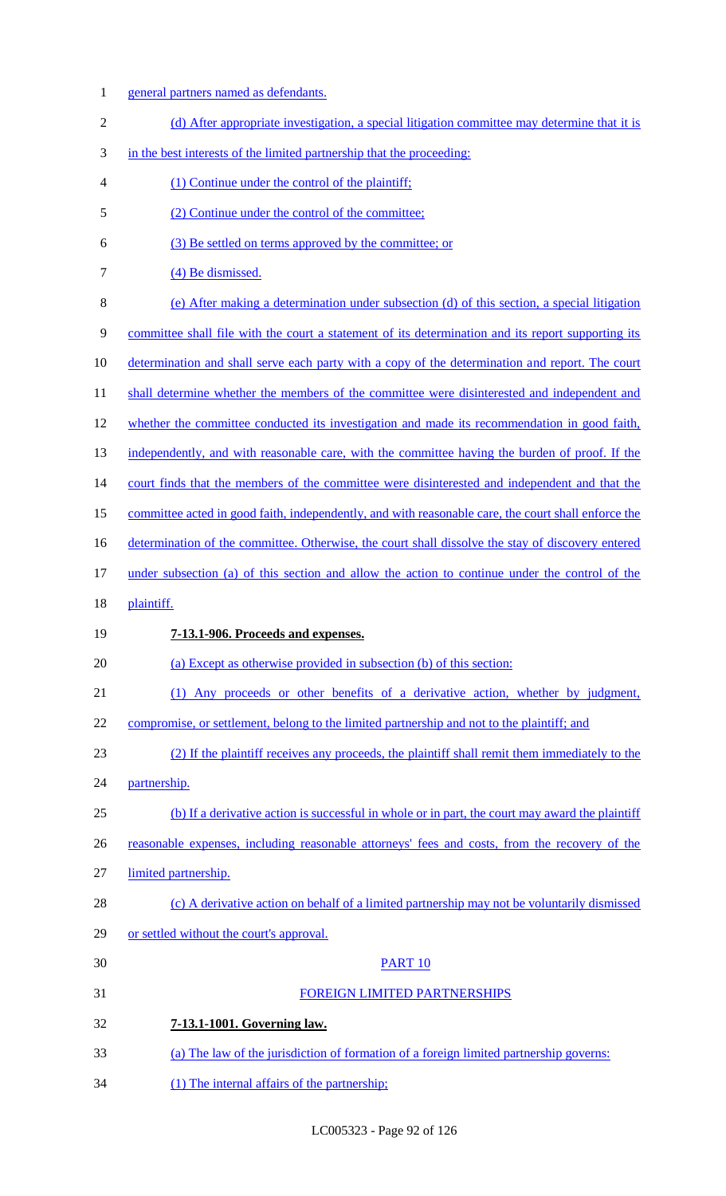general partners named as defendants.

(d) After appropriate investigation, a special litigation committee may determine that it is in the best interests of the limited partnership that the proceeding:

(1) Continue under the control of the plaintiff;

(2) Continue under the control of the committee;

(3) Be settled on terms approved by the committee; or

(4) Be dismissed.

(e) After making a determination under subsection (d) of this section, a special litigation committee shall file with the court a statement of its determination and its report supporting its determination and shall serve each party with a copy of the determination and report. The court shall determine whether the members of the committee were disinterested and independent and whether the committee conducted its investigation and made its recommendation in good faith, independently, and with reasonable care, with the committee having the burden of proof. If the court finds that the members of the committee were disinterested and independent and that the committee acted in good faith, independently, and with reasonable care, the court shall enforce the determination of the committee. Otherwise, the court shall dissolve the stay of discovery entered under subsection (a) of this section and allow the action to continue under the control of the plaintiff.

**7-13.1-906. Proceeds and expenses.**

(a) Except as otherwise provided in subsection (b) of this section:

(1) Any proceeds or other benefits of a derivative action, whether by judgment, compromise, or settlement, belong to the limited partnership and not to the plaintiff; and

(2) If the plaintiff receives any proceeds, the plaintiff shall remit them immediately to the partnership.

(b) If a derivative action is successful in whole or in part, the court may award the plaintiff reasonable expenses, including reasonable attorneys' fees and costs, from the recovery of the limited partnership.

(c) A derivative action on behalf of a limited partnership may not be voluntarily dismissed or settled without the court's approval.

PART 10

FOREIGN LIMITED PARTNERSHIPS

**7-13.1-1001. Governing law.**

(a) The law of the jurisdiction of formation of a foreign limited partnership governs:

(1) The internal affairs of the partnership;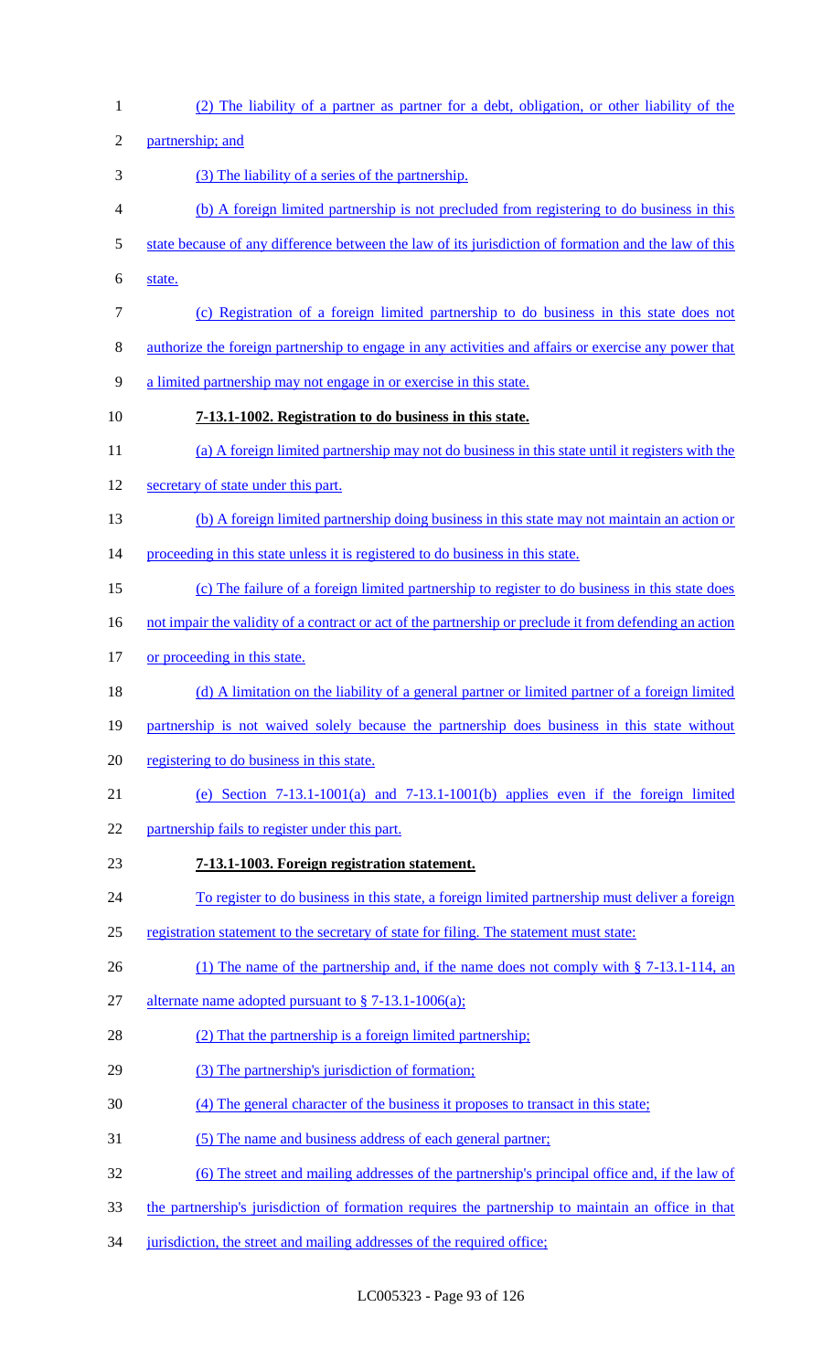(2) The liability of a partner as partner for a debt, obligation, or other liability of the partnership; and

(3) The liability of a series of the partnership.

(b) A foreign limited partnership is not precluded from registering to do business in this state because of any difference between the law of its jurisdiction of formation and the law of this state.

(c) Registration of a foreign limited partnership to do business in this state does not authorize the foreign partnership to engage in any activities and affairs or exercise any power that a limited partnership may not engage in or exercise in this state.

**7-13.1-1002. Registration to do business in this state.**

(a) A foreign limited partnership may not do business in this state until it registers with the secretary of state under this part.

(b) A foreign limited partnership doing business in this state may not maintain an action or proceeding in this state unless it is registered to do business in this state.

(c) The failure of a foreign limited partnership to register to do business in this state does not impair the validity of a contract or act of the partnership or preclude it from defending an action or proceeding in this state.

(d) A limitation on the liability of a general partner or limited partner of a foreign limited partnership is not waived solely because the partnership does business in this state without registering to do business in this state.

(e) Section 7-13.1-1001(a) and 7-13.1-1001(b) applies even if the foreign limited partnership fails to register under this part.

**7-13.1-1003. Foreign registration statement.**

To register to do business in this state, a foreign limited partnership must deliver a foreign registration statement to the secretary of state for filing. The statement must state:

(1) The name of the partnership and, if the name does not comply with § 7-13.1-114, an alternate name adopted pursuant to § 7-13.1-1006(a);

(2) That the partnership is a foreign limited partnership;

(3) The partnership's jurisdiction of formation;

(4) The general character of the business it proposes to transact in this state;

(5) The name and business address of each general partner;

(6) The street and mailing addresses of the partnership's principal office and, if the law of the partnership's jurisdiction of formation requires the partnership to maintain an office in that jurisdiction, the street and mailing addresses of the required office;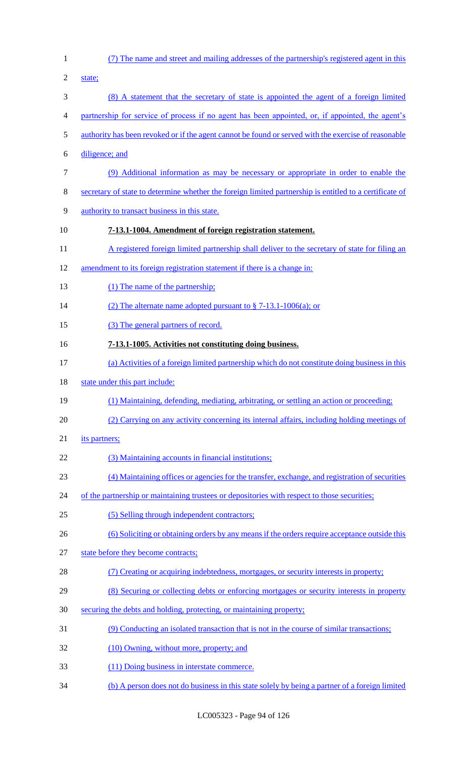(7) The name and street and mailing addresses of the partnership's registered agent in this state;

(8) A statement that the secretary of state is appointed the agent of a foreign limited partnership for service of process if no agent has been appointed, or, if appointed, the agent's authority has been revoked or if the agent cannot be found or served with the exercise of reasonable diligence; and

(9) Additional information as may be necessary or appropriate in order to enable the secretary of state to determine whether the foreign limited partnership is entitled to a certificate of authority to transact business in this state.

**7-13.1-1004. Amendment of foreign registration statement.**

A registered foreign limited partnership shall deliver to the secretary of state for filing an amendment to its foreign registration statement if there is a change in:

(1) The name of the partnership;

(2) The alternate name adopted pursuant to § 7-13.1-1006(a); or

(3) The general partners of record.

**7-13.1-1005. Activities not constituting doing business.**

(a) Activities of a foreign limited partnership which do not constitute doing business in this state under this part include:

(1) Maintaining, defending, mediating, arbitrating, or settling an action or proceeding;

(2) Carrying on any activity concerning its internal affairs, including holding meetings of its partners;

(3) Maintaining accounts in financial institutions;

(4) Maintaining offices or agencies for the transfer, exchange, and registration of securities of the partnership or maintaining trustees or depositories with respect to those securities;

(5) Selling through independent contractors;

(6) Soliciting or obtaining orders by any means if the orders require acceptance outside this state before they become contracts;

(7) Creating or acquiring indebtedness, mortgages, or security interests in property;

(8) Securing or collecting debts or enforcing mortgages or security interests in property securing the debts and holding, protecting, or maintaining property;

(9) Conducting an isolated transaction that is not in the course of similar transactions;

(10) Owning, without more, property; and

(11) Doing business in interstate commerce.

(b) A person does not do business in this state solely by being a partner of a foreign limited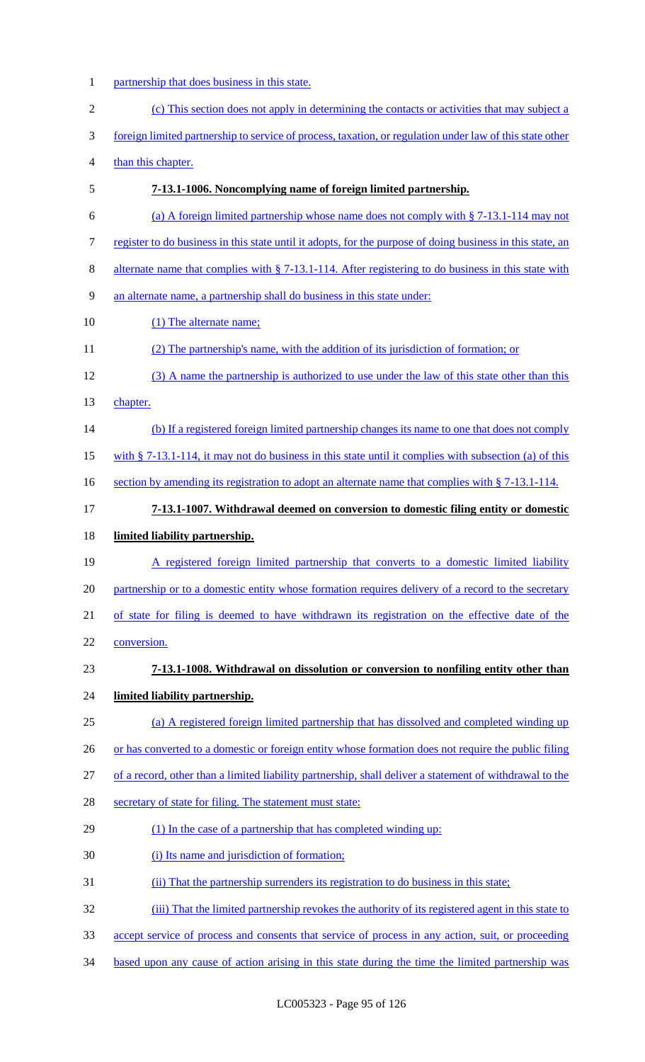partnership that does business in this state.

(c) This section does not apply in determining the contacts or activities that may subject a foreign limited partnership to service of process, taxation, or regulation under law of this state other than this chapter.

**7-13.1-1006. Noncomplying name of foreign limited partnership.**

(a) A foreign limited partnership whose name does not comply with § 7-13.1-114 may not register to do business in this state until it adopts, for the purpose of doing business in this state, an alternate name that complies with § 7-13.1-114. After registering to do business in this state with an alternate name, a partnership shall do business in this state under:

(1) The alternate name;

(2) The partnership's name, with the addition of its jurisdiction of formation; or

(3) A name the partnership is authorized to use under the law of this state other than this chapter.

(b) If a registered foreign limited partnership changes its name to one that does not comply with § 7-13.1-114, it may not do business in this state until it complies with subsection (a) of this section by amending its registration to adopt an alternate name that complies with § 7-13.1-114.

**7-13.1-1007. Withdrawal deemed on conversion to domestic filing entity or domestic limited liability partnership.**

A registered foreign limited partnership that converts to a domestic limited liability partnership or to a domestic entity whose formation requires delivery of a record to the secretary of state for filing is deemed to have withdrawn its registration on the effective date of the conversion.

**7-13.1-1008. Withdrawal on dissolution or conversion to nonfiling entity other than limited liability partnership.**

(a) A registered foreign limited partnership that has dissolved and completed winding up or has converted to a domestic or foreign entity whose formation does not require the public filing of a record, other than a limited liability partnership, shall deliver a statement of withdrawal to the secretary of state for filing. The statement must state:

(1) In the case of a partnership that has completed winding up:

(i) Its name and jurisdiction of formation;

(ii) That the partnership surrenders its registration to do business in this state;

(iii) That the limited partnership revokes the authority of its registered agent in this state to accept service of process and consents that service of process in any action, suit, or proceeding based upon any cause of action arising in this state during the time the limited partnership was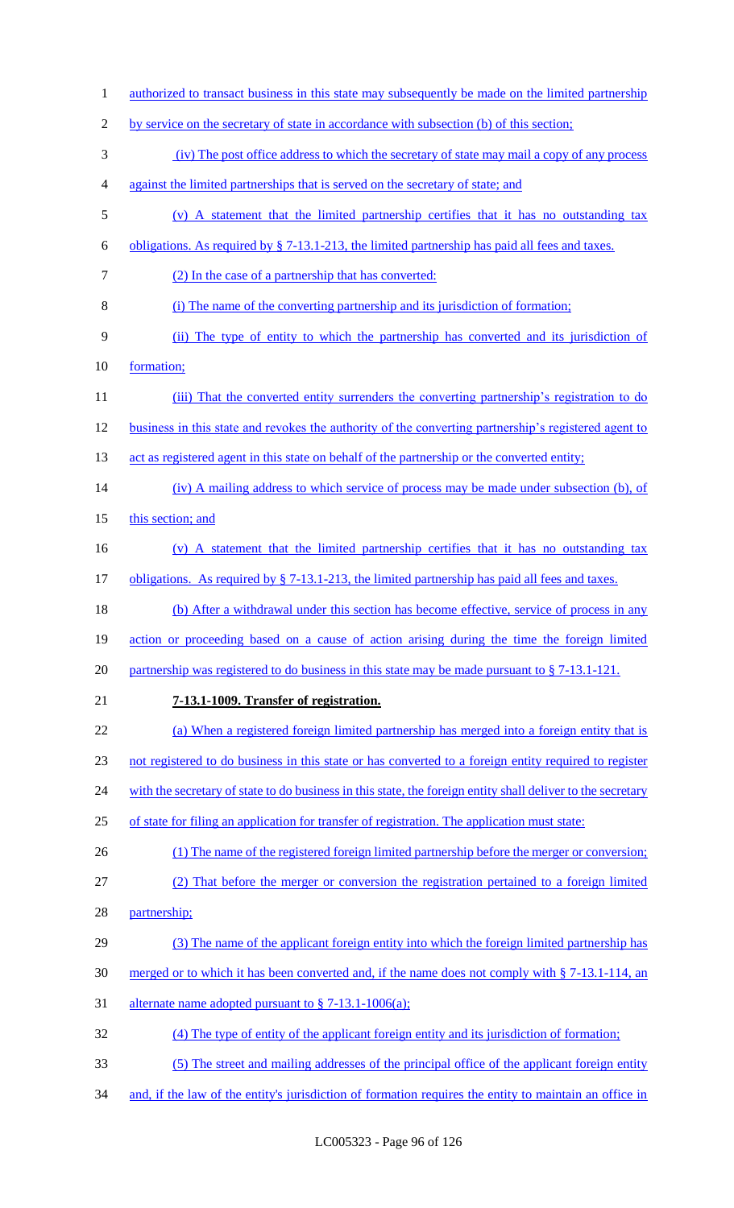authorized to transact business in this state may subsequently be made on the limited partnership by service on the secretary of state in accordance with subsection (b) of this section;

(iv) The post office address to which the secretary of state may mail a copy of any process against the limited partnerships that is served on the secretary of state; and

(v) A statement that the limited partnership certifies that it has no outstanding tax obligations. As required by § 7-13.1-213, the limited partnership has paid all fees and taxes.

(2) In the case of a partnership that has converted:

(i) The name of the converting partnership and its jurisdiction of formation;

(ii) The type of entity to which the partnership has converted and its jurisdiction of formation;

(iii) That the converted entity surrenders the converting partnership's registration to do business in this state and revokes the authority of the converting partnership's registered agent to act as registered agent in this state on behalf of the partnership or the converted entity;

(iv) A mailing address to which service of process may be made under subsection (b), of this section; and

(v) A statement that the limited partnership certifies that it has no outstanding tax obligations. As required by § 7-13.1-213, the limited partnership has paid all fees and taxes.

(b) After a withdrawal under this section has become effective, service of process in any action or proceeding based on a cause of action arising during the time the foreign limited partnership was registered to do business in this state may be made pursuant to § 7-13.1-121.

**7-13.1-1009. Transfer of registration.**

(a) When a registered foreign limited partnership has merged into a foreign entity that is not registered to do business in this state or has converted to a foreign entity required to register with the secretary of state to do business in this state, the foreign entity shall deliver to the secretary of state for filing an application for transfer of registration. The application must state:

(1) The name of the registered foreign limited partnership before the merger or conversion;

(2) That before the merger or conversion the registration pertained to a foreign limited partnership;

(3) The name of the applicant foreign entity into which the foreign limited partnership has merged or to which it has been converted and, if the name does not comply with § 7-13.1-114, an alternate name adopted pursuant to § 7-13.1-1006(a);

(4) The type of entity of the applicant foreign entity and its jurisdiction of formation;

(5) The street and mailing addresses of the principal office of the applicant foreign entity and, if the law of the entity's jurisdiction of formation requires the entity to maintain an office in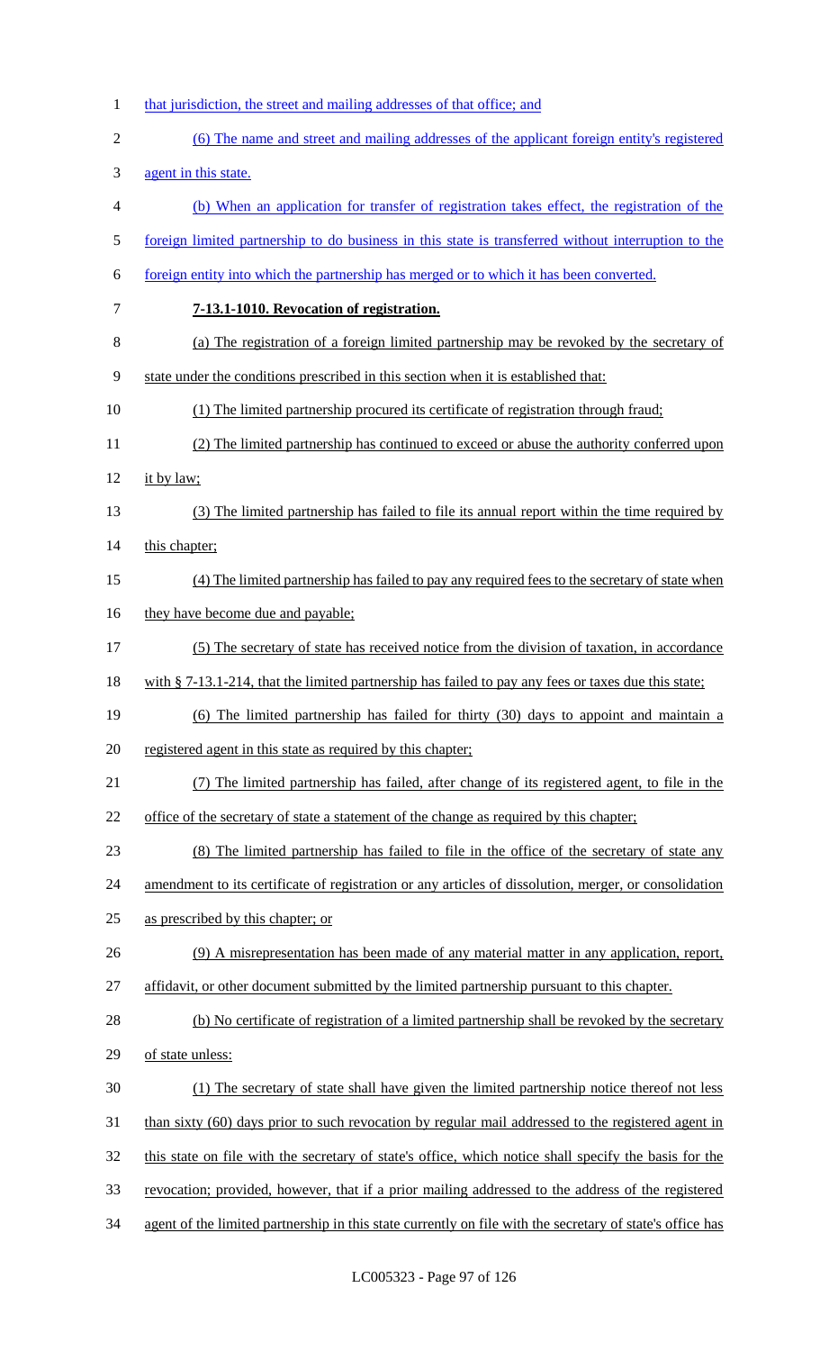that jurisdiction, the street and mailing addresses of that office; and

(6) The name and street and mailing addresses of the applicant foreign entity's registered agent in this state.

(b) When an application for transfer of registration takes effect, the registration of the foreign limited partnership to do business in this state is transferred without interruption to the foreign entity into which the partnership has merged or to which it has been converted.

**7-13.1-1010. Revocation of registration.**

(a) The registration of a foreign limited partnership may be revoked by the secretary of state under the conditions prescribed in this section when it is established that:

(1) The limited partnership procured its certificate of registration through fraud;

(2) The limited partnership has continued to exceed or abuse the authority conferred upon it by law;

(3) The limited partnership has failed to file its annual report within the time required by this chapter;

(4) The limited partnership has failed to pay any required fees to the secretary of state when they have become due and payable;

(5) The secretary of state has received notice from the division of taxation, in accordance with § 7-13.1-214, that the limited partnership has failed to pay any fees or taxes due this state;

(6) The limited partnership has failed for thirty (30) days to appoint and maintain a registered agent in this state as required by this chapter;

(7) The limited partnership has failed, after change of its registered agent, to file in the office of the secretary of state a statement of the change as required by this chapter;

(8) The limited partnership has failed to file in the office of the secretary of state any amendment to its certificate of registration or any articles of dissolution, merger, or consolidation as prescribed by this chapter; or

(9) A misrepresentation has been made of any material matter in any application, report, affidavit, or other document submitted by the limited partnership pursuant to this chapter.

(b) No certificate of registration of a limited partnership shall be revoked by the secretary of state unless:

(1) The secretary of state shall have given the limited partnership notice thereof not less than sixty (60) days prior to such revocation by regular mail addressed to the registered agent in this state on file with the secretary of state's office, which notice shall specify the basis for the revocation; provided, however, that if a prior mailing addressed to the address of the registered agent of the limited partnership in this state currently on file with the secretary of state's office has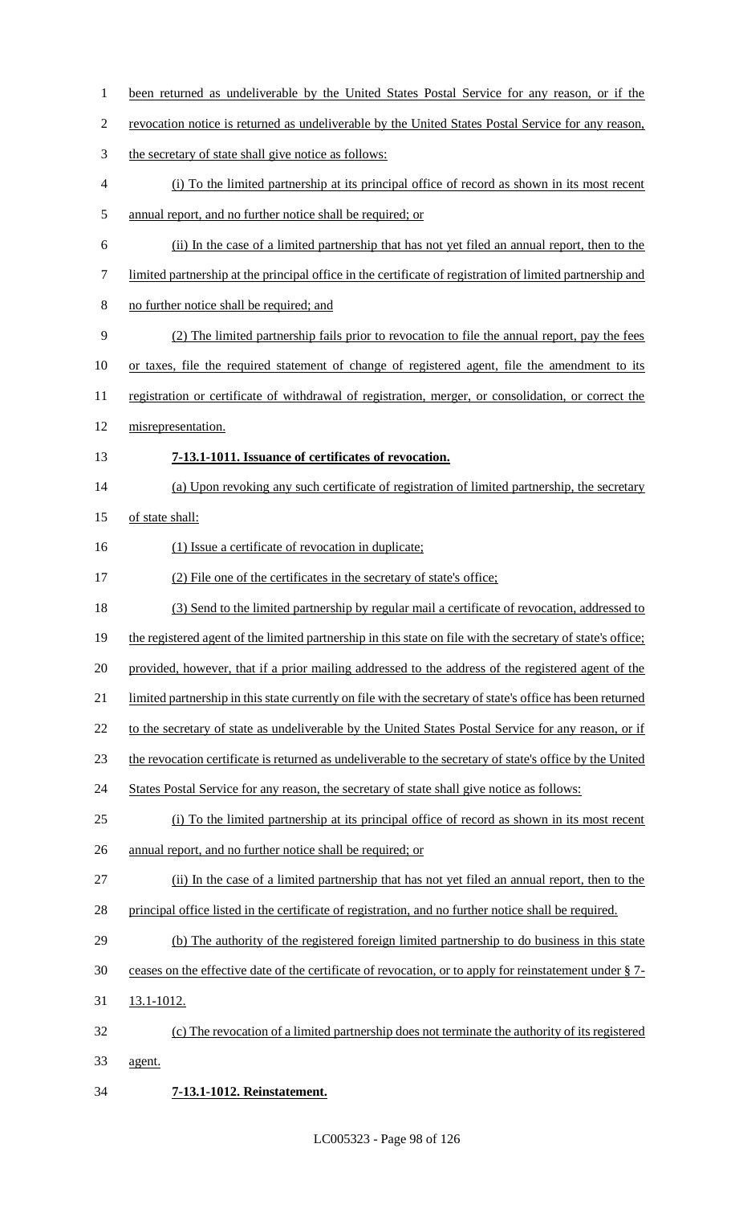been returned as undeliverable by the United States Postal Service for any reason, or if the revocation notice is returned as undeliverable by the United States Postal Service for any reason, the secretary of state shall give notice as follows:

(i) To the limited partnership at its principal office of record as shown in its most recent annual report, and no further notice shall be required; or

(ii) In the case of a limited partnership that has not yet filed an annual report, then to the limited partnership at the principal office in the certificate of registration of limited partnership and no further notice shall be required; and

(2) The limited partnership fails prior to revocation to file the annual report, pay the fees or taxes, file the required statement of change of registered agent, file the amendment to its registration or certificate of withdrawal of registration, merger, or consolidation, or correct the misrepresentation.

**7-13.1-1011. Issuance of certificates of revocation.**

(a) Upon revoking any such certificate of registration of limited partnership, the secretary of state shall:

(1) Issue a certificate of revocation in duplicate;

(2) File one of the certificates in the secretary of state's office;

(3) Send to the limited partnership by regular mail a certificate of revocation, addressed to the registered agent of the limited partnership in this state on file with the secretary of state's office; provided, however, that if a prior mailing addressed to the address of the registered agent of the limited partnership in this state currently on file with the secretary of state's office has been returned to the secretary of state as undeliverable by the United States Postal Service for any reason, or if the revocation certificate is returned as undeliverable to the secretary of state's office by the United States Postal Service for any reason, the secretary of state shall give notice as follows:

(i) To the limited partnership at its principal office of record as shown in its most recent annual report, and no further notice shall be required; or

(ii) In the case of a limited partnership that has not yet filed an annual report, then to the principal office listed in the certificate of registration, and no further notice shall be required.

(b) The authority of the registered foreign limited partnership to do business in this state ceases on the effective date of the certificate of revocation, or to apply for reinstatement under § 7-13.1-1012.

(c) The revocation of a limited partnership does not terminate the authority of its registered agent.

**7-13.1-1012. Reinstatement.**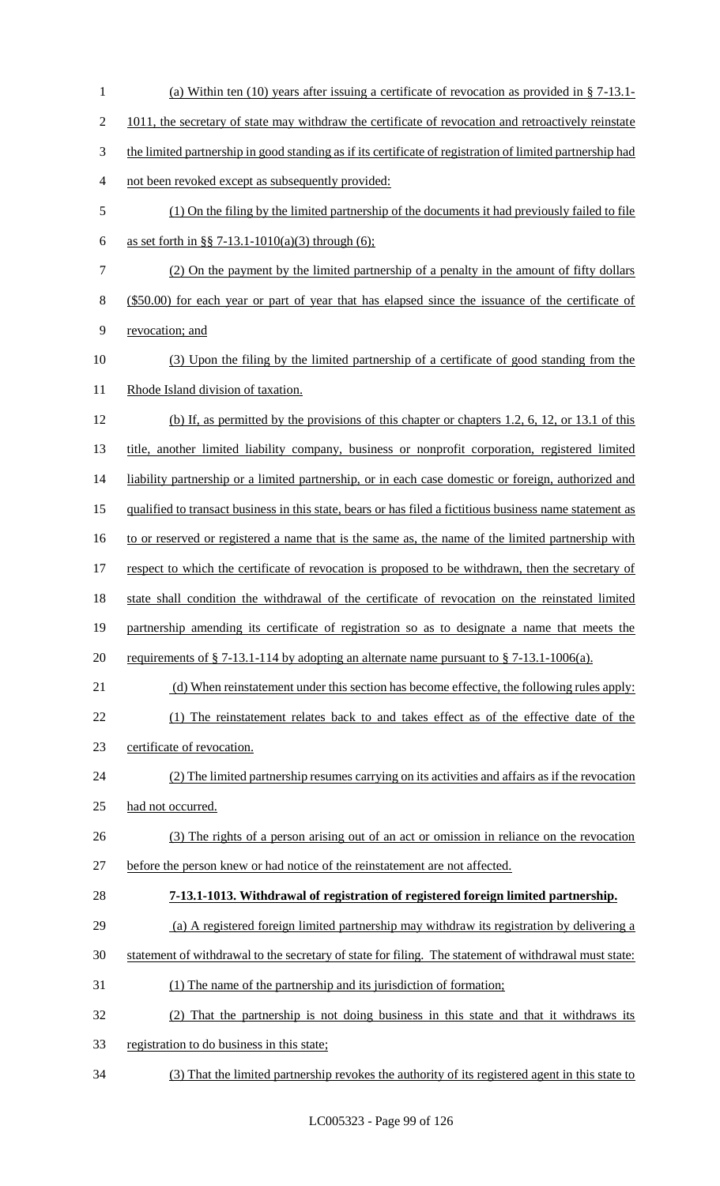(a) Within ten (10) years after issuing a certificate of revocation as provided in § 7-13.1-1011, the secretary of state may withdraw the certificate of revocation and retroactively reinstate the limited partnership in good standing as if its certificate of registration of limited partnership had not been revoked except as subsequently provided:

(1) On the filing by the limited partnership of the documents it had previously failed to file as set forth in §§ 7-13.1-1010(a)(3) through (6);

(2) On the payment by the limited partnership of a penalty in the amount of fifty dollars ($50.00) for each year or part of year that has elapsed since the issuance of the certificate of revocation; and

(3) Upon the filing by the limited partnership of a certificate of good standing from the Rhode Island division of taxation.

(b) If, as permitted by the provisions of this chapter or chapters 1.2, 6, 12, or 13.1 of this title, another limited liability company, business or nonprofit corporation, registered limited liability partnership or a limited partnership, or in each case domestic or foreign, authorized and qualified to transact business in this state, bears or has filed a fictitious business name statement as to or reserved or registered a name that is the same as, the name of the limited partnership with respect to which the certificate of revocation is proposed to be withdrawn, then the secretary of state shall condition the withdrawal of the certificate of revocation on the reinstated limited partnership amending its certificate of registration so as to designate a name that meets the requirements of § 7-13.1-114 by adopting an alternate name pursuant to § 7-13.1-1006(a).

(d) When reinstatement under this section has become effective, the following rules apply:

(1) The reinstatement relates back to and takes effect as of the effective date of the certificate of revocation.

(2) The limited partnership resumes carrying on its activities and affairs as if the revocation had not occurred.

(3) The rights of a person arising out of an act or omission in reliance on the revocation before the person knew or had notice of the reinstatement are not affected.

**7-13.1-1013. Withdrawal of registration of registered foreign limited partnership.**

(a) A registered foreign limited partnership may withdraw its registration by delivering a statement of withdrawal to the secretary of state for filing. The statement of withdrawal must state:

(1) The name of the partnership and its jurisdiction of formation;

(2) That the partnership is not doing business in this state and that it withdraws its registration to do business in this state;

(3) That the limited partnership revokes the authority of its registered agent in this state to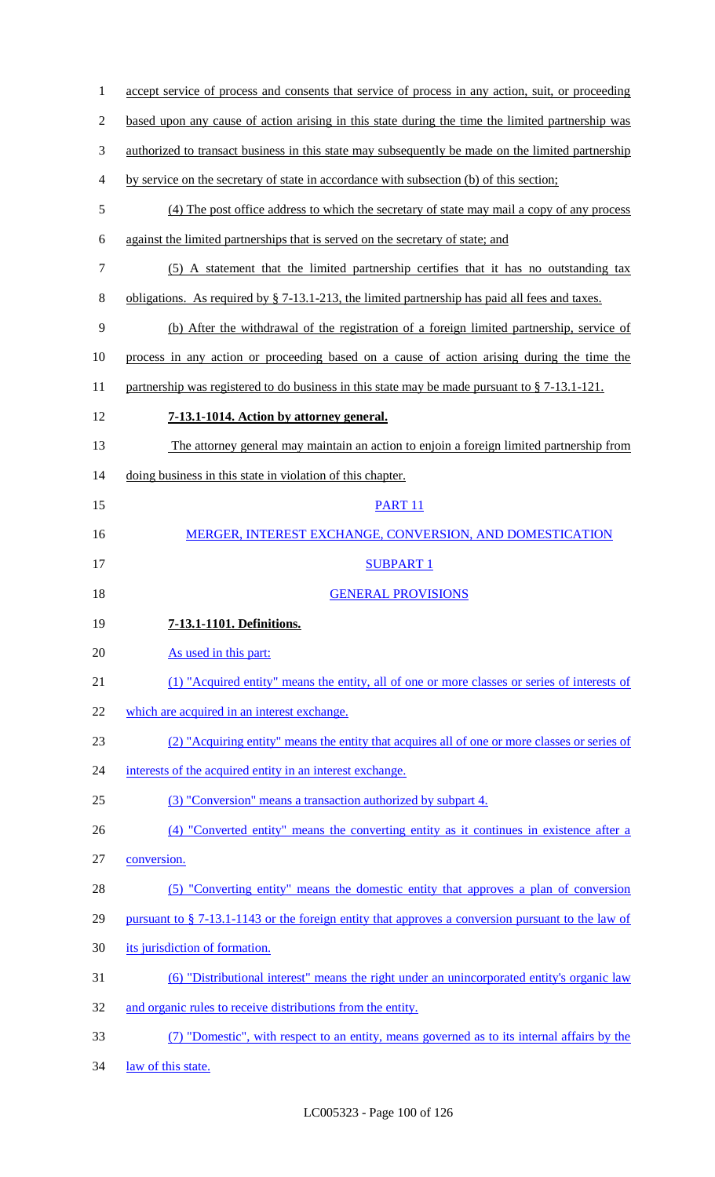accept service of process and consents that service of process in any action, suit, or proceeding based upon any cause of action arising in this state during the time the limited partnership was authorized to transact business in this state may subsequently be made on the limited partnership by service on the secretary of state in accordance with subsection (b) of this section;

(4) The post office address to which the secretary of state may mail a copy of any process against the limited partnerships that is served on the secretary of state; and

(5) A statement that the limited partnership certifies that it has no outstanding tax obligations. As required by § 7-13.1-213, the limited partnership has paid all fees and taxes.

(b) After the withdrawal of the registration of a foreign limited partnership, service of process in any action or proceeding based on a cause of action arising during the time the partnership was registered to do business in this state may be made pursuant to § 7-13.1-121.

**7-13.1-1014. Action by attorney general.**

The attorney general may maintain an action to enjoin a foreign limited partnership from doing business in this state in violation of this chapter.

PART 11

MERGER, INTEREST EXCHANGE, CONVERSION, AND DOMESTICATION

SUBPART 1

GENERAL PROVISIONS

**7-13.1-1101. Definitions.**

As used in this part:

(1) "Acquired entity" means the entity, all of one or more classes or series of interests of which are acquired in an interest exchange.

(2) "Acquiring entity" means the entity that acquires all of one or more classes or series of interests of the acquired entity in an interest exchange.

(3) "Conversion" means a transaction authorized by subpart 4.

(4) "Converted entity" means the converting entity as it continues in existence after a conversion.

(5) "Converting entity" means the domestic entity that approves a plan of conversion pursuant to § 7-13.1-1143 or the foreign entity that approves a conversion pursuant to the law of its jurisdiction of formation.

(6) "Distributional interest" means the right under an unincorporated entity's organic law and organic rules to receive distributions from the entity.

(7) "Domestic", with respect to an entity, means governed as to its internal affairs by the law of this state.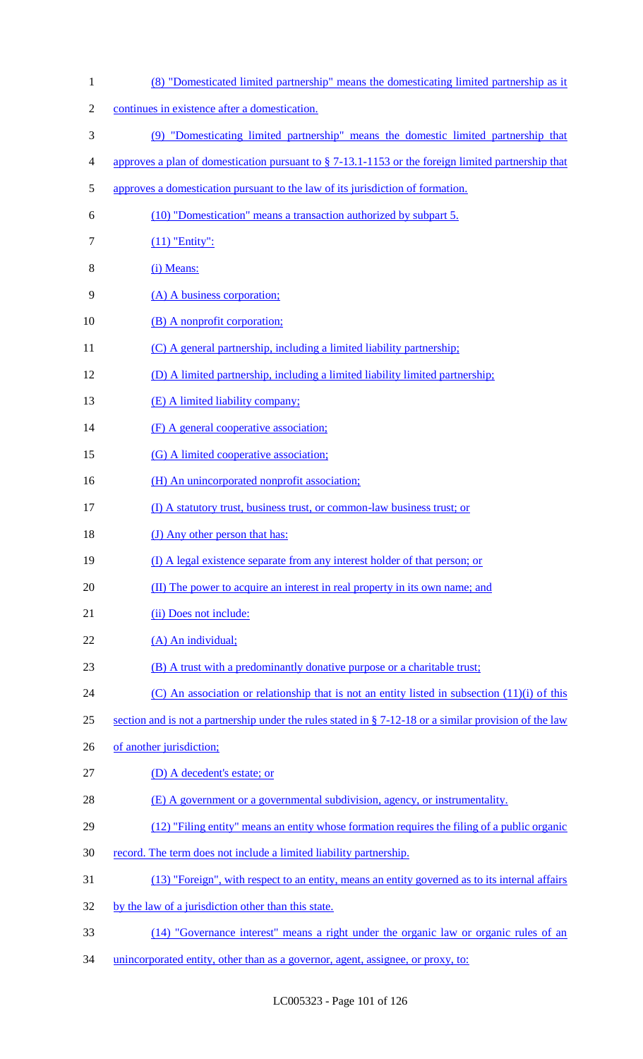(8) "Domesticated limited partnership" means the domesticating limited partnership as it continues in existence after a domestication.

(9) "Domesticating limited partnership" means the domestic limited partnership that approves a plan of domestication pursuant to § 7-13.1-1153 or the foreign limited partnership that approves a domestication pursuant to the law of its jurisdiction of formation.

(10) "Domestication" means a transaction authorized by subpart 5.

(11) "Entity":

(i) Means:

(A) A business corporation;

(B) A nonprofit corporation;

(C) A general partnership, including a limited liability partnership;

(D) A limited partnership, including a limited liability limited partnership;

(E) A limited liability company;

(F) A general cooperative association;

(G) A limited cooperative association;

(H) An unincorporated nonprofit association;

(I) A statutory trust, business trust, or common-law business trust; or

(J) Any other person that has:

(I) A legal existence separate from any interest holder of that person; or

(II) The power to acquire an interest in real property in its own name; and

(ii) Does not include:

(A) An individual;

(B) A trust with a predominantly donative purpose or a charitable trust;

(C) An association or relationship that is not an entity listed in subsection (11)(i) of this section and is not a partnership under the rules stated in § 7-12-18 or a similar provision of the law of another jurisdiction;

(D) A decedent's estate; or

(E) A government or a governmental subdivision, agency, or instrumentality.

(12) "Filing entity" means an entity whose formation requires the filing of a public organic record. The term does not include a limited liability partnership.

(13) "Foreign", with respect to an entity, means an entity governed as to its internal affairs by the law of a jurisdiction other than this state.

(14) "Governance interest" means a right under the organic law or organic rules of an unincorporated entity, other than as a governor, agent, assignee, or proxy, to: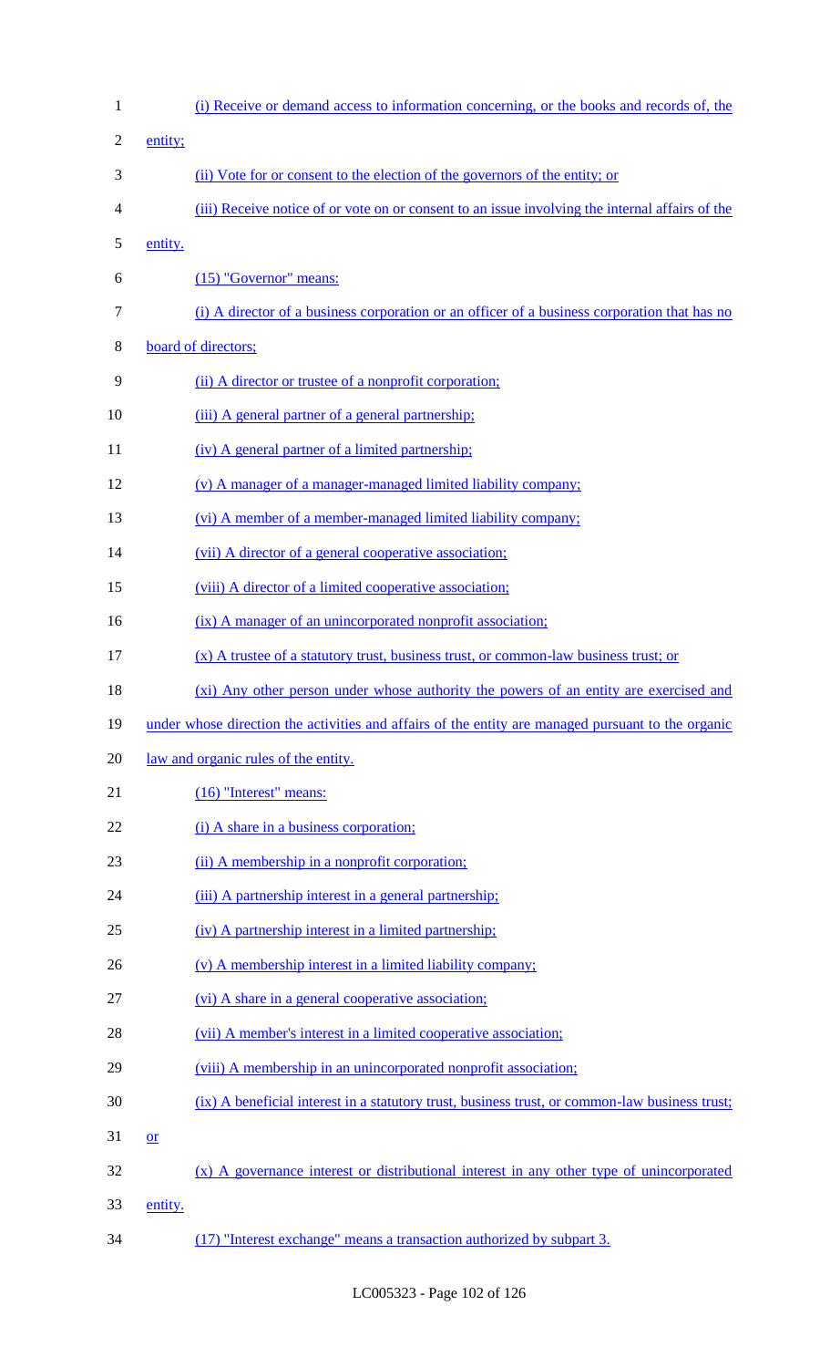(i) Receive or demand access to information concerning, or the books and records of, the entity;

(ii) Vote for or consent to the election of the governors of the entity; or

(iii) Receive notice of or vote on or consent to an issue involving the internal affairs of the entity.

(15) "Governor" means:

(i) A director of a business corporation or an officer of a business corporation that has no board of directors;

(ii) A director or trustee of a nonprofit corporation;

(iii) A general partner of a general partnership;

(iv) A general partner of a limited partnership;

(v) A manager of a manager-managed limited liability company;

(vi) A member of a member-managed limited liability company;

(vii) A director of a general cooperative association;

(viii) A director of a limited cooperative association;

(ix) A manager of an unincorporated nonprofit association;

(x) A trustee of a statutory trust, business trust, or common-law business trust; or

(xi) Any other person under whose authority the powers of an entity are exercised and under whose direction the activities and affairs of the entity are managed pursuant to the organic law and organic rules of the entity.

(16) "Interest" means:

(i) A share in a business corporation;

(ii) A membership in a nonprofit corporation;

(iii) A partnership interest in a general partnership;

(iv) A partnership interest in a limited partnership;

(v) A membership interest in a limited liability company;

(vi) A share in a general cooperative association;

(vii) A member's interest in a limited cooperative association;

(viii) A membership in an unincorporated nonprofit association;

(ix) A beneficial interest in a statutory trust, business trust, or common-law business trust; or

(x) A governance interest or distributional interest in any other type of unincorporated entity.

(17) "Interest exchange" means a transaction authorized by subpart 3.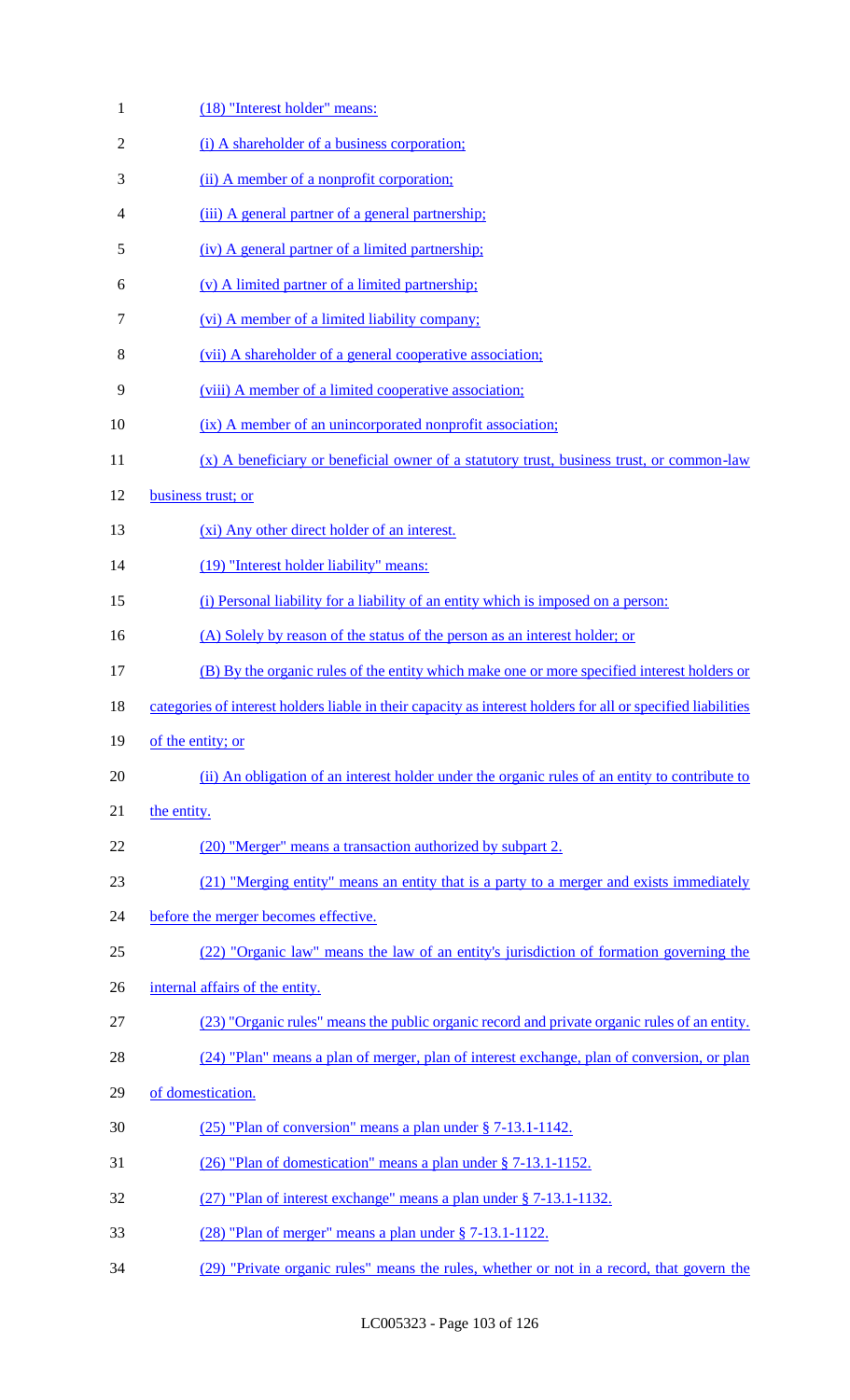(18) "Interest holder" means:

(i) A shareholder of a business corporation;

(ii) A member of a nonprofit corporation;

(iii) A general partner of a general partnership;

(iv) A general partner of a limited partnership;

(v) A limited partner of a limited partnership;

(vi) A member of a limited liability company;

(vii) A shareholder of a general cooperative association;

(viii) A member of a limited cooperative association;

(ix) A member of an unincorporated nonprofit association;

(x) A beneficiary or beneficial owner of a statutory trust, business trust, or common-law business trust; or

(xi) Any other direct holder of an interest.

(19) "Interest holder liability" means:

(i) Personal liability for a liability of an entity which is imposed on a person:

(A) Solely by reason of the status of the person as an interest holder; or

(B) By the organic rules of the entity which make one or more specified interest holders or categories of interest holders liable in their capacity as interest holders for all or specified liabilities of the entity; or

(ii) An obligation of an interest holder under the organic rules of an entity to contribute to the entity.

(20) "Merger" means a transaction authorized by subpart 2.

(21) "Merging entity" means an entity that is a party to a merger and exists immediately before the merger becomes effective.

(22) "Organic law" means the law of an entity's jurisdiction of formation governing the internal affairs of the entity.

(23) "Organic rules" means the public organic record and private organic rules of an entity.

(24) "Plan" means a plan of merger, plan of interest exchange, plan of conversion, or plan of domestication.

(25) "Plan of conversion" means a plan under § 7-13.1-1142.

(26) "Plan of domestication" means a plan under § 7-13.1-1152.

(27) "Plan of interest exchange" means a plan under § 7-13.1-1132.

(28) "Plan of merger" means a plan under § 7-13.1-1122.

(29) "Private organic rules" means the rules, whether or not in a record, that govern the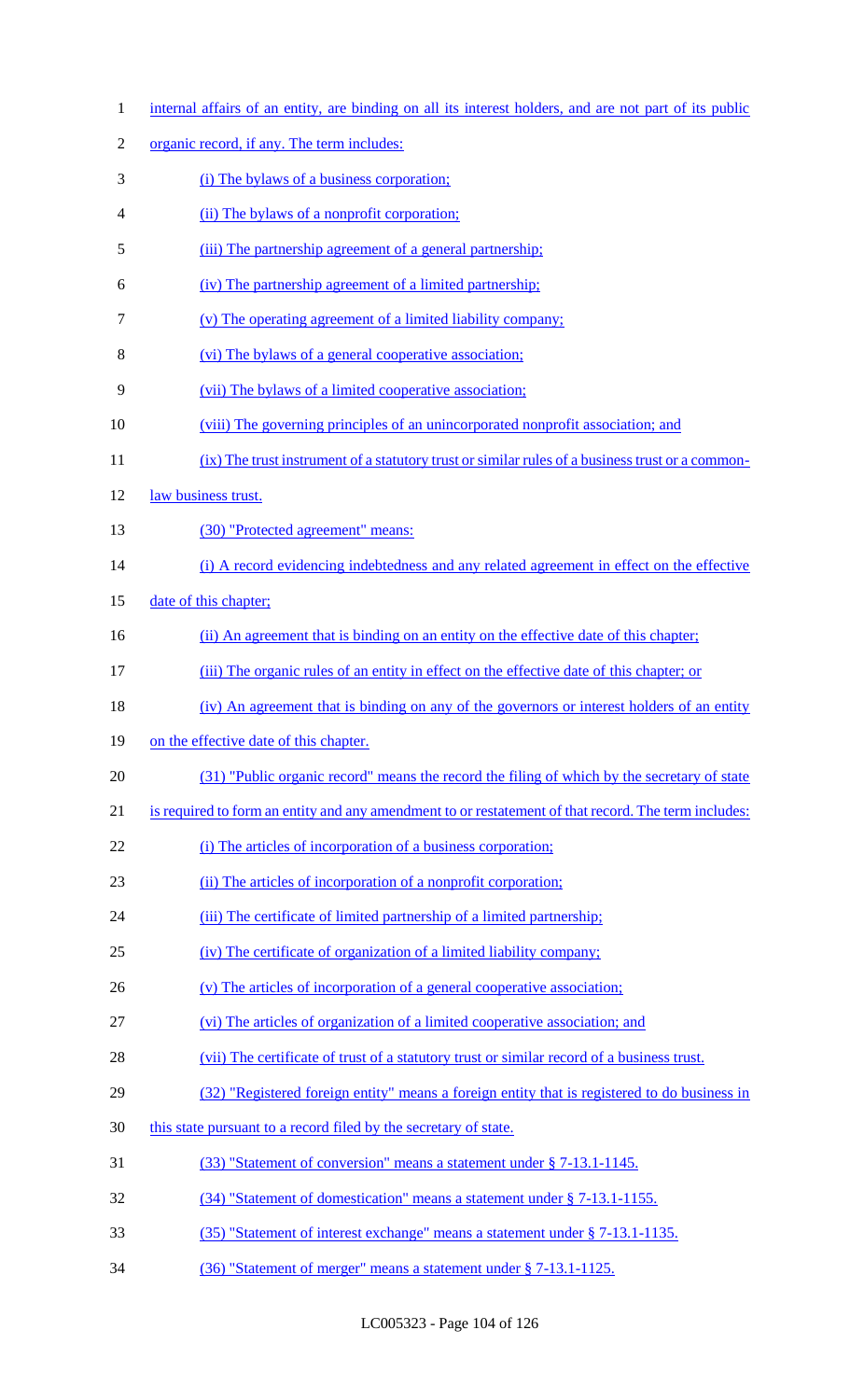internal affairs of an entity, are binding on all its interest holders, and are not part of its public organic record, if any. The term includes:

(i) The bylaws of a business corporation;

(ii) The bylaws of a nonprofit corporation;

(iii) The partnership agreement of a general partnership;

(iv) The partnership agreement of a limited partnership;

(v) The operating agreement of a limited liability company;

(vi) The bylaws of a general cooperative association;

(vii) The bylaws of a limited cooperative association;

(viii) The governing principles of an unincorporated nonprofit association; and

(ix) The trust instrument of a statutory trust or similar rules of a business trust or a common-law business trust.

(30) "Protected agreement" means:

(i) A record evidencing indebtedness and any related agreement in effect on the effective date of this chapter;

(ii) An agreement that is binding on an entity on the effective date of this chapter;

(iii) The organic rules of an entity in effect on the effective date of this chapter; or

(iv) An agreement that is binding on any of the governors or interest holders of an entity on the effective date of this chapter.

(31) "Public organic record" means the record the filing of which by the secretary of state is required to form an entity and any amendment to or restatement of that record. The term includes:

(i) The articles of incorporation of a business corporation;

(ii) The articles of incorporation of a nonprofit corporation;

(iii) The certificate of limited partnership of a limited partnership;

(iv) The certificate of organization of a limited liability company;

(v) The articles of incorporation of a general cooperative association;

(vi) The articles of organization of a limited cooperative association; and

(vii) The certificate of trust of a statutory trust or similar record of a business trust.

(32) "Registered foreign entity" means a foreign entity that is registered to do business in this state pursuant to a record filed by the secretary of state.

(33) "Statement of conversion" means a statement under § 7-13.1-1145.

(34) "Statement of domestication" means a statement under § 7-13.1-1155.

(35) "Statement of interest exchange" means a statement under § 7-13.1-1135.

(36) "Statement of merger" means a statement under § 7-13.1-1125.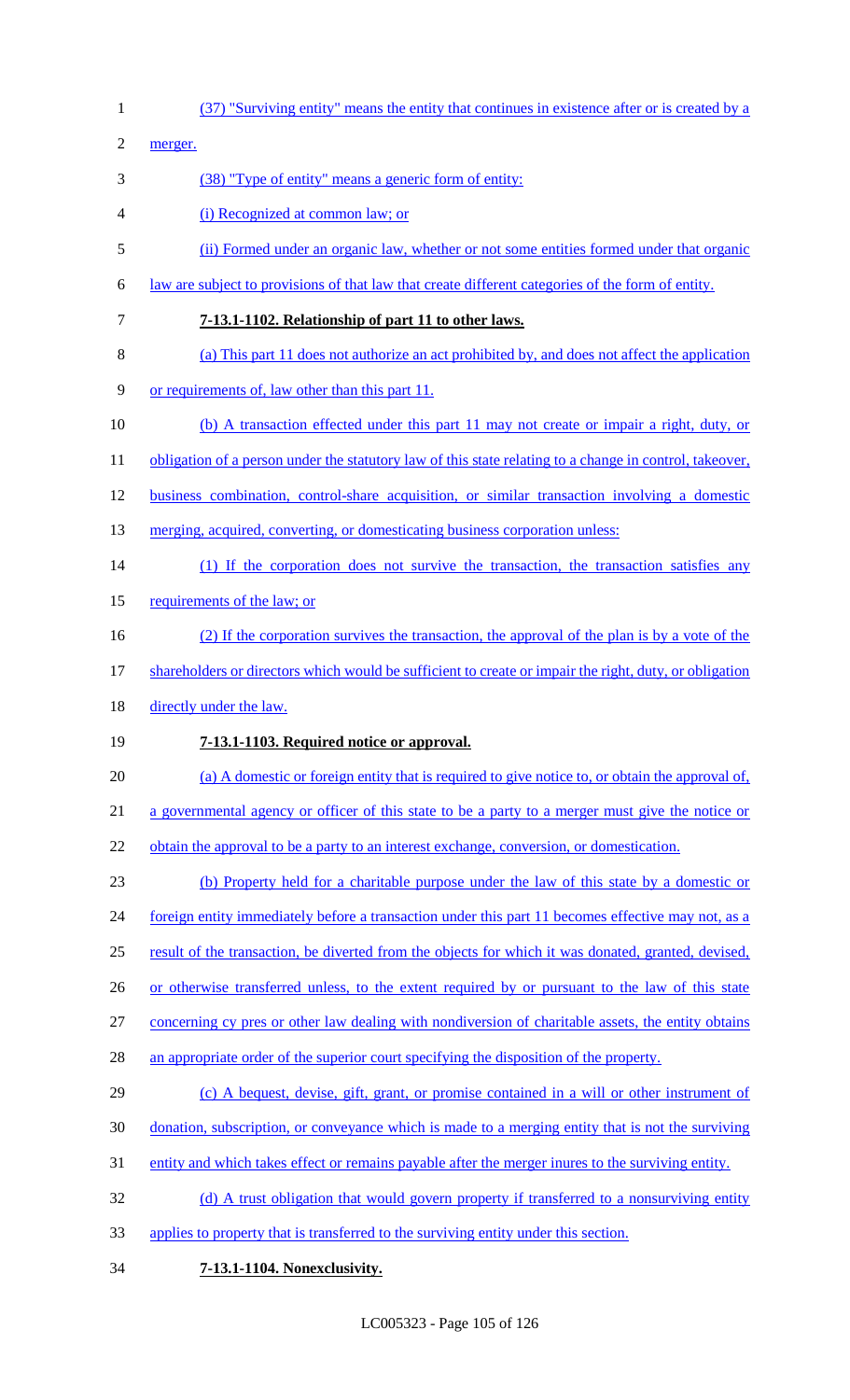(37) "Surviving entity" means the entity that continues in existence after or is created by a merger.

(38) "Type of entity" means a generic form of entity:

(i) Recognized at common law; or

(ii) Formed under an organic law, whether or not some entities formed under that organic law are subject to provisions of that law that create different categories of the form of entity.

**7-13.1-1102. Relationship of part 11 to other laws.**

(a) This part 11 does not authorize an act prohibited by, and does not affect the application or requirements of, law other than this part 11.

(b) A transaction effected under this part 11 may not create or impair a right, duty, or obligation of a person under the statutory law of this state relating to a change in control, takeover, business combination, control-share acquisition, or similar transaction involving a domestic merging, acquired, converting, or domesticating business corporation unless:

(1) If the corporation does not survive the transaction, the transaction satisfies any requirements of the law; or

(2) If the corporation survives the transaction, the approval of the plan is by a vote of the shareholders or directors which would be sufficient to create or impair the right, duty, or obligation directly under the law.

**7-13.1-1103. Required notice or approval.**

(a) A domestic or foreign entity that is required to give notice to, or obtain the approval of, a governmental agency or officer of this state to be a party to a merger must give the notice or obtain the approval to be a party to an interest exchange, conversion, or domestication.

(b) Property held for a charitable purpose under the law of this state by a domestic or foreign entity immediately before a transaction under this part 11 becomes effective may not, as a result of the transaction, be diverted from the objects for which it was donated, granted, devised, or otherwise transferred unless, to the extent required by or pursuant to the law of this state concerning cy pres or other law dealing with nondiversion of charitable assets, the entity obtains an appropriate order of the superior court specifying the disposition of the property.

(c) A bequest, devise, gift, grant, or promise contained in a will or other instrument of donation, subscription, or conveyance which is made to a merging entity that is not the surviving entity and which takes effect or remains payable after the merger inures to the surviving entity.

(d) A trust obligation that would govern property if transferred to a nonsurviving entity applies to property that is transferred to the surviving entity under this section.

**7-13.1-1104. Nonexclusivity.**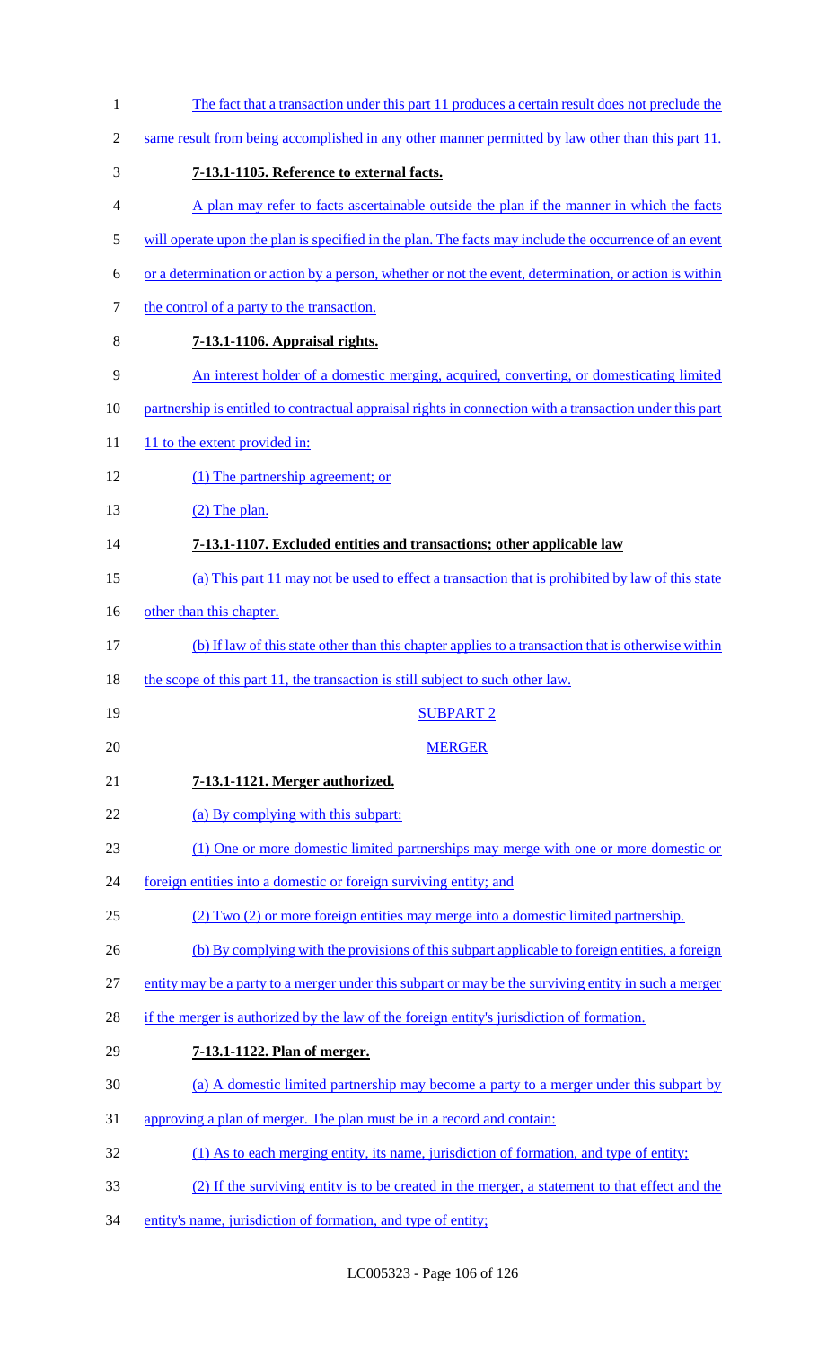The fact that a transaction under this part 11 produces a certain result does not preclude the same result from being accomplished in any other manner permitted by law other than this part 11.

**7-13.1-1105. Reference to external facts.**

A plan may refer to facts ascertainable outside the plan if the manner in which the facts will operate upon the plan is specified in the plan. The facts may include the occurrence of an event or a determination or action by a person, whether or not the event, determination, or action is within the control of a party to the transaction.

**7-13.1-1106. Appraisal rights.**

An interest holder of a domestic merging, acquired, converting, or domesticating limited partnership is entitled to contractual appraisal rights in connection with a transaction under this part 11 to the extent provided in:

(1) The partnership agreement; or

(2) The plan.

**7-13.1-1107. Excluded entities and transactions; other applicable law**

(a) This part 11 may not be used to effect a transaction that is prohibited by law of this state other than this chapter.

(b) If law of this state other than this chapter applies to a transaction that is otherwise within the scope of this part 11, the transaction is still subject to such other law.

SUBPART 2

MERGER

**7-13.1-1121. Merger authorized.**

(a) By complying with this subpart:

(1) One or more domestic limited partnerships may merge with one or more domestic or foreign entities into a domestic or foreign surviving entity; and

(2) Two (2) or more foreign entities may merge into a domestic limited partnership.

(b) By complying with the provisions of this subpart applicable to foreign entities, a foreign entity may be a party to a merger under this subpart or may be the surviving entity in such a merger if the merger is authorized by the law of the foreign entity's jurisdiction of formation.

**7-13.1-1122. Plan of merger.**

(a) A domestic limited partnership may become a party to a merger under this subpart by approving a plan of merger. The plan must be in a record and contain:

(1) As to each merging entity, its name, jurisdiction of formation, and type of entity;

(2) If the surviving entity is to be created in the merger, a statement to that effect and the entity's name, jurisdiction of formation, and type of entity;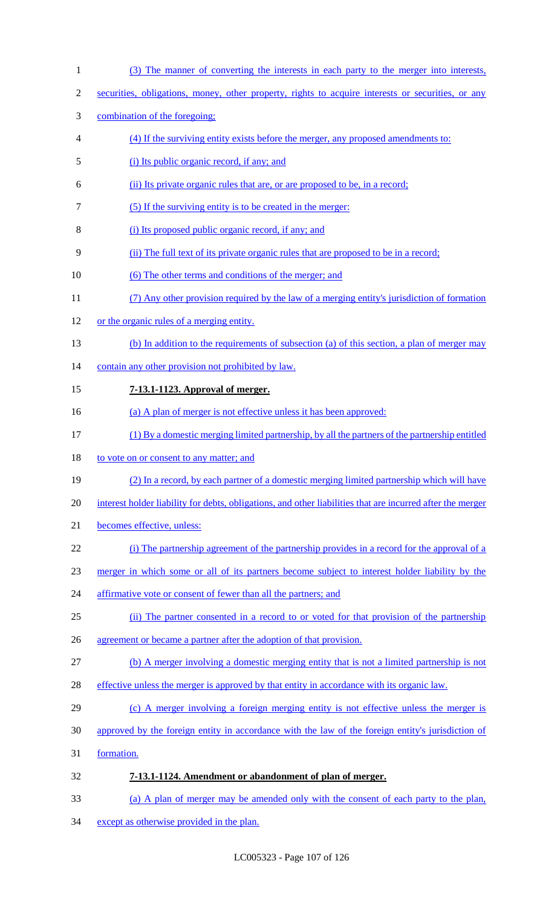(3) The manner of converting the interests in each party to the merger into interests, securities, obligations, money, other property, rights to acquire interests or securities, or any combination of the foregoing;

(4) If the surviving entity exists before the merger, any proposed amendments to:

(i) Its public organic record, if any; and

(ii) Its private organic rules that are, or are proposed to be, in a record;

(5) If the surviving entity is to be created in the merger:

(i) Its proposed public organic record, if any; and

(ii) The full text of its private organic rules that are proposed to be in a record;

(6) The other terms and conditions of the merger; and

(7) Any other provision required by the law of a merging entity's jurisdiction of formation or the organic rules of a merging entity.

(b) In addition to the requirements of subsection (a) of this section, a plan of merger may contain any other provision not prohibited by law.

**7-13.1-1123. Approval of merger.**

(a) A plan of merger is not effective unless it has been approved:

(1) By a domestic merging limited partnership, by all the partners of the partnership entitled to vote on or consent to any matter; and

(2) In a record, by each partner of a domestic merging limited partnership which will have interest holder liability for debts, obligations, and other liabilities that are incurred after the merger becomes effective, unless:

(i) The partnership agreement of the partnership provides in a record for the approval of a merger in which some or all of its partners become subject to interest holder liability by the affirmative vote or consent of fewer than all the partners; and

(ii) The partner consented in a record to or voted for that provision of the partnership agreement or became a partner after the adoption of that provision.

(b) A merger involving a domestic merging entity that is not a limited partnership is not effective unless the merger is approved by that entity in accordance with its organic law.

(c) A merger involving a foreign merging entity is not effective unless the merger is approved by the foreign entity in accordance with the law of the foreign entity's jurisdiction of formation.

**7-13.1-1124. Amendment or abandonment of plan of merger.**

(a) A plan of merger may be amended only with the consent of each party to the plan, except as otherwise provided in the plan.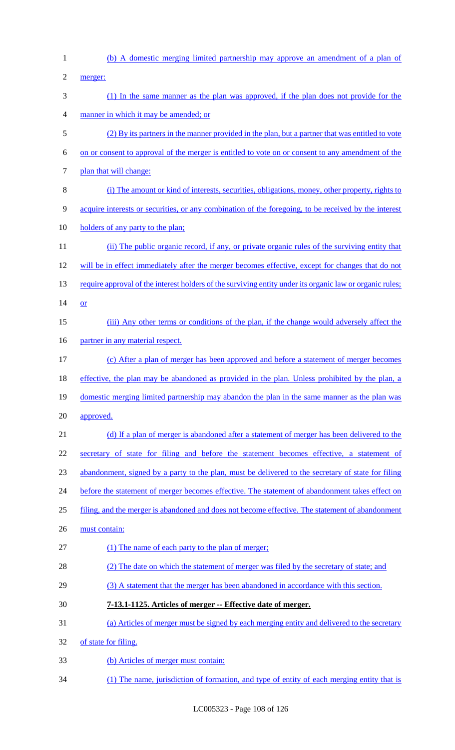(b) A domestic merging limited partnership may approve an amendment of a plan of merger:

(1) In the same manner as the plan was approved, if the plan does not provide for the manner in which it may be amended; or

(2) By its partners in the manner provided in the plan, but a partner that was entitled to vote on or consent to approval of the merger is entitled to vote on or consent to any amendment of the plan that will change:

(i) The amount or kind of interests, securities, obligations, money, other property, rights to acquire interests or securities, or any combination of the foregoing, to be received by the interest holders of any party to the plan;

(ii) The public organic record, if any, or private organic rules of the surviving entity that will be in effect immediately after the merger becomes effective, except for changes that do not require approval of the interest holders of the surviving entity under its organic law or organic rules; or

(iii) Any other terms or conditions of the plan, if the change would adversely affect the partner in any material respect.

(c) After a plan of merger has been approved and before a statement of merger becomes effective, the plan may be abandoned as provided in the plan. Unless prohibited by the plan, a domestic merging limited partnership may abandon the plan in the same manner as the plan was approved.

(d) If a plan of merger is abandoned after a statement of merger has been delivered to the secretary of state for filing and before the statement becomes effective, a statement of abandonment, signed by a party to the plan, must be delivered to the secretary of state for filing before the statement of merger becomes effective. The statement of abandonment takes effect on filing, and the merger is abandoned and does not become effective. The statement of abandonment must contain:

(1) The name of each party to the plan of merger;

(2) The date on which the statement of merger was filed by the secretary of state; and

(3) A statement that the merger has been abandoned in accordance with this section.

**7-13.1-1125. Articles of merger -- Effective date of merger.**

(a) Articles of merger must be signed by each merging entity and delivered to the secretary of state for filing.

(b) Articles of merger must contain:

(1) The name, jurisdiction of formation, and type of entity of each merging entity that is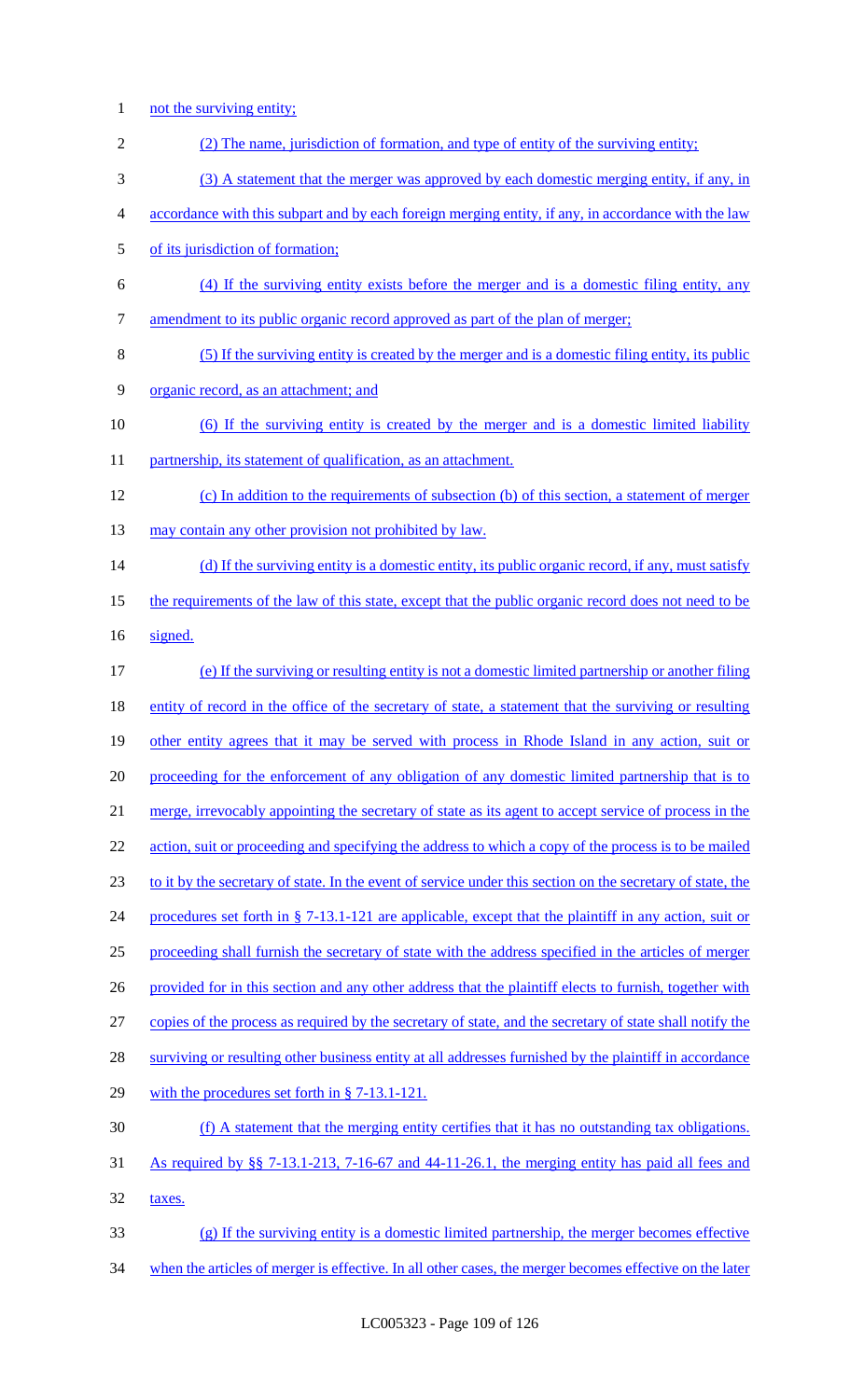not the surviving entity;

(2) The name, jurisdiction of formation, and type of entity of the surviving entity;

(3) A statement that the merger was approved by each domestic merging entity, if any, in accordance with this subpart and by each foreign merging entity, if any, in accordance with the law of its jurisdiction of formation;

(4) If the surviving entity exists before the merger and is a domestic filing entity, any amendment to its public organic record approved as part of the plan of merger;

(5) If the surviving entity is created by the merger and is a domestic filing entity, its public organic record, as an attachment; and

(6) If the surviving entity is created by the merger and is a domestic limited liability partnership, its statement of qualification, as an attachment.

(c) In addition to the requirements of subsection (b) of this section, a statement of merger may contain any other provision not prohibited by law.

(d) If the surviving entity is a domestic entity, its public organic record, if any, must satisfy the requirements of the law of this state, except that the public organic record does not need to be signed.

(e) If the surviving or resulting entity is not a domestic limited partnership or another filing entity of record in the office of the secretary of state, a statement that the surviving or resulting other entity agrees that it may be served with process in Rhode Island in any action, suit or proceeding for the enforcement of any obligation of any domestic limited partnership that is to merge, irrevocably appointing the secretary of state as its agent to accept service of process in the action, suit or proceeding and specifying the address to which a copy of the process is to be mailed to it by the secretary of state. In the event of service under this section on the secretary of state, the procedures set forth in § 7-13.1-121 are applicable, except that the plaintiff in any action, suit or proceeding shall furnish the secretary of state with the address specified in the articles of merger provided for in this section and any other address that the plaintiff elects to furnish, together with copies of the process as required by the secretary of state, and the secretary of state shall notify the surviving or resulting other business entity at all addresses furnished by the plaintiff in accordance with the procedures set forth in § 7-13.1-121.

(f) A statement that the merging entity certifies that it has no outstanding tax obligations. As required by §§ 7-13.1-213, 7-16-67 and 44-11-26.1, the merging entity has paid all fees and taxes.

(g) If the surviving entity is a domestic limited partnership, the merger becomes effective when the articles of merger is effective. In all other cases, the merger becomes effective on the later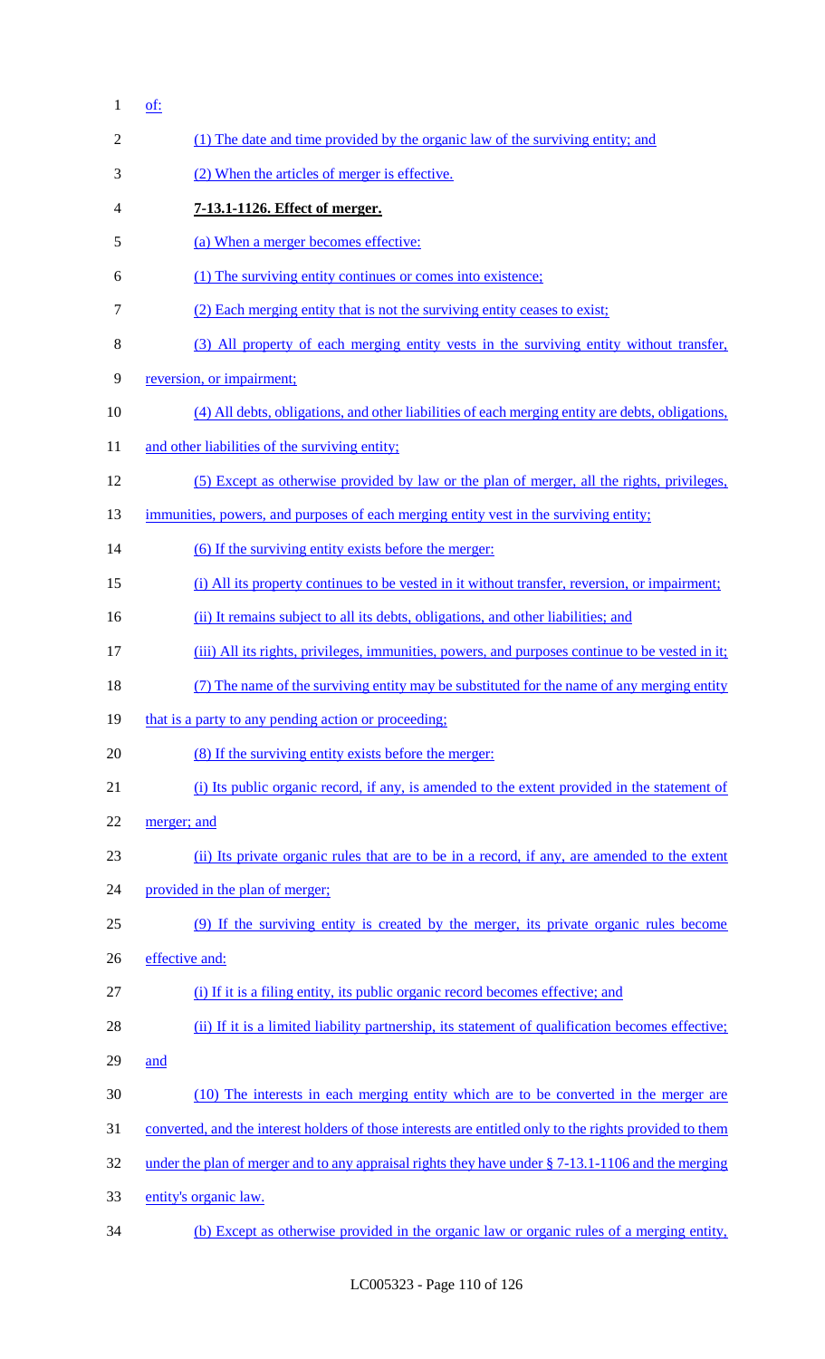of:

(1) The date and time provided by the organic law of the surviving entity; and

(2) When the articles of merger is effective.

**7-13.1-1126. Effect of merger.**

(a) When a merger becomes effective:

(1) The surviving entity continues or comes into existence;

(2) Each merging entity that is not the surviving entity ceases to exist;

(3) All property of each merging entity vests in the surviving entity without transfer, reversion, or impairment;

(4) All debts, obligations, and other liabilities of each merging entity are debts, obligations, and other liabilities of the surviving entity;

(5) Except as otherwise provided by law or the plan of merger, all the rights, privileges, immunities, powers, and purposes of each merging entity vest in the surviving entity;

(6) If the surviving entity exists before the merger:

(i) All its property continues to be vested in it without transfer, reversion, or impairment;

(ii) It remains subject to all its debts, obligations, and other liabilities; and

(iii) All its rights, privileges, immunities, powers, and purposes continue to be vested in it;

(7) The name of the surviving entity may be substituted for the name of any merging entity that is a party to any pending action or proceeding;

(8) If the surviving entity exists before the merger:

(i) Its public organic record, if any, is amended to the extent provided in the statement of merger; and

(ii) Its private organic rules that are to be in a record, if any, are amended to the extent provided in the plan of merger;

(9) If the surviving entity is created by the merger, its private organic rules become effective and:

(i) If it is a filing entity, its public organic record becomes effective; and

(ii) If it is a limited liability partnership, its statement of qualification becomes effective; and

(10) The interests in each merging entity which are to be converted in the merger are converted, and the interest holders of those interests are entitled only to the rights provided to them under the plan of merger and to any appraisal rights they have under § 7-13.1-1106 and the merging entity's organic law.

(b) Except as otherwise provided in the organic law or organic rules of a merging entity,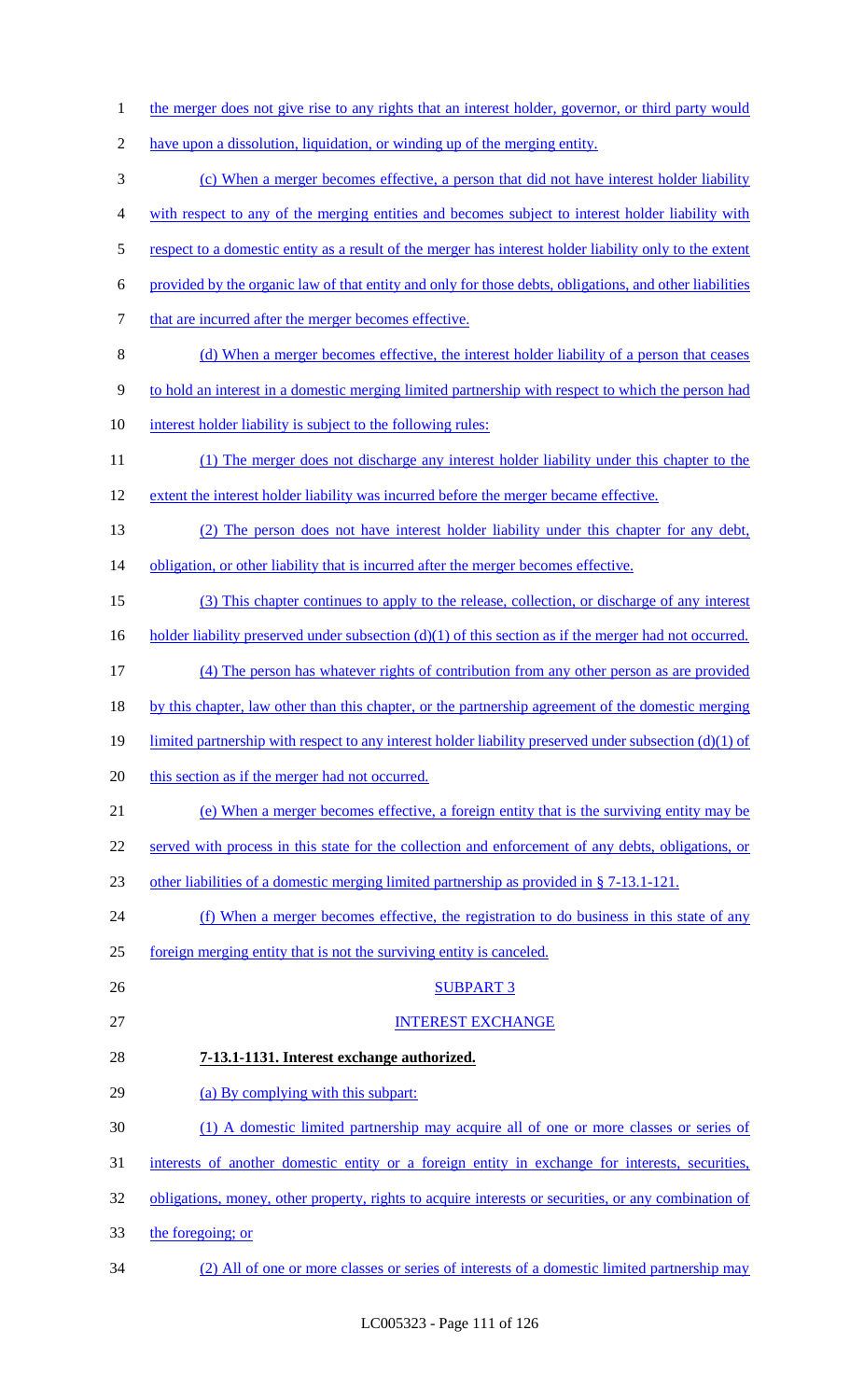the merger does not give rise to any rights that an interest holder, governor, or third party would have upon a dissolution, liquidation, or winding up of the merging entity.

(c) When a merger becomes effective, a person that did not have interest holder liability with respect to any of the merging entities and becomes subject to interest holder liability with respect to a domestic entity as a result of the merger has interest holder liability only to the extent provided by the organic law of that entity and only for those debts, obligations, and other liabilities that are incurred after the merger becomes effective.

(d) When a merger becomes effective, the interest holder liability of a person that ceases to hold an interest in a domestic merging limited partnership with respect to which the person had interest holder liability is subject to the following rules:

(1) The merger does not discharge any interest holder liability under this chapter to the extent the interest holder liability was incurred before the merger became effective.

(2) The person does not have interest holder liability under this chapter for any debt, obligation, or other liability that is incurred after the merger becomes effective.

(3) This chapter continues to apply to the release, collection, or discharge of any interest holder liability preserved under subsection (d)(1) of this section as if the merger had not occurred.

(4) The person has whatever rights of contribution from any other person as are provided by this chapter, law other than this chapter, or the partnership agreement of the domestic merging limited partnership with respect to any interest holder liability preserved under subsection (d)(1) of this section as if the merger had not occurred.

(e) When a merger becomes effective, a foreign entity that is the surviving entity may be served with process in this state for the collection and enforcement of any debts, obligations, or other liabilities of a domestic merging limited partnership as provided in § 7-13.1-121.

(f) When a merger becomes effective, the registration to do business in this state of any foreign merging entity that is not the surviving entity is canceled.

SUBPART 3

INTEREST EXCHANGE

**7-13.1-1131. Interest exchange authorized.**

(a) By complying with this subpart:

(1) A domestic limited partnership may acquire all of one or more classes or series of interests of another domestic entity or a foreign entity in exchange for interests, securities, obligations, money, other property, rights to acquire interests or securities, or any combination of the foregoing; or

(2) All of one or more classes or series of interests of a domestic limited partnership may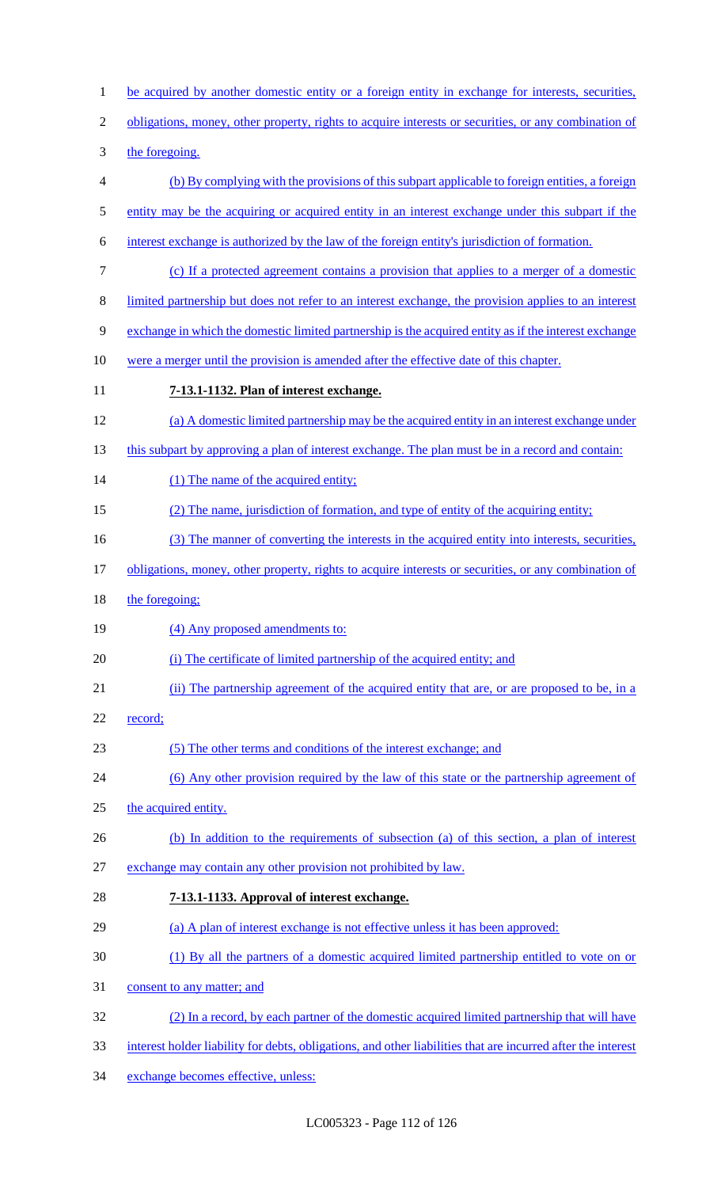be acquired by another domestic entity or a foreign entity in exchange for interests, securities, obligations, money, other property, rights to acquire interests or securities, or any combination of the foregoing.

(b) By complying with the provisions of this subpart applicable to foreign entities, a foreign entity may be the acquiring or acquired entity in an interest exchange under this subpart if the interest exchange is authorized by the law of the foreign entity's jurisdiction of formation.

(c) If a protected agreement contains a provision that applies to a merger of a domestic limited partnership but does not refer to an interest exchange, the provision applies to an interest exchange in which the domestic limited partnership is the acquired entity as if the interest exchange were a merger until the provision is amended after the effective date of this chapter.

**7-13.1-1132. Plan of interest exchange.**

(a) A domestic limited partnership may be the acquired entity in an interest exchange under this subpart by approving a plan of interest exchange. The plan must be in a record and contain:

(1) The name of the acquired entity;

(2) The name, jurisdiction of formation, and type of entity of the acquiring entity;

(3) The manner of converting the interests in the acquired entity into interests, securities, obligations, money, other property, rights to acquire interests or securities, or any combination of the foregoing;

(4) Any proposed amendments to:

(i) The certificate of limited partnership of the acquired entity; and

(ii) The partnership agreement of the acquired entity that are, or are proposed to be, in a record;

(5) The other terms and conditions of the interest exchange; and

(6) Any other provision required by the law of this state or the partnership agreement of the acquired entity.

(b) In addition to the requirements of subsection (a) of this section, a plan of interest exchange may contain any other provision not prohibited by law.

**7-13.1-1133. Approval of interest exchange.**

(a) A plan of interest exchange is not effective unless it has been approved:

(1) By all the partners of a domestic acquired limited partnership entitled to vote on or consent to any matter; and

(2) In a record, by each partner of the domestic acquired limited partnership that will have interest holder liability for debts, obligations, and other liabilities that are incurred after the interest exchange becomes effective, unless: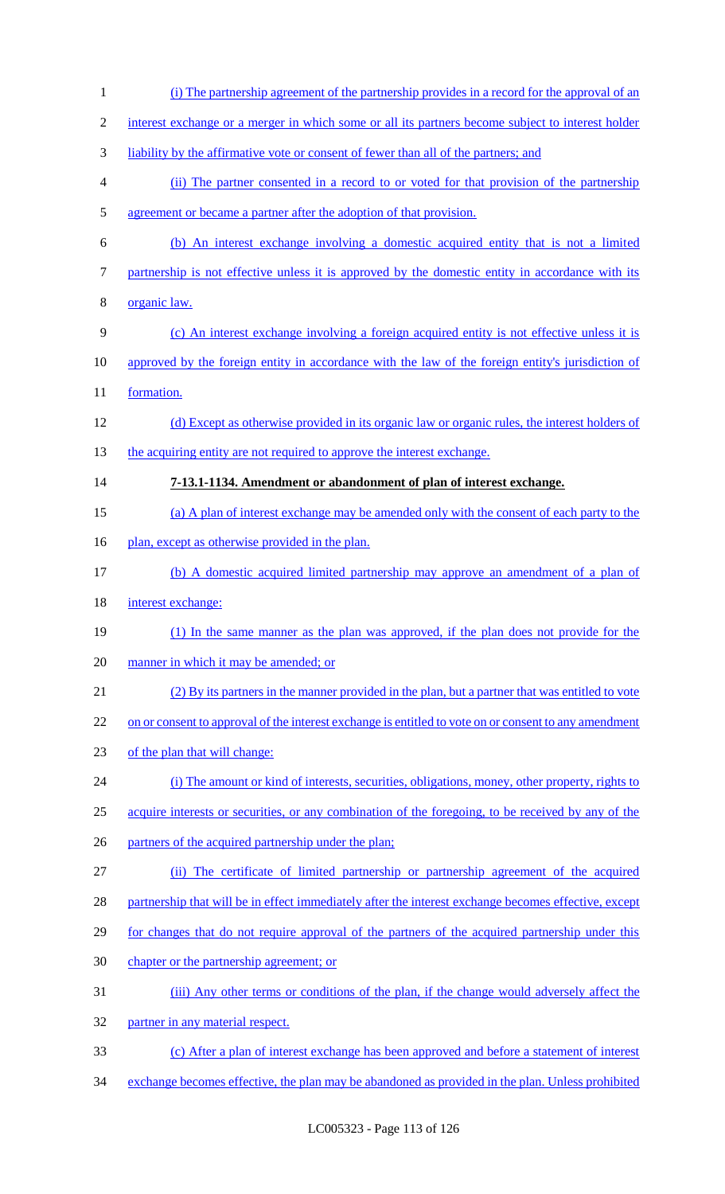(i) The partnership agreement of the partnership provides in a record for the approval of an interest exchange or a merger in which some or all its partners become subject to interest holder liability by the affirmative vote or consent of fewer than all of the partners; and

(ii) The partner consented in a record to or voted for that provision of the partnership agreement or became a partner after the adoption of that provision.

(b) An interest exchange involving a domestic acquired entity that is not a limited partnership is not effective unless it is approved by the domestic entity in accordance with its organic law.

(c) An interest exchange involving a foreign acquired entity is not effective unless it is approved by the foreign entity in accordance with the law of the foreign entity's jurisdiction of formation.

(d) Except as otherwise provided in its organic law or organic rules, the interest holders of the acquiring entity are not required to approve the interest exchange.

**7-13.1-1134. Amendment or abandonment of plan of interest exchange.**

(a) A plan of interest exchange may be amended only with the consent of each party to the plan, except as otherwise provided in the plan.

(b) A domestic acquired limited partnership may approve an amendment of a plan of interest exchange:

(1) In the same manner as the plan was approved, if the plan does not provide for the manner in which it may be amended; or

(2) By its partners in the manner provided in the plan, but a partner that was entitled to vote on or consent to approval of the interest exchange is entitled to vote on or consent to any amendment of the plan that will change:

(i) The amount or kind of interests, securities, obligations, money, other property, rights to acquire interests or securities, or any combination of the foregoing, to be received by any of the partners of the acquired partnership under the plan;

(ii) The certificate of limited partnership or partnership agreement of the acquired partnership that will be in effect immediately after the interest exchange becomes effective, except for changes that do not require approval of the partners of the acquired partnership under this chapter or the partnership agreement; or

(iii) Any other terms or conditions of the plan, if the change would adversely affect the partner in any material respect.

(c) After a plan of interest exchange has been approved and before a statement of interest exchange becomes effective, the plan may be abandoned as provided in the plan. Unless prohibited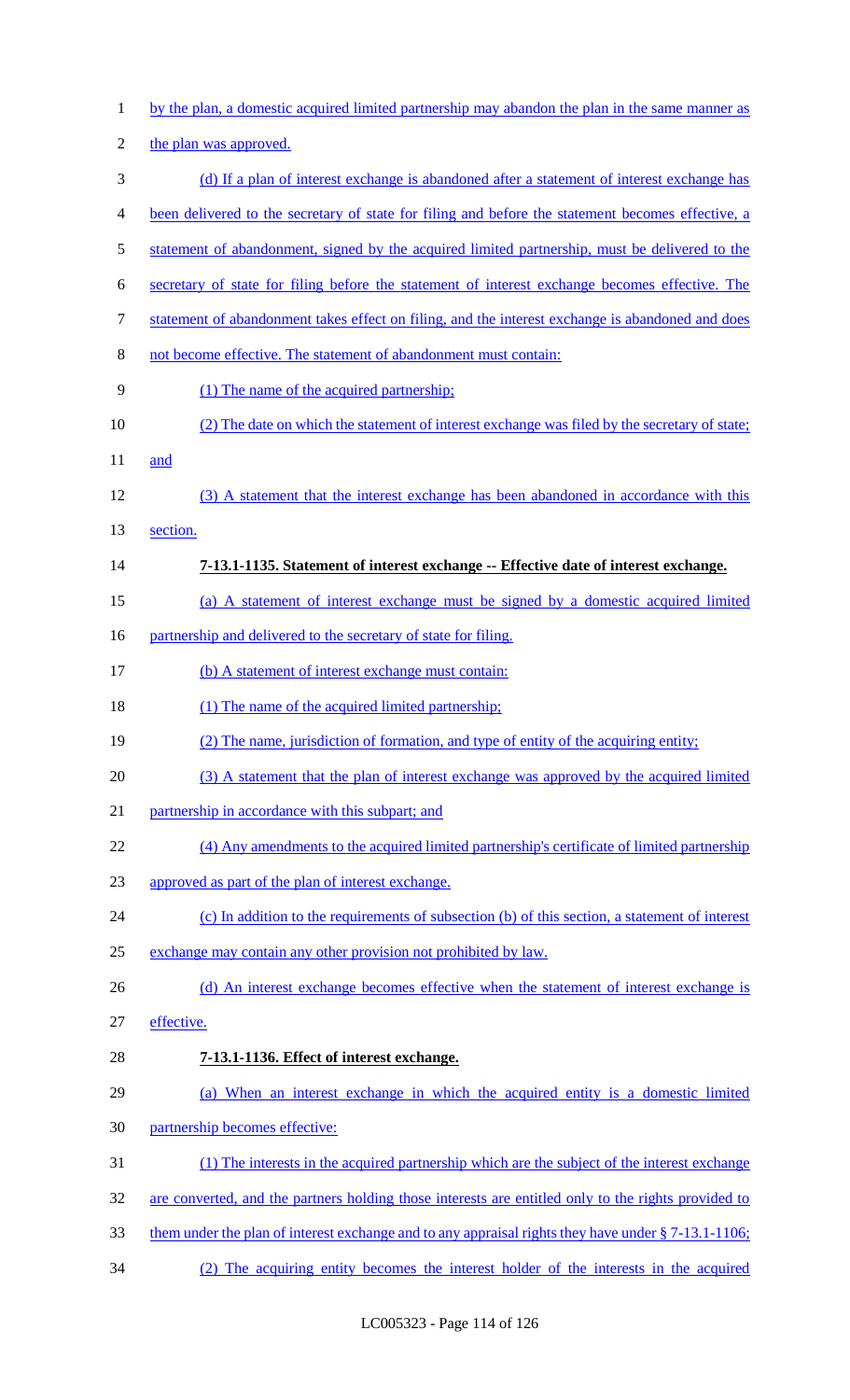by the plan, a domestic acquired limited partnership may abandon the plan in the same manner as the plan was approved.

(d) If a plan of interest exchange is abandoned after a statement of interest exchange has been delivered to the secretary of state for filing and before the statement becomes effective, a statement of abandonment, signed by the acquired limited partnership, must be delivered to the secretary of state for filing before the statement of interest exchange becomes effective. The statement of abandonment takes effect on filing, and the interest exchange is abandoned and does not become effective. The statement of abandonment must contain:

(1) The name of the acquired partnership;

(2) The date on which the statement of interest exchange was filed by the secretary of state; and

(3) A statement that the interest exchange has been abandoned in accordance with this section.

**7-13.1-1135. Statement of interest exchange -- Effective date of interest exchange.**

(a) A statement of interest exchange must be signed by a domestic acquired limited partnership and delivered to the secretary of state for filing.

(b) A statement of interest exchange must contain:

(1) The name of the acquired limited partnership;

(2) The name, jurisdiction of formation, and type of entity of the acquiring entity;

(3) A statement that the plan of interest exchange was approved by the acquired limited partnership in accordance with this subpart; and

(4) Any amendments to the acquired limited partnership's certificate of limited partnership approved as part of the plan of interest exchange.

(c) In addition to the requirements of subsection (b) of this section, a statement of interest exchange may contain any other provision not prohibited by law.

(d) An interest exchange becomes effective when the statement of interest exchange is effective.

**7-13.1-1136. Effect of interest exchange.**

(a) When an interest exchange in which the acquired entity is a domestic limited partnership becomes effective:

(1) The interests in the acquired partnership which are the subject of the interest exchange are converted, and the partners holding those interests are entitled only to the rights provided to them under the plan of interest exchange and to any appraisal rights they have under § 7-13.1-1106;

(2) The acquiring entity becomes the interest holder of the interests in the acquired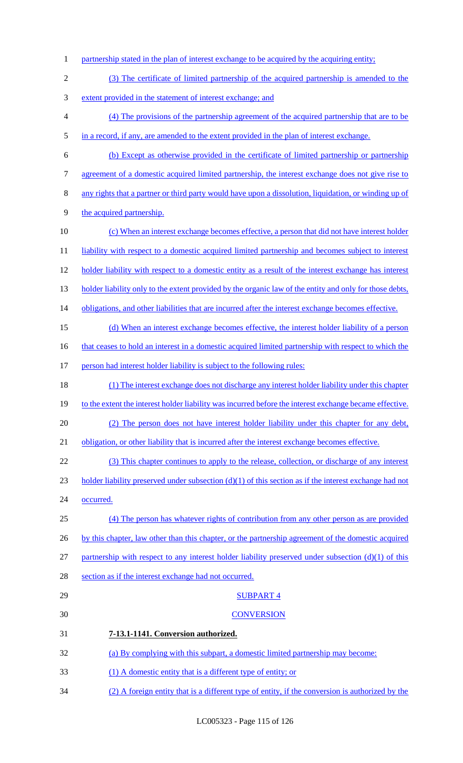partnership stated in the plan of interest exchange to be acquired by the acquiring entity;

(3) The certificate of limited partnership of the acquired partnership is amended to the extent provided in the statement of interest exchange; and

(4) The provisions of the partnership agreement of the acquired partnership that are to be in a record, if any, are amended to the extent provided in the plan of interest exchange.

(b) Except as otherwise provided in the certificate of limited partnership or partnership agreement of a domestic acquired limited partnership, the interest exchange does not give rise to any rights that a partner or third party would have upon a dissolution, liquidation, or winding up of the acquired partnership.

(c) When an interest exchange becomes effective, a person that did not have interest holder liability with respect to a domestic acquired limited partnership and becomes subject to interest holder liability with respect to a domestic entity as a result of the interest exchange has interest holder liability only to the extent provided by the organic law of the entity and only for those debts, obligations, and other liabilities that are incurred after the interest exchange becomes effective.

(d) When an interest exchange becomes effective, the interest holder liability of a person that ceases to hold an interest in a domestic acquired limited partnership with respect to which the person had interest holder liability is subject to the following rules:

(1) The interest exchange does not discharge any interest holder liability under this chapter to the extent the interest holder liability was incurred before the interest exchange became effective.

(2) The person does not have interest holder liability under this chapter for any debt, obligation, or other liability that is incurred after the interest exchange becomes effective.

(3) This chapter continues to apply to the release, collection, or discharge of any interest holder liability preserved under subsection (d)(1) of this section as if the interest exchange had not occurred.

(4) The person has whatever rights of contribution from any other person as are provided by this chapter, law other than this chapter, or the partnership agreement of the domestic acquired partnership with respect to any interest holder liability preserved under subsection (d)(1) of this section as if the interest exchange had not occurred.

SUBPART 4

CONVERSION

**7-13.1-1141. Conversion authorized.**

(a) By complying with this subpart, a domestic limited partnership may become:

(1) A domestic entity that is a different type of entity; or

(2) A foreign entity that is a different type of entity, if the conversion is authorized by the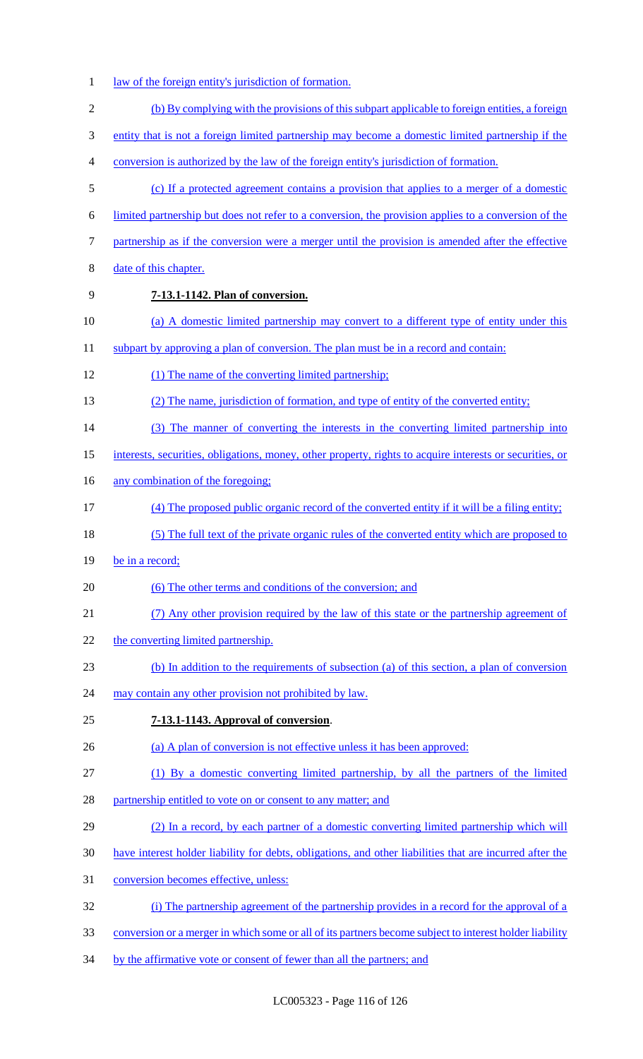law of the foreign entity's jurisdiction of formation.

(b) By complying with the provisions of this subpart applicable to foreign entities, a foreign entity that is not a foreign limited partnership may become a domestic limited partnership if the conversion is authorized by the law of the foreign entity's jurisdiction of formation.

(c) If a protected agreement contains a provision that applies to a merger of a domestic limited partnership but does not refer to a conversion, the provision applies to a conversion of the partnership as if the conversion were a merger until the provision is amended after the effective date of this chapter.

**7-13.1-1142. Plan of conversion.**

(a) A domestic limited partnership may convert to a different type of entity under this subpart by approving a plan of conversion. The plan must be in a record and contain:

(1) The name of the converting limited partnership;

(2) The name, jurisdiction of formation, and type of entity of the converted entity;

(3) The manner of converting the interests in the converting limited partnership into interests, securities, obligations, money, other property, rights to acquire interests or securities, or any combination of the foregoing;

(4) The proposed public organic record of the converted entity if it will be a filing entity;

(5) The full text of the private organic rules of the converted entity which are proposed to be in a record;

(6) The other terms and conditions of the conversion; and

(7) Any other provision required by the law of this state or the partnership agreement of the converting limited partnership.

(b) In addition to the requirements of subsection (a) of this section, a plan of conversion may contain any other provision not prohibited by law.

**7-13.1-1143. Approval of conversion.**

(a) A plan of conversion is not effective unless it has been approved:

(1) By a domestic converting limited partnership, by all the partners of the limited partnership entitled to vote on or consent to any matter; and

(2) In a record, by each partner of a domestic converting limited partnership which will have interest holder liability for debts, obligations, and other liabilities that are incurred after the conversion becomes effective, unless:

(i) The partnership agreement of the partnership provides in a record for the approval of a conversion or a merger in which some or all of its partners become subject to interest holder liability by the affirmative vote or consent of fewer than all the partners; and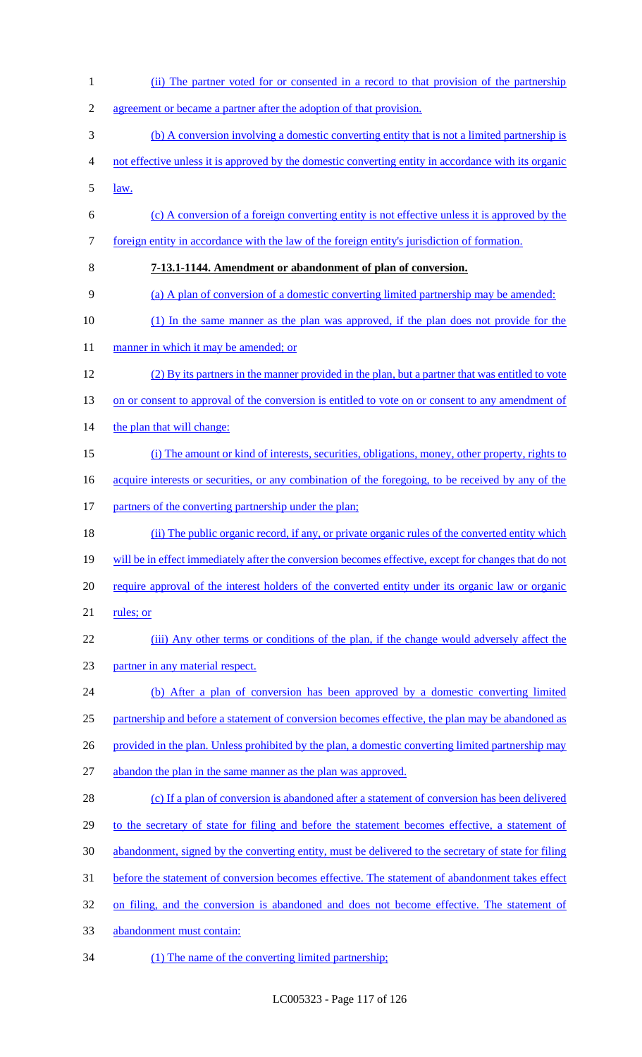(ii) The partner voted for or consented in a record to that provision of the partnership agreement or became a partner after the adoption of that provision.

(b) A conversion involving a domestic converting entity that is not a limited partnership is not effective unless it is approved by the domestic converting entity in accordance with its organic law.

(c) A conversion of a foreign converting entity is not effective unless it is approved by the foreign entity in accordance with the law of the foreign entity's jurisdiction of formation.

**7-13.1-1144. Amendment or abandonment of plan of conversion.**

(a) A plan of conversion of a domestic converting limited partnership may be amended:

(1) In the same manner as the plan was approved, if the plan does not provide for the manner in which it may be amended; or

(2) By its partners in the manner provided in the plan, but a partner that was entitled to vote on or consent to approval of the conversion is entitled to vote on or consent to any amendment of the plan that will change:

(i) The amount or kind of interests, securities, obligations, money, other property, rights to acquire interests or securities, or any combination of the foregoing, to be received by any of the partners of the converting partnership under the plan;

(ii) The public organic record, if any, or private organic rules of the converted entity which will be in effect immediately after the conversion becomes effective, except for changes that do not require approval of the interest holders of the converted entity under its organic law or organic rules; or

(iii) Any other terms or conditions of the plan, if the change would adversely affect the partner in any material respect.

(b) After a plan of conversion has been approved by a domestic converting limited partnership and before a statement of conversion becomes effective, the plan may be abandoned as provided in the plan. Unless prohibited by the plan, a domestic converting limited partnership may abandon the plan in the same manner as the plan was approved.

(c) If a plan of conversion is abandoned after a statement of conversion has been delivered to the secretary of state for filing and before the statement becomes effective, a statement of abandonment, signed by the converting entity, must be delivered to the secretary of state for filing before the statement of conversion becomes effective. The statement of abandonment takes effect on filing, and the conversion is abandoned and does not become effective. The statement of abandonment must contain:

(1) The name of the converting limited partnership;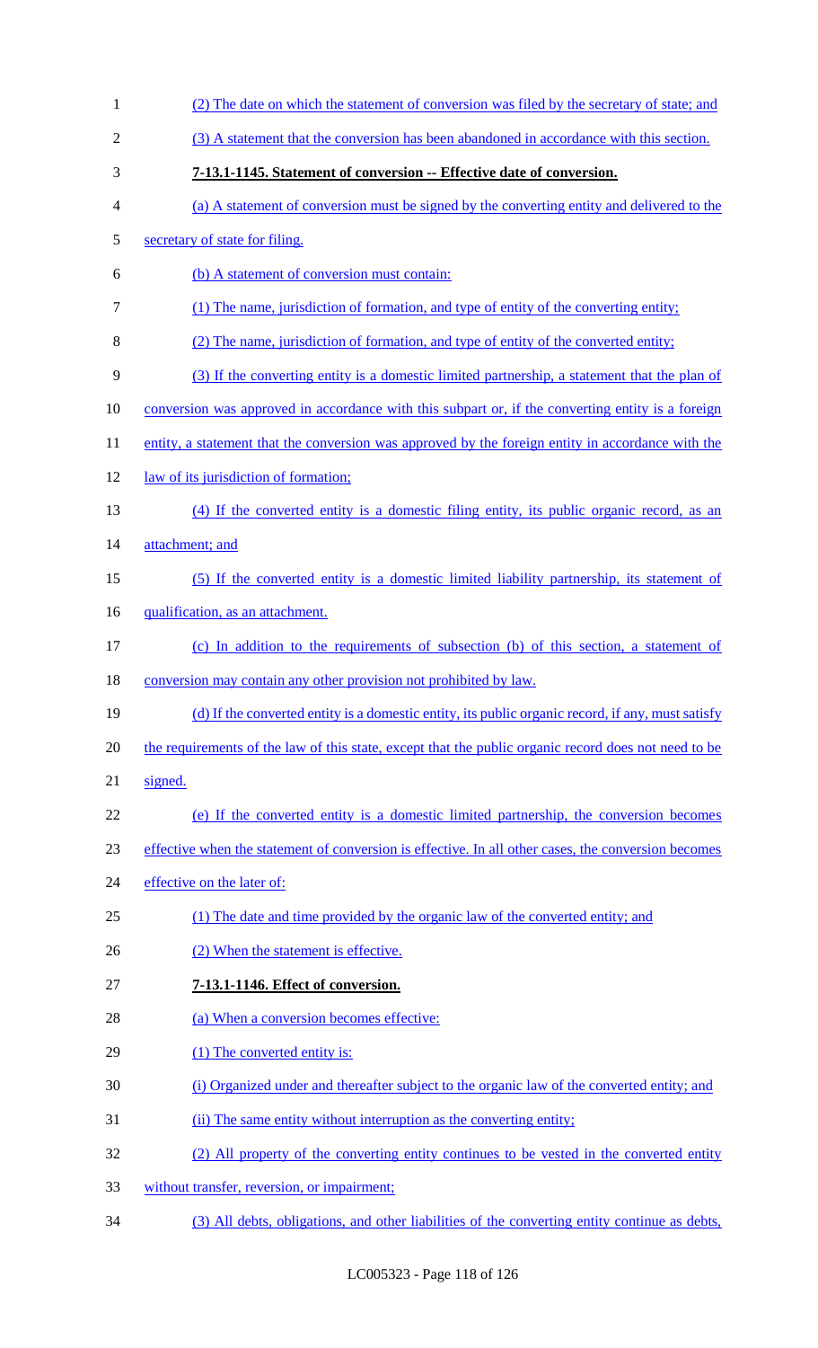(2) The date on which the statement of conversion was filed by the secretary of state; and

(3) A statement that the conversion has been abandoned in accordance with this section.

**7-13.1-1145. Statement of conversion -- Effective date of conversion.**

(a) A statement of conversion must be signed by the converting entity and delivered to the secretary of state for filing.

(b) A statement of conversion must contain:

(1) The name, jurisdiction of formation, and type of entity of the converting entity;

(2) The name, jurisdiction of formation, and type of entity of the converted entity;

(3) If the converting entity is a domestic limited partnership, a statement that the plan of conversion was approved in accordance with this subpart or, if the converting entity is a foreign entity, a statement that the conversion was approved by the foreign entity in accordance with the law of its jurisdiction of formation;

(4) If the converted entity is a domestic filing entity, its public organic record, as an attachment; and

(5) If the converted entity is a domestic limited liability partnership, its statement of qualification, as an attachment.

(c) In addition to the requirements of subsection (b) of this section, a statement of conversion may contain any other provision not prohibited by law.

(d) If the converted entity is a domestic entity, its public organic record, if any, must satisfy the requirements of the law of this state, except that the public organic record does not need to be signed.

(e) If the converted entity is a domestic limited partnership, the conversion becomes effective when the statement of conversion is effective. In all other cases, the conversion becomes effective on the later of:

(1) The date and time provided by the organic law of the converted entity; and

(2) When the statement is effective.

**7-13.1-1146. Effect of conversion.**

(a) When a conversion becomes effective:

(1) The converted entity is:

(i) Organized under and thereafter subject to the organic law of the converted entity; and

(ii) The same entity without interruption as the converting entity;

(2) All property of the converting entity continues to be vested in the converted entity without transfer, reversion, or impairment;

(3) All debts, obligations, and other liabilities of the converting entity continue as debts,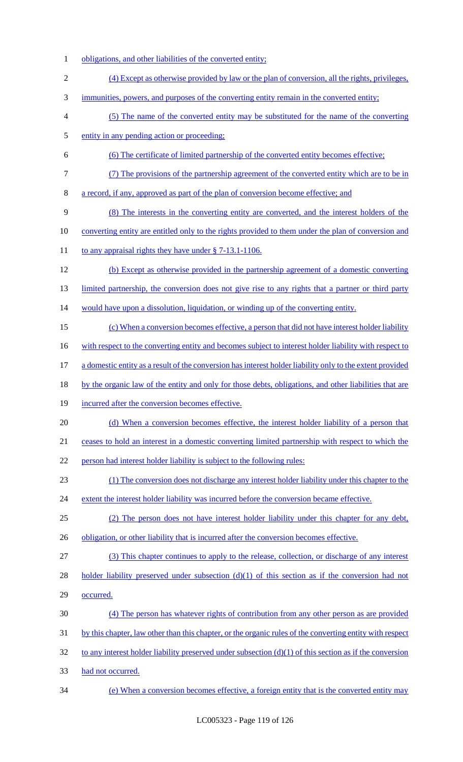obligations, and other liabilities of the converted entity;

(4) Except as otherwise provided by law or the plan of conversion, all the rights, privileges, immunities, powers, and purposes of the converting entity remain in the converted entity;

(5) The name of the converted entity may be substituted for the name of the converting entity in any pending action or proceeding;

(6) The certificate of limited partnership of the converted entity becomes effective;

(7) The provisions of the partnership agreement of the converted entity which are to be in a record, if any, approved as part of the plan of conversion become effective; and

(8) The interests in the converting entity are converted, and the interest holders of the converting entity are entitled only to the rights provided to them under the plan of conversion and to any appraisal rights they have under § 7-13.1-1106.

(b) Except as otherwise provided in the partnership agreement of a domestic converting limited partnership, the conversion does not give rise to any rights that a partner or third party would have upon a dissolution, liquidation, or winding up of the converting entity.

(c) When a conversion becomes effective, a person that did not have interest holder liability with respect to the converting entity and becomes subject to interest holder liability with respect to a domestic entity as a result of the conversion has interest holder liability only to the extent provided by the organic law of the entity and only for those debts, obligations, and other liabilities that are incurred after the conversion becomes effective.

(d) When a conversion becomes effective, the interest holder liability of a person that ceases to hold an interest in a domestic converting limited partnership with respect to which the person had interest holder liability is subject to the following rules:

(1) The conversion does not discharge any interest holder liability under this chapter to the extent the interest holder liability was incurred before the conversion became effective.

(2) The person does not have interest holder liability under this chapter for any debt, obligation, or other liability that is incurred after the conversion becomes effective.

(3) This chapter continues to apply to the release, collection, or discharge of any interest holder liability preserved under subsection (d)(1) of this section as if the conversion had not occurred.

(4) The person has whatever rights of contribution from any other person as are provided by this chapter, law other than this chapter, or the organic rules of the converting entity with respect to any interest holder liability preserved under subsection (d)(1) of this section as if the conversion had not occurred.

(e) When a conversion becomes effective, a foreign entity that is the converted entity may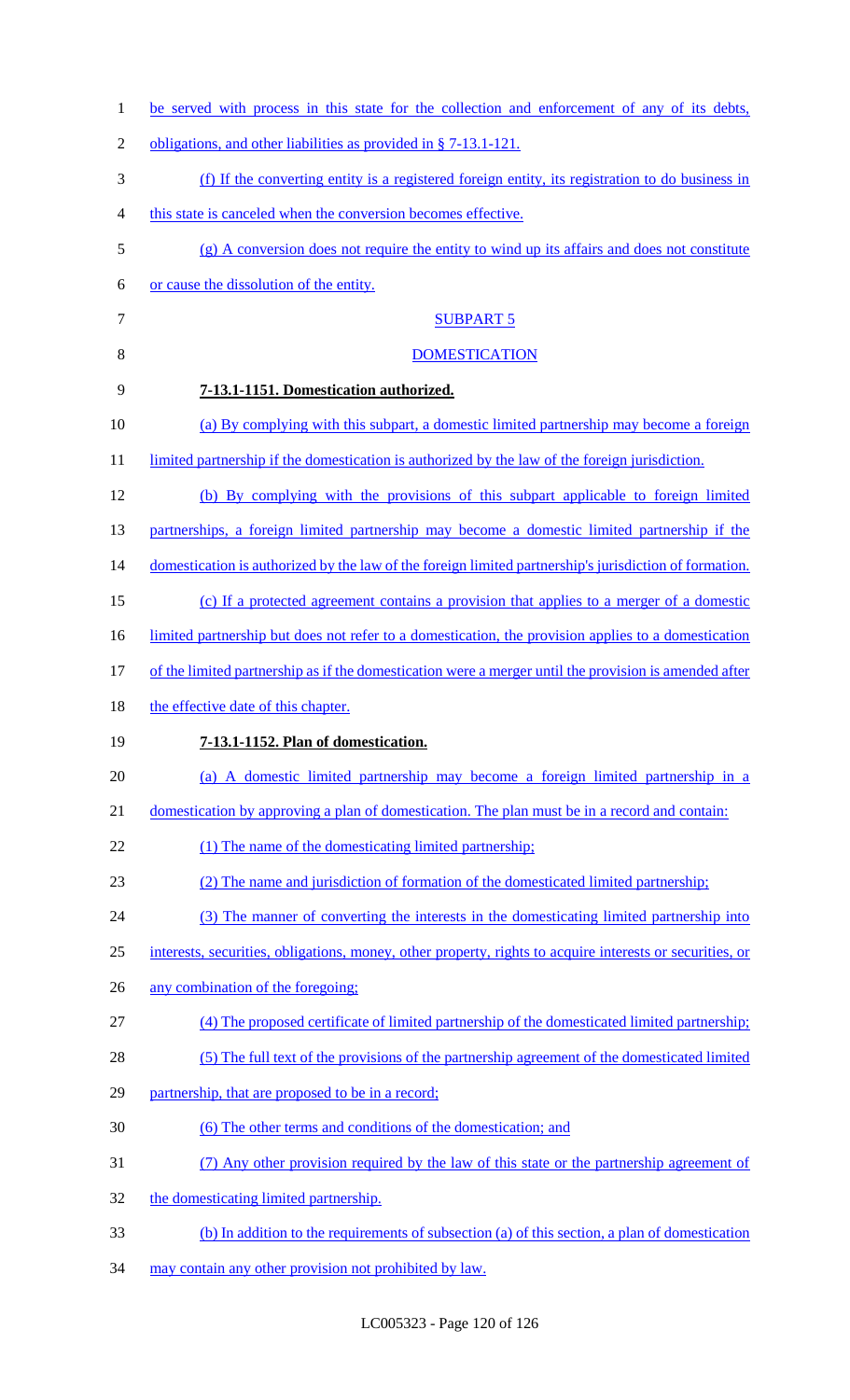be served with process in this state for the collection and enforcement of any of its debts, obligations, and other liabilities as provided in § 7-13.1-121.

(f) If the converting entity is a registered foreign entity, its registration to do business in this state is canceled when the conversion becomes effective.

(g) A conversion does not require the entity to wind up its affairs and does not constitute or cause the dissolution of the entity.

SUBPART 5

DOMESTICATION

**7-13.1-1151. Domestication authorized.**

(a) By complying with this subpart, a domestic limited partnership may become a foreign limited partnership if the domestication is authorized by the law of the foreign jurisdiction.

(b) By complying with the provisions of this subpart applicable to foreign limited partnerships, a foreign limited partnership may become a domestic limited partnership if the domestication is authorized by the law of the foreign limited partnership's jurisdiction of formation.

(c) If a protected agreement contains a provision that applies to a merger of a domestic limited partnership but does not refer to a domestication, the provision applies to a domestication of the limited partnership as if the domestication were a merger until the provision is amended after the effective date of this chapter.

**7-13.1-1152. Plan of domestication.**

(a) A domestic limited partnership may become a foreign limited partnership in a domestication by approving a plan of domestication. The plan must be in a record and contain:

(1) The name of the domesticating limited partnership;

(2) The name and jurisdiction of formation of the domesticated limited partnership;

(3) The manner of converting the interests in the domesticating limited partnership into interests, securities, obligations, money, other property, rights to acquire interests or securities, or any combination of the foregoing;

(4) The proposed certificate of limited partnership of the domesticated limited partnership;

(5) The full text of the provisions of the partnership agreement of the domesticated limited partnership, that are proposed to be in a record;

(6) The other terms and conditions of the domestication; and

(7) Any other provision required by the law of this state or the partnership agreement of the domesticating limited partnership.

(b) In addition to the requirements of subsection (a) of this section, a plan of domestication may contain any other provision not prohibited by law.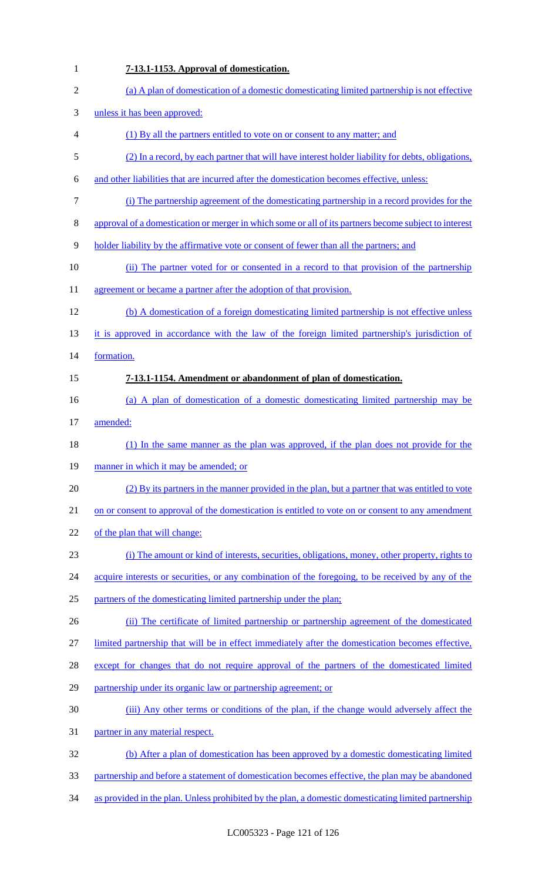**7-13.1-1153. Approval of domestication.**

(a) A plan of domestication of a domestic domesticating limited partnership is not effective unless it has been approved:

(1) By all the partners entitled to vote on or consent to any matter; and

(2) In a record, by each partner that will have interest holder liability for debts, obligations, and other liabilities that are incurred after the domestication becomes effective, unless:

(i) The partnership agreement of the domesticating partnership in a record provides for the approval of a domestication or merger in which some or all of its partners become subject to interest holder liability by the affirmative vote or consent of fewer than all the partners; and

(ii) The partner voted for or consented in a record to that provision of the partnership agreement or became a partner after the adoption of that provision.

(b) A domestication of a foreign domesticating limited partnership is not effective unless it is approved in accordance with the law of the foreign limited partnership's jurisdiction of formation.

**7-13.1-1154. Amendment or abandonment of plan of domestication.**

(a) A plan of domestication of a domestic domesticating limited partnership may be amended:

(1) In the same manner as the plan was approved, if the plan does not provide for the manner in which it may be amended; or

(2) By its partners in the manner provided in the plan, but a partner that was entitled to vote on or consent to approval of the domestication is entitled to vote on or consent to any amendment of the plan that will change:

(i) The amount or kind of interests, securities, obligations, money, other property, rights to acquire interests or securities, or any combination of the foregoing, to be received by any of the partners of the domesticating limited partnership under the plan;

(ii) The certificate of limited partnership or partnership agreement of the domesticated limited partnership that will be in effect immediately after the domestication becomes effective, except for changes that do not require approval of the partners of the domesticated limited partnership under its organic law or partnership agreement; or

(iii) Any other terms or conditions of the plan, if the change would adversely affect the partner in any material respect.

(b) After a plan of domestication has been approved by a domestic domesticating limited partnership and before a statement of domestication becomes effective, the plan may be abandoned as provided in the plan. Unless prohibited by the plan, a domestic domesticating limited partnership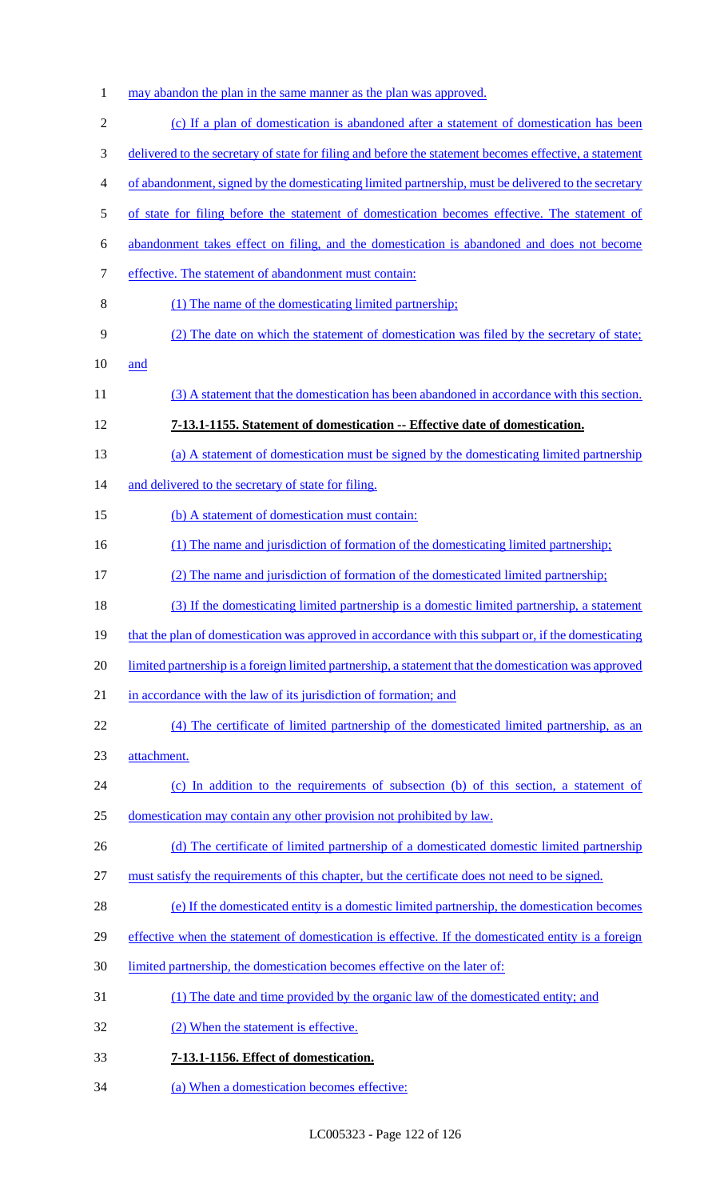may abandon the plan in the same manner as the plan was approved.

(c) If a plan of domestication is abandoned after a statement of domestication has been delivered to the secretary of state for filing and before the statement becomes effective, a statement of abandonment, signed by the domesticating limited partnership, must be delivered to the secretary of state for filing before the statement of domestication becomes effective. The statement of abandonment takes effect on filing, and the domestication is abandoned and does not become effective. The statement of abandonment must contain:

(1) The name of the domesticating limited partnership;

(2) The date on which the statement of domestication was filed by the secretary of state; and

(3) A statement that the domestication has been abandoned in accordance with this section.

**7-13.1-1155. Statement of domestication -- Effective date of domestication.**

(a) A statement of domestication must be signed by the domesticating limited partnership and delivered to the secretary of state for filing.

(b) A statement of domestication must contain:

(1) The name and jurisdiction of formation of the domesticating limited partnership;

(2) The name and jurisdiction of formation of the domesticated limited partnership;

(3) If the domesticating limited partnership is a domestic limited partnership, a statement that the plan of domestication was approved in accordance with this subpart or, if the domesticating limited partnership is a foreign limited partnership, a statement that the domestication was approved in accordance with the law of its jurisdiction of formation; and

(4) The certificate of limited partnership of the domesticated limited partnership, as an attachment.

(c) In addition to the requirements of subsection (b) of this section, a statement of domestication may contain any other provision not prohibited by law.

(d) The certificate of limited partnership of a domesticated domestic limited partnership must satisfy the requirements of this chapter, but the certificate does not need to be signed.

(e) If the domesticated entity is a domestic limited partnership, the domestication becomes effective when the statement of domestication is effective. If the domesticated entity is a foreign limited partnership, the domestication becomes effective on the later of:

(1) The date and time provided by the organic law of the domesticated entity; and

(2) When the statement is effective.

**7-13.1-1156. Effect of domestication.**

(a) When a domestication becomes effective: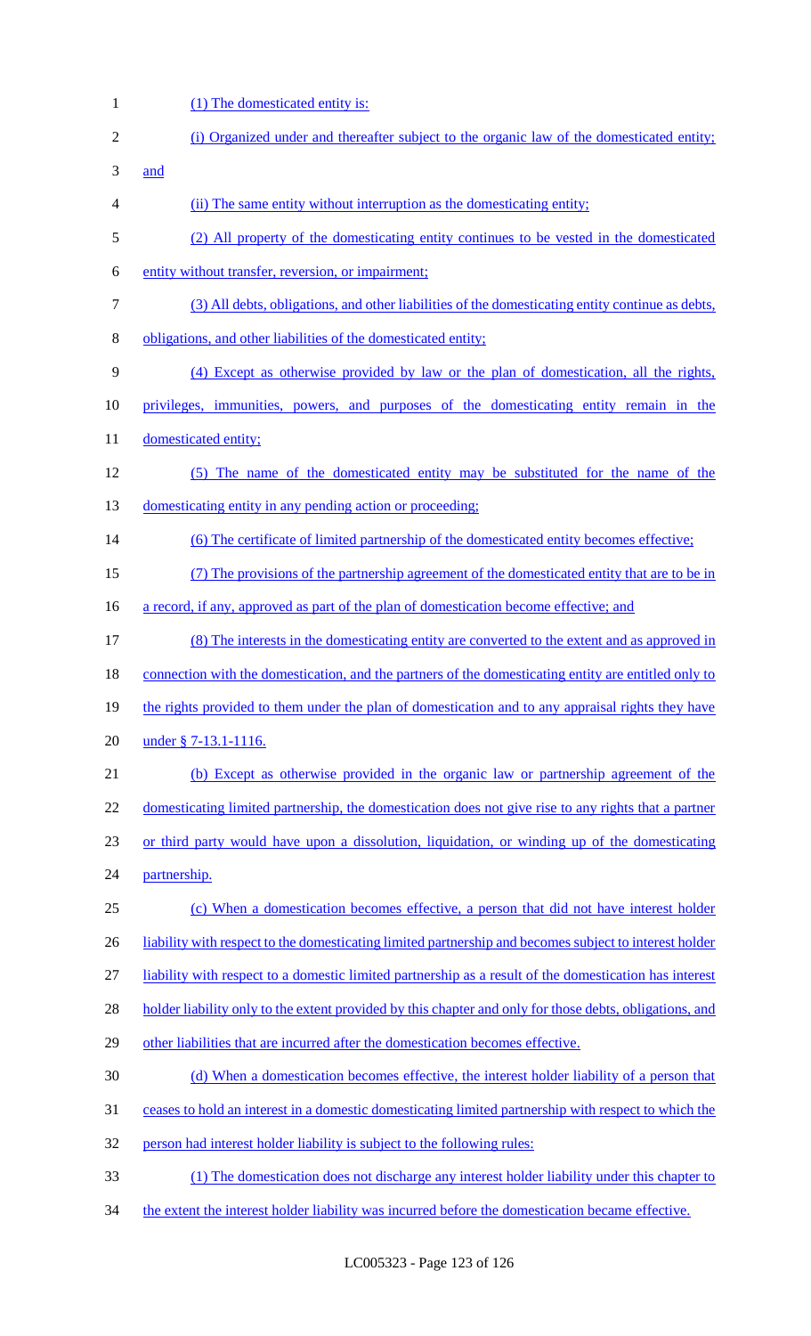(1) The domesticated entity is:

(i) Organized under and thereafter subject to the organic law of the domesticated entity; and

(ii) The same entity without interruption as the domesticating entity;

(2) All property of the domesticating entity continues to be vested in the domesticated entity without transfer, reversion, or impairment;

(3) All debts, obligations, and other liabilities of the domesticating entity continue as debts, obligations, and other liabilities of the domesticated entity;

(4) Except as otherwise provided by law or the plan of domestication, all the rights, privileges, immunities, powers, and purposes of the domesticating entity remain in the domesticated entity;

(5) The name of the domesticated entity may be substituted for the name of the domesticating entity in any pending action or proceeding;

(6) The certificate of limited partnership of the domesticated entity becomes effective;

(7) The provisions of the partnership agreement of the domesticated entity that are to be in a record, if any, approved as part of the plan of domestication become effective; and

(8) The interests in the domesticating entity are converted to the extent and as approved in connection with the domestication, and the partners of the domesticating entity are entitled only to the rights provided to them under the plan of domestication and to any appraisal rights they have under § 7-13.1-1116.

(b) Except as otherwise provided in the organic law or partnership agreement of the domesticating limited partnership, the domestication does not give rise to any rights that a partner or third party would have upon a dissolution, liquidation, or winding up of the domesticating partnership.

(c) When a domestication becomes effective, a person that did not have interest holder liability with respect to the domesticating limited partnership and becomes subject to interest holder liability with respect to a domestic limited partnership as a result of the domestication has interest holder liability only to the extent provided by this chapter and only for those debts, obligations, and other liabilities that are incurred after the domestication becomes effective.

(d) When a domestication becomes effective, the interest holder liability of a person that ceases to hold an interest in a domestic domesticating limited partnership with respect to which the person had interest holder liability is subject to the following rules:

(1) The domestication does not discharge any interest holder liability under this chapter to the extent the interest holder liability was incurred before the domestication became effective.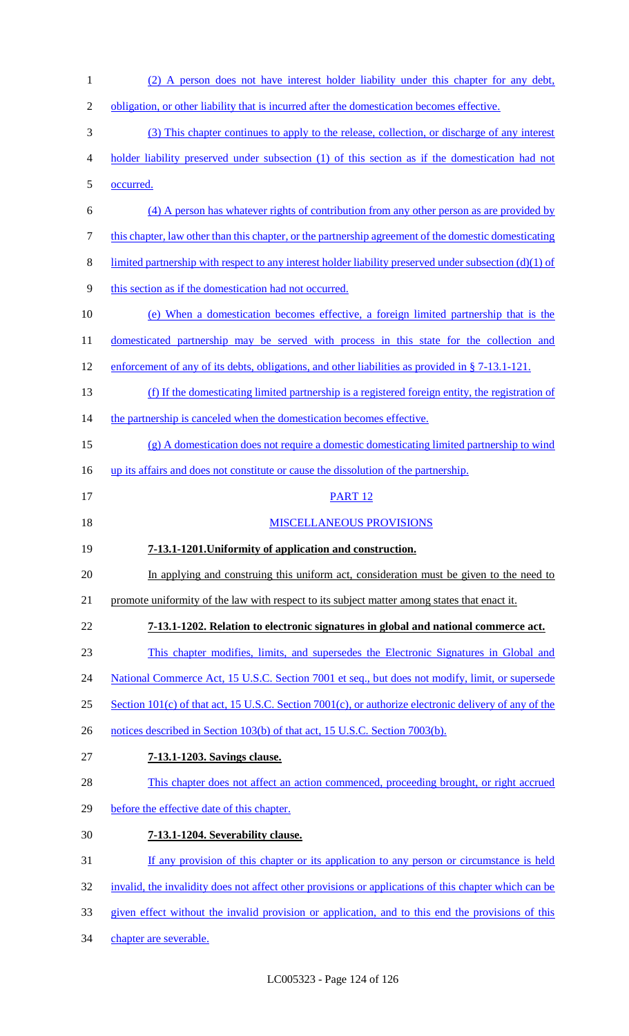(2) A person does not have interest holder liability under this chapter for any debt, obligation, or other liability that is incurred after the domestication becomes effective.

(3) This chapter continues to apply to the release, collection, or discharge of any interest holder liability preserved under subsection (1) of this section as if the domestication had not occurred.

(4) A person has whatever rights of contribution from any other person as are provided by this chapter, law other than this chapter, or the partnership agreement of the domestic domesticating limited partnership with respect to any interest holder liability preserved under subsection (d)(1) of this section as if the domestication had not occurred.

(e) When a domestication becomes effective, a foreign limited partnership that is the domesticated partnership may be served with process in this state for the collection and enforcement of any of its debts, obligations, and other liabilities as provided in § 7-13.1-121.

(f) If the domesticating limited partnership is a registered foreign entity, the registration of the partnership is canceled when the domestication becomes effective.

(g) A domestication does not require a domestic domesticating limited partnership to wind up its affairs and does not constitute or cause the dissolution of the partnership.

## PART 12

## MISCELLANEOUS PROVISIONS

**7-13.1-1201.Uniformity of application and construction.**

In applying and construing this uniform act, consideration must be given to the need to promote uniformity of the law with respect to its subject matter among states that enact it.

**7-13.1-1202. Relation to electronic signatures in global and national commerce act.**

This chapter modifies, limits, and supersedes the Electronic Signatures in Global and National Commerce Act, 15 U.S.C. Section 7001 et seq., but does not modify, limit, or supersede Section 101(c) of that act, 15 U.S.C. Section 7001(c), or authorize electronic delivery of any of the notices described in Section 103(b) of that act, 15 U.S.C. Section 7003(b).

**7-13.1-1203. Savings clause.**

This chapter does not affect an action commenced, proceeding brought, or right accrued before the effective date of this chapter.

**7-13.1-1204. Severability clause.**

If any provision of this chapter or its application to any person or circumstance is held invalid, the invalidity does not affect other provisions or applications of this chapter which can be given effect without the invalid provision or application, and to this end the provisions of this chapter are severable.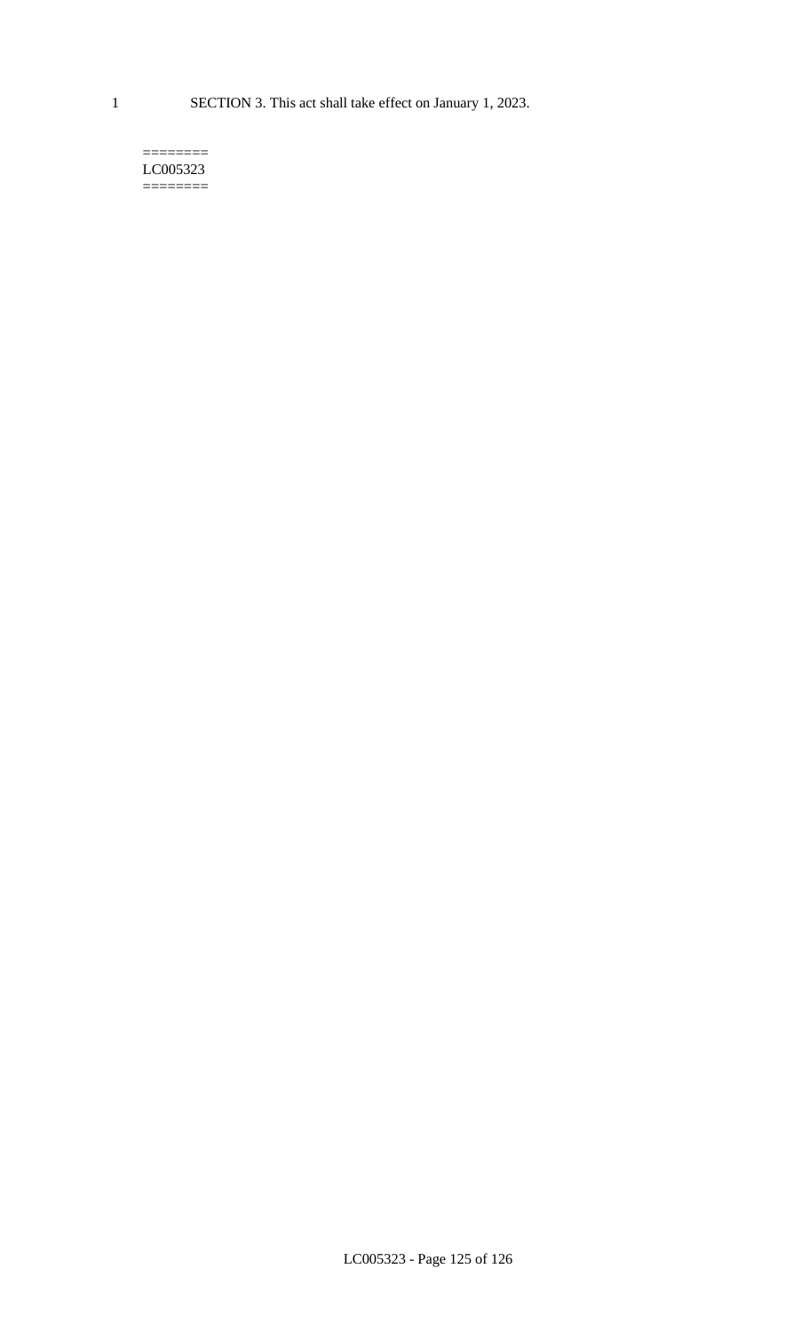1 SECTION 3. This act shall take effect on January 1, 2023.

========
LC005323
========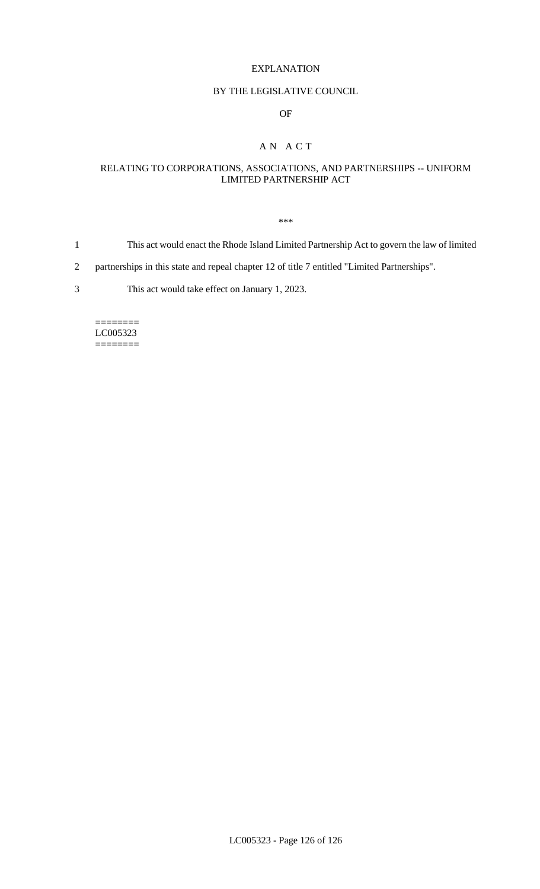EXPLANATION

BY THE LEGISLATIVE COUNCIL

OF

A N A C T

RELATING TO CORPORATIONS, ASSOCIATIONS, AND PARTNERSHIPS -- UNIFORM LIMITED PARTNERSHIP ACT

\*\*\*

1 This act would enact the Rhode Island Limited Partnership Act to govern the law of limited
2 partnerships in this state and repeal chapter 12 of title 7 entitled "Limited Partnerships".
3 This act would take effect on January 1, 2023.

========
LC005323
========